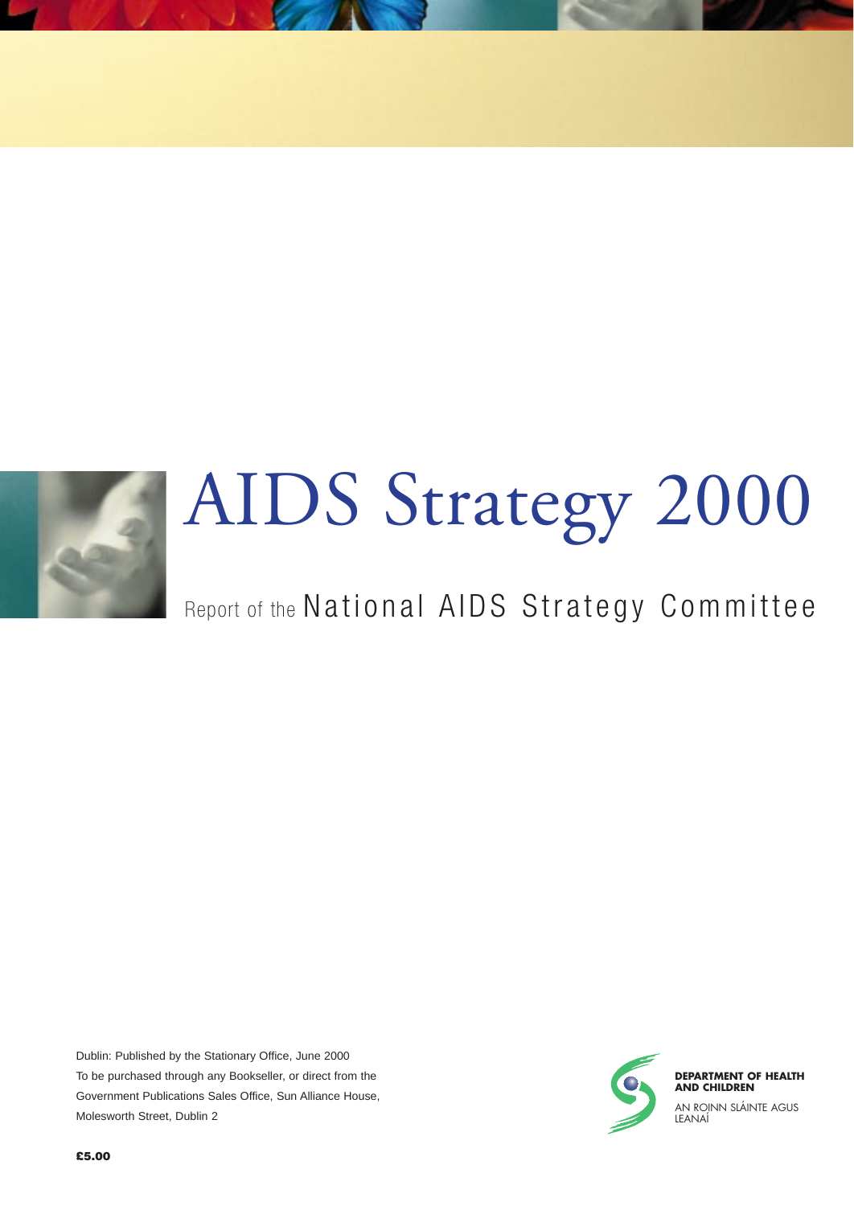# AIDS Strategy 2000

## Report of the National AIDS Strategy Committee

Dublin: Published by the Stationary Office, June 2000
To be purchased through any Bookseller, or direct from the Government Publications Sales Office, Sun Alliance House, Molesworth Street, Dublin 2

**DEPARTMENT OF HEALTH AND CHILDREN**

AN ROINN SLÁINTE AGUS LEANAÍ

**£5.00**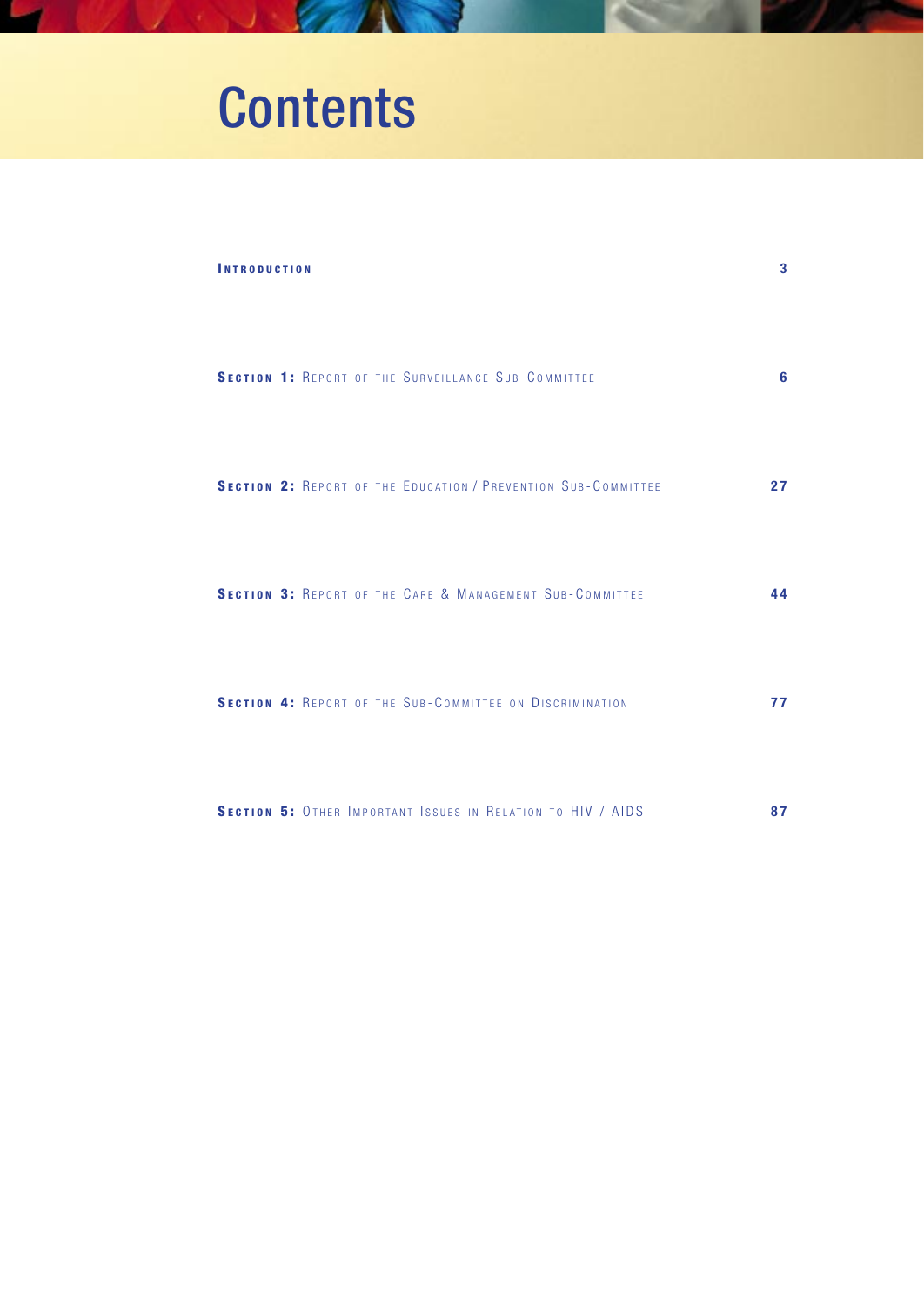# Contents

| | |
|---|---|
| **Introduction** | 3 |
| **Section 1:** Report of the Surveillance Sub-Committee | 6 |
| **Section 2:** Report of the Education / Prevention Sub-Committee | 27 |
| **Section 3:** Report of the Care & Management Sub-Committee | 44 |
| **Section 4:** Report of the Sub-Committee on Discrimination | 77 |
| **Section 5:** Other Important Issues in Relation to HIV / AIDS | 87 |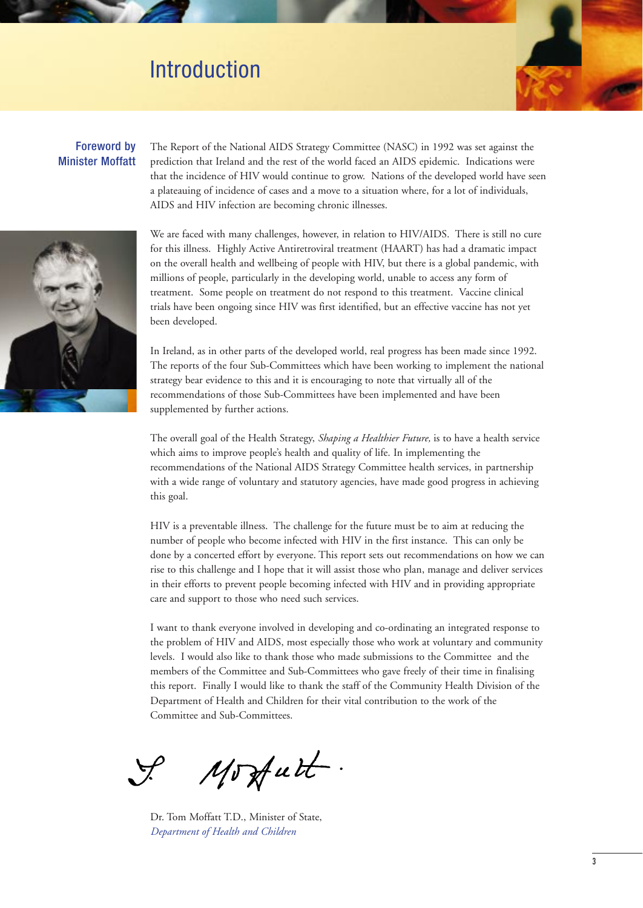# Introduction

## Foreword by Minister Moffatt

The Report of the National AIDS Strategy Committee (NASC) in 1992 was set against the prediction that Ireland and the rest of the world faced an AIDS epidemic. Indications were that the incidence of HIV would continue to grow. Nations of the developed world have seen a plateauing of incidence of cases and a move to a situation where, for a lot of individuals, AIDS and HIV infection are becoming chronic illnesses.

We are faced with many challenges, however, in relation to HIV/AIDS. There is still no cure for this illness. Highly Active Antiretroviral treatment (HAART) has had a dramatic impact on the overall health and wellbeing of people with HIV, but there is a global pandemic, with millions of people, particularly in the developing world, unable to access any form of treatment. Some people on treatment do not respond to this treatment. Vaccine clinical trials have been ongoing since HIV was first identified, but an effective vaccine has not yet been developed.

In Ireland, as in other parts of the developed world, real progress has been made since 1992. The reports of the four Sub-Committees which have been working to implement the national strategy bear evidence to this and it is encouraging to note that virtually all of the recommendations of those Sub-Committees have been implemented and have been supplemented by further actions.

The overall goal of the Health Strategy, *Shaping a Healthier Future,* is to have a health service which aims to improve people's health and quality of life. In implementing the recommendations of the National AIDS Strategy Committee health services, in partnership with a wide range of voluntary and statutory agencies, have made good progress in achieving this goal.

HIV is a preventable illness. The challenge for the future must be to aim at reducing the number of people who become infected with HIV in the first instance. This can only be done by a concerted effort by everyone. This report sets out recommendations on how we can rise to this challenge and I hope that it will assist those who plan, manage and deliver services in their efforts to prevent people becoming infected with HIV and in providing appropriate care and support to those who need such services.

I want to thank everyone involved in developing and co-ordinating an integrated response to the problem of HIV and AIDS, most especially those who work at voluntary and community levels. I would also like to thank those who made submissions to the Committee and the members of the Committee and Sub-Committees who gave freely of their time in finalising this report. Finally I would like to thank the staff of the Community Health Division of the Department of Health and Children for their vital contribution to the work of the Committee and Sub-Committees.

Dr. Tom Moffatt T.D., Minister of State,
*Department of Health and Children*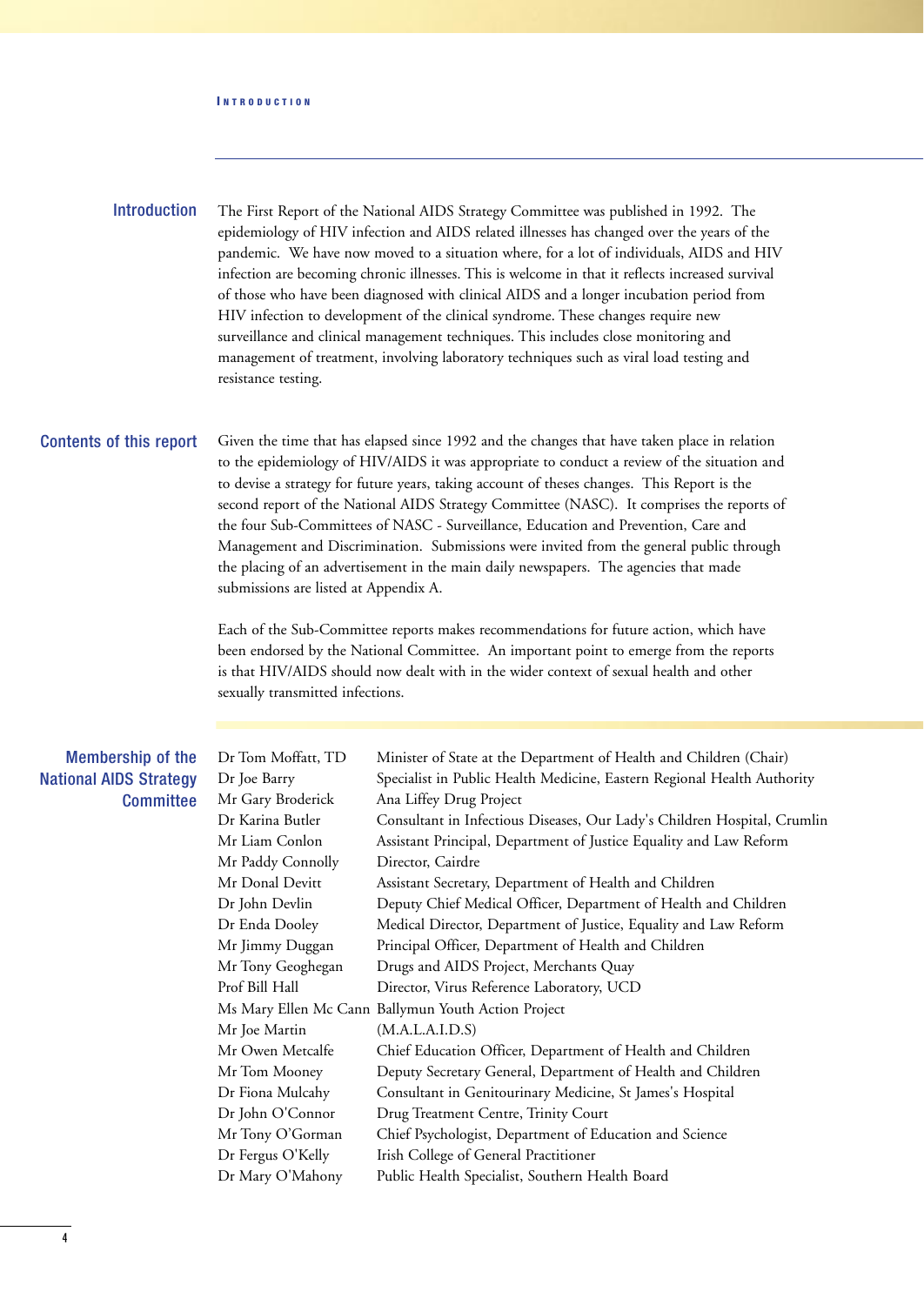## Introduction

The First Report of the National AIDS Strategy Committee was published in 1992. The epidemiology of HIV infection and AIDS related illnesses has changed over the years of the pandemic. We have now moved to a situation where, for a lot of individuals, AIDS and HIV infection are becoming chronic illnesses. This is welcome in that it reflects increased survival of those who have been diagnosed with clinical AIDS and a longer incubation period from HIV infection to development of the clinical syndrome. These changes require new surveillance and clinical management techniques. This includes close monitoring and management of treatment, involving laboratory techniques such as viral load testing and resistance testing.

## Contents of this report

Given the time that has elapsed since 1992 and the changes that have taken place in relation to the epidemiology of HIV/AIDS it was appropriate to conduct a review of the situation and to devise a strategy for future years, taking account of theses changes. This Report is the second report of the National AIDS Strategy Committee (NASC). It comprises the reports of the four Sub-Committees of NASC - Surveillance, Education and Prevention, Care and Management and Discrimination. Submissions were invited from the general public through the placing of an advertisement in the main daily newspapers. The agencies that made submissions are listed at Appendix A.

Each of the Sub-Committee reports makes recommendations for future action, which have been endorsed by the National Committee. An important point to emerge from the reports is that HIV/AIDS should now dealt with in the wider context of sexual health and other sexually transmitted infections.

## Membership of the National AIDS Strategy Committee

| | |
|---|---|
| Dr Tom Moffatt, TD | Minister of State at the Department of Health and Children (Chair) |
| Dr Joe Barry | Specialist in Public Health Medicine, Eastern Regional Health Authority |
| Mr Gary Broderick | Ana Liffey Drug Project |
| Dr Karina Butler | Consultant in Infectious Diseases, Our Lady's Children Hospital, Crumlin |
| Mr Liam Conlon | Assistant Principal, Department of Justice Equality and Law Reform |
| Mr Paddy Connolly | Director, Cairde |
| Mr Donal Devitt | Assistant Secretary, Department of Health and Children |
| Dr John Devlin | Deputy Chief Medical Officer, Department of Health and Children |
| Dr Enda Dooley | Medical Director, Department of Justice, Equality and Law Reform |
| Mr Jimmy Duggan | Principal Officer, Department of Health and Children |
| Mr Tony Geoghegan | Drugs and AIDS Project, Merchants Quay |
| Prof Bill Hall | Director, Virus Reference Laboratory, UCD |
| Ms Mary Ellen Mc Cann | Ballymun Youth Action Project |
| Mr Joe Martin | (M.A.L.A.I.D.S) |
| Mr Owen Metcalfe | Chief Education Officer, Department of Health and Children |
| Mr Tom Mooney | Deputy Secretary General, Department of Health and Children |
| Dr Fiona Mulcahy | Consultant in Genitourinary Medicine, St James's Hospital |
| Dr John O'Connor | Drug Treatment Centre, Trinity Court |
| Mr Tony O'Gorman | Chief Psychologist, Department of Education and Science |
| Dr Fergus O'Kelly | Irish College of General Practitioner |
| Dr Mary O'Mahony | Public Health Specialist, Southern Health Board |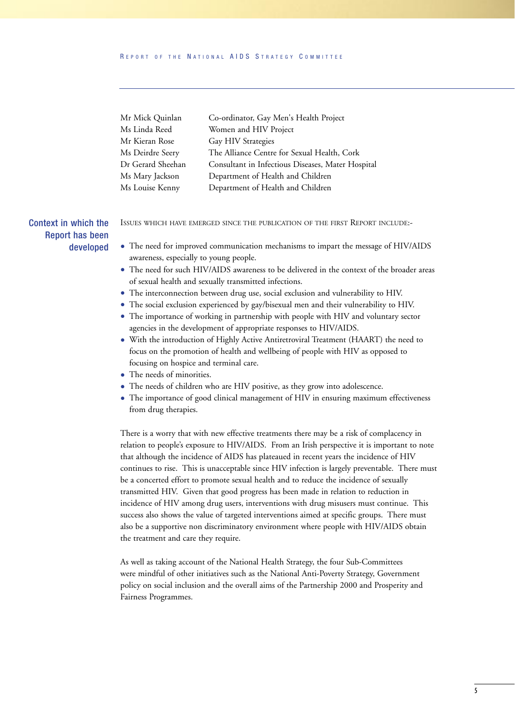| | |
|---|---|
| Mr Mick Quinlan | Co-ordinator, Gay Men's Health Project |
| Ms Linda Reed | Women and HIV Project |
| Mr Kieran Rose | Gay HIV Strategies |
| Ms Deirdre Seery | The Alliance Centre for Sexual Health, Cork |
| Dr Gerard Sheehan | Consultant in Infectious Diseases, Mater Hospital |
| Ms Mary Jackson | Department of Health and Children |
| Ms Louise Kenny | Department of Health and Children |

## Context in which the Report has been developed

ISSUES WHICH HAVE EMERGED SINCE THE PUBLICATION OF THE FIRST REPORT INCLUDE:-

- The need for improved communication mechanisms to impart the message of HIV/AIDS awareness, especially to young people.
- The need for such HIV/AIDS awareness to be delivered in the context of the broader areas of sexual health and sexually transmitted infections.
- The interconnection between drug use, social exclusion and vulnerability to HIV.
- The social exclusion experienced by gay/bisexual men and their vulnerability to HIV.
- The importance of working in partnership with people with HIV and voluntary sector agencies in the development of appropriate responses to HIV/AIDS.
- With the introduction of Highly Active Antiretroviral Treatment (HAART) the need to focus on the promotion of health and wellbeing of people with HIV as opposed to focusing on hospice and terminal care.
- The needs of minorities.
- The needs of children who are HIV positive, as they grow into adolescence.
- The importance of good clinical management of HIV in ensuring maximum effectiveness from drug therapies.

There is a worry that with new effective treatments there may be a risk of complacency in relation to people's exposure to HIV/AIDS. From an Irish perspective it is important to note that although the incidence of AIDS has plateaued in recent years the incidence of HIV continues to rise. This is unacceptable since HIV infection is largely preventable. There must be a concerted effort to promote sexual health and to reduce the incidence of sexually transmitted HIV. Given that good progress has been made in relation to reduction in incidence of HIV among drug users, interventions with drug misusers must continue. This success also shows the value of targeted interventions aimed at specific groups. There must also be a supportive non discriminatory environment where people with HIV/AIDS obtain the treatment and care they require.

As well as taking account of the National Health Strategy, the four Sub-Committees were mindful of other initiatives such as the National Anti-Poverty Strategy, Government policy on social inclusion and the overall aims of the Partnership 2000 and Prosperity and Fairness Programmes.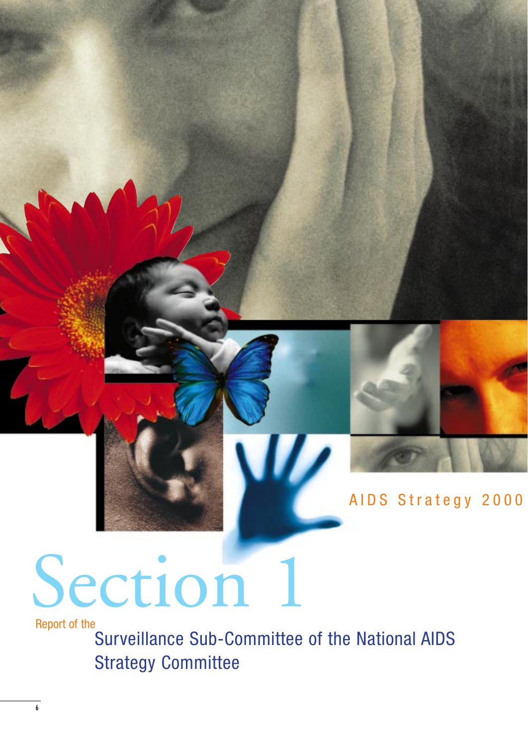AIDS Strategy 2000

# Section 1

Report of the

## Surveillance Sub-Committee of the National AIDS Strategy Committee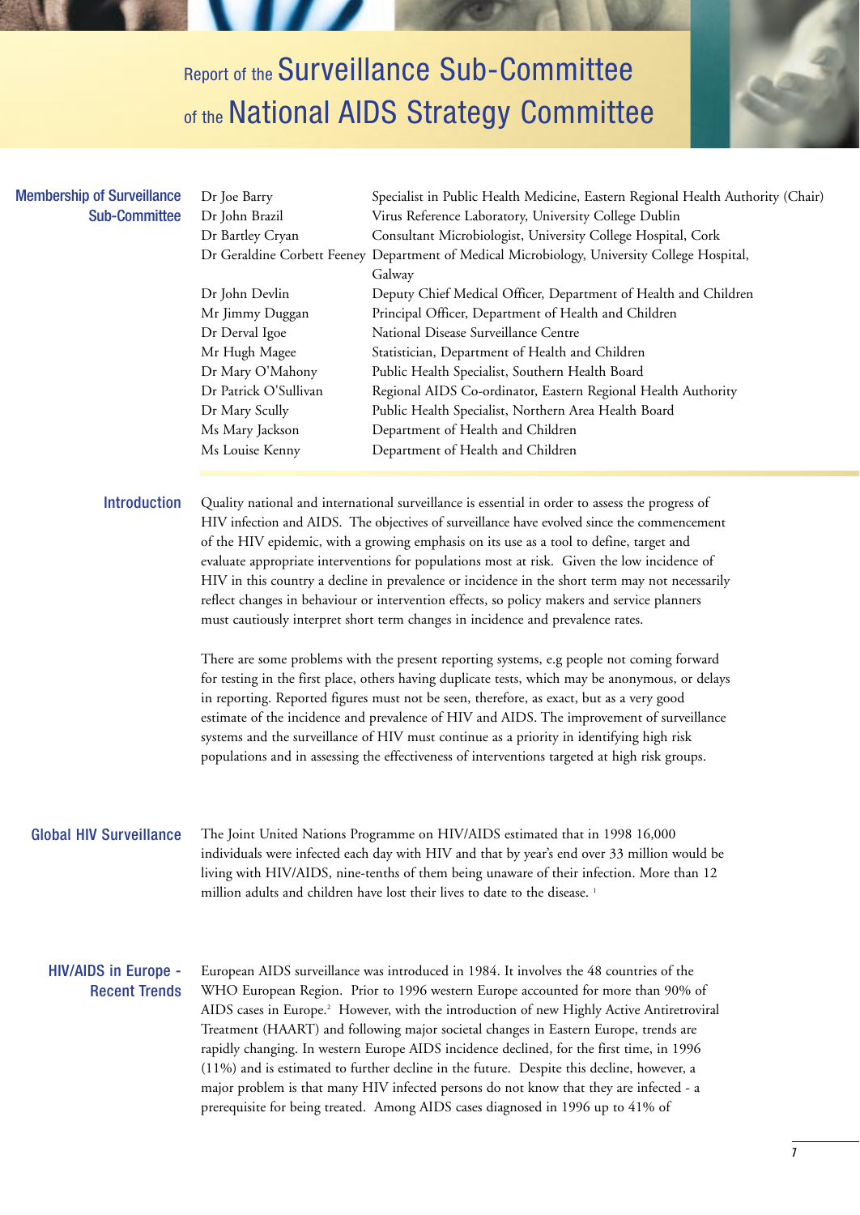# Report of the Surveillance Sub-Committee of the National AIDS Strategy Committee

## Membership of Surveillance Sub-Committee

| | |
|---|---|
| Dr Joe Barry | Specialist in Public Health Medicine, Eastern Regional Health Authority (Chair) |
| Dr John Brazil | Virus Reference Laboratory, University College Dublin |
| Dr Bartley Cryan | Consultant Microbiologist, University College Hospital, Cork |
| Dr Geraldine Corbett Feeney | Department of Medical Microbiology, University College Hospital, Galway |
| Dr John Devlin | Deputy Chief Medical Officer, Department of Health and Children |
| Mr Jimmy Duggan | Principal Officer, Department of Health and Children |
| Dr Derval Igoe | National Disease Surveillance Centre |
| Mr Hugh Magee | Statistician, Department of Health and Children |
| Dr Mary O'Mahony | Public Health Specialist, Southern Health Board |
| Dr Patrick O'Sullivan | Regional AIDS Co-ordinator, Eastern Regional Health Authority |
| Dr Mary Scully | Public Health Specialist, Northern Area Health Board |
| Ms Mary Jackson | Department of Health and Children |
| Ms Louise Kenny | Department of Health and Children |

## Introduction

Quality national and international surveillance is essential in order to assess the progress of HIV infection and AIDS. The objectives of surveillance have evolved since the commencement of the HIV epidemic, with a growing emphasis on its use as a tool to define, target and evaluate appropriate interventions for populations most at risk. Given the low incidence of HIV in this country a decline in prevalence or incidence in the short term may not necessarily reflect changes in behaviour or intervention effects, so policy makers and service planners must cautiously interpret short term changes in incidence and prevalence rates.

There are some problems with the present reporting systems, e.g people not coming forward for testing in the first place, others having duplicate tests, which may be anonymous, or delays in reporting. Reported figures must not be seen, therefore, as exact, but as a very good estimate of the incidence and prevalence of HIV and AIDS. The improvement of surveillance systems and the surveillance of HIV must continue as a priority in identifying high risk populations and in assessing the effectiveness of interventions targeted at high risk groups.

## Global HIV Surveillance

The Joint United Nations Programme on HIV/AIDS estimated that in 1998 16,000 individuals were infected each day with HIV and that by year's end over 33 million would be living with HIV/AIDS, nine-tenths of them being unaware of their infection. More than 12 million adults and children have lost their lives to date to the disease. [1]

## HIV/AIDS in Europe - Recent Trends

European AIDS surveillance was introduced in 1984. It involves the 48 countries of the WHO European Region. Prior to 1996 western Europe accounted for more than 90% of AIDS cases in Europe.[2] However, with the introduction of new Highly Active Antiretroviral Treatment (HAART) and following major societal changes in Eastern Europe, trends are rapidly changing. In western Europe AIDS incidence declined, for the first time, in 1996 (11%) and is estimated to further decline in the future. Despite this decline, however, a major problem is that many HIV infected persons do not know that they are infected - a prerequisite for being treated. Among AIDS cases diagnosed in 1996 up to 41% of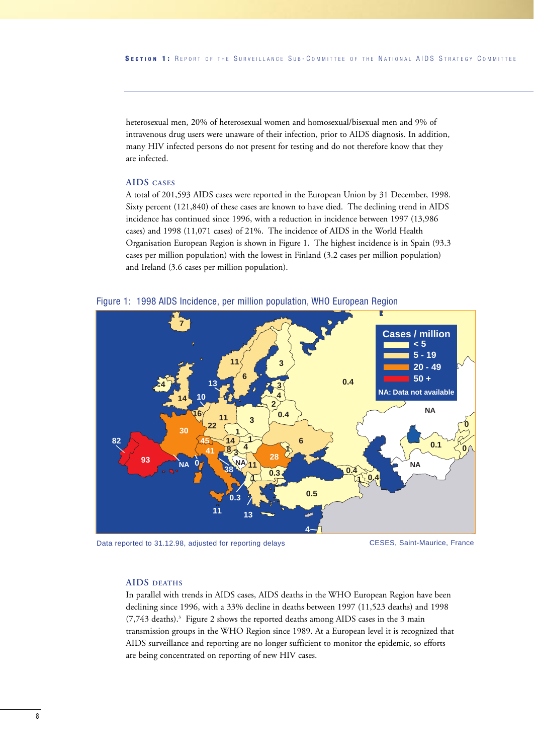heterosexual men, 20% of heterosexual women and homosexual/bisexual men and 9% of intravenous drug users were unaware of their infection, prior to AIDS diagnosis. In addition, many HIV infected persons do not present for testing and do not therefore know that they are infected.

### AIDS cases

A total of 201,593 AIDS cases were reported in the European Union by 31 December, 1998. Sixty percent (121,840) of these cases are known to have died. The declining trend in AIDS incidence has continued since 1996, with a reduction in incidence between 1997 (13,986 cases) and 1998 (11,071 cases) of 21%. The incidence of AIDS in the World Health Organisation European Region is shown in Figure 1. The highest incidence is in Spain (93.3 cases per million population) with the lowest in Finland (3.2 cases per million population) and Ireland (3.6 cases per million population).

Figure 1: 1998 AIDS Incidence, per million population, WHO European Region

Data reported to 31.12.98, adjusted for reporting delays

CESES, Saint-Maurice, France

### AIDS deaths

In parallel with trends in AIDS cases, AIDS deaths in the WHO European Region have been declining since 1996, with a 33% decline in deaths between 1997 (11,523 deaths) and 1998 (7,743 deaths).[3] Figure 2 shows the reported deaths among AIDS cases in the 3 main transmission groups in the WHO Region since 1989. At a European level it is recognized that AIDS surveillance and reporting are no longer sufficient to monitor the epidemic, so efforts are being concentrated on reporting of new HIV cases.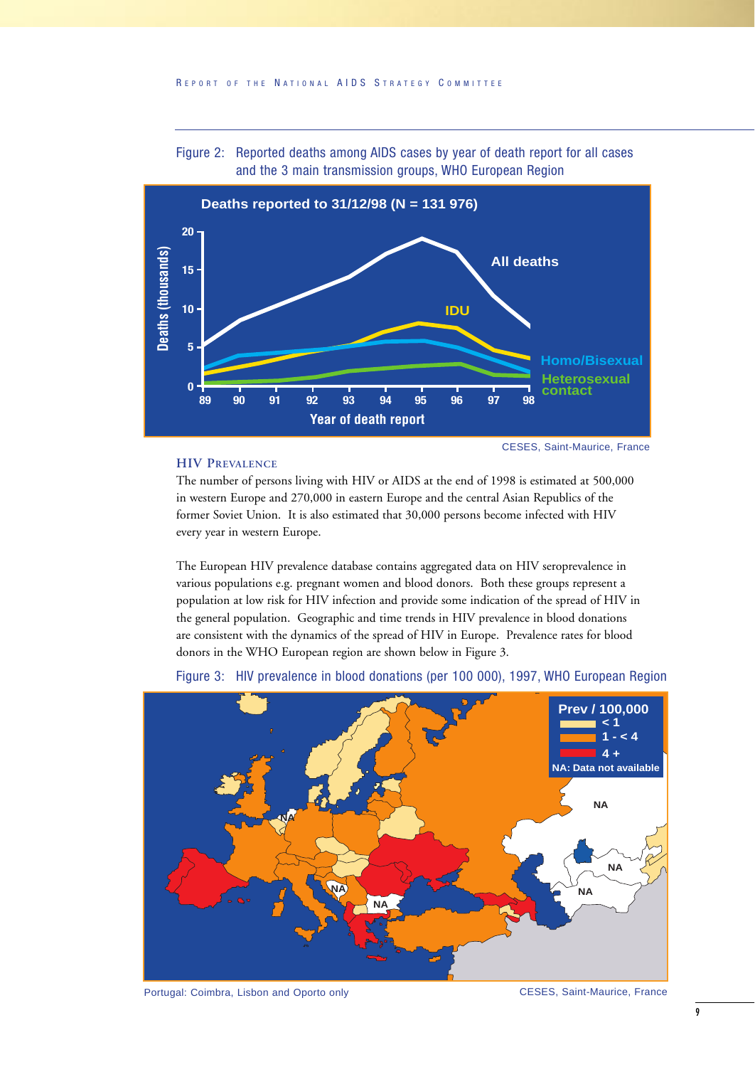Figure 2: Reported deaths among AIDS cases by year of death report for all cases and the 3 main transmission groups, WHO European Region

Deaths reported to 31/12/98 (N = 131 976)

CESES, Saint-Maurice, France

## HIV Prevalence

The number of persons living with HIV or AIDS at the end of 1998 is estimated at 500,000 in western Europe and 270,000 in eastern Europe and the central Asian Republics of the former Soviet Union. It is also estimated that 30,000 persons become infected with HIV every year in western Europe.

The European HIV prevalence database contains aggregated data on HIV seroprevalence in various populations e.g. pregnant women and blood donors. Both these groups represent a population at low risk for HIV infection and provide some indication of the spread of HIV in the general population. Geographic and time trends in HIV prevalence in blood donations are consistent with the dynamics of the spread of HIV in Europe. Prevalence rates for blood donors in the WHO European region are shown below in Figure 3.

Figure 3: HIV prevalence in blood donations (per 100 000), 1997, WHO European Region

Portugal: Coimbra, Lisbon and Oporto only

CESES, Saint-Maurice, France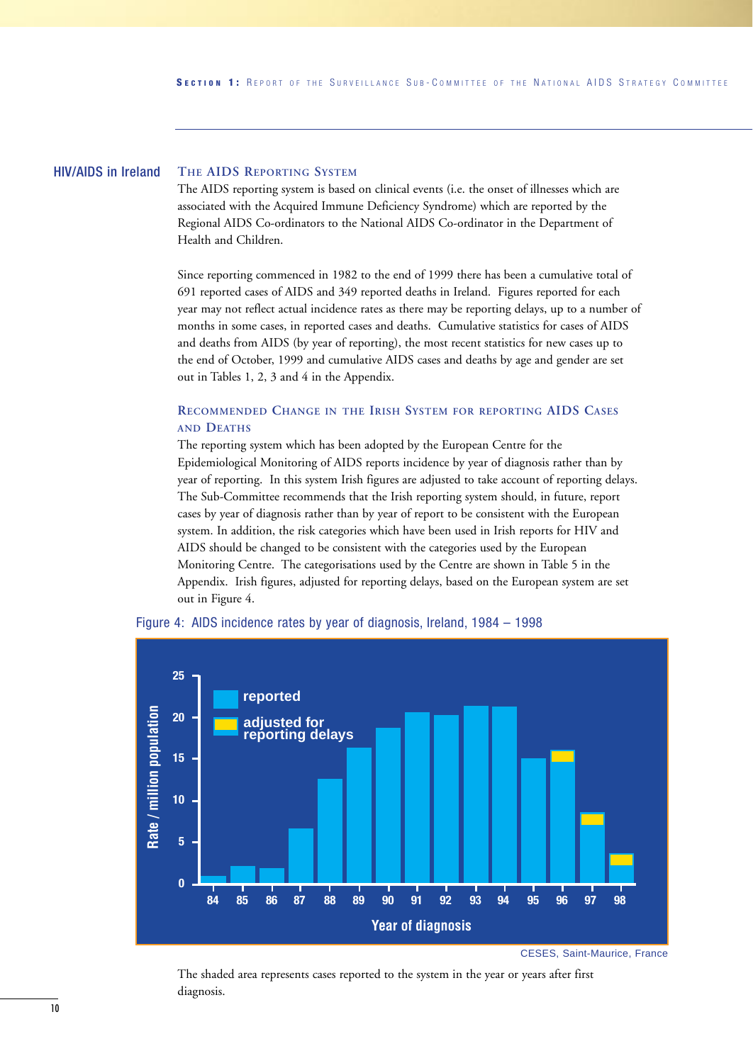## HIV/AIDS in Ireland

### The AIDS Reporting System

The AIDS reporting system is based on clinical events (i.e. the onset of illnesses which are associated with the Acquired Immune Deficiency Syndrome) which are reported by the Regional AIDS Co-ordinators to the National AIDS Co-ordinator in the Department of Health and Children.

Since reporting commenced in 1982 to the end of 1999 there has been a cumulative total of 691 reported cases of AIDS and 349 reported deaths in Ireland. Figures reported for each year may not reflect actual incidence rates as there may be reporting delays, up to a number of months in some cases, in reported cases and deaths. Cumulative statistics for cases of AIDS and deaths from AIDS (by year of reporting), the most recent statistics for new cases up to the end of October, 1999 and cumulative AIDS cases and deaths by age and gender are set out in Tables 1, 2, 3 and 4 in the Appendix.

### Recommended Change in the Irish System for reporting AIDS Cases and Deaths

The reporting system which has been adopted by the European Centre for the Epidemiological Monitoring of AIDS reports incidence by year of diagnosis rather than by year of reporting. In this system Irish figures are adjusted to take account of reporting delays. The Sub-Committee recommends that the Irish reporting system should, in future, report cases by year of diagnosis rather than by year of report to be consistent with the European system. In addition, the risk categories which have been used in Irish reports for HIV and AIDS should be changed to be consistent with the categories used by the European Monitoring Centre. The categorisations used by the Centre are shown in Table 5 in the Appendix. Irish figures, adjusted for reporting delays, based on the European system are set out in Figure 4.

Figure 4: AIDS incidence rates by year of diagnosis, Ireland, 1984 – 1998

CESES, Saint-Maurice, France

The shaded area represents cases reported to the system in the year or years after first diagnosis.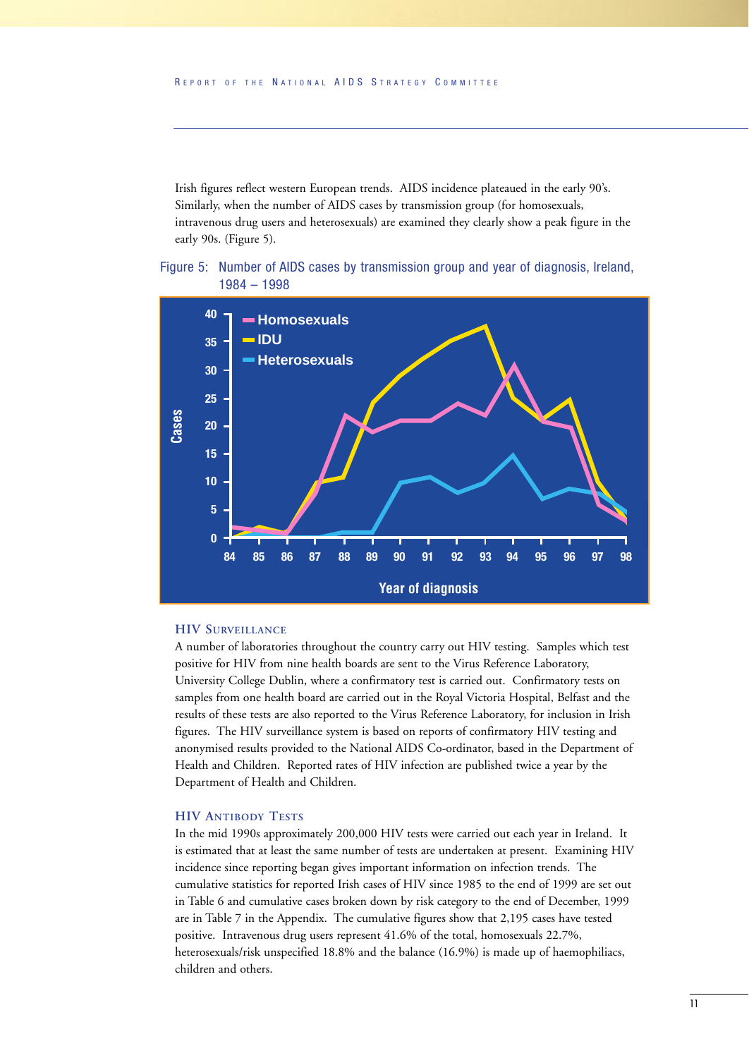Irish figures reflect western European trends. AIDS incidence plateaued in the early 90's. Similarly, when the number of AIDS cases by transmission group (for homosexuals, intravenous drug users and heterosexuals) are examined they clearly show a peak figure in the early 90s. (Figure 5).

Figure 5: Number of AIDS cases by transmission group and year of diagnosis, Ireland, 1984 – 1998

### HIV Surveillance

A number of laboratories throughout the country carry out HIV testing. Samples which test positive for HIV from nine health boards are sent to the Virus Reference Laboratory, University College Dublin, where a confirmatory test is carried out. Confirmatory tests on samples from one health board are carried out in the Royal Victoria Hospital, Belfast and the results of these tests are also reported to the Virus Reference Laboratory, for inclusion in Irish figures. The HIV surveillance system is based on reports of confirmatory HIV testing and anonymised results provided to the National AIDS Co-ordinator, based in the Department of Health and Children. Reported rates of HIV infection are published twice a year by the Department of Health and Children.

### HIV Antibody Tests

In the mid 1990s approximately 200,000 HIV tests were carried out each year in Ireland. It is estimated that at least the same number of tests are undertaken at present. Examining HIV incidence since reporting began gives important information on infection trends. The cumulative statistics for reported Irish cases of HIV since 1985 to the end of 1999 are set out in Table 6 and cumulative cases broken down by risk category to the end of December, 1999 are in Table 7 in the Appendix. The cumulative figures show that 2,195 cases have tested positive. Intravenous drug users represent 41.6% of the total, homosexuals 22.7%, heterosexuals/risk unspecified 18.8% and the balance (16.9%) is made up of haemophiliacs, children and others.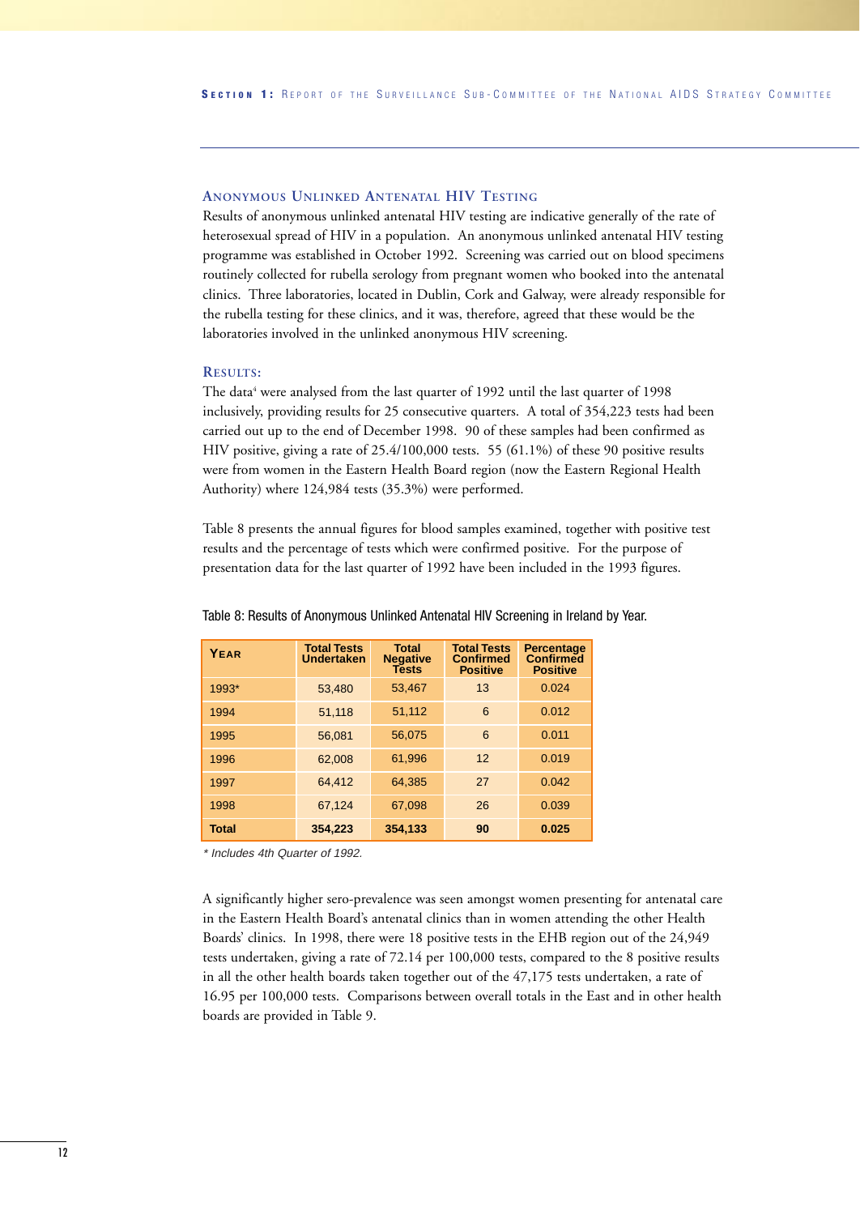## Anonymous Unlinked Antenatal HIV Testing

Results of anonymous unlinked antenatal HIV testing are indicative generally of the rate of heterosexual spread of HIV in a population. An anonymous unlinked antenatal HIV testing programme was established in October 1992. Screening was carried out on blood specimens routinely collected for rubella serology from pregnant women who booked into the antenatal clinics. Three laboratories, located in Dublin, Cork and Galway, were already responsible for the rubella testing for these clinics, and it was, therefore, agreed that these would be the laboratories involved in the unlinked anonymous HIV screening.

### Results:

The data[4] were analysed from the last quarter of 1992 until the last quarter of 1998 inclusively, providing results for 25 consecutive quarters. A total of 354,223 tests had been carried out up to the end of December 1998. 90 of these samples had been confirmed as HIV positive, giving a rate of 25.4/100,000 tests. 55 (61.1%) of these 90 positive results were from women in the Eastern Health Board region (now the Eastern Regional Health Authority) where 124,984 tests (35.3%) were performed.

Table 8 presents the annual figures for blood samples examined, together with positive test results and the percentage of tests which were confirmed positive. For the purpose of presentation data for the last quarter of 1992 have been included in the 1993 figures.

Table 8: Results of Anonymous Unlinked Antenatal HIV Screening in Ireland by Year.

| Year | Total Tests Undertaken | Total Negative Tests | Total Tests Confirmed Positive | Percentage Confirmed Positive |
|---|---|---|---|---|
| 1993* | 53,480 | 53,467 | 13 | 0.024 |
| 1994 | 51,118 | 51,112 | 6 | 0.012 |
| 1995 | 56,081 | 56,075 | 6 | 0.011 |
| 1996 | 62,008 | 61,996 | 12 | 0.019 |
| 1997 | 64,412 | 64,385 | 27 | 0.042 |
| 1998 | 67,124 | 67,098 | 26 | 0.039 |
| **Total** | **354,223** | **354,133** | **90** | **0.025** |

*\* Includes 4th Quarter of 1992.*

A significantly higher sero-prevalence was seen amongst women presenting for antenatal care in the Eastern Health Board's antenatal clinics than in women attending the other Health Boards' clinics. In 1998, there were 18 positive tests in the EHB region out of the 24,949 tests undertaken, giving a rate of 72.14 per 100,000 tests, compared to the 8 positive results in all the other health boards taken together out of the 47,175 tests undertaken, a rate of 16.95 per 100,000 tests. Comparisons between overall totals in the East and in other health boards are provided in Table 9.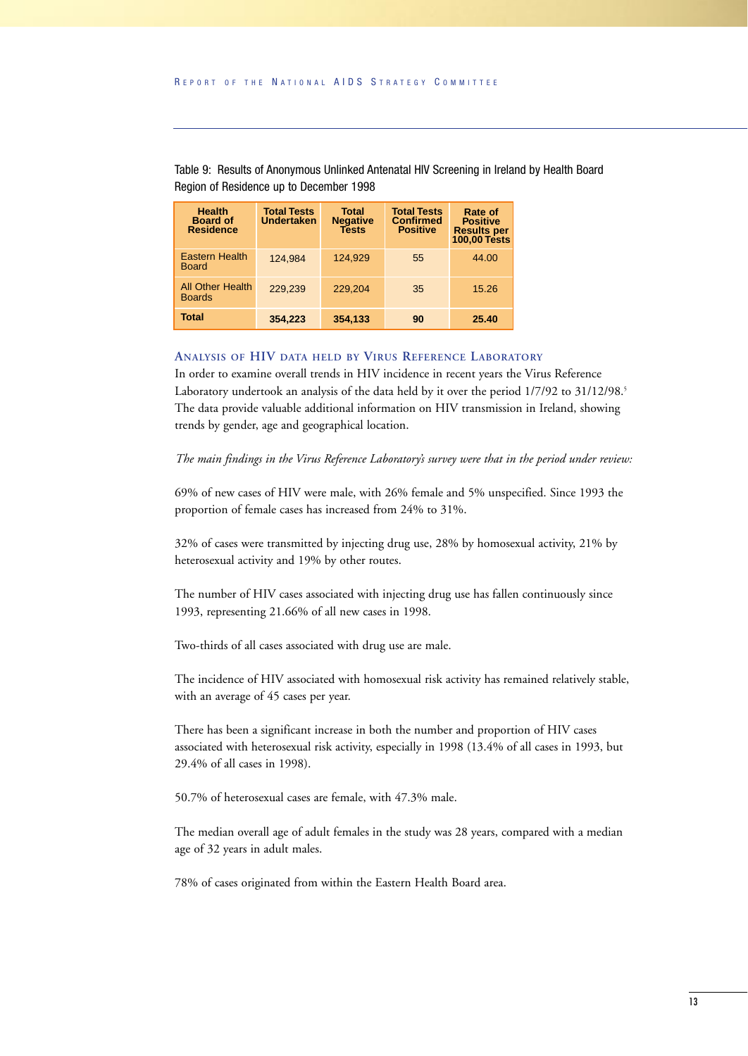Table 9: Results of Anonymous Unlinked Antenatal HIV Screening in Ireland by Health Board Region of Residence up to December 1998

| Health Board of Residence | Total Tests Undertaken | Total Negative Tests | Total Tests Confirmed Positive | Rate of Positive Results per 100,00 Tests |
|---|---|---|---|---|
| Eastern Health Board | 124,984 | 124,929 | 55 | 44.00 |
| All Other Health Boards | 229,239 | 229,204 | 35 | 15.26 |
| **Total** | **354,223** | **354,133** | **90** | **25.40** |

## Analysis of HIV data held by Virus Reference Laboratory

In order to examine overall trends in HIV incidence in recent years the Virus Reference Laboratory undertook an analysis of the data held by it over the period 1/7/92 to 31/12/98.[5] The data provide valuable additional information on HIV transmission in Ireland, showing trends by gender, age and geographical location.

*The main findings in the Virus Reference Laboratory's survey were that in the period under review:*

69% of new cases of HIV were male, with 26% female and 5% unspecified. Since 1993 the proportion of female cases has increased from 24% to 31%.

32% of cases were transmitted by injecting drug use, 28% by homosexual activity, 21% by heterosexual activity and 19% by other routes.

The number of HIV cases associated with injecting drug use has fallen continuously since 1993, representing 21.66% of all new cases in 1998.

Two-thirds of all cases associated with drug use are male.

The incidence of HIV associated with homosexual risk activity has remained relatively stable, with an average of 45 cases per year.

There has been a significant increase in both the number and proportion of HIV cases associated with heterosexual risk activity, especially in 1998 (13.4% of all cases in 1993, but 29.4% of all cases in 1998).

50.7% of heterosexual cases are female, with 47.3% male.

The median overall age of adult females in the study was 28 years, compared with a median age of 32 years in adult males.

78% of cases originated from within the Eastern Health Board area.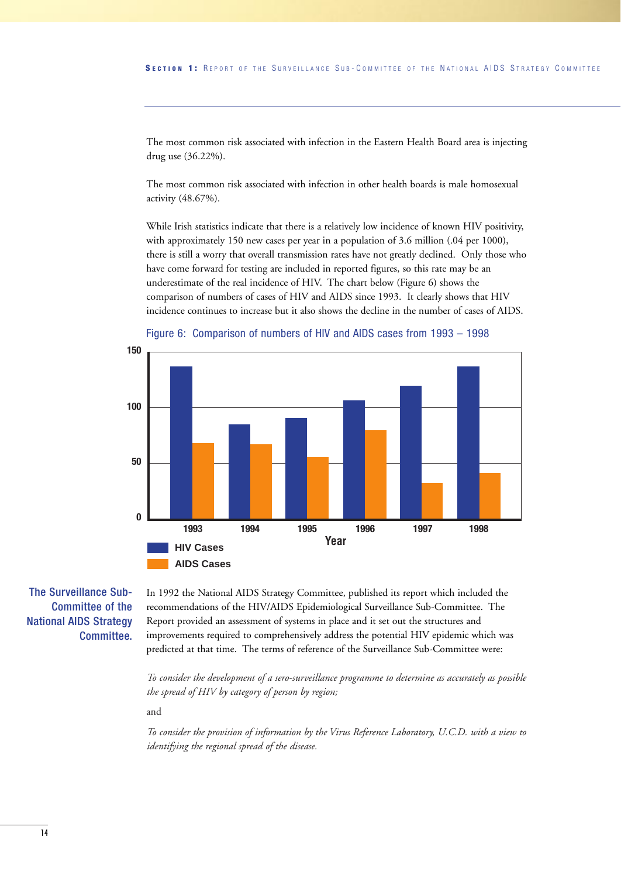The most common risk associated with infection in the Eastern Health Board area is injecting drug use (36.22%).

The most common risk associated with infection in other health boards is male homosexual activity (48.67%).

While Irish statistics indicate that there is a relatively low incidence of known HIV positivity, with approximately 150 new cases per year in a population of 3.6 million (.04 per 1000), there is still a worry that overall transmission rates have not greatly declined. Only those who have come forward for testing are included in reported figures, so this rate may be an underestimate of the real incidence of HIV. The chart below (Figure 6) shows the comparison of numbers of cases of HIV and AIDS since 1993. It clearly shows that HIV incidence continues to increase but it also shows the decline in the number of cases of AIDS.

Figure 6: Comparison of numbers of HIV and AIDS cases from 1993 – 1998

## The Surveillance Sub-Committee of the National AIDS Strategy Committee.

In 1992 the National AIDS Strategy Committee, published its report which included the recommendations of the HIV/AIDS Epidemiological Surveillance Sub-Committee. The Report provided an assessment of systems in place and it set out the structures and improvements required to comprehensively address the potential HIV epidemic which was predicted at that time. The terms of reference of the Surveillance Sub-Committee were:

*To consider the development of a sero-surveillance programme to determine as accurately as possible the spread of HIV by category of person by region;*

and

*To consider the provision of information by the Virus Reference Laboratory, U.C.D. with a view to identifying the regional spread of the disease.*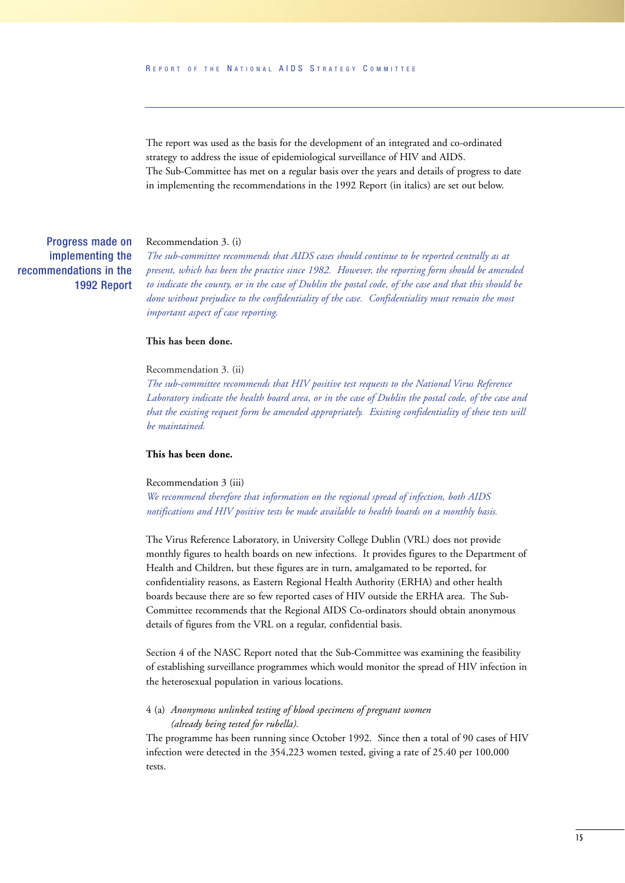The report was used as the basis for the development of an integrated and co-ordinated strategy to address the issue of epidemiological surveillance of HIV and AIDS. The Sub-Committee has met on a regular basis over the years and details of progress to date in implementing the recommendations in the 1992 Report (in italics) are set out below.

## Progress made on implementing the recommendations in the 1992 Report

Recommendation 3. (i)
*The sub-committee recommends that AIDS cases should continue to be reported centrally as at present, which has been the practice since 1982. However, the reporting form should be amended to indicate the county, or in the case of Dublin the postal code, of the case and that this should be done without prejudice to the confidentiality of the case. Confidentiality must remain the most important aspect of case reporting.*

**This has been done.**

Recommendation 3. (ii)
*The sub-committee recommends that HIV positive test requests to the National Virus Reference Laboratory indicate the health board area, or in the case of Dublin the postal code, of the case and that the existing request form be amended appropriately. Existing confidentiality of these tests will be maintained.*

**This has been done.**

Recommendation 3 (iii)
*We recommend therefore that information on the regional spread of infection, both AIDS notifications and HIV positive tests be made available to health boards on a monthly basis.*

The Virus Reference Laboratory, in University College Dublin (VRL) does not provide monthly figures to health boards on new infections. It provides figures to the Department of Health and Children, but these figures are in turn, amalgamated to be reported, for confidentiality reasons, as Eastern Regional Health Authority (ERHA) and other health boards because there are so few reported cases of HIV outside the ERHA area. The Sub-Committee recommends that the Regional AIDS Co-ordinators should obtain anonymous details of figures from the VRL on a regular, confidential basis.

Section 4 of the NASC Report noted that the Sub-Committee was examining the feasibility of establishing surveillance programmes which would monitor the spread of HIV infection in the heterosexual population in various locations.

4 (a) *Anonymous unlinked testing of blood specimens of pregnant women (already being tested for rubella).*

The programme has been running since October 1992. Since then a total of 90 cases of HIV infection were detected in the 354,223 women tested, giving a rate of 25.40 per 100,000 tests.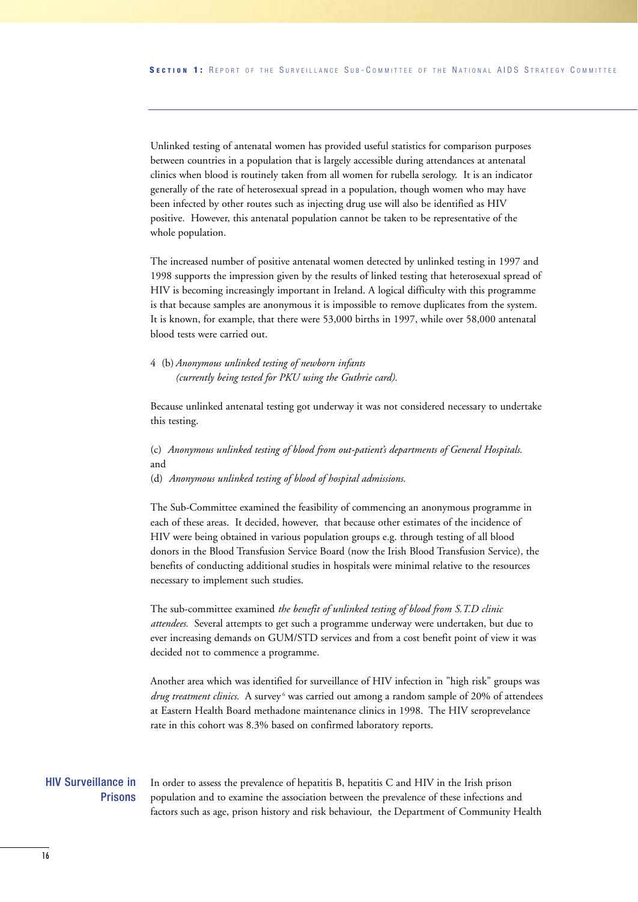Unlinked testing of antenatal women has provided useful statistics for comparison purposes between countries in a population that is largely accessible during attendances at antenatal clinics when blood is routinely taken from all women for rubella serology. It is an indicator generally of the rate of heterosexual spread in a population, though women who may have been infected by other routes such as injecting drug use will also be identified as HIV positive. However, this antenatal population cannot be taken to be representative of the whole population.

The increased number of positive antenatal women detected by unlinked testing in 1997 and 1998 supports the impression given by the results of linked testing that heterosexual spread of HIV is becoming increasingly important in Ireland. A logical difficulty with this programme is that because samples are anonymous it is impossible to remove duplicates from the system. It is known, for example, that there were 53,000 births in 1997, while over 58,000 antenatal blood tests were carried out.

4 (b) *Anonymous unlinked testing of newborn infants (currently being tested for PKU using the Guthrie card).*

Because unlinked antenatal testing got underway it was not considered necessary to undertake this testing.

(c) *Anonymous unlinked testing of blood from out-patient's departments of General Hospitals.*
and
(d) *Anonymous unlinked testing of blood of hospital admissions.*

The Sub-Committee examined the feasibility of commencing an anonymous programme in each of these areas. It decided, however, that because other estimates of the incidence of HIV were being obtained in various population groups e.g. through testing of all blood donors in the Blood Transfusion Service Board (now the Irish Blood Transfusion Service), the benefits of conducting additional studies in hospitals were minimal relative to the resources necessary to implement such studies.

The sub-committee examined *the benefit of unlinked testing of blood from S.T.D clinic attendees.* Several attempts to get such a programme underway were undertaken, but due to ever increasing demands on GUM/STD services and from a cost benefit point of view it was decided not to commence a programme.

Another area which was identified for surveillance of HIV infection in "high risk" groups was *drug treatment clinics.* A survey[6] was carried out among a random sample of 20% of attendees at Eastern Health Board methadone maintenance clinics in 1998. The HIV seroprevelance rate in this cohort was 8.3% based on confirmed laboratory reports.

## HIV Surveillance in Prisons

In order to assess the prevalence of hepatitis B, hepatitis C and HIV in the Irish prison population and to examine the association between the prevalence of these infections and factors such as age, prison history and risk behaviour, the Department of Community Health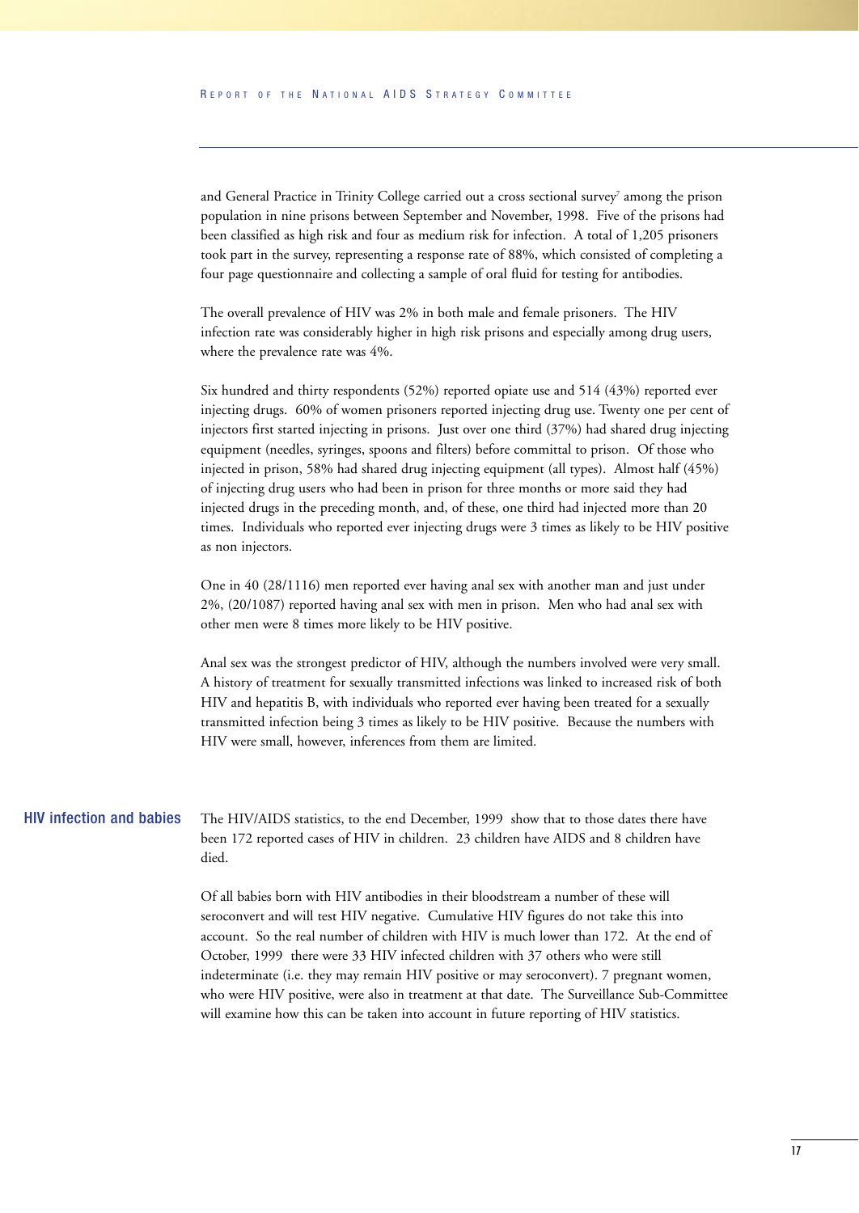and General Practice in Trinity College carried out a cross sectional survey[7] among the prison population in nine prisons between September and November, 1998. Five of the prisons had been classified as high risk and four as medium risk for infection. A total of 1,205 prisoners took part in the survey, representing a response rate of 88%, which consisted of completing a four page questionnaire and collecting a sample of oral fluid for testing for antibodies.

The overall prevalence of HIV was 2% in both male and female prisoners. The HIV infection rate was considerably higher in high risk prisons and especially among drug users, where the prevalence rate was 4%.

Six hundred and thirty respondents (52%) reported opiate use and 514 (43%) reported ever injecting drugs. 60% of women prisoners reported injecting drug use. Twenty one per cent of injectors first started injecting in prisons. Just over one third (37%) had shared drug injecting equipment (needles, syringes, spoons and filters) before committal to prison. Of those who injected in prison, 58% had shared drug injecting equipment (all types). Almost half (45%) of injecting drug users who had been in prison for three months or more said they had injected drugs in the preceding month, and, of these, one third had injected more than 20 times. Individuals who reported ever injecting drugs were 3 times as likely to be HIV positive as non injectors.

One in 40 (28/1116) men reported ever having anal sex with another man and just under 2%, (20/1087) reported having anal sex with men in prison. Men who had anal sex with other men were 8 times more likely to be HIV positive.

Anal sex was the strongest predictor of HIV, although the numbers involved were very small. A history of treatment for sexually transmitted infections was linked to increased risk of both HIV and hepatitis B, with individuals who reported ever having been treated for a sexually transmitted infection being 3 times as likely to be HIV positive. Because the numbers with HIV were small, however, inferences from them are limited.

## HIV infection and babies

The HIV/AIDS statistics, to the end December, 1999 show that to those dates there have been 172 reported cases of HIV in children. 23 children have AIDS and 8 children have died.

Of all babies born with HIV antibodies in their bloodstream a number of these will seroconvert and will test HIV negative. Cumulative HIV figures do not take this into account. So the real number of children with HIV is much lower than 172. At the end of October, 1999 there were 33 HIV infected children with 37 others who were still indeterminate (i.e. they may remain HIV positive or may seroconvert). 7 pregnant women, who were HIV positive, were also in treatment at that date. The Surveillance Sub-Committee will examine how this can be taken into account in future reporting of HIV statistics.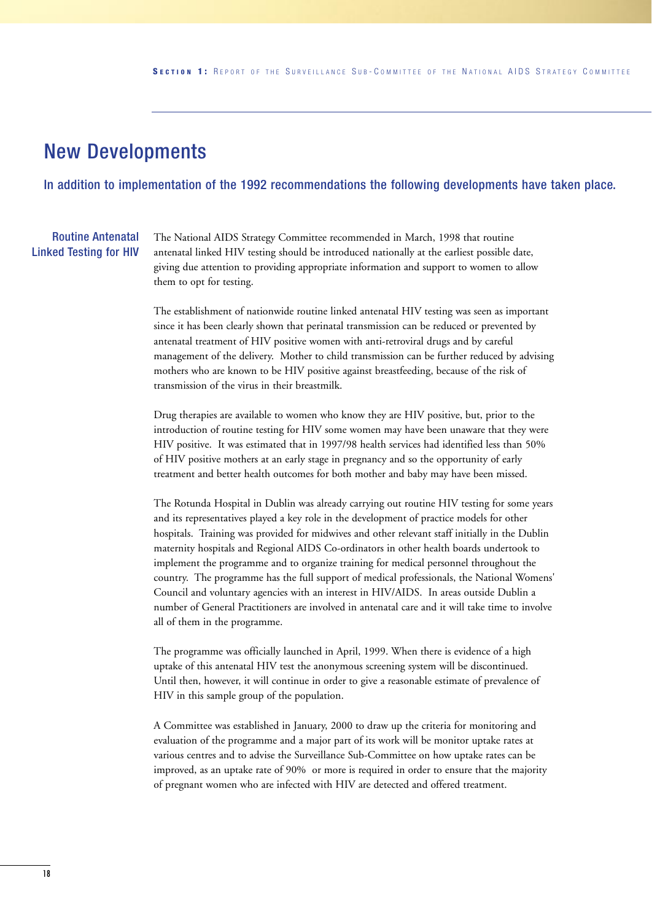## New Developments

### In addition to implementation of the 1992 recommendations the following developments have taken place.

#### Routine Antenatal Linked Testing for HIV

The National AIDS Strategy Committee recommended in March, 1998 that routine antenatal linked HIV testing should be introduced nationally at the earliest possible date, giving due attention to providing appropriate information and support to women to allow them to opt for testing.

The establishment of nationwide routine linked antenatal HIV testing was seen as important since it has been clearly shown that perinatal transmission can be reduced or prevented by antenatal treatment of HIV positive women with anti-retroviral drugs and by careful management of the delivery. Mother to child transmission can be further reduced by advising mothers who are known to be HIV positive against breastfeeding, because of the risk of transmission of the virus in their breastmilk.

Drug therapies are available to women who know they are HIV positive, but, prior to the introduction of routine testing for HIV some women may have been unaware that they were HIV positive. It was estimated that in 1997/98 health services had identified less than 50% of HIV positive mothers at an early stage in pregnancy and so the opportunity of early treatment and better health outcomes for both mother and baby may have been missed.

The Rotunda Hospital in Dublin was already carrying out routine HIV testing for some years and its representatives played a key role in the development of practice models for other hospitals. Training was provided for midwives and other relevant staff initially in the Dublin maternity hospitals and Regional AIDS Co-ordinators in other health boards undertook to implement the programme and to organize training for medical personnel throughout the country. The programme has the full support of medical professionals, the National Womens' Council and voluntary agencies with an interest in HIV/AIDS. In areas outside Dublin a number of General Practitioners are involved in antenatal care and it will take time to involve all of them in the programme.

The programme was officially launched in April, 1999. When there is evidence of a high uptake of this antenatal HIV test the anonymous screening system will be discontinued. Until then, however, it will continue in order to give a reasonable estimate of prevalence of HIV in this sample group of the population.

A Committee was established in January, 2000 to draw up the criteria for monitoring and evaluation of the programme and a major part of its work will be monitor uptake rates at various centres and to advise the Surveillance Sub-Committee on how uptake rates can be improved, as an uptake rate of 90% or more is required in order to ensure that the majority of pregnant women who are infected with HIV are detected and offered treatment.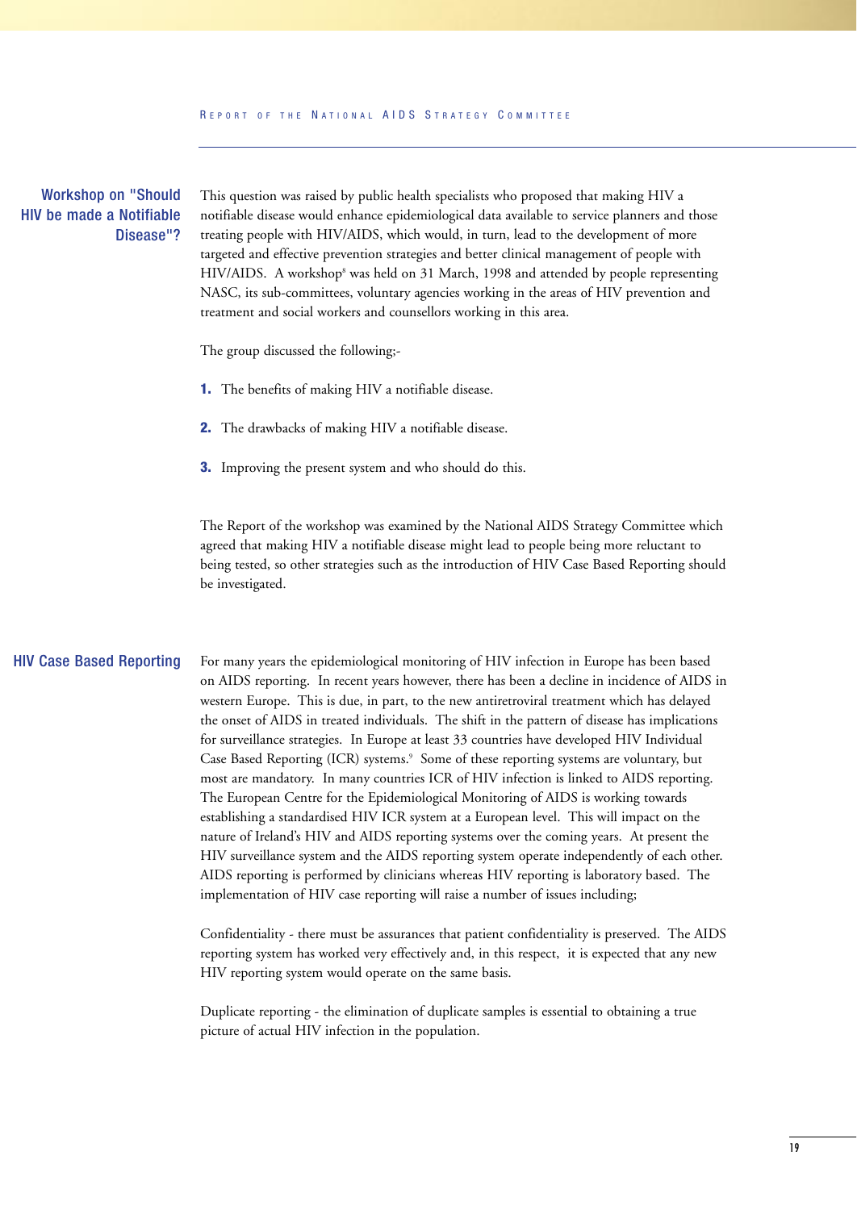## Workshop on "Should HIV be made a Notifiable Disease"?

This question was raised by public health specialists who proposed that making HIV a notifiable disease would enhance epidemiological data available to service planners and those treating people with HIV/AIDS, which would, in turn, lead to the development of more targeted and effective prevention strategies and better clinical management of people with HIV/AIDS. A workshop[8] was held on 31 March, 1998 and attended by people representing NASC, its sub-committees, voluntary agencies working in the areas of HIV prevention and treatment and social workers and counsellors working in this area.

The group discussed the following;-

1. The benefits of making HIV a notifiable disease.
2. The drawbacks of making HIV a notifiable disease.
3. Improving the present system and who should do this.

The Report of the workshop was examined by the National AIDS Strategy Committee which agreed that making HIV a notifiable disease might lead to people being more reluctant to being tested, so other strategies such as the introduction of HIV Case Based Reporting should be investigated.

## HIV Case Based Reporting

For many years the epidemiological monitoring of HIV infection in Europe has been based on AIDS reporting. In recent years however, there has been a decline in incidence of AIDS in western Europe. This is due, in part, to the new antiretroviral treatment which has delayed the onset of AIDS in treated individuals. The shift in the pattern of disease has implications for surveillance strategies. In Europe at least 33 countries have developed HIV Individual Case Based Reporting (ICR) systems.[9] Some of these reporting systems are voluntary, but most are mandatory. In many countries ICR of HIV infection is linked to AIDS reporting. The European Centre for the Epidemiological Monitoring of AIDS is working towards establishing a standardised HIV ICR system at a European level. This will impact on the nature of Ireland's HIV and AIDS reporting systems over the coming years. At present the HIV surveillance system and the AIDS reporting system operate independently of each other. AIDS reporting is performed by clinicians whereas HIV reporting is laboratory based. The implementation of HIV case reporting will raise a number of issues including;

Confidentiality - there must be assurances that patient confidentiality is preserved. The AIDS reporting system has worked very effectively and, in this respect, it is expected that any new HIV reporting system would operate on the same basis.

Duplicate reporting - the elimination of duplicate samples is essential to obtaining a true picture of actual HIV infection in the population.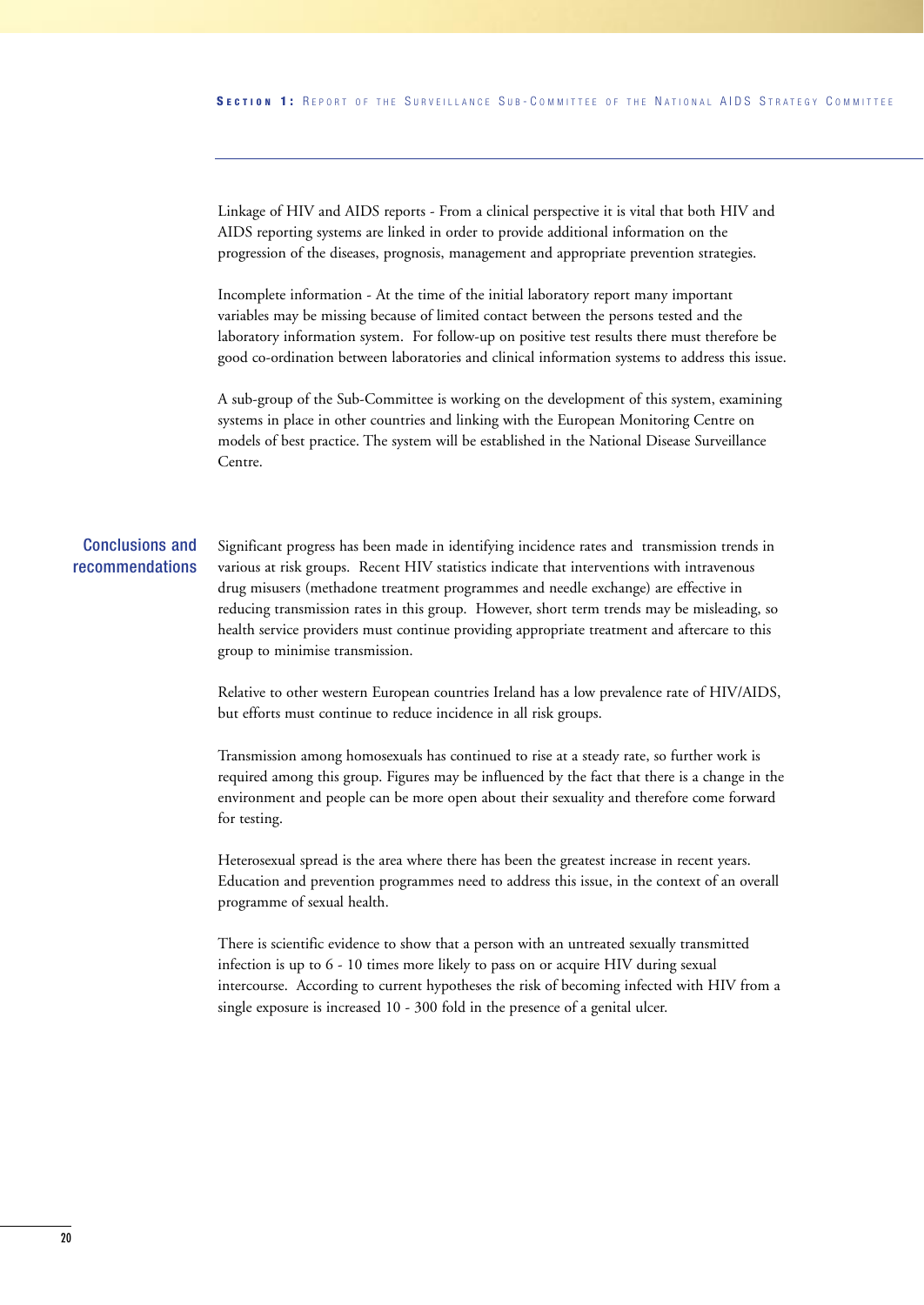Linkage of HIV and AIDS reports - From a clinical perspective it is vital that both HIV and AIDS reporting systems are linked in order to provide additional information on the progression of the diseases, prognosis, management and appropriate prevention strategies.

Incomplete information - At the time of the initial laboratory report many important variables may be missing because of limited contact between the persons tested and the laboratory information system. For follow-up on positive test results there must therefore be good co-ordination between laboratories and clinical information systems to address this issue.

A sub-group of the Sub-Committee is working on the development of this system, examining systems in place in other countries and linking with the European Monitoring Centre on models of best practice. The system will be established in the National Disease Surveillance Centre.

## Conclusions and recommendations

Significant progress has been made in identifying incidence rates and transmission trends in various at risk groups. Recent HIV statistics indicate that interventions with intravenous drug misusers (methadone treatment programmes and needle exchange) are effective in reducing transmission rates in this group. However, short term trends may be misleading, so health service providers must continue providing appropriate treatment and aftercare to this group to minimise transmission.

Relative to other western European countries Ireland has a low prevalence rate of HIV/AIDS, but efforts must continue to reduce incidence in all risk groups.

Transmission among homosexuals has continued to rise at a steady rate, so further work is required among this group. Figures may be influenced by the fact that there is a change in the environment and people can be more open about their sexuality and therefore come forward for testing.

Heterosexual spread is the area where there has been the greatest increase in recent years. Education and prevention programmes need to address this issue, in the context of an overall programme of sexual health.

There is scientific evidence to show that a person with an untreated sexually transmitted infection is up to 6 - 10 times more likely to pass on or acquire HIV during sexual intercourse. According to current hypotheses the risk of becoming infected with HIV from a single exposure is increased 10 - 300 fold in the presence of a genital ulcer.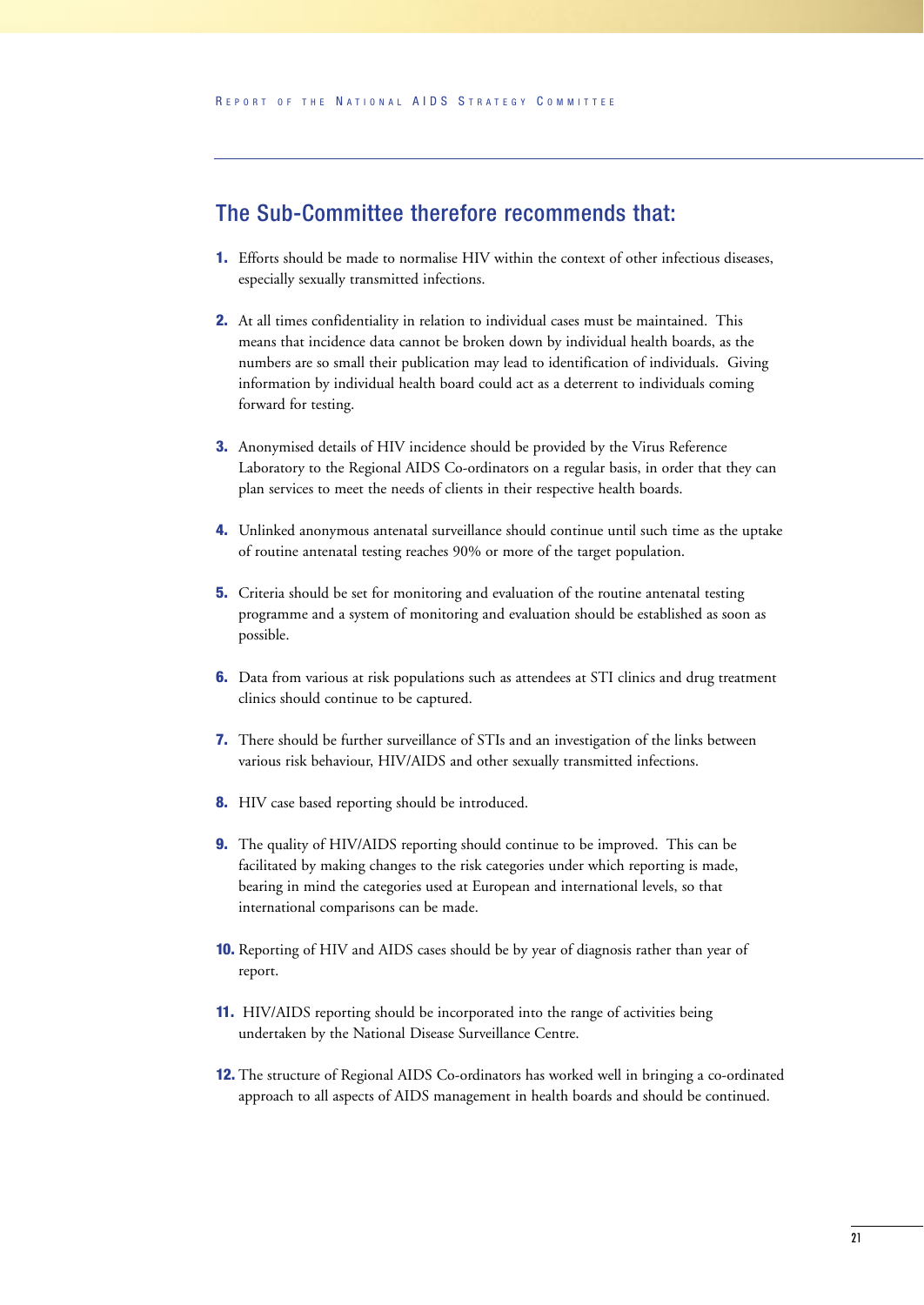## The Sub-Committee therefore recommends that:

1. Efforts should be made to normalise HIV within the context of other infectious diseases, especially sexually transmitted infections.

2. At all times confidentiality in relation to individual cases must be maintained. This means that incidence data cannot be broken down by individual health boards, as the numbers are so small their publication may lead to identification of individuals. Giving information by individual health board could act as a deterrent to individuals coming forward for testing.

3. Anonymised details of HIV incidence should be provided by the Virus Reference Laboratory to the Regional AIDS Co-ordinators on a regular basis, in order that they can plan services to meet the needs of clients in their respective health boards.

4. Unlinked anonymous antenatal surveillance should continue until such time as the uptake of routine antenatal testing reaches 90% or more of the target population.

5. Criteria should be set for monitoring and evaluation of the routine antenatal testing programme and a system of monitoring and evaluation should be established as soon as possible.

6. Data from various at risk populations such as attendees at STI clinics and drug treatment clinics should continue to be captured.

7. There should be further surveillance of STIs and an investigation of the links between various risk behaviour, HIV/AIDS and other sexually transmitted infections.

8. HIV case based reporting should be introduced.

9. The quality of HIV/AIDS reporting should continue to be improved. This can be facilitated by making changes to the risk categories under which reporting is made, bearing in mind the categories used at European and international levels, so that international comparisons can be made.

10. Reporting of HIV and AIDS cases should be by year of diagnosis rather than year of report.

11. HIV/AIDS reporting should be incorporated into the range of activities being undertaken by the National Disease Surveillance Centre.

12. The structure of Regional AIDS Co-ordinators has worked well in bringing a co-ordinated approach to all aspects of AIDS management in health boards and should be continued.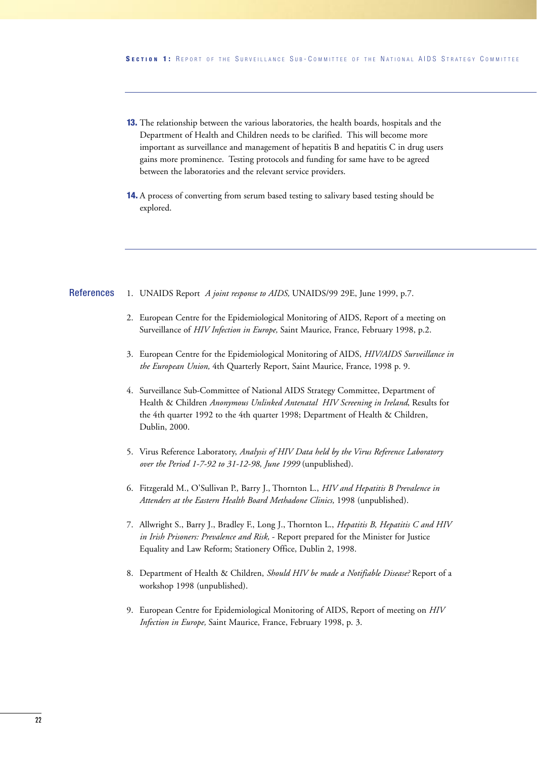**13.** The relationship between the various laboratories, the health boards, hospitals and the Department of Health and Children needs to be clarified. This will become more important as surveillance and management of hepatitis B and hepatitis C in drug users gains more prominence. Testing protocols and funding for same have to be agreed between the laboratories and the relevant service providers.

**14.** A process of converting from serum based testing to salivary based testing should be explored.

## References

1. UNAIDS Report *A joint response to AIDS,* UNAIDS/99 29E, June 1999, p.7.

2. European Centre for the Epidemiological Monitoring of AIDS, Report of a meeting on Surveillance of *HIV Infection in Europe,* Saint Maurice, France, February 1998, p.2.

3. European Centre for the Epidemiological Monitoring of AIDS, *HIV/AIDS Surveillance in the European Union,* 4th Quarterly Report, Saint Maurice, France, 1998 p. 9.

4. Surveillance Sub-Committee of National AIDS Strategy Committee, Department of Health & Children *Anonymous Unlinked Antenatal HIV Screening in Ireland*, Results for the 4th quarter 1992 to the 4th quarter 1998; Department of Health & Children, Dublin, 2000.

5. Virus Reference Laboratory, *Analysis of HIV Data held by the Virus Reference Laboratory over the Period 1-7-92 to 31-12-98, June 1999* (unpublished).

6. Fitzgerald M., O'Sullivan P., Barry J., Thornton L., *HIV and Hepatitis B Prevalence in Attenders at the Eastern Health Board Methadone Clinics,* 1998 (unpublished).

7. Allwright S., Barry J., Bradley F., Long J., Thornton L., *Hepatitis B, Hepatitis C and HIV in Irish Prisoners: Prevalence and Risk,* - Report prepared for the Minister for Justice Equality and Law Reform; Stationery Office, Dublin 2, 1998.

8. Department of Health & Children, *Should HIV be made a Notifiable Disease?* Report of a workshop 1998 (unpublished).

9. European Centre for Epidemiological Monitoring of AIDS, Report of meeting on *HIV Infection in Europe,* Saint Maurice, France, February 1998, p. 3.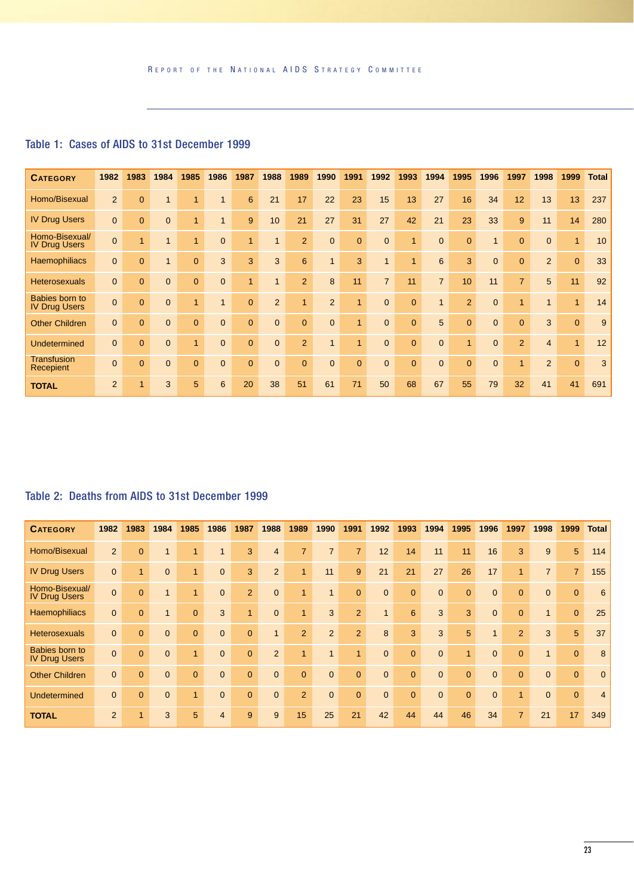## Table 1: Cases of AIDS to 31st December 1999

| CATEGORY | 1982 | 1983 | 1984 | 1985 | 1986 | 1987 | 1988 | 1989 | 1990 | 1991 | 1992 | 1993 | 1994 | 1995 | 1996 | 1997 | 1998 | 1999 | Total |
|---|---|---|---|---|---|---|---|---|---|---|---|---|---|---|---|---|---|---|---|
| Homo/Bisexual | 2 | 0 | 1 | 1 | 1 | 6 | 21 | 17 | 22 | 23 | 15 | 13 | 27 | 16 | 34 | 12 | 13 | 13 | 237 |
| IV Drug Users | 0 | 0 | 0 | 1 | 1 | 9 | 10 | 21 | 27 | 31 | 27 | 42 | 21 | 23 | 33 | 9 | 11 | 14 | 280 |
| Homo-Bisexual/ IV Drug Users | 0 | 1 | 1 | 1 | 0 | 1 | 1 | 2 | 0 | 0 | 0 | 1 | 0 | 0 | 1 | 0 | 0 | 1 | 10 |
| Haemophiliacs | 0 | 0 | 1 | 0 | 3 | 3 | 3 | 6 | 1 | 3 | 1 | 1 | 6 | 3 | 0 | 0 | 2 | 0 | 33 |
| Heterosexuals | 0 | 0 | 0 | 0 | 0 | 1 | 1 | 2 | 8 | 11 | 7 | 11 | 7 | 10 | 11 | 7 | 5 | 11 | 92 |
| Babies born to IV Drug Users | 0 | 0 | 0 | 1 | 1 | 0 | 2 | 1 | 2 | 1 | 0 | 0 | 1 | 2 | 0 | 1 | 1 | 1 | 14 |
| Other Children | 0 | 0 | 0 | 0 | 0 | 0 | 0 | 0 | 0 | 1 | 0 | 0 | 5 | 0 | 0 | 0 | 3 | 0 | 9 |
| Undetermined | 0 | 0 | 0 | 1 | 0 | 0 | 0 | 2 | 1 | 1 | 0 | 0 | 0 | 1 | 0 | 2 | 4 | 1 | 12 |
| Transfusion Recepient | 0 | 0 | 0 | 0 | 0 | 0 | 0 | 0 | 0 | 0 | 0 | 0 | 0 | 0 | 0 | 1 | 2 | 0 | 3 |
| **TOTAL** | 2 | 1 | 3 | 5 | 6 | 20 | 38 | 51 | 61 | 71 | 50 | 68 | 67 | 55 | 79 | 32 | 41 | 41 | 691 |

## Table 2: Deaths from AIDS to 31st December 1999

| CATEGORY | 1982 | 1983 | 1984 | 1985 | 1986 | 1987 | 1988 | 1989 | 1990 | 1991 | 1992 | 1993 | 1994 | 1995 | 1996 | 1997 | 1998 | 1999 | Total |
|---|---|---|---|---|---|---|---|---|---|---|---|---|---|---|---|---|---|---|---|
| Homo/Bisexual | 2 | 0 | 1 | 1 | 1 | 3 | 4 | 7 | 7 | 7 | 12 | 14 | 11 | 11 | 16 | 3 | 9 | 5 | 114 |
| IV Drug Users | 0 | 1 | 0 | 1 | 0 | 3 | 2 | 1 | 11 | 9 | 21 | 21 | 27 | 26 | 17 | 1 | 7 | 7 | 155 |
| Homo-Bisexual/ IV Drug Users | 0 | 0 | 1 | 1 | 0 | 2 | 0 | 1 | 1 | 0 | 0 | 0 | 0 | 0 | 0 | 0 | 0 | 0 | 6 |
| Haemophiliacs | 0 | 0 | 1 | 0 | 3 | 1 | 0 | 1 | 3 | 2 | 1 | 6 | 3 | 3 | 0 | 0 | 1 | 0 | 25 |
| Heterosexuals | 0 | 0 | 0 | 0 | 0 | 0 | 1 | 2 | 2 | 2 | 8 | 3 | 3 | 5 | 1 | 2 | 3 | 5 | 37 |
| Babies born to IV Drug Users | 0 | 0 | 0 | 1 | 0 | 0 | 2 | 1 | 1 | 1 | 0 | 0 | 0 | 1 | 0 | 0 | 1 | 0 | 8 |
| Other Children | 0 | 0 | 0 | 0 | 0 | 0 | 0 | 0 | 0 | 0 | 0 | 0 | 0 | 0 | 0 | 0 | 0 | 0 | 0 |
| Undetermined | 0 | 0 | 0 | 1 | 0 | 0 | 0 | 2 | 0 | 0 | 0 | 0 | 0 | 0 | 0 | 1 | 0 | 0 | 4 |
| **TOTAL** | 2 | 1 | 3 | 5 | 4 | 9 | 9 | 15 | 25 | 21 | 42 | 44 | 44 | 46 | 34 | 7 | 21 | 17 | 349 |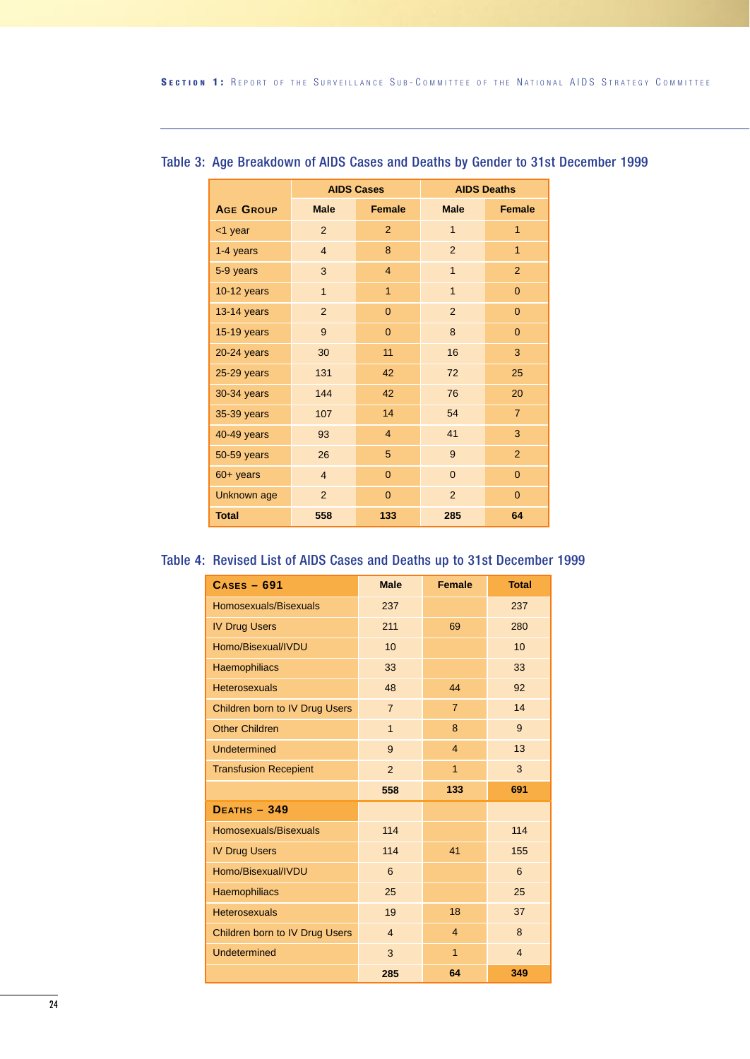### Table 3: Age Breakdown of AIDS Cases and Deaths by Gender to 31st December 1999

| Age Group | AIDS Cases | | AIDS Deaths | |
|---|---|---|---|---|
| | Male | Female | Male | Female |
| <1 year | 2 | 2 | 1 | 1 |
| 1-4 years | 4 | 8 | 2 | 1 |
| 5-9 years | 3 | 4 | 1 | 2 |
| 10-12 years | 1 | 1 | 1 | 0 |
| 13-14 years | 2 | 0 | 2 | 0 |
| 15-19 years | 9 | 0 | 8 | 0 |
| 20-24 years | 30 | 11 | 16 | 3 |
| 25-29 years | 131 | 42 | 72 | 25 |
| 30-34 years | 144 | 42 | 76 | 20 |
| 35-39 years | 107 | 14 | 54 | 7 |
| 40-49 years | 93 | 4 | 41 | 3 |
| 50-59 years | 26 | 5 | 9 | 2 |
| 60+ years | 4 | 0 | 0 | 0 |
| Unknown age | 2 | 0 | 2 | 0 |
| **Total** | **558** | **133** | **285** | **64** |

### Table 4: Revised List of AIDS Cases and Deaths up to 31st December 1999

| **Cases – 691** | Male | Female | Total |
|---|---|---|---|
| Homosexuals/Bisexuals | 237 | | 237 |
| IV Drug Users | 211 | 69 | 280 |
| Homo/Bisexual/IVDU | 10 | | 10 |
| Haemophiliacs | 33 | | 33 |
| Heterosexuals | 48 | 44 | 92 |
| Children born to IV Drug Users | 7 | 7 | 14 |
| Other Children | 1 | 8 | 9 |
| Undetermined | 9 | 4 | 13 |
| Transfusion Recepient | 2 | 1 | 3 |
| | **558** | **133** | **691** |
| **Deaths – 349** | | | |
| Homosexuals/Bisexuals | 114 | | 114 |
| IV Drug Users | 114 | 41 | 155 |
| Homo/Bisexual/IVDU | 6 | | 6 |
| Haemophiliacs | 25 | | 25 |
| Heterosexuals | 19 | 18 | 37 |
| Children born to IV Drug Users | 4 | 4 | 8 |
| Undetermined | 3 | 1 | 4 |
| | **285** | **64** | **349** |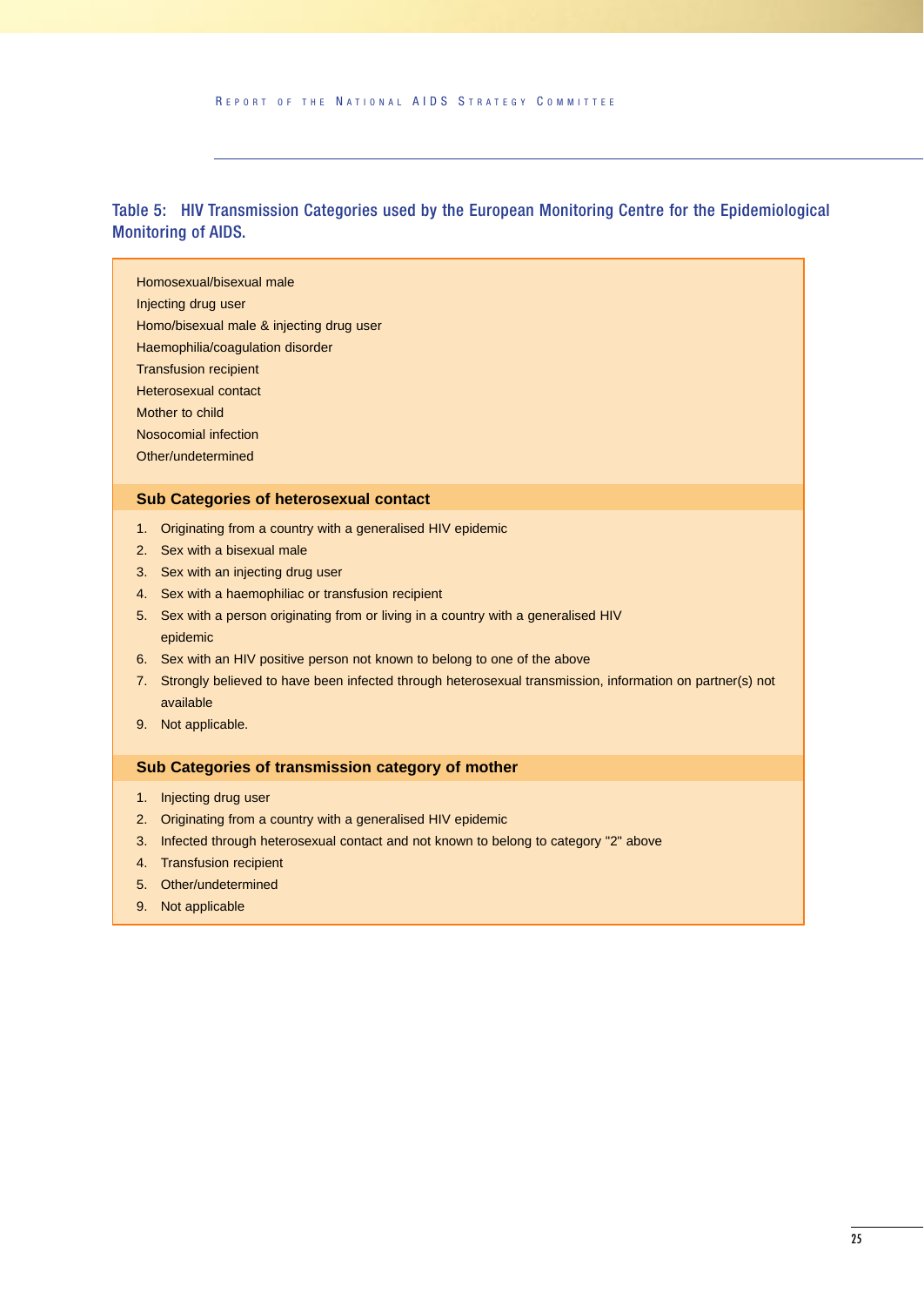### Table 5: HIV Transmission Categories used by the European Monitoring Centre for the Epidemiological Monitoring of AIDS.

Homosexual/bisexual male
Injecting drug user
Homo/bisexual male & injecting drug user
Haemophilia/coagulation disorder
Transfusion recipient
Heterosexual contact
Mother to child
Nosocomial infection
Other/undetermined

**Sub Categories of heterosexual contact**

1. Originating from a country with a generalised HIV epidemic
2. Sex with a bisexual male
3. Sex with an injecting drug user
4. Sex with a haemophiliac or transfusion recipient
5. Sex with a person originating from or living in a country with a generalised HIV epidemic
6. Sex with an HIV positive person not known to belong to one of the above
7. Strongly believed to have been infected through heterosexual transmission, information on partner(s) not available
9. Not applicable.

**Sub Categories of transmission category of mother**

1. Injecting drug user
2. Originating from a country with a generalised HIV epidemic
3. Infected through heterosexual contact and not known to belong to category "2" above
4. Transfusion recipient
5. Other/undetermined
9. Not applicable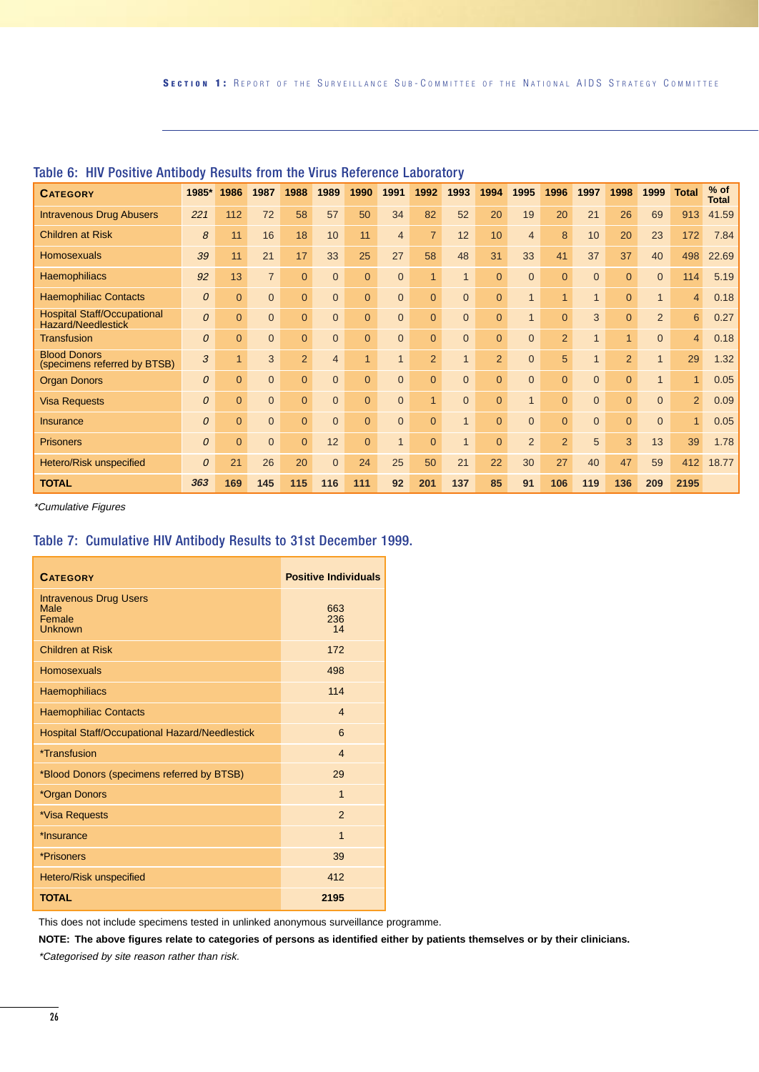### Table 6: HIV Positive Antibody Results from the Virus Reference Laboratory

| CATEGORY | 1985* | 1986 | 1987 | 1988 | 1989 | 1990 | 1991 | 1992 | 1993 | 1994 | 1995 | 1996 | 1997 | 1998 | 1999 | Total | % of Total |
|---|---|---|---|---|---|---|---|---|---|---|---|---|---|---|---|---|---|
| Intravenous Drug Abusers | *221* | 112 | 72 | 58 | 57 | 50 | 34 | 82 | 52 | 20 | 19 | 20 | 21 | 26 | 69 | 913 | 41.59 |
| Children at Risk | *8* | 11 | 16 | 18 | 10 | 11 | 4 | 7 | 12 | 10 | 4 | 8 | 10 | 20 | 23 | 172 | 7.84 |
| Homosexuals | *39* | 11 | 21 | 17 | 33 | 25 | 27 | 58 | 48 | 31 | 33 | 41 | 37 | 37 | 40 | 498 | 22.69 |
| Haemophiliacs | *92* | 13 | 7 | 0 | 0 | 0 | 0 | 1 | 1 | 0 | 0 | 0 | 0 | 0 | 0 | 114 | 5.19 |
| Haemophiliac Contacts | *0* | 0 | 0 | 0 | 0 | 0 | 0 | 0 | 0 | 0 | 1 | 1 | 1 | 0 | 1 | 4 | 0.18 |
| Hospital Staff/Occupational Hazard/Needlestick | *0* | 0 | 0 | 0 | 0 | 0 | 0 | 0 | 0 | 0 | 1 | 0 | 3 | 0 | 2 | 6 | 0.27 |
| Transfusion | *0* | 0 | 0 | 0 | 0 | 0 | 0 | 0 | 0 | 0 | 0 | 2 | 1 | 1 | 0 | 4 | 0.18 |
| Blood Donors (specimens referred by BTSB) | *3* | 1 | 3 | 2 | 4 | 1 | 1 | 2 | 1 | 2 | 0 | 5 | 1 | 2 | 1 | 29 | 1.32 |
| Organ Donors | *0* | 0 | 0 | 0 | 0 | 0 | 0 | 0 | 0 | 0 | 0 | 0 | 0 | 0 | 1 | 1 | 0.05 |
| Visa Requests | *0* | 0 | 0 | 0 | 0 | 0 | 0 | 1 | 0 | 0 | 1 | 0 | 0 | 0 | 0 | 2 | 0.09 |
| Insurance | *0* | 0 | 0 | 0 | 0 | 0 | 0 | 0 | 1 | 0 | 0 | 0 | 0 | 0 | 0 | 1 | 0.05 |
| Prisoners | *0* | 0 | 0 | 0 | 12 | 0 | 1 | 0 | 1 | 0 | 2 | 2 | 5 | 3 | 13 | 39 | 1.78 |
| Hetero/Risk unspecified | *0* | 21 | 26 | 20 | 0 | 24 | 25 | 50 | 21 | 22 | 30 | 27 | 40 | 47 | 59 | 412 | 18.77 |
| **TOTAL** | ***363*** | **169** | **145** | **115** | **116** | **111** | **92** | **201** | **137** | **85** | **91** | **106** | **119** | **136** | **209** | **2195** | |

*\*Cumulative Figures*

### Table 7: Cumulative HIV Antibody Results to 31st December 1999.

| CATEGORY | Positive Individuals |
|---|---|
| Intravenous Drug Users | |
| Male | 663 |
| Female | 236 |
| Unknown | 14 |
| Children at Risk | 172 |
| Homosexuals | 498 |
| Haemophiliacs | 114 |
| Haemophiliac Contacts | 4 |
| Hospital Staff/Occupational Hazard/Needlestick | 6 |
| *Transfusion | 4 |
| *Blood Donors (specimens referred by BTSB) | 29 |
| *Organ Donors | 1 |
| *Visa Requests | 2 |
| *Insurance | 1 |
| *Prisoners | 39 |
| Hetero/Risk unspecified | 412 |
| **TOTAL** | **2195** |

This does not include specimens tested in unlinked anonymous surveillance programme.

**NOTE: The above figures relate to categories of persons as identified either by patients themselves or by their clinicians.**

*\*Categorised by site reason rather than risk.*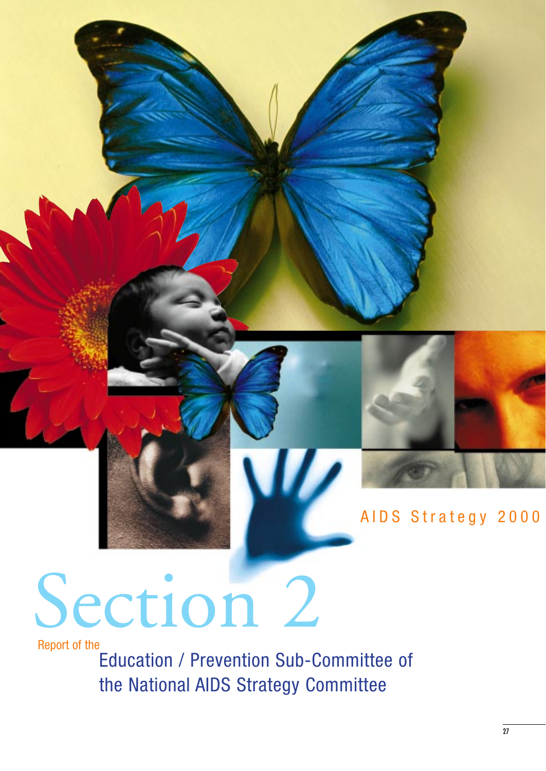AIDS Strategy 2000

# Section 2

Report of the

## Education / Prevention Sub-Committee of the National AIDS Strategy Committee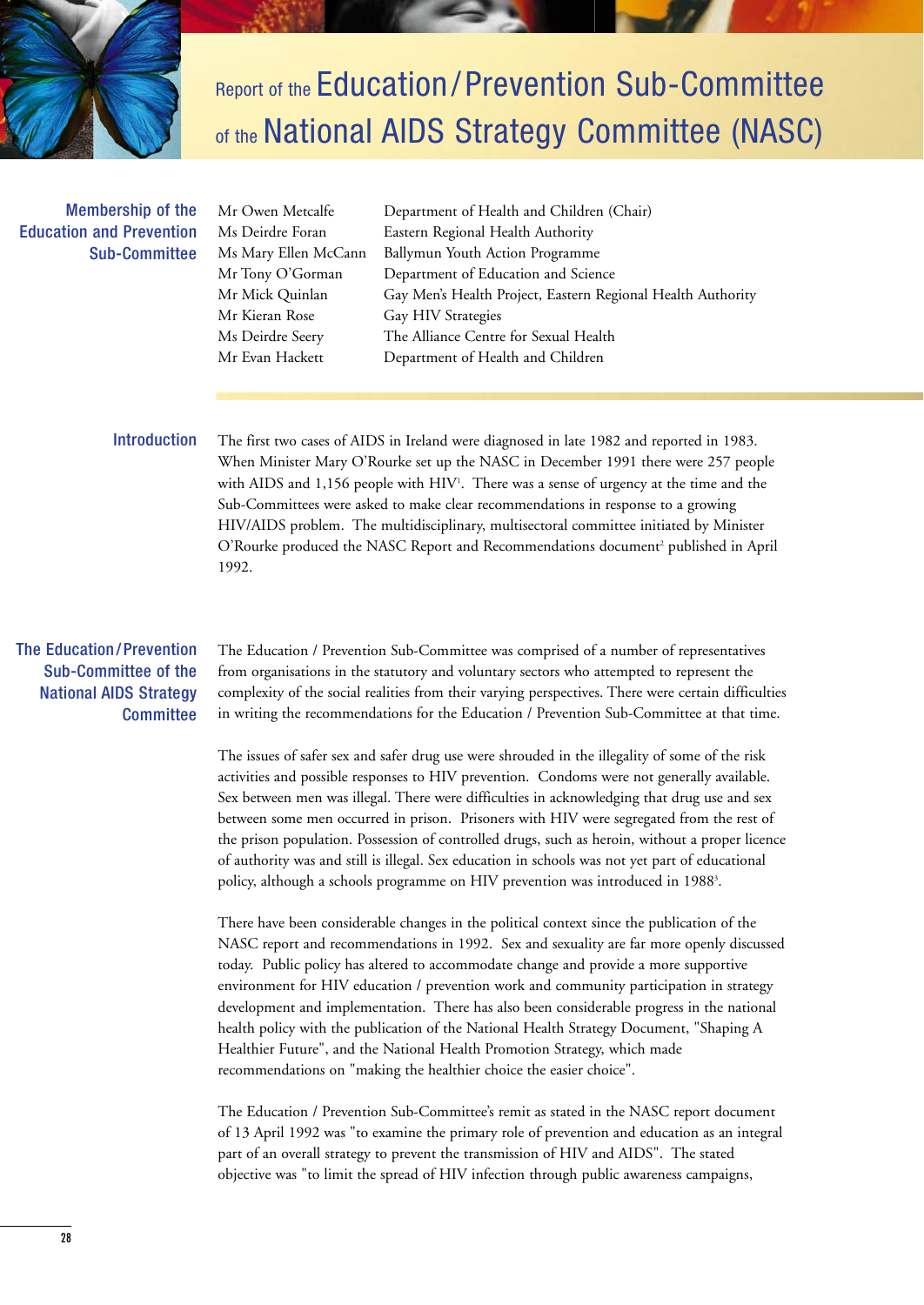# Report of the Education/Prevention Sub-Committee of the National AIDS Strategy Committee (NASC)

## Membership of the Education and Prevention Sub-Committee

| | |
|---|---|
| Mr Owen Metcalfe | Department of Health and Children (Chair) |
| Ms Deirdre Foran | Eastern Regional Health Authority |
| Ms Mary Ellen McCann | Ballymun Youth Action Programme |
| Mr Tony O'Gorman | Department of Education and Science |
| Mr Mick Quinlan | Gay Men's Health Project, Eastern Regional Health Authority |
| Mr Kieran Rose | Gay HIV Strategies |
| Ms Deirdre Seery | The Alliance Centre for Sexual Health |
| Mr Evan Hackett | Department of Health and Children |

## Introduction

The first two cases of AIDS in Ireland were diagnosed in late 1982 and reported in 1983. When Minister Mary O'Rourke set up the NASC in December 1991 there were 257 people with AIDS and 1,156 people with HIV[1]. There was a sense of urgency at the time and the Sub-Committees were asked to make clear recommendations in response to a growing HIV/AIDS problem. The multidisciplinary, multisectoral committee initiated by Minister O'Rourke produced the NASC Report and Recommendations document[2] published in April 1992.

## The Education/Prevention Sub-Committee of the National AIDS Strategy Committee

The Education / Prevention Sub-Committee was comprised of a number of representatives from organisations in the statutory and voluntary sectors who attempted to represent the complexity of the social realities from their varying perspectives. There were certain difficulties in writing the recommendations for the Education / Prevention Sub-Committee at that time.

The issues of safer sex and safer drug use were shrouded in the illegality of some of the risk activities and possible responses to HIV prevention. Condoms were not generally available. Sex between men was illegal. There were difficulties in acknowledging that drug use and sex between some men occurred in prison. Prisoners with HIV were segregated from the rest of the prison population. Possession of controlled drugs, such as heroin, without a proper licence of authority was and still is illegal. Sex education in schools was not yet part of educational policy, although a schools programme on HIV prevention was introduced in 1988[3].

There have been considerable changes in the political context since the publication of the NASC report and recommendations in 1992. Sex and sexuality are far more openly discussed today. Public policy has altered to accommodate change and provide a more supportive environment for HIV education / prevention work and community participation in strategy development and implementation. There has also been considerable progress in the national health policy with the publication of the National Health Strategy Document, "Shaping A Healthier Future", and the National Health Promotion Strategy, which made recommendations on "making the healthier choice the easier choice".

The Education / Prevention Sub-Committee's remit as stated in the NASC report document of 13 April 1992 was "to examine the primary role of prevention and education as an integral part of an overall strategy to prevent the transmission of HIV and AIDS". The stated objective was "to limit the spread of HIV infection through public awareness campaigns,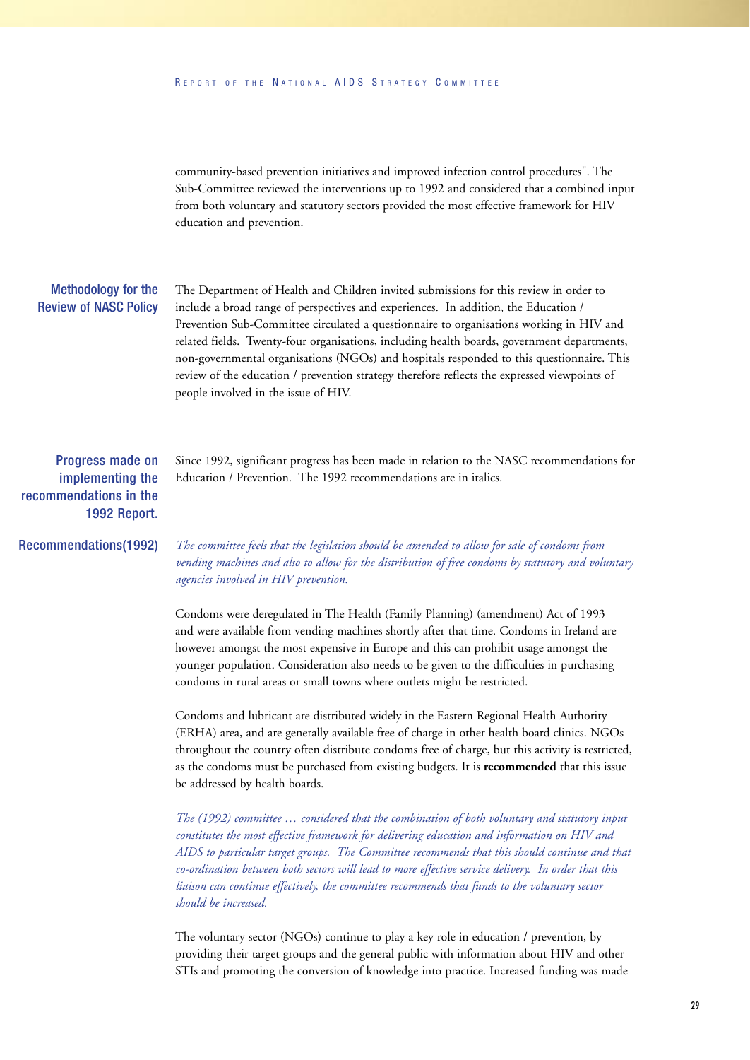community-based prevention initiatives and improved infection control procedures". The Sub-Committee reviewed the interventions up to 1992 and considered that a combined input from both voluntary and statutory sectors provided the most effective framework for HIV education and prevention.

## Methodology for the Review of NASC Policy

The Department of Health and Children invited submissions for this review in order to include a broad range of perspectives and experiences. In addition, the Education / Prevention Sub-Committee circulated a questionnaire to organisations working in HIV and related fields. Twenty-four organisations, including health boards, government departments, non-governmental organisations (NGOs) and hospitals responded to this questionnaire. This review of the education / prevention strategy therefore reflects the expressed viewpoints of people involved in the issue of HIV.

## Progress made on implementing the recommendations in the 1992 Report.

Since 1992, significant progress has been made in relation to the NASC recommendations for Education / Prevention. The 1992 recommendations are in italics.

## Recommendations(1992)

*The committee feels that the legislation should be amended to allow for sale of condoms from vending machines and also to allow for the distribution of free condoms by statutory and voluntary agencies involved in HIV prevention.*

Condoms were deregulated in The Health (Family Planning) (amendment) Act of 1993 and were available from vending machines shortly after that time. Condoms in Ireland are however amongst the most expensive in Europe and this can prohibit usage amongst the younger population. Consideration also needs to be given to the difficulties in purchasing condoms in rural areas or small towns where outlets might be restricted.

Condoms and lubricant are distributed widely in the Eastern Regional Health Authority (ERHA) area, and are generally available free of charge in other health board clinics. NGOs throughout the country often distribute condoms free of charge, but this activity is restricted, as the condoms must be purchased from existing budgets. It is **recommended** that this issue be addressed by health boards.

*The (1992) committee … considered that the combination of both voluntary and statutory input constitutes the most effective framework for delivering education and information on HIV and AIDS to particular target groups. The Committee recommends that this should continue and that co-ordination between both sectors will lead to more effective service delivery. In order that this liaison can continue effectively, the committee recommends that funds to the voluntary sector should be increased.*

The voluntary sector (NGOs) continue to play a key role in education / prevention, by providing their target groups and the general public with information about HIV and other STIs and promoting the conversion of knowledge into practice. Increased funding was made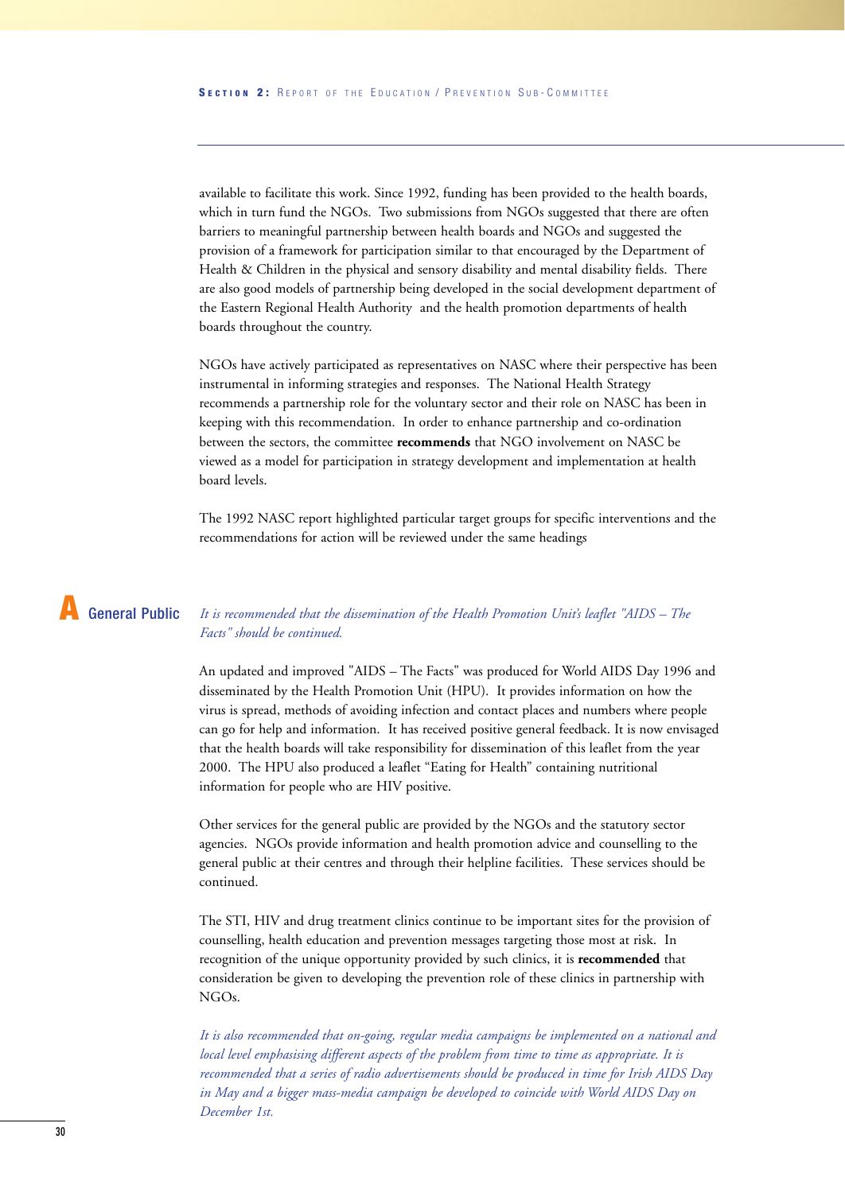available to facilitate this work. Since 1992, funding has been provided to the health boards, which in turn fund the NGOs. Two submissions from NGOs suggested that there are often barriers to meaningful partnership between health boards and NGOs and suggested the provision of a framework for participation similar to that encouraged by the Department of Health & Children in the physical and sensory disability and mental disability fields. There are also good models of partnership being developed in the social development department of the Eastern Regional Health Authority and the health promotion departments of health boards throughout the country.

NGOs have actively participated as representatives on NASC where their perspective has been instrumental in informing strategies and responses. The National Health Strategy recommends a partnership role for the voluntary sector and their role on NASC has been in keeping with this recommendation. In order to enhance partnership and co-ordination between the sectors, the committee **recommends** that NGO involvement on NASC be viewed as a model for participation in strategy development and implementation at health board levels.

The 1992 NASC report highlighted particular target groups for specific interventions and the recommendations for action will be reviewed under the same headings

## A General Public

*It is recommended that the dissemination of the Health Promotion Unit's leaflet "AIDS – The Facts" should be continued.*

An updated and improved "AIDS – The Facts" was produced for World AIDS Day 1996 and disseminated by the Health Promotion Unit (HPU). It provides information on how the virus is spread, methods of avoiding infection and contact places and numbers where people can go for help and information. It has received positive general feedback. It is now envisaged that the health boards will take responsibility for dissemination of this leaflet from the year 2000. The HPU also produced a leaflet "Eating for Health" containing nutritional information for people who are HIV positive.

Other services for the general public are provided by the NGOs and the statutory sector agencies. NGOs provide information and health promotion advice and counselling to the general public at their centres and through their helpline facilities. These services should be continued.

The STI, HIV and drug treatment clinics continue to be important sites for the provision of counselling, health education and prevention messages targeting those most at risk. In recognition of the unique opportunity provided by such clinics, it is **recommended** that consideration be given to developing the prevention role of these clinics in partnership with NGOs.

*It is also recommended that on-going, regular media campaigns be implemented on a national and local level emphasising different aspects of the problem from time to time as appropriate. It is recommended that a series of radio advertisements should be produced in time for Irish AIDS Day in May and a bigger mass-media campaign be developed to coincide with World AIDS Day on December 1st.*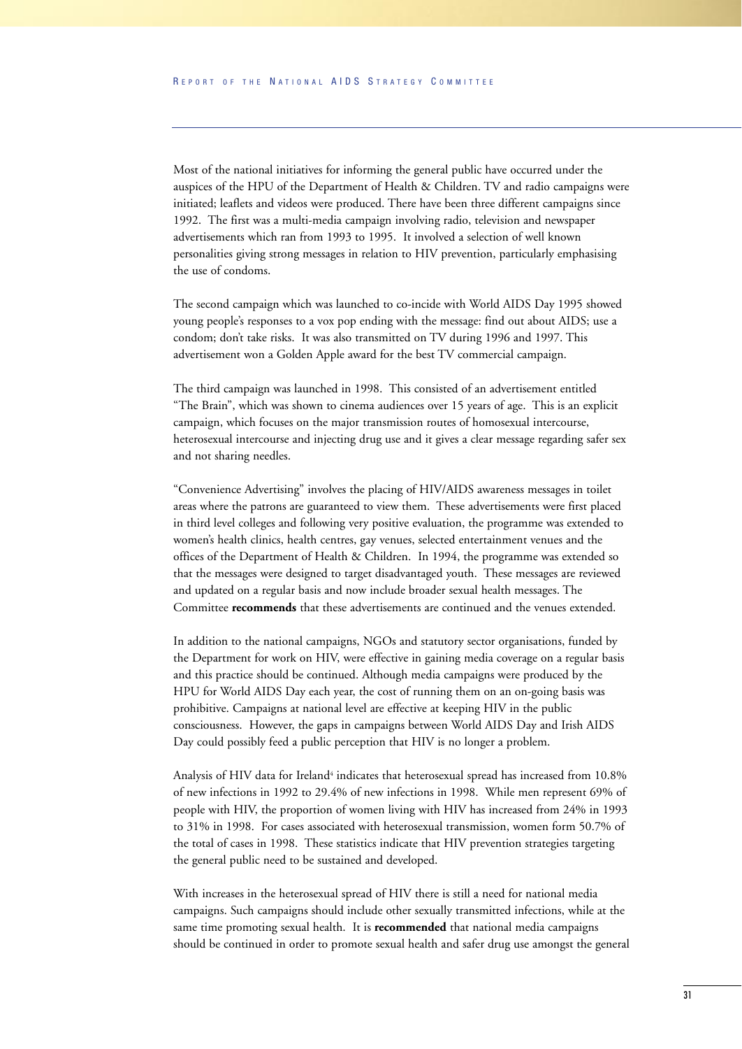Most of the national initiatives for informing the general public have occurred under the auspices of the HPU of the Department of Health & Children. TV and radio campaigns were initiated; leaflets and videos were produced. There have been three different campaigns since 1992. The first was a multi-media campaign involving radio, television and newspaper advertisements which ran from 1993 to 1995. It involved a selection of well known personalities giving strong messages in relation to HIV prevention, particularly emphasising the use of condoms.

The second campaign which was launched to co-incide with World AIDS Day 1995 showed young people's responses to a vox pop ending with the message: find out about AIDS; use a condom; don't take risks. It was also transmitted on TV during 1996 and 1997. This advertisement won a Golden Apple award for the best TV commercial campaign.

The third campaign was launched in 1998. This consisted of an advertisement entitled "The Brain", which was shown to cinema audiences over 15 years of age. This is an explicit campaign, which focuses on the major transmission routes of homosexual intercourse, heterosexual intercourse and injecting drug use and it gives a clear message regarding safer sex and not sharing needles.

"Convenience Advertising" involves the placing of HIV/AIDS awareness messages in toilet areas where the patrons are guaranteed to view them. These advertisements were first placed in third level colleges and following very positive evaluation, the programme was extended to women's health clinics, health centres, gay venues, selected entertainment venues and the offices of the Department of Health & Children. In 1994, the programme was extended so that the messages were designed to target disadvantaged youth. These messages are reviewed and updated on a regular basis and now include broader sexual health messages. The Committee **recommends** that these advertisements are continued and the venues extended.

In addition to the national campaigns, NGOs and statutory sector organisations, funded by the Department for work on HIV, were effective in gaining media coverage on a regular basis and this practice should be continued. Although media campaigns were produced by the HPU for World AIDS Day each year, the cost of running them on an on-going basis was prohibitive. Campaigns at national level are effective at keeping HIV in the public consciousness. However, the gaps in campaigns between World AIDS Day and Irish AIDS Day could possibly feed a public perception that HIV is no longer a problem.

Analysis of HIV data for Ireland[4] indicates that heterosexual spread has increased from 10.8% of new infections in 1992 to 29.4% of new infections in 1998. While men represent 69% of people with HIV, the proportion of women living with HIV has increased from 24% in 1993 to 31% in 1998. For cases associated with heterosexual transmission, women form 50.7% of the total of cases in 1998. These statistics indicate that HIV prevention strategies targeting the general public need to be sustained and developed.

With increases in the heterosexual spread of HIV there is still a need for national media campaigns. Such campaigns should include other sexually transmitted infections, while at the same time promoting sexual health. It is **recommended** that national media campaigns should be continued in order to promote sexual health and safer drug use amongst the general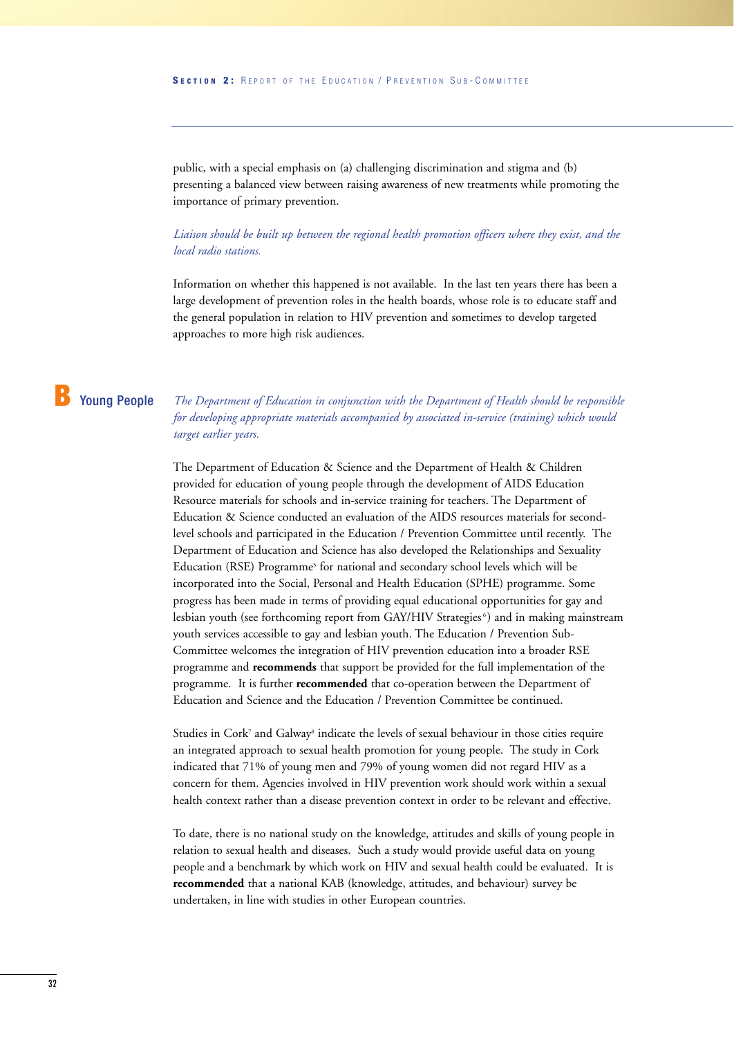public, with a special emphasis on (a) challenging discrimination and stigma and (b) presenting a balanced view between raising awareness of new treatments while promoting the importance of primary prevention.

*Liaison should be built up between the regional health promotion officers where they exist, and the local radio stations.*

Information on whether this happened is not available. In the last ten years there has been a large development of prevention roles in the health boards, whose role is to educate staff and the general population in relation to HIV prevention and sometimes to develop targeted approaches to more high risk audiences.

## B Young People

*The Department of Education in conjunction with the Department of Health should be responsible for developing appropriate materials accompanied by associated in-service (training) which would target earlier years.*

The Department of Education & Science and the Department of Health & Children provided for education of young people through the development of AIDS Education Resource materials for schools and in-service training for teachers. The Department of Education & Science conducted an evaluation of the AIDS resources materials for second-level schools and participated in the Education / Prevention Committee until recently. The Department of Education and Science has also developed the Relationships and Sexuality Education (RSE) Programme[5] for national and secondary school levels which will be incorporated into the Social, Personal and Health Education (SPHE) programme. Some progress has been made in terms of providing equal educational opportunities for gay and lesbian youth (see forthcoming report from GAY/HIV Strategies[6]) and in making mainstream youth services accessible to gay and lesbian youth. The Education / Prevention Sub-Committee welcomes the integration of HIV prevention education into a broader RSE programme and **recommends** that support be provided for the full implementation of the programme. It is further **recommended** that co-operation between the Department of Education and Science and the Education / Prevention Committee be continued.

Studies in Cork[7] and Galway[8] indicate the levels of sexual behaviour in those cities require an integrated approach to sexual health promotion for young people. The study in Cork indicated that 71% of young men and 79% of young women did not regard HIV as a concern for them. Agencies involved in HIV prevention work should work within a sexual health context rather than a disease prevention context in order to be relevant and effective.

To date, there is no national study on the knowledge, attitudes and skills of young people in relation to sexual health and diseases. Such a study would provide useful data on young people and a benchmark by which work on HIV and sexual health could be evaluated. It is **recommended** that a national KAB (knowledge, attitudes, and behaviour) survey be undertaken, in line with studies in other European countries.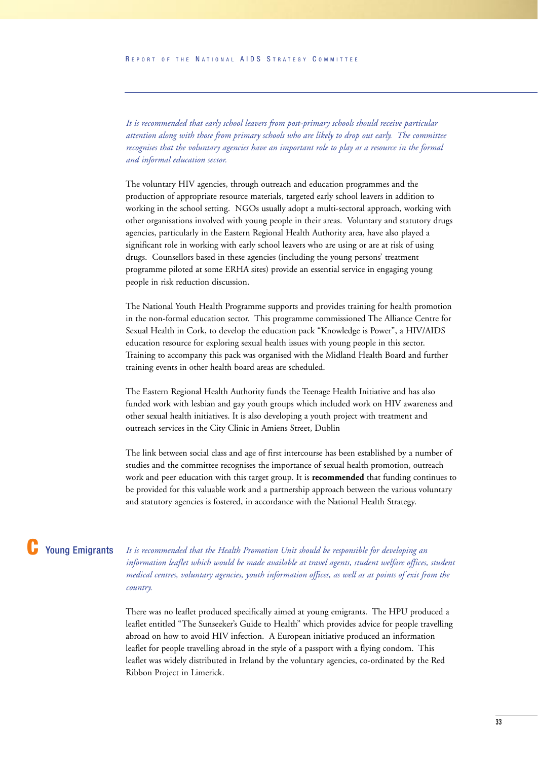*It is recommended that early school leavers from post-primary schools should receive particular attention along with those from primary schools who are likely to drop out early. The committee recognises that the voluntary agencies have an important role to play as a resource in the formal and informal education sector.*

The voluntary HIV agencies, through outreach and education programmes and the production of appropriate resource materials, targeted early school leavers in addition to working in the school setting. NGOs usually adopt a multi-sectoral approach, working with other organisations involved with young people in their areas. Voluntary and statutory drugs agencies, particularly in the Eastern Regional Health Authority area, have also played a significant role in working with early school leavers who are using or are at risk of using drugs. Counsellors based in these agencies (including the young persons' treatment programme piloted at some ERHA sites) provide an essential service in engaging young people in risk reduction discussion.

The National Youth Health Programme supports and provides training for health promotion in the non-formal education sector. This programme commissioned The Alliance Centre for Sexual Health in Cork, to develop the education pack "Knowledge is Power", a HIV/AIDS education resource for exploring sexual health issues with young people in this sector. Training to accompany this pack was organised with the Midland Health Board and further training events in other health board areas are scheduled.

The Eastern Regional Health Authority funds the Teenage Health Initiative and has also funded work with lesbian and gay youth groups which included work on HIV awareness and other sexual health initiatives. It is also developing a youth project with treatment and outreach services in the City Clinic in Amiens Street, Dublin

The link between social class and age of first intercourse has been established by a number of studies and the committee recognises the importance of sexual health promotion, outreach work and peer education with this target group. It is **recommended** that funding continues to be provided for this valuable work and a partnership approach between the various voluntary and statutory agencies is fostered, in accordance with the National Health Strategy.

## C Young Emigrants

*It is recommended that the Health Promotion Unit should be responsible for developing an information leaflet which would be made available at travel agents, student welfare offices, student medical centres, voluntary agencies, youth information offices, as well as at points of exit from the country.*

There was no leaflet produced specifically aimed at young emigrants. The HPU produced a leaflet entitled "The Sunseeker's Guide to Health" which provides advice for people travelling abroad on how to avoid HIV infection. A European initiative produced an information leaflet for people travelling abroad in the style of a passport with a flying condom. This leaflet was widely distributed in Ireland by the voluntary agencies, co-ordinated by the Red Ribbon Project in Limerick.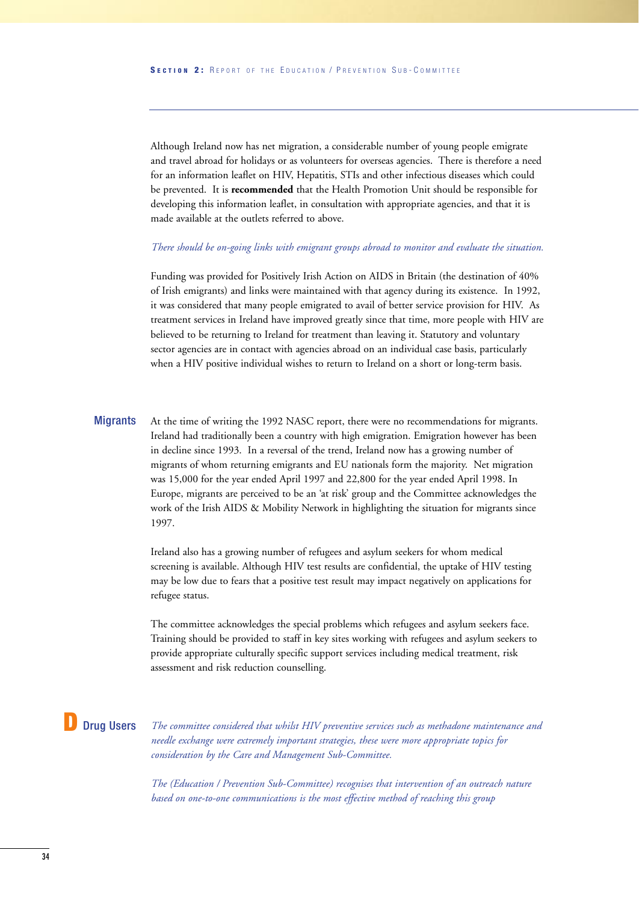Although Ireland now has net migration, a considerable number of young people emigrate and travel abroad for holidays or as volunteers for overseas agencies. There is therefore a need for an information leaflet on HIV, Hepatitis, STIs and other infectious diseases which could be prevented. It is **recommended** that the Health Promotion Unit should be responsible for developing this information leaflet, in consultation with appropriate agencies, and that it is made available at the outlets referred to above.

*There should be on-going links with emigrant groups abroad to monitor and evaluate the situation.*

Funding was provided for Positively Irish Action on AIDS in Britain (the destination of 40% of Irish emigrants) and links were maintained with that agency during its existence. In 1992, it was considered that many people emigrated to avail of better service provision for HIV. As treatment services in Ireland have improved greatly since that time, more people with HIV are believed to be returning to Ireland for treatment than leaving it. Statutory and voluntary sector agencies are in contact with agencies abroad on an individual case basis, particularly when a HIV positive individual wishes to return to Ireland on a short or long-term basis.

### Migrants

At the time of writing the 1992 NASC report, there were no recommendations for migrants. Ireland had traditionally been a country with high emigration. Emigration however has been in decline since 1993. In a reversal of the trend, Ireland now has a growing number of migrants of whom returning emigrants and EU nationals form the majority. Net migration was 15,000 for the year ended April 1997 and 22,800 for the year ended April 1998. In Europe, migrants are perceived to be an 'at risk' group and the Committee acknowledges the work of the Irish AIDS & Mobility Network in highlighting the situation for migrants since 1997.

Ireland also has a growing number of refugees and asylum seekers for whom medical screening is available. Although HIV test results are confidential, the uptake of HIV testing may be low due to fears that a positive test result may impact negatively on applications for refugee status.

The committee acknowledges the special problems which refugees and asylum seekers face. Training should be provided to staff in key sites working with refugees and asylum seekers to provide appropriate culturally specific support services including medical treatment, risk assessment and risk reduction counselling.

## D Drug Users

*The committee considered that whilst HIV preventive services such as methadone maintenance and needle exchange were extremely important strategies, these were more appropriate topics for consideration by the Care and Management Sub-Committee.*

*The (Education / Prevention Sub-Committee) recognises that intervention of an outreach nature based on one-to-one communications is the most effective method of reaching this group*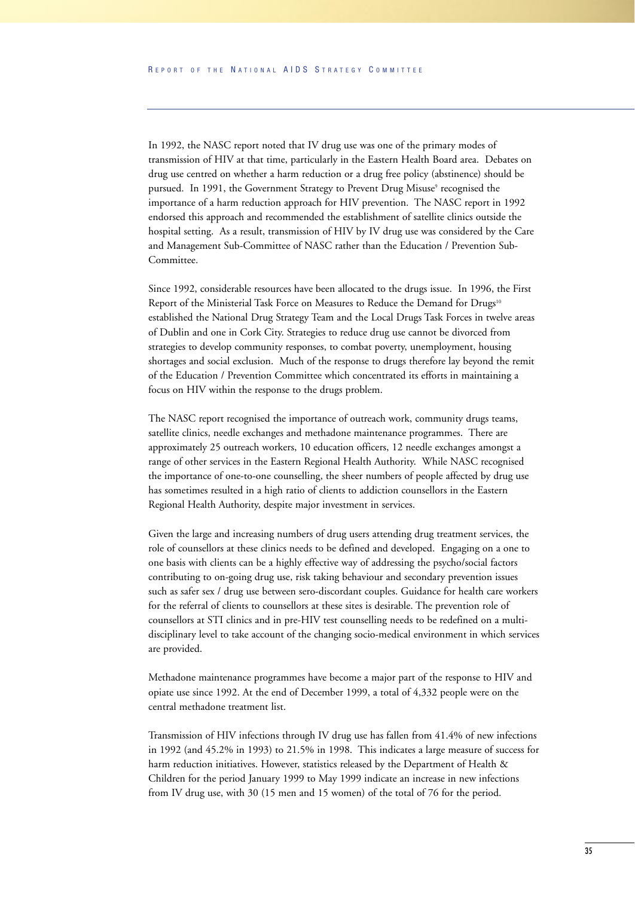In 1992, the NASC report noted that IV drug use was one of the primary modes of transmission of HIV at that time, particularly in the Eastern Health Board area. Debates on drug use centred on whether a harm reduction or a drug free policy (abstinence) should be pursued. In 1991, the Government Strategy to Prevent Drug Misuse[9] recognised the importance of a harm reduction approach for HIV prevention. The NASC report in 1992 endorsed this approach and recommended the establishment of satellite clinics outside the hospital setting. As a result, transmission of HIV by IV drug use was considered by the Care and Management Sub-Committee of NASC rather than the Education / Prevention Sub-Committee.

Since 1992, considerable resources have been allocated to the drugs issue. In 1996, the First Report of the Ministerial Task Force on Measures to Reduce the Demand for Drugs[10] established the National Drug Strategy Team and the Local Drugs Task Forces in twelve areas of Dublin and one in Cork City. Strategies to reduce drug use cannot be divorced from strategies to develop community responses, to combat poverty, unemployment, housing shortages and social exclusion. Much of the response to drugs therefore lay beyond the remit of the Education / Prevention Committee which concentrated its efforts in maintaining a focus on HIV within the response to the drugs problem.

The NASC report recognised the importance of outreach work, community drugs teams, satellite clinics, needle exchanges and methadone maintenance programmes. There are approximately 25 outreach workers, 10 education officers, 12 needle exchanges amongst a range of other services in the Eastern Regional Health Authority. While NASC recognised the importance of one-to-one counselling, the sheer numbers of people affected by drug use has sometimes resulted in a high ratio of clients to addiction counsellors in the Eastern Regional Health Authority, despite major investment in services.

Given the large and increasing numbers of drug users attending drug treatment services, the role of counsellors at these clinics needs to be defined and developed. Engaging on a one to one basis with clients can be a highly effective way of addressing the psycho/social factors contributing to on-going drug use, risk taking behaviour and secondary prevention issues such as safer sex / drug use between sero-discordant couples. Guidance for health care workers for the referral of clients to counsellors at these sites is desirable. The prevention role of counsellors at STI clinics and in pre-HIV test counselling needs to be redefined on a multi-disciplinary level to take account of the changing socio-medical environment in which services are provided.

Methadone maintenance programmes have become a major part of the response to HIV and opiate use since 1992. At the end of December 1999, a total of 4,332 people were on the central methadone treatment list.

Transmission of HIV infections through IV drug use has fallen from 41.4% of new infections in 1992 (and 45.2% in 1993) to 21.5% in 1998. This indicates a large measure of success for harm reduction initiatives. However, statistics released by the Department of Health & Children for the period January 1999 to May 1999 indicate an increase in new infections from IV drug use, with 30 (15 men and 15 women) of the total of 76 for the period.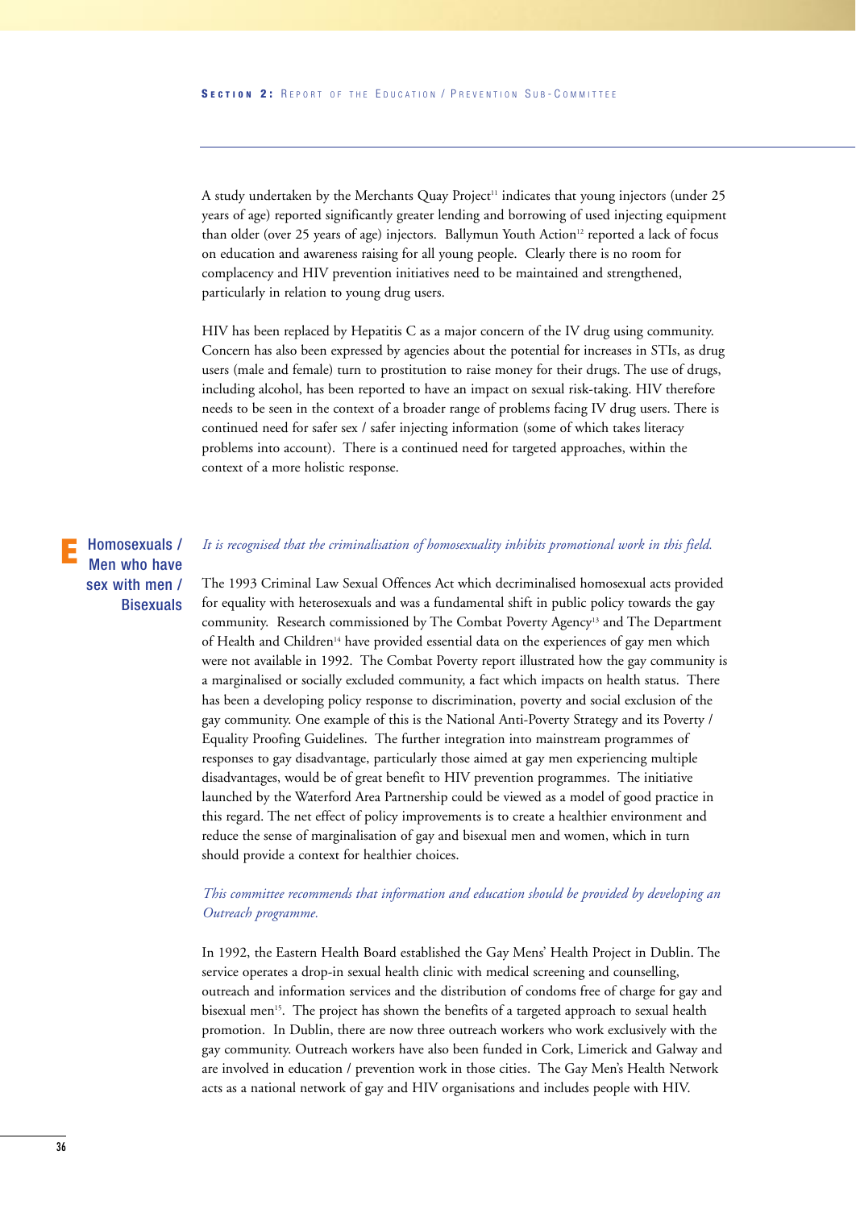A study undertaken by the Merchants Quay Project[11] indicates that young injectors (under 25 years of age) reported significantly greater lending and borrowing of used injecting equipment than older (over 25 years of age) injectors. Ballymun Youth Action[12] reported a lack of focus on education and awareness raising for all young people. Clearly there is no room for complacency and HIV prevention initiatives need to be maintained and strengthened, particularly in relation to young drug users.

HIV has been replaced by Hepatitis C as a major concern of the IV drug using community. Concern has also been expressed by agencies about the potential for increases in STIs, as drug users (male and female) turn to prostitution to raise money for their drugs. The use of drugs, including alcohol, has been reported to have an impact on sexual risk-taking. HIV therefore needs to be seen in the context of a broader range of problems facing IV drug users. There is continued need for safer sex / safer injecting information (some of which takes literacy problems into account). There is a continued need for targeted approaches, within the context of a more holistic response.

## E Homosexuals / Men who have sex with men / Bisexuals

*It is recognised that the criminalisation of homosexuality inhibits promotional work in this field.*

The 1993 Criminal Law Sexual Offences Act which decriminalised homosexual acts provided for equality with heterosexuals and was a fundamental shift in public policy towards the gay community. Research commissioned by The Combat Poverty Agency[13] and The Department of Health and Children[14] have provided essential data on the experiences of gay men which were not available in 1992. The Combat Poverty report illustrated how the gay community is a marginalised or socially excluded community, a fact which impacts on health status. There has been a developing policy response to discrimination, poverty and social exclusion of the gay community. One example of this is the National Anti-Poverty Strategy and its Poverty / Equality Proofing Guidelines. The further integration into mainstream programmes of responses to gay disadvantage, particularly those aimed at gay men experiencing multiple disadvantages, would be of great benefit to HIV prevention programmes. The initiative launched by the Waterford Area Partnership could be viewed as a model of good practice in this regard. The net effect of policy improvements is to create a healthier environment and reduce the sense of marginalisation of gay and bisexual men and women, which in turn should provide a context for healthier choices.

*This committee recommends that information and education should be provided by developing an Outreach programme.*

In 1992, the Eastern Health Board established the Gay Mens' Health Project in Dublin. The service operates a drop-in sexual health clinic with medical screening and counselling, outreach and information services and the distribution of condoms free of charge for gay and bisexual men[15]. The project has shown the benefits of a targeted approach to sexual health promotion. In Dublin, there are now three outreach workers who work exclusively with the gay community. Outreach workers have also been funded in Cork, Limerick and Galway and are involved in education / prevention work in those cities. The Gay Men's Health Network acts as a national network of gay and HIV organisations and includes people with HIV.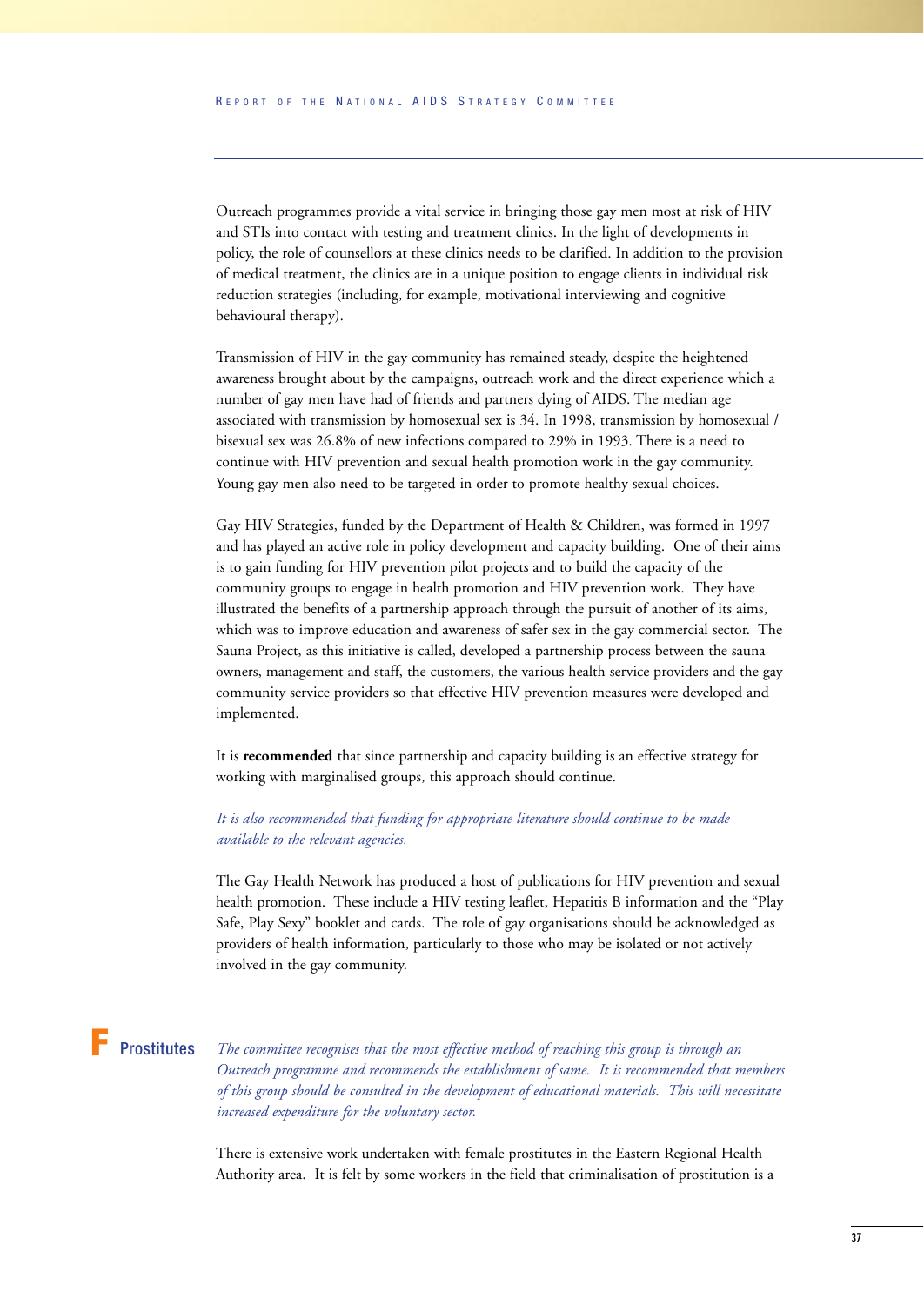Outreach programmes provide a vital service in bringing those gay men most at risk of HIV and STIs into contact with testing and treatment clinics. In the light of developments in policy, the role of counsellors at these clinics needs to be clarified. In addition to the provision of medical treatment, the clinics are in a unique position to engage clients in individual risk reduction strategies (including, for example, motivational interviewing and cognitive behavioural therapy).

Transmission of HIV in the gay community has remained steady, despite the heightened awareness brought about by the campaigns, outreach work and the direct experience which a number of gay men have had of friends and partners dying of AIDS. The median age associated with transmission by homosexual sex is 34. In 1998, transmission by homosexual / bisexual sex was 26.8% of new infections compared to 29% in 1993. There is a need to continue with HIV prevention and sexual health promotion work in the gay community. Young gay men also need to be targeted in order to promote healthy sexual choices.

Gay HIV Strategies, funded by the Department of Health & Children, was formed in 1997 and has played an active role in policy development and capacity building. One of their aims is to gain funding for HIV prevention pilot projects and to build the capacity of the community groups to engage in health promotion and HIV prevention work. They have illustrated the benefits of a partnership approach through the pursuit of another of its aims, which was to improve education and awareness of safer sex in the gay commercial sector. The Sauna Project, as this initiative is called, developed a partnership process between the sauna owners, management and staff, the customers, the various health service providers and the gay community service providers so that effective HIV prevention measures were developed and implemented.

It is **recommended** that since partnership and capacity building is an effective strategy for working with marginalised groups, this approach should continue.

*It is also recommended that funding for appropriate literature should continue to be made available to the relevant agencies.*

The Gay Health Network has produced a host of publications for HIV prevention and sexual health promotion. These include a HIV testing leaflet, Hepatitis B information and the "Play Safe, Play Sexy" booklet and cards. The role of gay organisations should be acknowledged as providers of health information, particularly to those who may be isolated or not actively involved in the gay community.

## F Prostitutes

*The committee recognises that the most effective method of reaching this group is through an Outreach programme and recommends the establishment of same. It is recommended that members of this group should be consulted in the development of educational materials. This will necessitate increased expenditure for the voluntary sector.*

There is extensive work undertaken with female prostitutes in the Eastern Regional Health Authority area. It is felt by some workers in the field that criminalisation of prostitution is a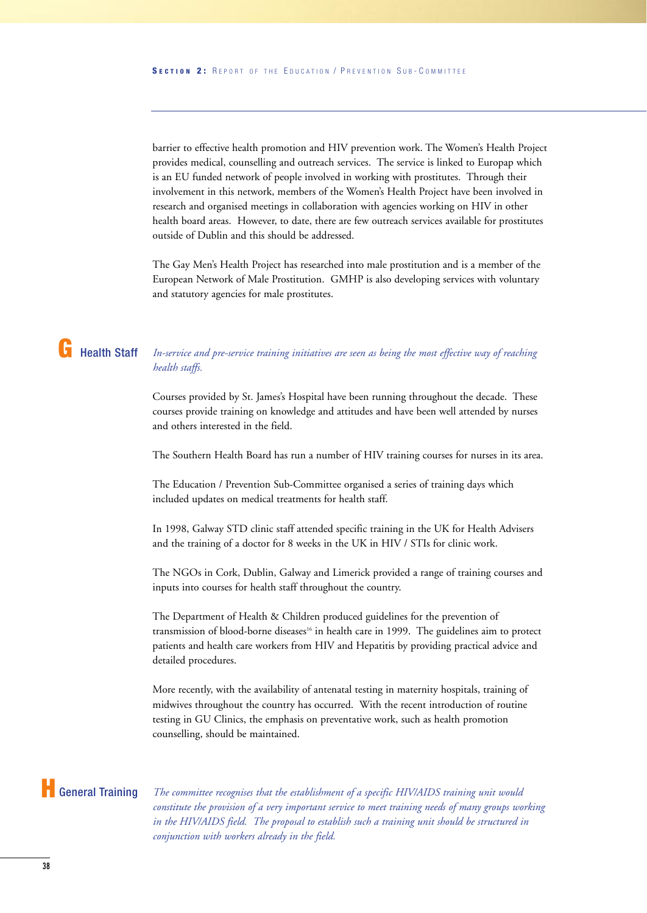barrier to effective health promotion and HIV prevention work. The Women's Health Project provides medical, counselling and outreach services. The service is linked to Europap which is an EU funded network of people involved in working with prostitutes. Through their involvement in this network, members of the Women's Health Project have been involved in research and organised meetings in collaboration with agencies working on HIV in other health board areas. However, to date, there are few outreach services available for prostitutes outside of Dublin and this should be addressed.

The Gay Men's Health Project has researched into male prostitution and is a member of the European Network of Male Prostitution. GMHP is also developing services with voluntary and statutory agencies for male prostitutes.

## G Health Staff

*In-service and pre-service training initiatives are seen as being the most effective way of reaching health staffs.*

Courses provided by St. James's Hospital have been running throughout the decade. These courses provide training on knowledge and attitudes and have been well attended by nurses and others interested in the field.

The Southern Health Board has run a number of HIV training courses for nurses in its area.

The Education / Prevention Sub-Committee organised a series of training days which included updates on medical treatments for health staff.

In 1998, Galway STD clinic staff attended specific training in the UK for Health Advisers and the training of a doctor for 8 weeks in the UK in HIV / STIs for clinic work.

The NGOs in Cork, Dublin, Galway and Limerick provided a range of training courses and inputs into courses for health staff throughout the country.

The Department of Health & Children produced guidelines for the prevention of transmission of blood-borne diseases[16] in health care in 1999. The guidelines aim to protect patients and health care workers from HIV and Hepatitis by providing practical advice and detailed procedures.

More recently, with the availability of antenatal testing in maternity hospitals, training of midwives throughout the country has occurred. With the recent introduction of routine testing in GU Clinics, the emphasis on preventative work, such as health promotion counselling, should be maintained.

## H General Training

*The committee recognises that the establishment of a specific HIV/AIDS training unit would constitute the provision of a very important service to meet training needs of many groups working in the HIV/AIDS field. The proposal to establish such a training unit should be structured in conjunction with workers already in the field.*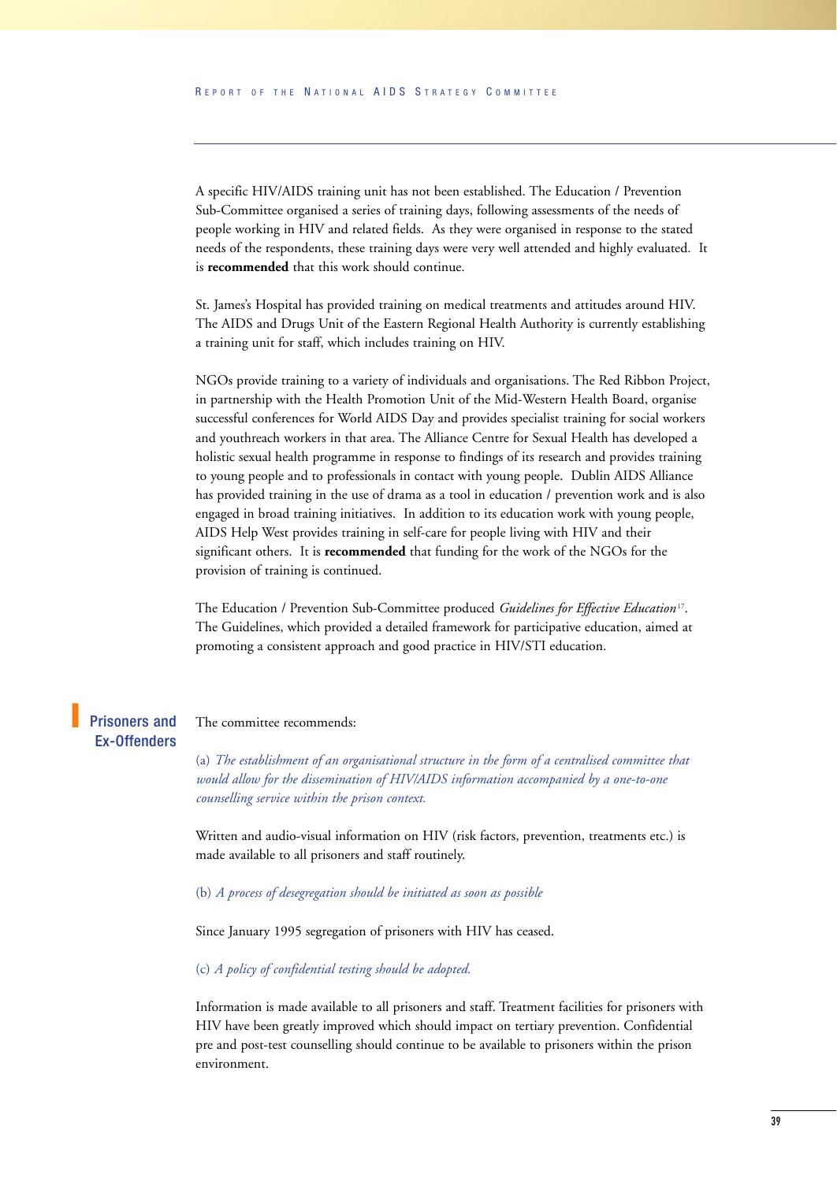A specific HIV/AIDS training unit has not been established. The Education / Prevention Sub-Committee organised a series of training days, following assessments of the needs of people working in HIV and related fields. As they were organised in response to the stated needs of the respondents, these training days were very well attended and highly evaluated. It is **recommended** that this work should continue.

St. James's Hospital has provided training on medical treatments and attitudes around HIV. The AIDS and Drugs Unit of the Eastern Regional Health Authority is currently establishing a training unit for staff, which includes training on HIV.

NGOs provide training to a variety of individuals and organisations. The Red Ribbon Project, in partnership with the Health Promotion Unit of the Mid-Western Health Board, organise successful conferences for World AIDS Day and provides specialist training for social workers and youthreach workers in that area. The Alliance Centre for Sexual Health has developed a holistic sexual health programme in response to findings of its research and provides training to young people and to professionals in contact with young people. Dublin AIDS Alliance has provided training in the use of drama as a tool in education / prevention work and is also engaged in broad training initiatives. In addition to its education work with young people, AIDS Help West provides training in self-care for people living with HIV and their significant others. It is **recommended** that funding for the work of the NGOs for the provision of training is continued.

The Education / Prevention Sub-Committee produced *Guidelines for Effective Education*[17]. The Guidelines, which provided a detailed framework for participative education, aimed at promoting a consistent approach and good practice in HIV/STI education.

## Prisoners and Ex-Offenders

The committee recommends:

(a) *The establishment of an organisational structure in the form of a centralised committee that would allow for the dissemination of HIV/AIDS information accompanied by a one-to-one counselling service within the prison context.*

Written and audio-visual information on HIV (risk factors, prevention, treatments etc.) is made available to all prisoners and staff routinely.

(b) *A process of desegregation should be initiated as soon as possible*

Since January 1995 segregation of prisoners with HIV has ceased.

(c) *A policy of confidential testing should be adopted.*

Information is made available to all prisoners and staff. Treatment facilities for prisoners with HIV have been greatly improved which should impact on tertiary prevention. Confidential pre and post-test counselling should continue to be available to prisoners within the prison environment.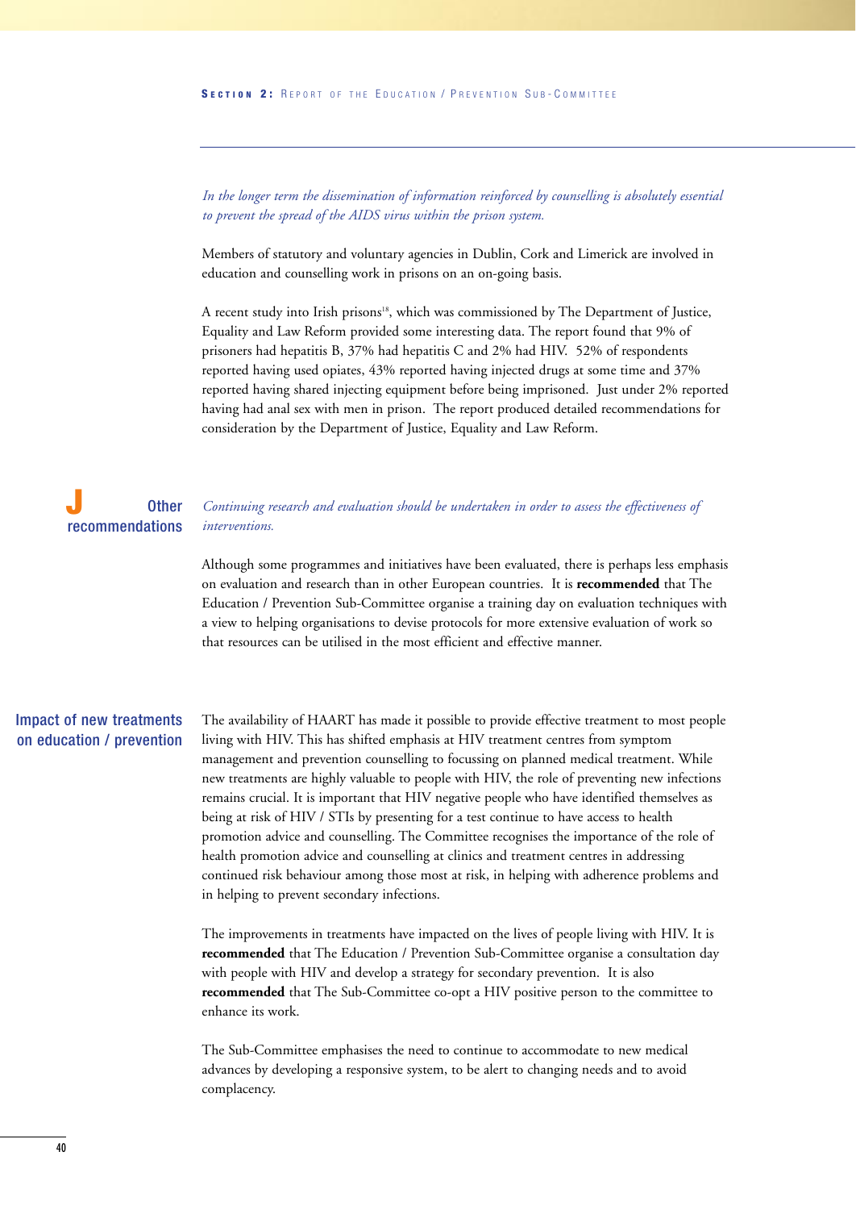*In the longer term the dissemination of information reinforced by counselling is absolutely essential to prevent the spread of the AIDS virus within the prison system.*

Members of statutory and voluntary agencies in Dublin, Cork and Limerick are involved in education and counselling work in prisons on an on-going basis.

A recent study into Irish prisons[18], which was commissioned by The Department of Justice, Equality and Law Reform provided some interesting data. The report found that 9% of prisoners had hepatitis B, 37% had hepatitis C and 2% had HIV. 52% of respondents reported having used opiates, 43% reported having injected drugs at some time and 37% reported having shared injecting equipment before being imprisoned. Just under 2% reported having had anal sex with men in prison. The report produced detailed recommendations for consideration by the Department of Justice, Equality and Law Reform.

## J Other recommendations

*Continuing research and evaluation should be undertaken in order to assess the effectiveness of interventions.*

Although some programmes and initiatives have been evaluated, there is perhaps less emphasis on evaluation and research than in other European countries. It is **recommended** that The Education / Prevention Sub-Committee organise a training day on evaluation techniques with a view to helping organisations to devise protocols for more extensive evaluation of work so that resources can be utilised in the most efficient and effective manner.

### Impact of new treatments on education / prevention

The availability of HAART has made it possible to provide effective treatment to most people living with HIV. This has shifted emphasis at HIV treatment centres from symptom management and prevention counselling to focussing on planned medical treatment. While new treatments are highly valuable to people with HIV, the role of preventing new infections remains crucial. It is important that HIV negative people who have identified themselves as being at risk of HIV / STIs by presenting for a test continue to have access to health promotion advice and counselling. The Committee recognises the importance of the role of health promotion advice and counselling at clinics and treatment centres in addressing continued risk behaviour among those most at risk, in helping with adherence problems and in helping to prevent secondary infections.

The improvements in treatments have impacted on the lives of people living with HIV. It is **recommended** that The Education / Prevention Sub-Committee organise a consultation day with people with HIV and develop a strategy for secondary prevention. It is also **recommended** that The Sub-Committee co-opt a HIV positive person to the committee to enhance its work.

The Sub-Committee emphasises the need to continue to accommodate to new medical advances by developing a responsive system, to be alert to changing needs and to avoid complacency.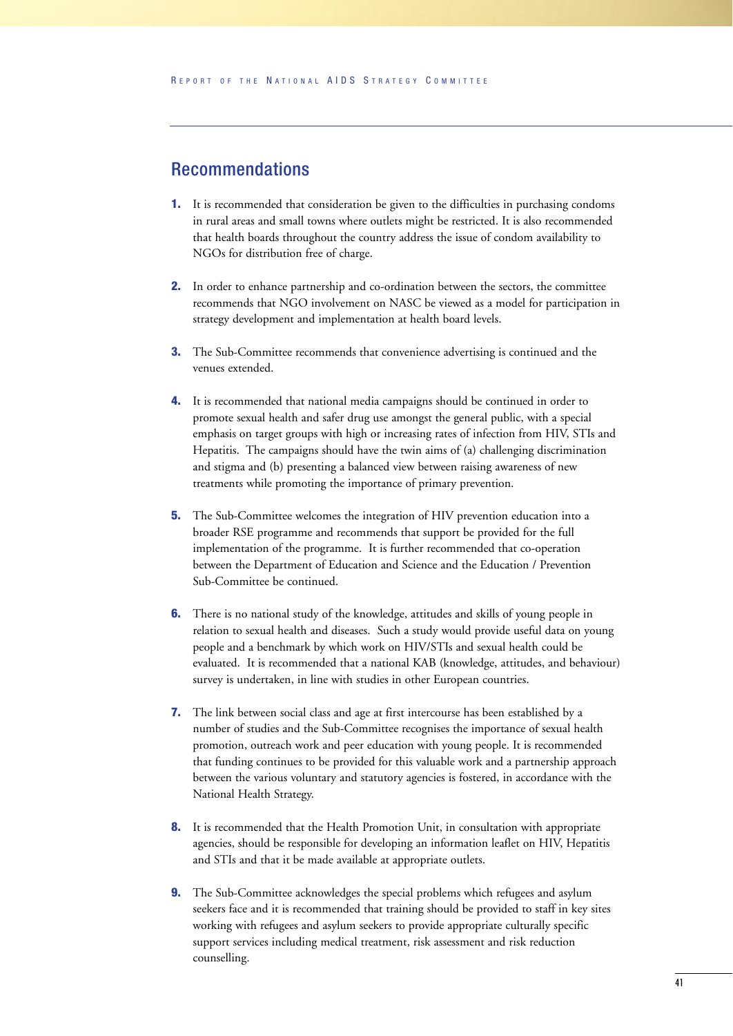## Recommendations

1. It is recommended that consideration be given to the difficulties in purchasing condoms in rural areas and small towns where outlets might be restricted. It is also recommended that health boards throughout the country address the issue of condom availability to NGOs for distribution free of charge.

2. In order to enhance partnership and co-ordination between the sectors, the committee recommends that NGO involvement on NASC be viewed as a model for participation in strategy development and implementation at health board levels.

3. The Sub-Committee recommends that convenience advertising is continued and the venues extended.

4. It is recommended that national media campaigns should be continued in order to promote sexual health and safer drug use amongst the general public, with a special emphasis on target groups with high or increasing rates of infection from HIV, STIs and Hepatitis. The campaigns should have the twin aims of (a) challenging discrimination and stigma and (b) presenting a balanced view between raising awareness of new treatments while promoting the importance of primary prevention.

5. The Sub-Committee welcomes the integration of HIV prevention education into a broader RSE programme and recommends that support be provided for the full implementation of the programme. It is further recommended that co-operation between the Department of Education and Science and the Education / Prevention Sub-Committee be continued.

6. There is no national study of the knowledge, attitudes and skills of young people in relation to sexual health and diseases. Such a study would provide useful data on young people and a benchmark by which work on HIV/STIs and sexual health could be evaluated. It is recommended that a national KAB (knowledge, attitudes, and behaviour) survey is undertaken, in line with studies in other European countries.

7. The link between social class and age at first intercourse has been established by a number of studies and the Sub-Committee recognises the importance of sexual health promotion, outreach work and peer education with young people. It is recommended that funding continues to be provided for this valuable work and a partnership approach between the various voluntary and statutory agencies is fostered, in accordance with the National Health Strategy.

8. It is recommended that the Health Promotion Unit, in consultation with appropriate agencies, should be responsible for developing an information leaflet on HIV, Hepatitis and STIs and that it be made available at appropriate outlets.

9. The Sub-Committee acknowledges the special problems which refugees and asylum seekers face and it is recommended that training should be provided to staff in key sites working with refugees and asylum seekers to provide appropriate culturally specific support services including medical treatment, risk assessment and risk reduction counselling.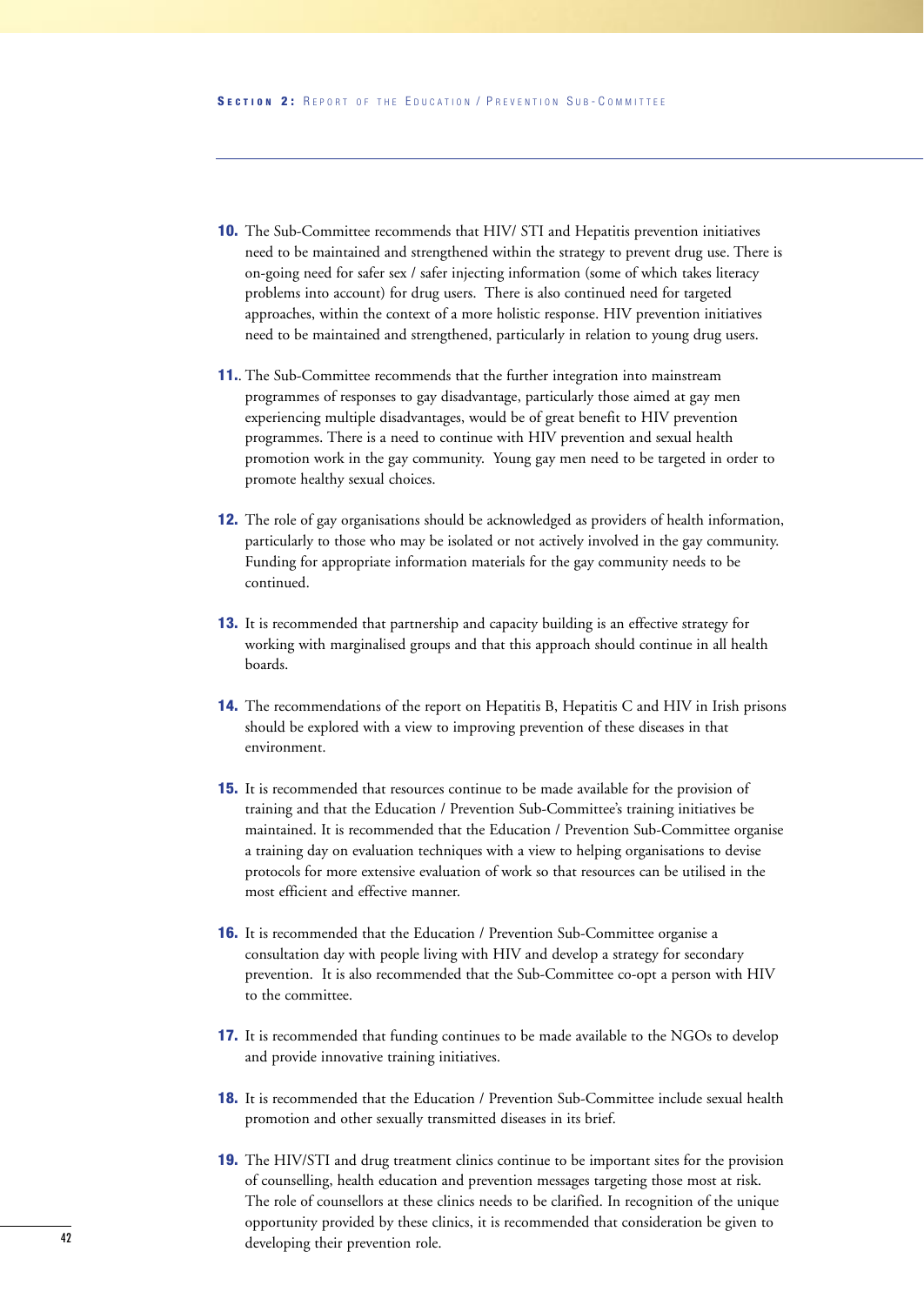**10.** The Sub-Committee recommends that HIV/ STI and Hepatitis prevention initiatives need to be maintained and strengthened within the strategy to prevent drug use. There is on-going need for safer sex / safer injecting information (some of which takes literacy problems into account) for drug users. There is also continued need for targeted approaches, within the context of a more holistic response. HIV prevention initiatives need to be maintained and strengthened, particularly in relation to young drug users.

**11.**. The Sub-Committee recommends that the further integration into mainstream programmes of responses to gay disadvantage, particularly those aimed at gay men experiencing multiple disadvantages, would be of great benefit to HIV prevention programmes. There is a need to continue with HIV prevention and sexual health promotion work in the gay community. Young gay men need to be targeted in order to promote healthy sexual choices.

**12.** The role of gay organisations should be acknowledged as providers of health information, particularly to those who may be isolated or not actively involved in the gay community. Funding for appropriate information materials for the gay community needs to be continued.

**13.** It is recommended that partnership and capacity building is an effective strategy for working with marginalised groups and that this approach should continue in all health boards.

**14.** The recommendations of the report on Hepatitis B, Hepatitis C and HIV in Irish prisons should be explored with a view to improving prevention of these diseases in that environment.

**15.** It is recommended that resources continue to be made available for the provision of training and that the Education / Prevention Sub-Committee's training initiatives be maintained. It is recommended that the Education / Prevention Sub-Committee organise a training day on evaluation techniques with a view to helping organisations to devise protocols for more extensive evaluation of work so that resources can be utilised in the most efficient and effective manner.

**16.** It is recommended that the Education / Prevention Sub-Committee organise a consultation day with people living with HIV and develop a strategy for secondary prevention. It is also recommended that the Sub-Committee co-opt a person with HIV to the committee.

**17.** It is recommended that funding continues to be made available to the NGOs to develop and provide innovative training initiatives.

**18.** It is recommended that the Education / Prevention Sub-Committee include sexual health promotion and other sexually transmitted diseases in its brief.

**19.** The HIV/STI and drug treatment clinics continue to be important sites for the provision of counselling, health education and prevention messages targeting those most at risk. The role of counsellors at these clinics needs to be clarified. In recognition of the unique opportunity provided by these clinics, it is recommended that consideration be given to developing their prevention role.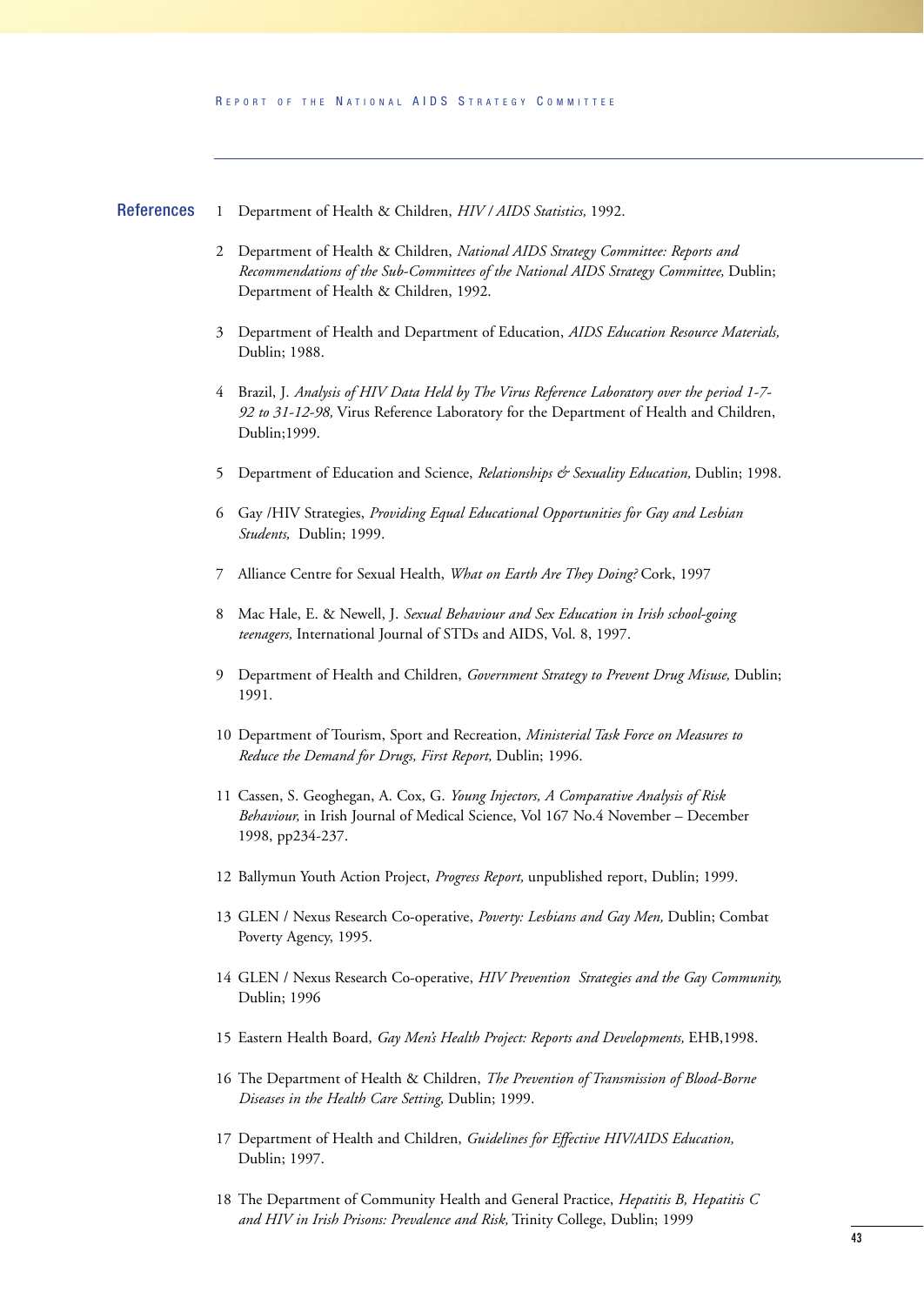## References

1. Department of Health & Children, *HIV / AIDS Statistics,* 1992.

2. Department of Health & Children, *National AIDS Strategy Committee: Reports and Recommendations of the Sub-Committees of the National AIDS Strategy Committee,* Dublin; Department of Health & Children, 1992.

3. Department of Health and Department of Education, *AIDS Education Resource Materials,* Dublin; 1988.

4. Brazil, J. *Analysis of HIV Data Held by The Virus Reference Laboratory over the period 1-7-92 to 31-12-98,* Virus Reference Laboratory for the Department of Health and Children, Dublin;1999.

5. Department of Education and Science, *Relationships & Sexuality Education,* Dublin; 1998.

6. Gay /HIV Strategies, *Providing Equal Educational Opportunities for Gay and Lesbian Students,* Dublin; 1999.

7. Alliance Centre for Sexual Health, *What on Earth Are They Doing?* Cork, 1997

8. Mac Hale, E. & Newell, J. *Sexual Behaviour and Sex Education in Irish school-going teenagers,* International Journal of STDs and AIDS, Vol. 8, 1997.

9. Department of Health and Children, *Government Strategy to Prevent Drug Misuse,* Dublin; 1991.

10. Department of Tourism, Sport and Recreation, *Ministerial Task Force on Measures to Reduce the Demand for Drugs, First Report,* Dublin; 1996.

11. Cassen, S. Geoghegan, A. Cox, G. *Young Injectors, A Comparative Analysis of Risk Behaviour,* in Irish Journal of Medical Science, Vol 167 No.4 November – December 1998, pp234-237.

12. Ballymun Youth Action Project, *Progress Report,* unpublished report, Dublin; 1999.

13. GLEN / Nexus Research Co-operative, *Poverty: Lesbians and Gay Men,* Dublin; Combat Poverty Agency, 1995.

14. GLEN / Nexus Research Co-operative, *HIV Prevention Strategies and the Gay Community,* Dublin; 1996

15. Eastern Health Board, *Gay Men's Health Project: Reports and Developments,* EHB,1998.

16. The Department of Health & Children, *The Prevention of Transmission of Blood-Borne Diseases in the Health Care Setting,* Dublin; 1999.

17. Department of Health and Children, *Guidelines for Effective HIV/AIDS Education,* Dublin; 1997.

18. The Department of Community Health and General Practice, *Hepatitis B, Hepatitis C and HIV in Irish Prisons: Prevalence and Risk,* Trinity College, Dublin; 1999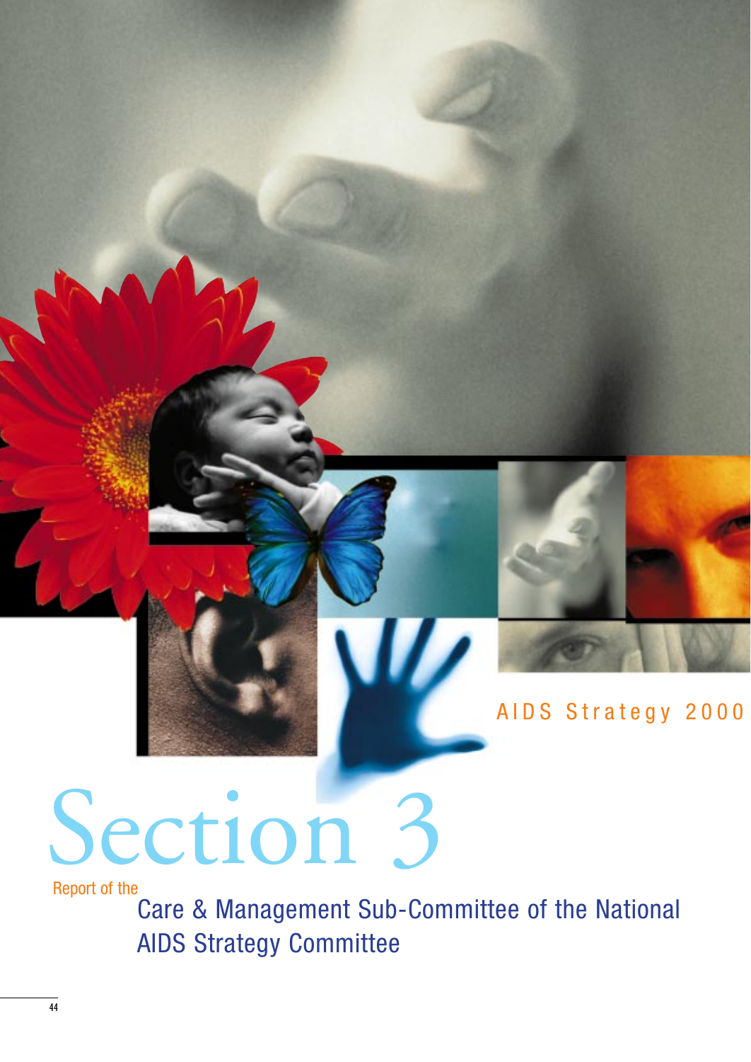AIDS Strategy 2000

# Section 3

Report of the

## Care & Management Sub-Committee of the National AIDS Strategy Committee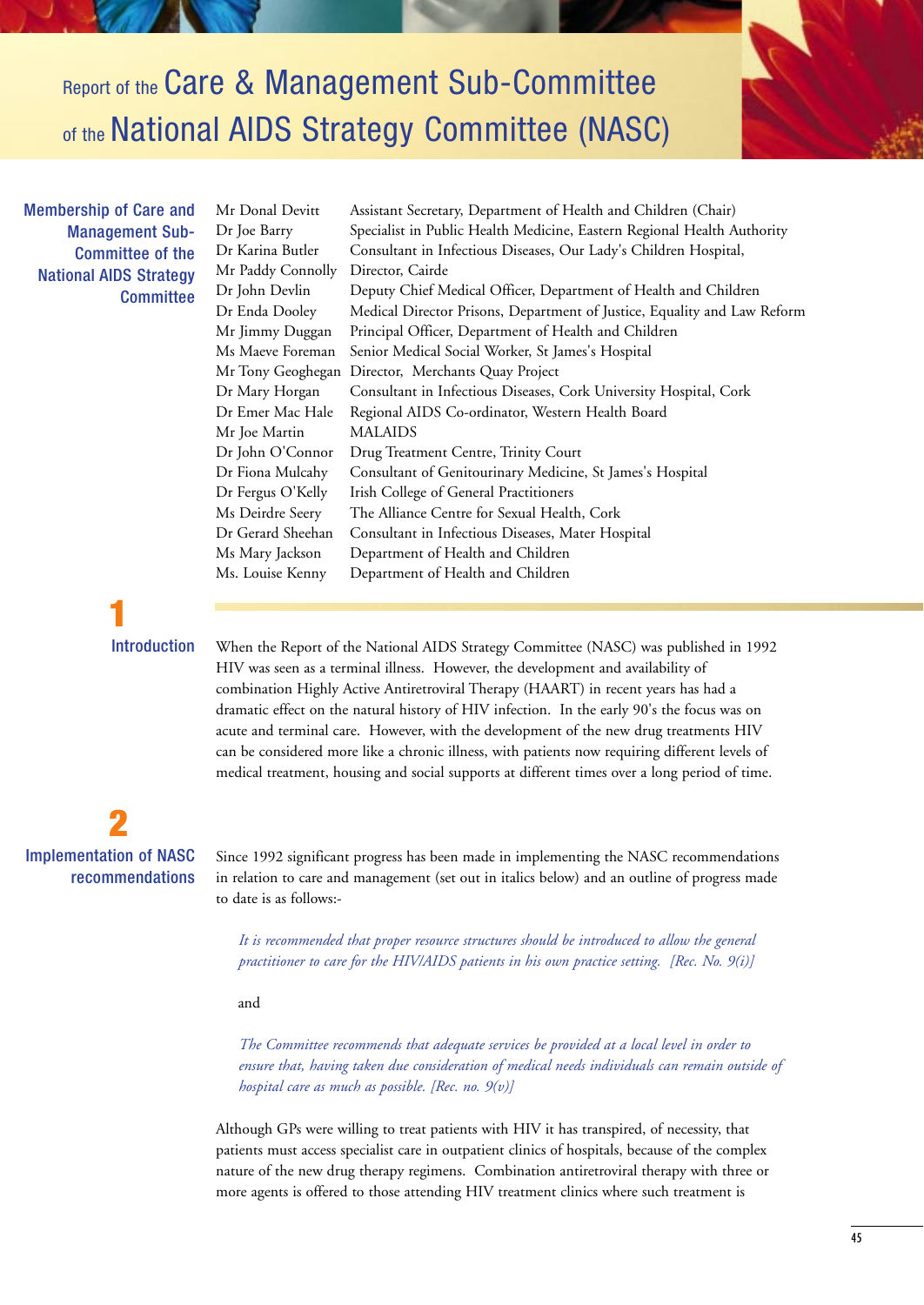# Report of the Care & Management Sub-Committee of the National AIDS Strategy Committee (NASC)

## Membership of Care and Management Sub-Committee of the National AIDS Strategy Committee

| | |
|---|---|
| Mr Donal Devitt | Assistant Secretary, Department of Health and Children (Chair) |
| Dr Joe Barry | Specialist in Public Health Medicine, Eastern Regional Health Authority |
| Dr Karina Butler | Consultant in Infectious Diseases, Our Lady's Children Hospital, |
| Mr Paddy Connolly | Director, Cairde |
| Dr John Devlin | Deputy Chief Medical Officer, Department of Health and Children |
| Dr Enda Dooley | Medical Director Prisons, Department of Justice, Equality and Law Reform |
| Mr Jimmy Duggan | Principal Officer, Department of Health and Children |
| Ms Maeve Foreman | Senior Medical Social Worker, St James's Hospital |
| Mr Tony Geoghegan | Director, Merchants Quay Project |
| Dr Mary Horgan | Consultant in Infectious Diseases, Cork University Hospital, Cork |
| Dr Emer Mac Hale | Regional AIDS Co-ordinator, Western Health Board |
| Mr Joe Martin | MALAIDS |
| Dr John O'Connor | Drug Treatment Centre, Trinity Court |
| Dr Fiona Mulcahy | Consultant of Genitourinary Medicine, St James's Hospital |
| Dr Fergus O'Kelly | Irish College of General Practitioners |
| Ms Deirdre Seery | The Alliance Centre for Sexual Health, Cork |
| Dr Gerard Sheehan | Consultant in Infectious Diseases, Mater Hospital |
| Ms Mary Jackson | Department of Health and Children |
| Ms. Louise Kenny | Department of Health and Children |

## 1 Introduction

When the Report of the National AIDS Strategy Committee (NASC) was published in 1992 HIV was seen as a terminal illness. However, the development and availability of combination Highly Active Antiretroviral Therapy (HAART) in recent years has had a dramatic effect on the natural history of HIV infection. In the early 90's the focus was on acute and terminal care. However, with the development of the new drug treatments HIV can be considered more like a chronic illness, with patients now requiring different levels of medical treatment, housing and social supports at different times over a long period of time.

## 2 Implementation of NASC recommendations

Since 1992 significant progress has been made in implementing the NASC recommendations in relation to care and management (set out in italics below) and an outline of progress made to date is as follows:-

> *It is recommended that proper resource structures should be introduced to allow the general practitioner to care for the HIV/AIDS patients in his own practice setting. [Rec. No. 9(i)]*
>
> and
>
> *The Committee recommends that adequate services be provided at a local level in order to ensure that, having taken due consideration of medical needs individuals can remain outside of hospital care as much as possible. [Rec. no. 9(v)]*

Although GPs were willing to treat patients with HIV it has transpired, of necessity, that patients must access specialist care in outpatient clinics of hospitals, because of the complex nature of the new drug therapy regimens. Combination antiretroviral therapy with three or more agents is offered to those attending HIV treatment clinics where such treatment is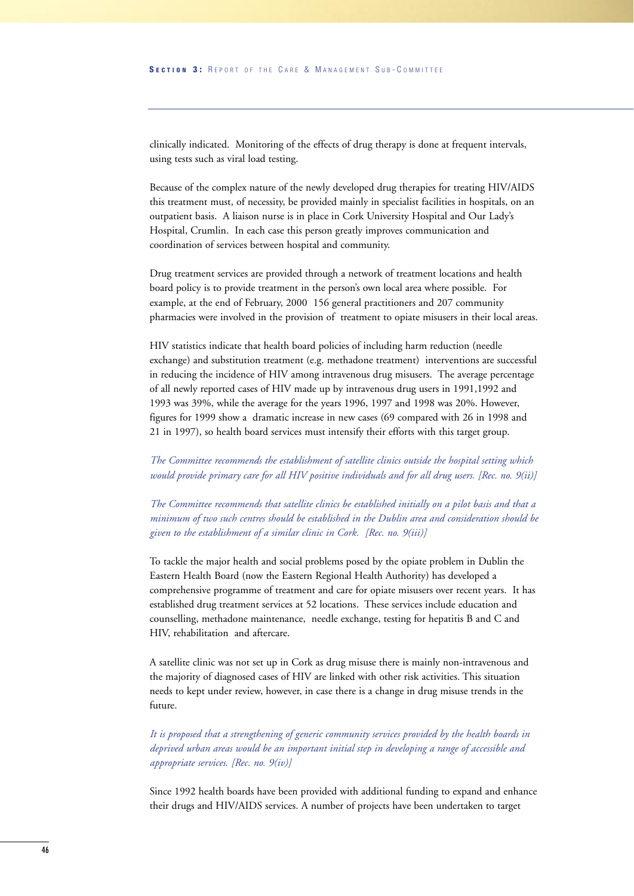clinically indicated. Monitoring of the effects of drug therapy is done at frequent intervals, using tests such as viral load testing.

Because of the complex nature of the newly developed drug therapies for treating HIV/AIDS this treatment must, of necessity, be provided mainly in specialist facilities in hospitals, on an outpatient basis. A liaison nurse is in place in Cork University Hospital and Our Lady's Hospital, Crumlin. In each case this person greatly improves communication and coordination of services between hospital and community.

Drug treatment services are provided through a network of treatment locations and health board policy is to provide treatment in the person's own local area where possible. For example, at the end of February, 2000 156 general practitioners and 207 community pharmacies were involved in the provision of treatment to opiate misusers in their local areas.

HIV statistics indicate that health board policies of including harm reduction (needle exchange) and substitution treatment (e.g. methadone treatment) interventions are successful in reducing the incidence of HIV among intravenous drug misusers. The average percentage of all newly reported cases of HIV made up by intravenous drug users in 1991,1992 and 1993 was 39%, while the average for the years 1996, 1997 and 1998 was 20%. However, figures for 1999 show a dramatic increase in new cases (69 compared with 26 in 1998 and 21 in 1997), so health board services must intensify their efforts with this target group.

*The Committee recommends the establishment of satellite clinics outside the hospital setting which would provide primary care for all HIV positive individuals and for all drug users. [Rec. no. 9(ii)]*

*The Committee recommends that satellite clinics be established initially on a pilot basis and that a minimum of two such centres should be established in the Dublin area and consideration should be given to the establishment of a similar clinic in Cork. [Rec. no. 9(iii)]*

To tackle the major health and social problems posed by the opiate problem in Dublin the Eastern Health Board (now the Eastern Regional Health Authority) has developed a comprehensive programme of treatment and care for opiate misusers over recent years. It has established drug treatment services at 52 locations. These services include education and counselling, methadone maintenance, needle exchange, testing for hepatitis B and C and HIV, rehabilitation and aftercare.

A satellite clinic was not set up in Cork as drug misuse there is mainly non-intravenous and the majority of diagnosed cases of HIV are linked with other risk activities. This situation needs to kept under review, however, in case there is a change in drug misuse trends in the future.

*It is proposed that a strengthening of generic community services provided by the health boards in deprived urban areas would be an important initial step in developing a range of accessible and appropriate services. [Rec. no. 9(iv)]*

Since 1992 health boards have been provided with additional funding to expand and enhance their drugs and HIV/AIDS services. A number of projects have been undertaken to target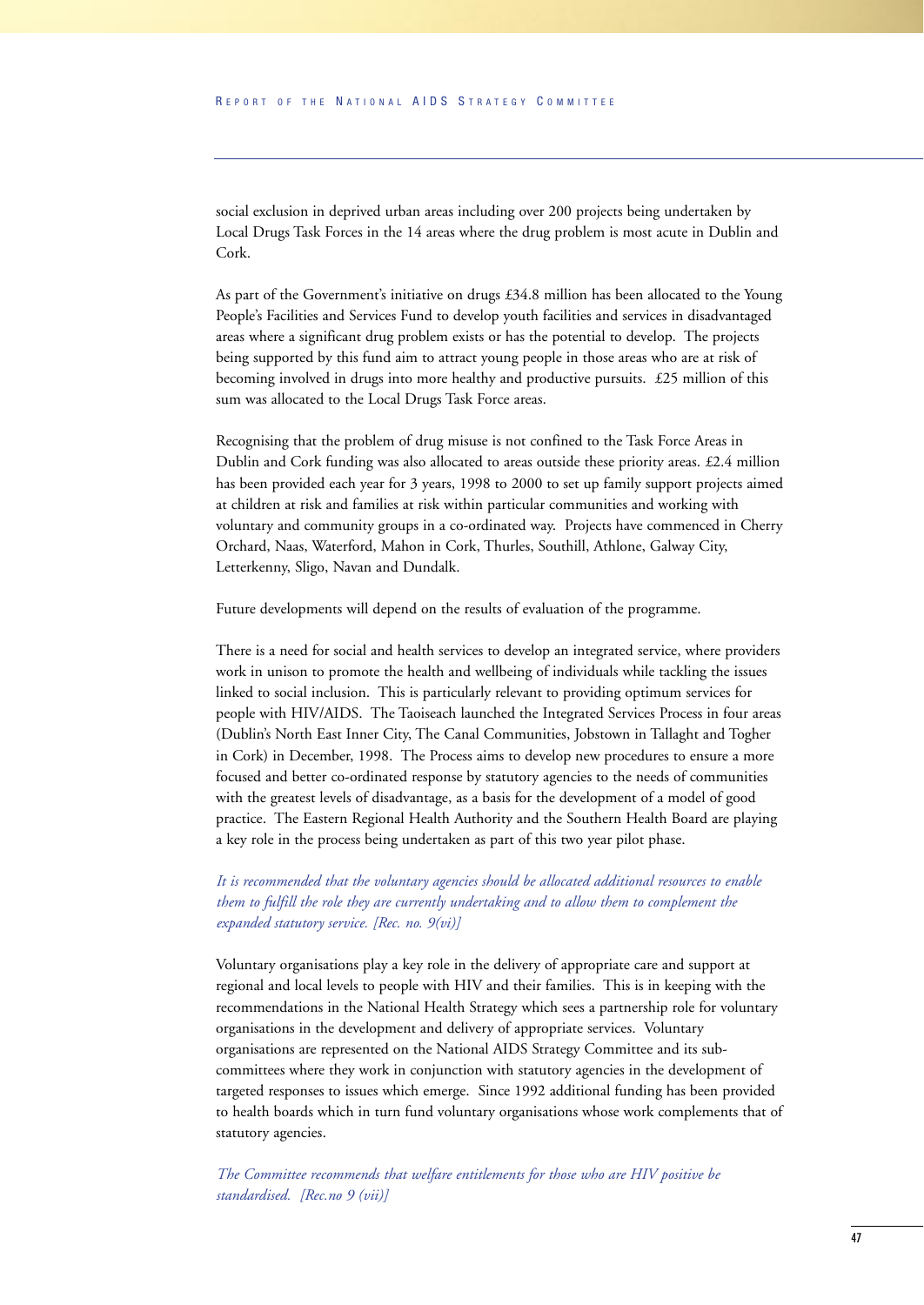social exclusion in deprived urban areas including over 200 projects being undertaken by Local Drugs Task Forces in the 14 areas where the drug problem is most acute in Dublin and Cork.

As part of the Government's initiative on drugs £34.8 million has been allocated to the Young People's Facilities and Services Fund to develop youth facilities and services in disadvantaged areas where a significant drug problem exists or has the potential to develop. The projects being supported by this fund aim to attract young people in those areas who are at risk of becoming involved in drugs into more healthy and productive pursuits. £25 million of this sum was allocated to the Local Drugs Task Force areas.

Recognising that the problem of drug misuse is not confined to the Task Force Areas in Dublin and Cork funding was also allocated to areas outside these priority areas. £2.4 million has been provided each year for 3 years, 1998 to 2000 to set up family support projects aimed at children at risk and families at risk within particular communities and working with voluntary and community groups in a co-ordinated way. Projects have commenced in Cherry Orchard, Naas, Waterford, Mahon in Cork, Thurles, Southill, Athlone, Galway City, Letterkenny, Sligo, Navan and Dundalk.

Future developments will depend on the results of evaluation of the programme.

There is a need for social and health services to develop an integrated service, where providers work in unison to promote the health and wellbeing of individuals while tackling the issues linked to social inclusion. This is particularly relevant to providing optimum services for people with HIV/AIDS. The Taoiseach launched the Integrated Services Process in four areas (Dublin's North East Inner City, The Canal Communities, Jobstown in Tallaght and Togher in Cork) in December, 1998. The Process aims to develop new procedures to ensure a more focused and better co-ordinated response by statutory agencies to the needs of communities with the greatest levels of disadvantage, as a basis for the development of a model of good practice. The Eastern Regional Health Authority and the Southern Health Board are playing a key role in the process being undertaken as part of this two year pilot phase.

*It is recommended that the voluntary agencies should be allocated additional resources to enable them to fulfill the role they are currently undertaking and to allow them to complement the expanded statutory service. [Rec. no. 9(vi)]*

Voluntary organisations play a key role in the delivery of appropriate care and support at regional and local levels to people with HIV and their families. This is in keeping with the recommendations in the National Health Strategy which sees a partnership role for voluntary organisations in the development and delivery of appropriate services. Voluntary organisations are represented on the National AIDS Strategy Committee and its sub-committees where they work in conjunction with statutory agencies in the development of targeted responses to issues which emerge. Since 1992 additional funding has been provided to health boards which in turn fund voluntary organisations whose work complements that of statutory agencies.

*The Committee recommends that welfare entitlements for those who are HIV positive be standardised. [Rec.no 9 (vii)]*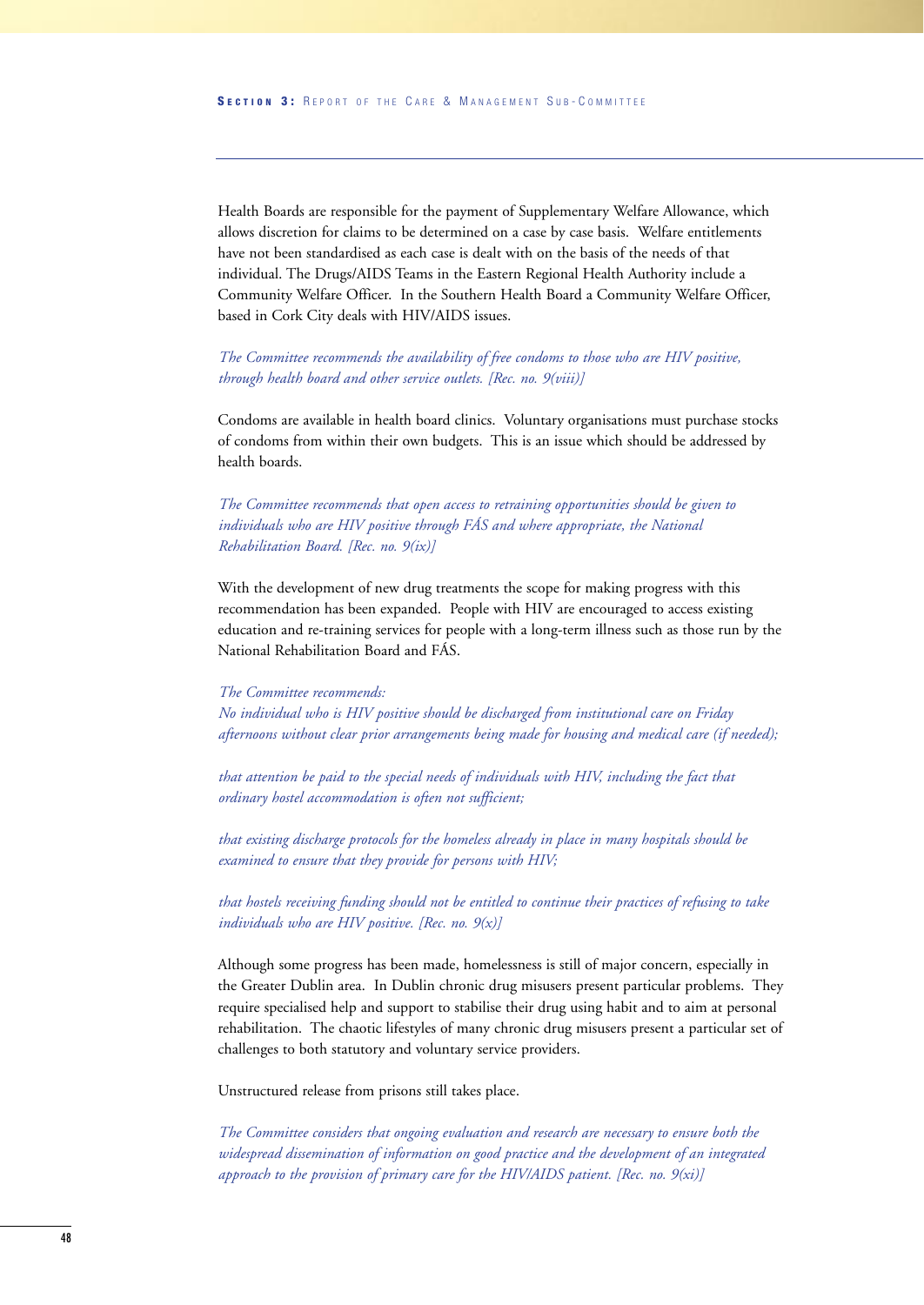Health Boards are responsible for the payment of Supplementary Welfare Allowance, which allows discretion for claims to be determined on a case by case basis. Welfare entitlements have not been standardised as each case is dealt with on the basis of the needs of that individual. The Drugs/AIDS Teams in the Eastern Regional Health Authority include a Community Welfare Officer. In the Southern Health Board a Community Welfare Officer, based in Cork City deals with HIV/AIDS issues.

*The Committee recommends the availability of free condoms to those who are HIV positive, through health board and other service outlets. [Rec. no. 9(viii)]*

Condoms are available in health board clinics. Voluntary organisations must purchase stocks of condoms from within their own budgets. This is an issue which should be addressed by health boards.

*The Committee recommends that open access to retraining opportunities should be given to individuals who are HIV positive through FÁS and where appropriate, the National Rehabilitation Board. [Rec. no. 9(ix)]*

With the development of new drug treatments the scope for making progress with this recommendation has been expanded. People with HIV are encouraged to access existing education and re-training services for people with a long-term illness such as those run by the National Rehabilitation Board and FÁS.

*The Committee recommends:*
*No individual who is HIV positive should be discharged from institutional care on Friday afternoons without clear prior arrangements being made for housing and medical care (if needed);*

*that attention be paid to the special needs of individuals with HIV, including the fact that ordinary hostel accommodation is often not sufficient;*

*that existing discharge protocols for the homeless already in place in many hospitals should be examined to ensure that they provide for persons with HIV;*

*that hostels receiving funding should not be entitled to continue their practices of refusing to take individuals who are HIV positive. [Rec. no. 9(x)]*

Although some progress has been made, homelessness is still of major concern, especially in the Greater Dublin area. In Dublin chronic drug misusers present particular problems. They require specialised help and support to stabilise their drug using habit and to aim at personal rehabilitation. The chaotic lifestyles of many chronic drug misusers present a particular set of challenges to both statutory and voluntary service providers.

Unstructured release from prisons still takes place.

*The Committee considers that ongoing evaluation and research are necessary to ensure both the widespread dissemination of information on good practice and the development of an integrated approach to the provision of primary care for the HIV/AIDS patient. [Rec. no. 9(xi)]*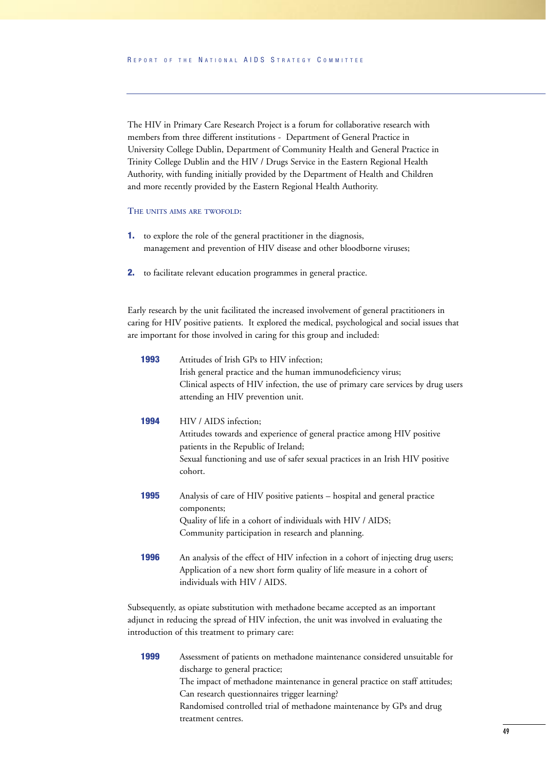The HIV in Primary Care Research Project is a forum for collaborative research with members from three different institutions - Department of General Practice in University College Dublin, Department of Community Health and General Practice in Trinity College Dublin and the HIV / Drugs Service in the Eastern Regional Health Authority, with funding initially provided by the Department of Health and Children and more recently provided by the Eastern Regional Health Authority.

### The units aims are twofold:

1. to explore the role of the general practitioner in the diagnosis, management and prevention of HIV disease and other bloodborne viruses;

2. to facilitate relevant education programmes in general practice.

Early research by the unit facilitated the increased involvement of general practitioners in caring for HIV positive patients. It explored the medical, psychological and social issues that are important for those involved in caring for this group and included:

**1993** Attitudes of Irish GPs to HIV infection;
Irish general practice and the human immunodeficiency virus;
Clinical aspects of HIV infection, the use of primary care services by drug users attending an HIV prevention unit.

**1994** HIV / AIDS infection;
Attitudes towards and experience of general practice among HIV positive patients in the Republic of Ireland;
Sexual functioning and use of safer sexual practices in an Irish HIV positive cohort.

**1995** Analysis of care of HIV positive patients – hospital and general practice components;
Quality of life in a cohort of individuals with HIV / AIDS;
Community participation in research and planning.

**1996** An analysis of the effect of HIV infection in a cohort of injecting drug users;
Application of a new short form quality of life measure in a cohort of individuals with HIV / AIDS.

Subsequently, as opiate substitution with methadone became accepted as an important adjunct in reducing the spread of HIV infection, the unit was involved in evaluating the introduction of this treatment to primary care:

**1999** Assessment of patients on methadone maintenance considered unsuitable for discharge to general practice;
The impact of methadone maintenance in general practice on staff attitudes;
Can research questionnaires trigger learning?
Randomised controlled trial of methadone maintenance by GPs and drug treatment centres.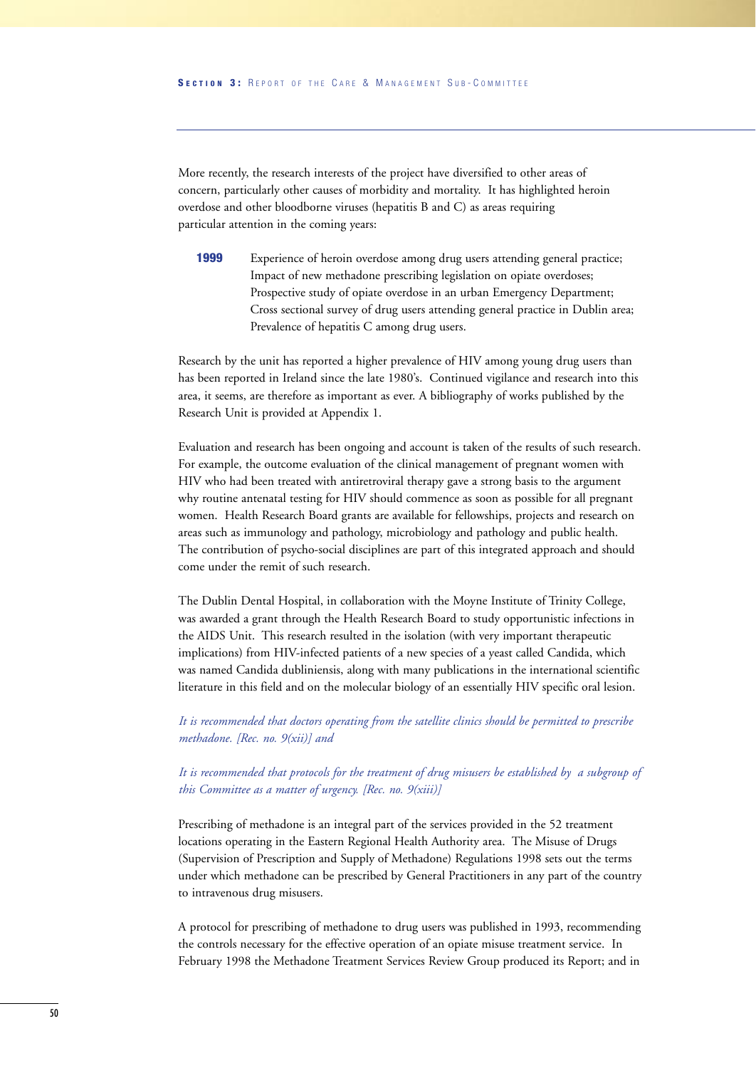More recently, the research interests of the project have diversified to other areas of concern, particularly other causes of morbidity and mortality. It has highlighted heroin overdose and other bloodborne viruses (hepatitis B and C) as areas requiring particular attention in the coming years:

**1999** Experience of heroin overdose among drug users attending general practice;
Impact of new methadone prescribing legislation on opiate overdoses;
Prospective study of opiate overdose in an urban Emergency Department;
Cross sectional survey of drug users attending general practice in Dublin area;
Prevalence of hepatitis C among drug users.

Research by the unit has reported a higher prevalence of HIV among young drug users than has been reported in Ireland since the late 1980's. Continued vigilance and research into this area, it seems, are therefore as important as ever. A bibliography of works published by the Research Unit is provided at Appendix 1.

Evaluation and research has been ongoing and account is taken of the results of such research. For example, the outcome evaluation of the clinical management of pregnant women with HIV who had been treated with antiretroviral therapy gave a strong basis to the argument why routine antenatal testing for HIV should commence as soon as possible for all pregnant women. Health Research Board grants are available for fellowships, projects and research on areas such as immunology and pathology, microbiology and pathology and public health. The contribution of psycho-social disciplines are part of this integrated approach and should come under the remit of such research.

The Dublin Dental Hospital, in collaboration with the Moyne Institute of Trinity College, was awarded a grant through the Health Research Board to study opportunistic infections in the AIDS Unit. This research resulted in the isolation (with very important therapeutic implications) from HIV-infected patients of a new species of a yeast called Candida, which was named Candida dubliniensis, along with many publications in the international scientific literature in this field and on the molecular biology of an essentially HIV specific oral lesion.

*It is recommended that doctors operating from the satellite clinics should be permitted to prescribe methadone. [Rec. no. 9(xii)] and*

*It is recommended that protocols for the treatment of drug misusers be established by a subgroup of this Committee as a matter of urgency. [Rec. no. 9(xiii)]*

Prescribing of methadone is an integral part of the services provided in the 52 treatment locations operating in the Eastern Regional Health Authority area. The Misuse of Drugs (Supervision of Prescription and Supply of Methadone) Regulations 1998 sets out the terms under which methadone can be prescribed by General Practitioners in any part of the country to intravenous drug misusers.

A protocol for prescribing of methadone to drug users was published in 1993, recommending the controls necessary for the effective operation of an opiate misuse treatment service. In February 1998 the Methadone Treatment Services Review Group produced its Report; and in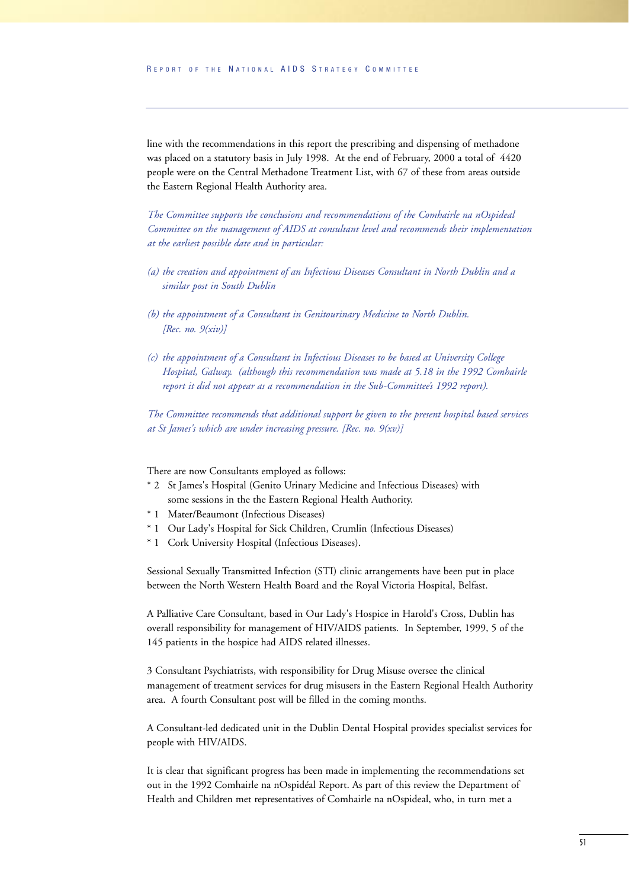line with the recommendations in this report the prescribing and dispensing of methadone was placed on a statutory basis in July 1998. At the end of February, 2000 a total of 4420 people were on the Central Methadone Treatment List, with 67 of these from areas outside the Eastern Regional Health Authority area.

*The Committee supports the conclusions and recommendations of the Comhairle na nOspideal Committee on the management of AIDS at consultant level and recommends their implementation at the earliest possible date and in particular:*

*(a) the creation and appointment of an Infectious Diseases Consultant in North Dublin and a similar post in South Dublin*

*(b) the appointment of a Consultant in Genitourinary Medicine to North Dublin. [Rec. no. 9(xiv)]*

*(c) the appointment of a Consultant in Infectious Diseases to be based at University College Hospital, Galway. (although this recommendation was made at 5.18 in the 1992 Comhairle report it did not appear as a recommendation in the Sub-Committee's 1992 report).*

*The Committee recommends that additional support be given to the present hospital based services at St James's which are under increasing pressure. [Rec. no. 9(xv)]*

There are now Consultants employed as follows:

* 2 St James's Hospital (Genito Urinary Medicine and Infectious Diseases) with some sessions in the the Eastern Regional Health Authority.
* 1 Mater/Beaumont (Infectious Diseases)
* 1 Our Lady's Hospital for Sick Children, Crumlin (Infectious Diseases)
* 1 Cork University Hospital (Infectious Diseases).

Sessional Sexually Transmitted Infection (STI) clinic arrangements have been put in place between the North Western Health Board and the Royal Victoria Hospital, Belfast.

A Palliative Care Consultant, based in Our Lady's Hospice in Harold's Cross, Dublin has overall responsibility for management of HIV/AIDS patients. In September, 1999, 5 of the 145 patients in the hospice had AIDS related illnesses.

3 Consultant Psychiatrists, with responsibility for Drug Misuse oversee the clinical management of treatment services for drug misusers in the Eastern Regional Health Authority area. A fourth Consultant post will be filled in the coming months.

A Consultant-led dedicated unit in the Dublin Dental Hospital provides specialist services for people with HIV/AIDS.

It is clear that significant progress has been made in implementing the recommendations set out in the 1992 Comhairle na nOspidéal Report. As part of this review the Department of Health and Children met representatives of Comhairle na nOspideal, who, in turn met a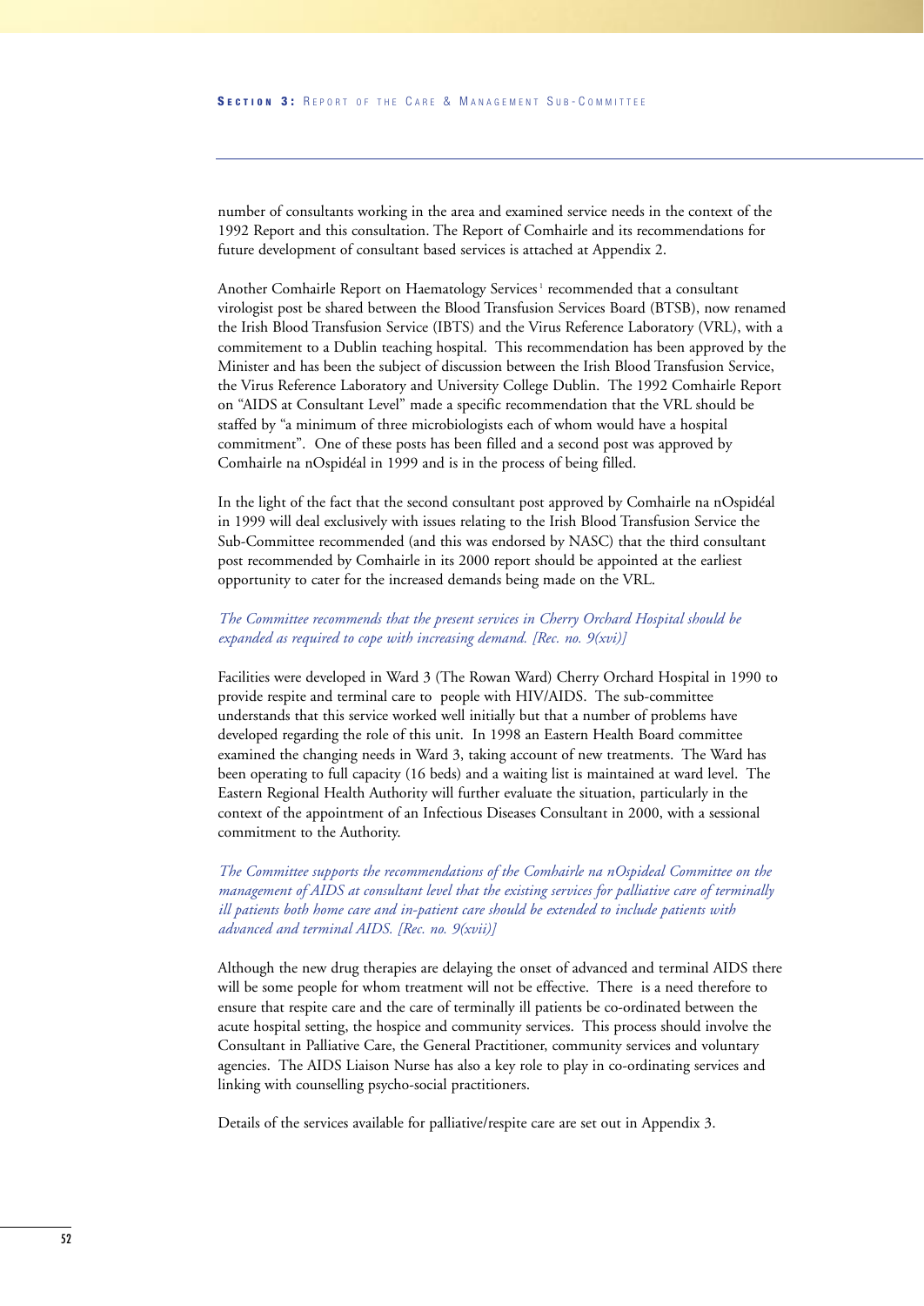number of consultants working in the area and examined service needs in the context of the 1992 Report and this consultation. The Report of Comhairle and its recommendations for future development of consultant based services is attached at Appendix 2.

Another Comhairle Report on Haematology Services[1] recommended that a consultant virologist post be shared between the Blood Transfusion Services Board (BTSB), now renamed the Irish Blood Transfusion Service (IBTS) and the Virus Reference Laboratory (VRL), with a commitement to a Dublin teaching hospital. This recommendation has been approved by the Minister and has been the subject of discussion between the Irish Blood Transfusion Service, the Virus Reference Laboratory and University College Dublin. The 1992 Comhairle Report on "AIDS at Consultant Level" made a specific recommendation that the VRL should be staffed by "a minimum of three microbiologists each of whom would have a hospital commitment". One of these posts has been filled and a second post was approved by Comhairle na nOspidéal in 1999 and is in the process of being filled.

In the light of the fact that the second consultant post approved by Comhairle na nOspidéal in 1999 will deal exclusively with issues relating to the Irish Blood Transfusion Service the Sub-Committee recommended (and this was endorsed by NASC) that the third consultant post recommended by Comhairle in its 2000 report should be appointed at the earliest opportunity to cater for the increased demands being made on the VRL.

*The Committee recommends that the present services in Cherry Orchard Hospital should be expanded as required to cope with increasing demand. [Rec. no. 9(xvi)]*

Facilities were developed in Ward 3 (The Rowan Ward) Cherry Orchard Hospital in 1990 to provide respite and terminal care to people with HIV/AIDS. The sub-committee understands that this service worked well initially but that a number of problems have developed regarding the role of this unit. In 1998 an Eastern Health Board committee examined the changing needs in Ward 3, taking account of new treatments. The Ward has been operating to full capacity (16 beds) and a waiting list is maintained at ward level. The Eastern Regional Health Authority will further evaluate the situation, particularly in the context of the appointment of an Infectious Diseases Consultant in 2000, with a sessional commitment to the Authority.

*The Committee supports the recommendations of the Comhairle na nOspideal Committee on the management of AIDS at consultant level that the existing services for palliative care of terminally ill patients both home care and in-patient care should be extended to include patients with advanced and terminal AIDS. [Rec. no. 9(xvii)]*

Although the new drug therapies are delaying the onset of advanced and terminal AIDS there will be some people for whom treatment will not be effective. There is a need therefore to ensure that respite care and the care of terminally ill patients be co-ordinated between the acute hospital setting, the hospice and community services. This process should involve the Consultant in Palliative Care, the General Practitioner, community services and voluntary agencies. The AIDS Liaison Nurse has also a key role to play in co-ordinating services and linking with counselling psycho-social practitioners.

Details of the services available for palliative/respite care are set out in Appendix 3.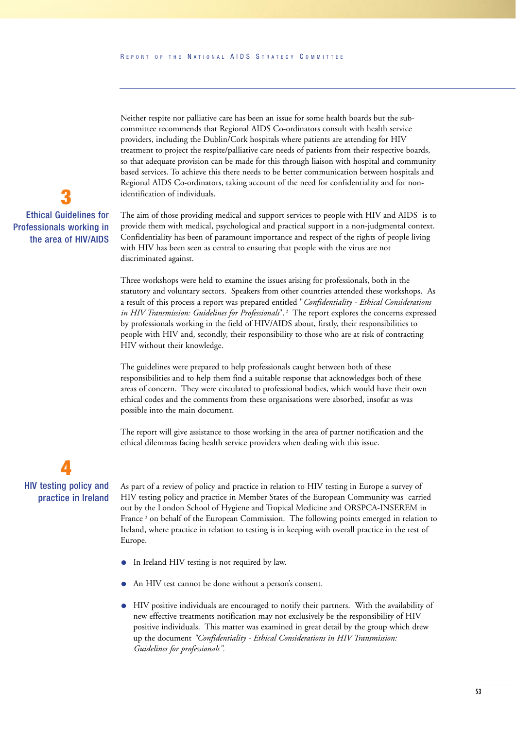Neither respite nor palliative care has been an issue for some health boards but the sub-committee recommends that Regional AIDS Co-ordinators consult with health service providers, including the Dublin/Cork hospitals where patients are attending for HIV treatment to project the respite/palliative care needs of patients from their respective boards, so that adequate provision can be made for this through liaison with hospital and community based services. To achieve this there needs to be better communication between hospitals and Regional AIDS Co-ordinators, taking account of the need for confidentiality and for non-identification of individuals.

## 3 Ethical Guidelines for Professionals working in the area of HIV/AIDS

The aim of those providing medical and support services to people with HIV and AIDS is to provide them with medical, psychological and practical support in a non-judgmental context. Confidentiality has been of paramount importance and respect of the rights of people living with HIV has been seen as central to ensuring that people with the virus are not discriminated against.

Three workshops were held to examine the issues arising for professionals, both in the statutory and voluntary sectors. Speakers from other countries attended these workshops. As a result of this process a report was prepared entitled "*Confidentiality - Ethical Considerations in HIV Transmission: Guidelines for Professionals*".[2] The report explores the concerns expressed by professionals working in the field of HIV/AIDS about, firstly, their responsibilities to people with HIV and, secondly, their responsibility to those who are at risk of contracting HIV without their knowledge.

The guidelines were prepared to help professionals caught between both of these responsibilities and to help them find a suitable response that acknowledges both of these areas of concern. They were circulated to professional bodies, which would have their own ethical codes and the comments from these organisations were absorbed, insofar as was possible into the main document.

The report will give assistance to those working in the area of partner notification and the ethical dilemmas facing health service providers when dealing with this issue.

## 4 HIV testing policy and practice in Ireland

As part of a review of policy and practice in relation to HIV testing in Europe a survey of HIV testing policy and practice in Member States of the European Community was carried out by the London School of Hygiene and Tropical Medicine and ORSPCA-INSEREM in France [3] on behalf of the European Commission. The following points emerged in relation to Ireland, where practice in relation to testing is in keeping with overall practice in the rest of Europe.

- In Ireland HIV testing is not required by law.
- An HIV test cannot be done without a person's consent.
- HIV positive individuals are encouraged to notify their partners. With the availability of new effective treatments notification may not exclusively be the responsibility of HIV positive individuals. This matter was examined in great detail by the group which drew up the document *"Confidentiality - Ethical Considerations in HIV Transmission: Guidelines for professionals".*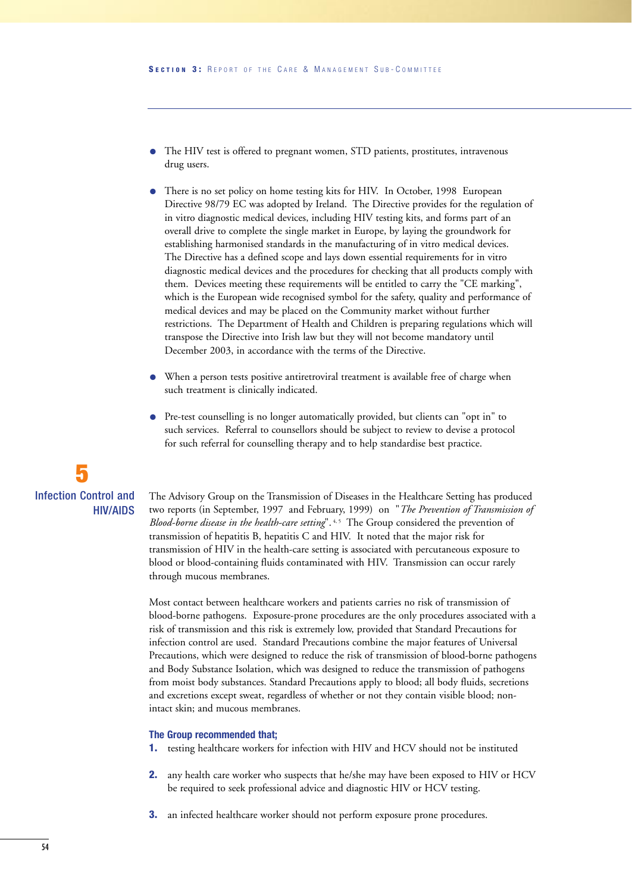- The HIV test is offered to pregnant women, STD patients, prostitutes, intravenous drug users.

- There is no set policy on home testing kits for HIV. In October, 1998 European Directive 98/79 EC was adopted by Ireland. The Directive provides for the regulation of in vitro diagnostic medical devices, including HIV testing kits, and forms part of an overall drive to complete the single market in Europe, by laying the groundwork for establishing harmonised standards in the manufacturing of in vitro medical devices. The Directive has a defined scope and lays down essential requirements for in vitro diagnostic medical devices and the procedures for checking that all products comply with them. Devices meeting these requirements will be entitled to carry the "CE marking", which is the European wide recognised symbol for the safety, quality and performance of medical devices and may be placed on the Community market without further restrictions. The Department of Health and Children is preparing regulations which will transpose the Directive into Irish law but they will not become mandatory until December 2003, in accordance with the terms of the Directive.

- When a person tests positive antiretroviral treatment is available free of charge when such treatment is clinically indicated.

- Pre-test counselling is no longer automatically provided, but clients can "opt in" to such services. Referral to counsellors should be subject to review to devise a protocol for such referral for counselling therapy and to help standardise best practice.

## 5 Infection Control and HIV/AIDS

The Advisory Group on the Transmission of Diseases in the Healthcare Setting has produced two reports (in September, 1997 and February, 1999) on "*The Prevention of Transmission of Blood-borne disease in the health-care setting*".[4, 5] The Group considered the prevention of transmission of hepatitis B, hepatitis C and HIV. It noted that the major risk for transmission of HIV in the health-care setting is associated with percutaneous exposure to blood or blood-containing fluids contaminated with HIV. Transmission can occur rarely through mucous membranes.

Most contact between healthcare workers and patients carries no risk of transmission of blood-borne pathogens. Exposure-prone procedures are the only procedures associated with a risk of transmission and this risk is extremely low, provided that Standard Precautions for infection control are used. Standard Precautions combine the major features of Universal Precautions, which were designed to reduce the risk of transmission of blood-borne pathogens and Body Substance Isolation, which was designed to reduce the transmission of pathogens from moist body substances. Standard Precautions apply to blood; all body fluids, secretions and excretions except sweat, regardless of whether or not they contain visible blood; non-intact skin; and mucous membranes.

**The Group recommended that;**

1. testing healthcare workers for infection with HIV and HCV should not be instituted

2. any health care worker who suspects that he/she may have been exposed to HIV or HCV be required to seek professional advice and diagnostic HIV or HCV testing.

3. an infected healthcare worker should not perform exposure prone procedures.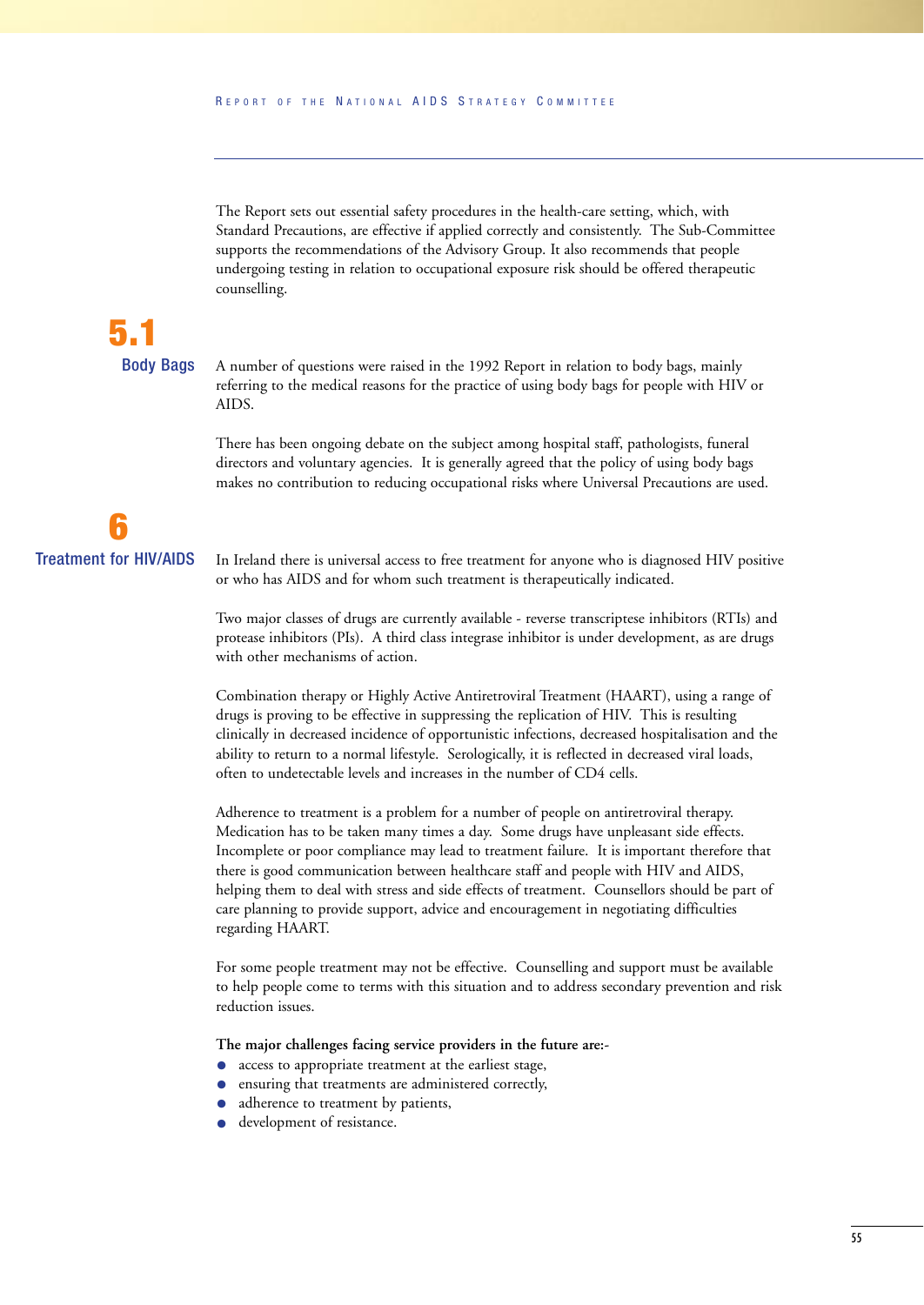The Report sets out essential safety procedures in the health-care setting, which, with Standard Precautions, are effective if applied correctly and consistently. The Sub-Committee supports the recommendations of the Advisory Group. It also recommends that people undergoing testing in relation to occupational exposure risk should be offered therapeutic counselling.

## 5.1 Body Bags

A number of questions were raised in the 1992 Report in relation to body bags, mainly referring to the medical reasons for the practice of using body bags for people with HIV or AIDS.

There has been ongoing debate on the subject among hospital staff, pathologists, funeral directors and voluntary agencies. It is generally agreed that the policy of using body bags makes no contribution to reducing occupational risks where Universal Precautions are used.

# 6 Treatment for HIV/AIDS

In Ireland there is universal access to free treatment for anyone who is diagnosed HIV positive or who has AIDS and for whom such treatment is therapeutically indicated.

Two major classes of drugs are currently available - reverse transcriptese inhibitors (RTIs) and protease inhibitors (PIs). A third class integrase inhibitor is under development, as are drugs with other mechanisms of action.

Combination therapy or Highly Active Antiretroviral Treatment (HAART), using a range of drugs is proving to be effective in suppressing the replication of HIV. This is resulting clinically in decreased incidence of opportunistic infections, decreased hospitalisation and the ability to return to a normal lifestyle. Serologically, it is reflected in decreased viral loads, often to undetectable levels and increases in the number of CD4 cells.

Adherence to treatment is a problem for a number of people on antiretroviral therapy. Medication has to be taken many times a day. Some drugs have unpleasant side effects. Incomplete or poor compliance may lead to treatment failure. It is important therefore that there is good communication between healthcare staff and people with HIV and AIDS, helping them to deal with stress and side effects of treatment. Counsellors should be part of care planning to provide support, advice and encouragement in negotiating difficulties regarding HAART.

For some people treatment may not be effective. Counselling and support must be available to help people come to terms with this situation and to address secondary prevention and risk reduction issues.

**The major challenges facing service providers in the future are:-**

- access to appropriate treatment at the earliest stage,
- ensuring that treatments are administered correctly,
- adherence to treatment by patients,
- development of resistance.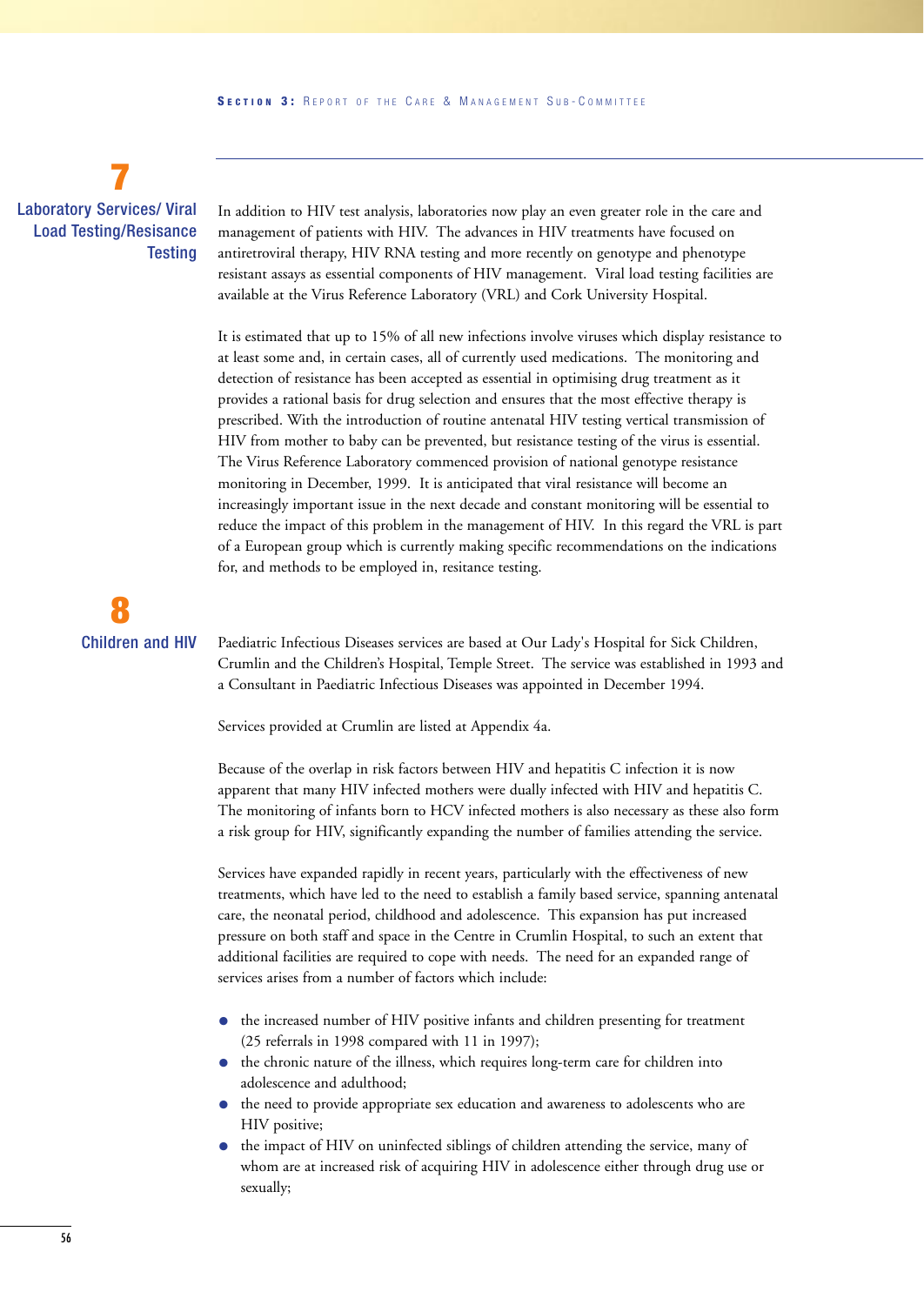## 7 Laboratory Services/ Viral Load Testing/Resisance Testing

In addition to HIV test analysis, laboratories now play an even greater role in the care and management of patients with HIV. The advances in HIV treatments have focused on antiretroviral therapy, HIV RNA testing and more recently on genotype and phenotype resistant assays as essential components of HIV management. Viral load testing facilities are available at the Virus Reference Laboratory (VRL) and Cork University Hospital.

It is estimated that up to 15% of all new infections involve viruses which display resistance to at least some and, in certain cases, all of currently used medications. The monitoring and detection of resistance has been accepted as essential in optimising drug treatment as it provides a rational basis for drug selection and ensures that the most effective therapy is prescribed. With the introduction of routine antenatal HIV testing vertical transmission of HIV from mother to baby can be prevented, but resistance testing of the virus is essential. The Virus Reference Laboratory commenced provision of national genotype resistance monitoring in December, 1999. It is anticipated that viral resistance will become an increasingly important issue in the next decade and constant monitoring will be essential to reduce the impact of this problem in the management of HIV. In this regard the VRL is part of a European group which is currently making specific recommendations on the indications for, and methods to be employed in, resitance testing.

## 8 Children and HIV

Paediatric Infectious Diseases services are based at Our Lady's Hospital for Sick Children, Crumlin and the Children's Hospital, Temple Street. The service was established in 1993 and a Consultant in Paediatric Infectious Diseases was appointed in December 1994.

Services provided at Crumlin are listed at Appendix 4a.

Because of the overlap in risk factors between HIV and hepatitis C infection it is now apparent that many HIV infected mothers were dually infected with HIV and hepatitis C. The monitoring of infants born to HCV infected mothers is also necessary as these also form a risk group for HIV, significantly expanding the number of families attending the service.

Services have expanded rapidly in recent years, particularly with the effectiveness of new treatments, which have led to the need to establish a family based service, spanning antenatal care, the neonatal period, childhood and adolescence. This expansion has put increased pressure on both staff and space in the Centre in Crumlin Hospital, to such an extent that additional facilities are required to cope with needs. The need for an expanded range of services arises from a number of factors which include:

- the increased number of HIV positive infants and children presenting for treatment (25 referrals in 1998 compared with 11 in 1997);
- the chronic nature of the illness, which requires long-term care for children into adolescence and adulthood;
- the need to provide appropriate sex education and awareness to adolescents who are HIV positive;
- the impact of HIV on uninfected siblings of children attending the service, many of whom are at increased risk of acquiring HIV in adolescence either through drug use or sexually;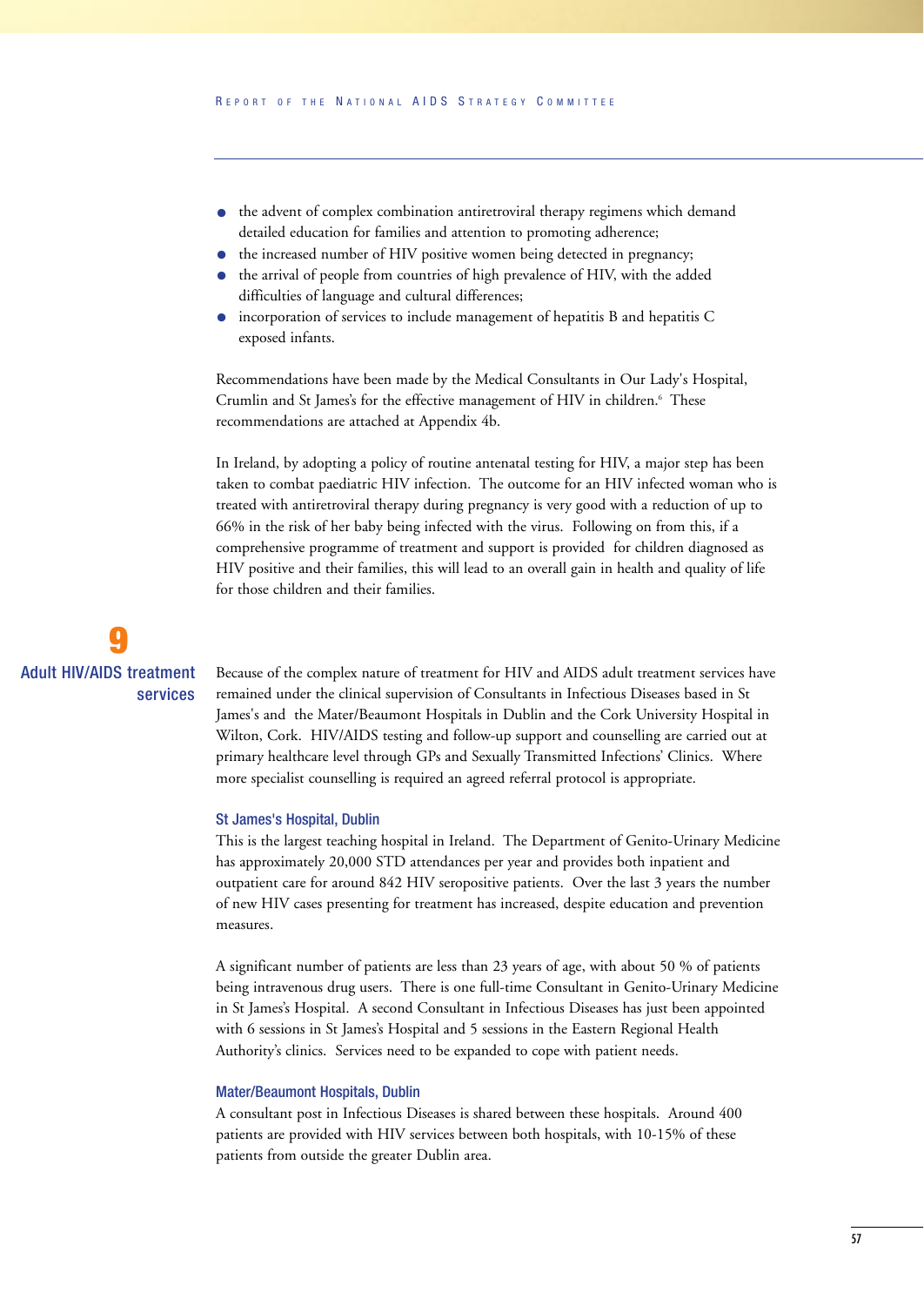- the advent of complex combination antiretroviral therapy regimens which demand detailed education for families and attention to promoting adherence;
- the increased number of HIV positive women being detected in pregnancy;
- the arrival of people from countries of high prevalence of HIV, with the added difficulties of language and cultural differences;
- incorporation of services to include management of hepatitis B and hepatitis C exposed infants.

Recommendations have been made by the Medical Consultants in Our Lady's Hospital, Crumlin and St James's for the effective management of HIV in children.[6] These recommendations are attached at Appendix 4b.

In Ireland, by adopting a policy of routine antenatal testing for HIV, a major step has been taken to combat paediatric HIV infection. The outcome for an HIV infected woman who is treated with antiretroviral therapy during pregnancy is very good with a reduction of up to 66% in the risk of her baby being infected with the virus. Following on from this, if a comprehensive programme of treatment and support is provided for children diagnosed as HIV positive and their families, this will lead to an overall gain in health and quality of life for those children and their families.

## 9 Adult HIV/AIDS treatment services

Because of the complex nature of treatment for HIV and AIDS adult treatment services have remained under the clinical supervision of Consultants in Infectious Diseases based in St James's and the Mater/Beaumont Hospitals in Dublin and the Cork University Hospital in Wilton, Cork. HIV/AIDS testing and follow-up support and counselling are carried out at primary healthcare level through GPs and Sexually Transmitted Infections' Clinics. Where more specialist counselling is required an agreed referral protocol is appropriate.

### St James's Hospital, Dublin

This is the largest teaching hospital in Ireland. The Department of Genito-Urinary Medicine has approximately 20,000 STD attendances per year and provides both inpatient and outpatient care for around 842 HIV seropositive patients. Over the last 3 years the number of new HIV cases presenting for treatment has increased, despite education and prevention measures.

A significant number of patients are less than 23 years of age, with about 50 % of patients being intravenous drug users. There is one full-time Consultant in Genito-Urinary Medicine in St James's Hospital. A second Consultant in Infectious Diseases has just been appointed with 6 sessions in St James's Hospital and 5 sessions in the Eastern Regional Health Authority's clinics. Services need to be expanded to cope with patient needs.

### Mater/Beaumont Hospitals, Dublin

A consultant post in Infectious Diseases is shared between these hospitals. Around 400 patients are provided with HIV services between both hospitals, with 10-15% of these patients from outside the greater Dublin area.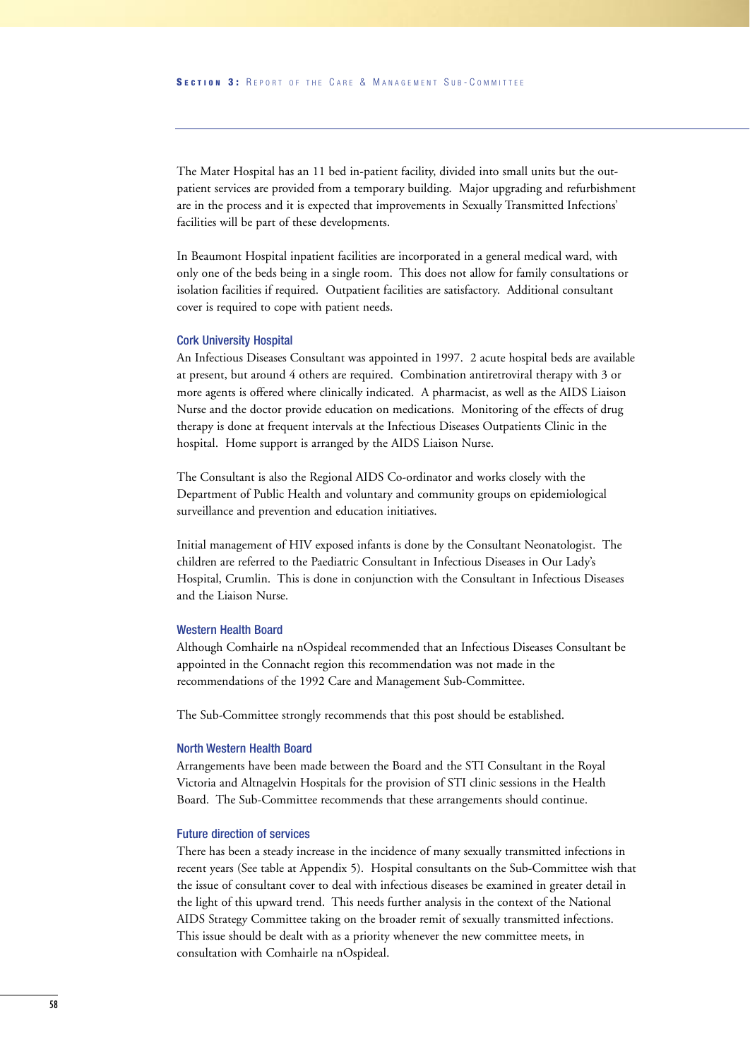The Mater Hospital has an 11 bed in-patient facility, divided into small units but the out-patient services are provided from a temporary building. Major upgrading and refurbishment are in the process and it is expected that improvements in Sexually Transmitted Infections' facilities will be part of these developments.

In Beaumont Hospital inpatient facilities are incorporated in a general medical ward, with only one of the beds being in a single room. This does not allow for family consultations or isolation facilities if required. Outpatient facilities are satisfactory. Additional consultant cover is required to cope with patient needs.

### Cork University Hospital

An Infectious Diseases Consultant was appointed in 1997. 2 acute hospital beds are available at present, but around 4 others are required. Combination antiretroviral therapy with 3 or more agents is offered where clinically indicated. A pharmacist, as well as the AIDS Liaison Nurse and the doctor provide education on medications. Monitoring of the effects of drug therapy is done at frequent intervals at the Infectious Diseases Outpatients Clinic in the hospital. Home support is arranged by the AIDS Liaison Nurse.

The Consultant is also the Regional AIDS Co-ordinator and works closely with the Department of Public Health and voluntary and community groups on epidemiological surveillance and prevention and education initiatives.

Initial management of HIV exposed infants is done by the Consultant Neonatologist. The children are referred to the Paediatric Consultant in Infectious Diseases in Our Lady's Hospital, Crumlin. This is done in conjunction with the Consultant in Infectious Diseases and the Liaison Nurse.

### Western Health Board

Although Comhairle na nOspideal recommended that an Infectious Diseases Consultant be appointed in the Connacht region this recommendation was not made in the recommendations of the 1992 Care and Management Sub-Committee.

The Sub-Committee strongly recommends that this post should be established.

### North Western Health Board

Arrangements have been made between the Board and the STI Consultant in the Royal Victoria and Altnagelvin Hospitals for the provision of STI clinic sessions in the Health Board. The Sub-Committee recommends that these arrangements should continue.

### Future direction of services

There has been a steady increase in the incidence of many sexually transmitted infections in recent years (See table at Appendix 5). Hospital consultants on the Sub-Committee wish that the issue of consultant cover to deal with infectious diseases be examined in greater detail in the light of this upward trend. This needs further analysis in the context of the National AIDS Strategy Committee taking on the broader remit of sexually transmitted infections. This issue should be dealt with as a priority whenever the new committee meets, in consultation with Comhairle na nOspideal.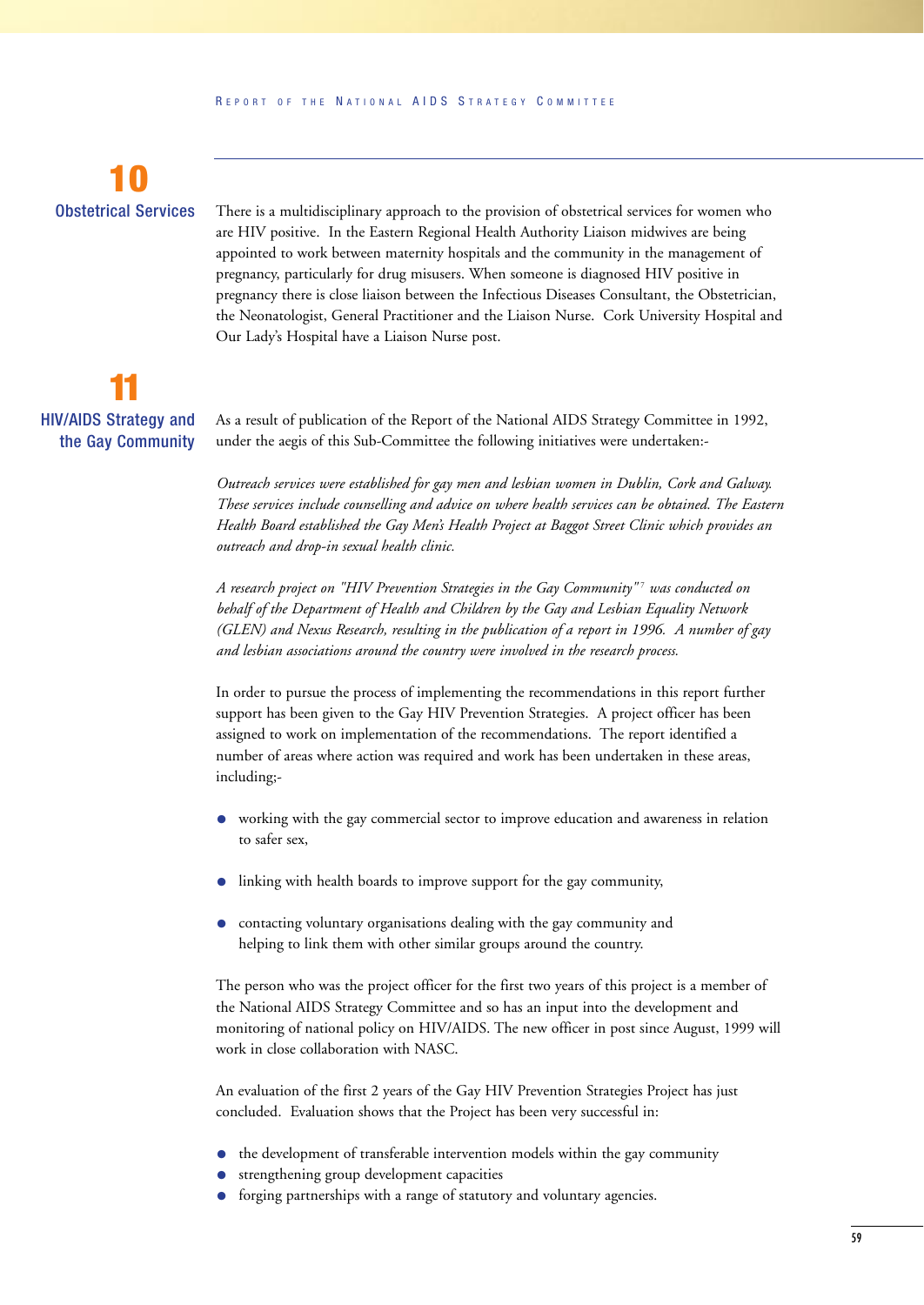## 10 Obstetrical Services

There is a multidisciplinary approach to the provision of obstetrical services for women who are HIV positive. In the Eastern Regional Health Authority Liaison midwives are being appointed to work between maternity hospitals and the community in the management of pregnancy, particularly for drug misusers. When someone is diagnosed HIV positive in pregnancy there is close liaison between the Infectious Diseases Consultant, the Obstetrician, the Neonatologist, General Practitioner and the Liaison Nurse. Cork University Hospital and Our Lady's Hospital have a Liaison Nurse post.

## 11 HIV/AIDS Strategy and the Gay Community

As a result of publication of the Report of the National AIDS Strategy Committee in 1992, under the aegis of this Sub-Committee the following initiatives were undertaken:-

*Outreach services were established for gay men and lesbian women in Dublin, Cork and Galway. These services include counselling and advice on where health services can be obtained. The Eastern Health Board established the Gay Men's Health Project at Baggot Street Clinic which provides an outreach and drop-in sexual health clinic.*

*A research project on "HIV Prevention Strategies in the Gay Community"*[7] *was conducted on behalf of the Department of Health and Children by the Gay and Lesbian Equality Network (GLEN) and Nexus Research, resulting in the publication of a report in 1996. A number of gay and lesbian associations around the country were involved in the research process.*

In order to pursue the process of implementing the recommendations in this report further support has been given to the Gay HIV Prevention Strategies. A project officer has been assigned to work on implementation of the recommendations. The report identified a number of areas where action was required and work has been undertaken in these areas, including;-

- working with the gay commercial sector to improve education and awareness in relation to safer sex,
- linking with health boards to improve support for the gay community,
- contacting voluntary organisations dealing with the gay community and helping to link them with other similar groups around the country.

The person who was the project officer for the first two years of this project is a member of the National AIDS Strategy Committee and so has an input into the development and monitoring of national policy on HIV/AIDS. The new officer in post since August, 1999 will work in close collaboration with NASC.

An evaluation of the first 2 years of the Gay HIV Prevention Strategies Project has just concluded. Evaluation shows that the Project has been very successful in:

- the development of transferable intervention models within the gay community
- strengthening group development capacities
- forging partnerships with a range of statutory and voluntary agencies.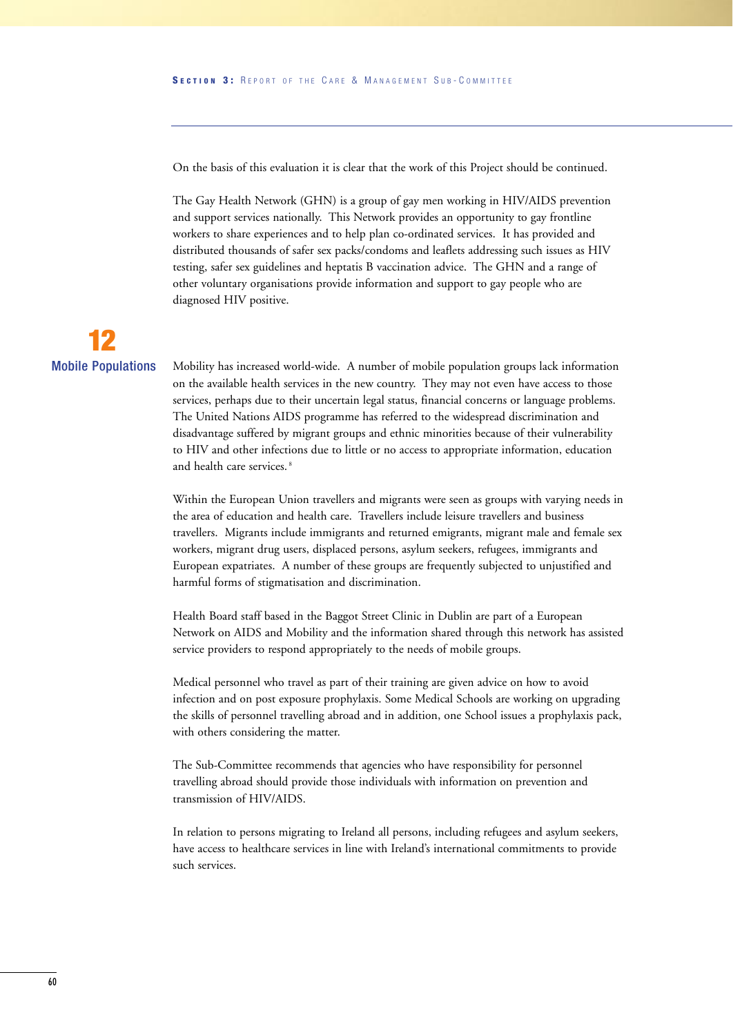On the basis of this evaluation it is clear that the work of this Project should be continued.

The Gay Health Network (GHN) is a group of gay men working in HIV/AIDS prevention and support services nationally. This Network provides an opportunity to gay frontline workers to share experiences and to help plan co-ordinated services. It has provided and distributed thousands of safer sex packs/condoms and leaflets addressing such issues as HIV testing, safer sex guidelines and heptatis B vaccination advice. The GHN and a range of other voluntary organisations provide information and support to gay people who are diagnosed HIV positive.

## 12 Mobile Populations

Mobility has increased world-wide. A number of mobile population groups lack information on the available health services in the new country. They may not even have access to those services, perhaps due to their uncertain legal status, financial concerns or language problems. The United Nations AIDS programme has referred to the widespread discrimination and disadvantage suffered by migrant groups and ethnic minorities because of their vulnerability to HIV and other infections due to little or no access to appropriate information, education and health care services.[8]

Within the European Union travellers and migrants were seen as groups with varying needs in the area of education and health care. Travellers include leisure travellers and business travellers. Migrants include immigrants and returned emigrants, migrant male and female sex workers, migrant drug users, displaced persons, asylum seekers, refugees, immigrants and European expatriates. A number of these groups are frequently subjected to unjustified and harmful forms of stigmatisation and discrimination.

Health Board staff based in the Baggot Street Clinic in Dublin are part of a European Network on AIDS and Mobility and the information shared through this network has assisted service providers to respond appropriately to the needs of mobile groups.

Medical personnel who travel as part of their training are given advice on how to avoid infection and on post exposure prophylaxis. Some Medical Schools are working on upgrading the skills of personnel travelling abroad and in addition, one School issues a prophylaxis pack, with others considering the matter.

The Sub-Committee recommends that agencies who have responsibility for personnel travelling abroad should provide those individuals with information on prevention and transmission of HIV/AIDS.

In relation to persons migrating to Ireland all persons, including refugees and asylum seekers, have access to healthcare services in line with Ireland's international commitments to provide such services.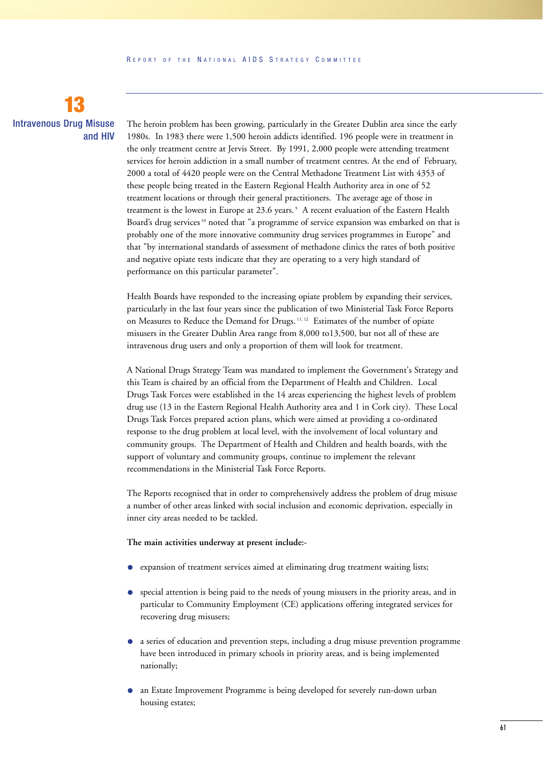# 13 Intravenous Drug Misuse and HIV

The heroin problem has been growing, particularly in the Greater Dublin area since the early 1980s. In 1983 there were 1,500 heroin addicts identified. 196 people were in treatment in the only treatment centre at Jervis Street. By 1991, 2,000 people were attending treatment services for heroin addiction in a small number of treatment centres. At the end of February, 2000 a total of 4420 people were on the Central Methadone Treatment List with 4353 of these people being treated in the Eastern Regional Health Authority area in one of 52 treatment locations or through their general practitioners. The average age of those in treatment is the lowest in Europe at 23.6 years.[9] A recent evaluation of the Eastern Health Board's drug services[10] noted that "a programme of service expansion was embarked on that is probably one of the more innovative community drug services programmes in Europe" and that "by international standards of assessment of methadone clinics the rates of both positive and negative opiate tests indicate that they are operating to a very high standard of performance on this particular parameter".

Health Boards have responded to the increasing opiate problem by expanding their services, particularly in the last four years since the publication of two Ministerial Task Force Reports on Measures to Reduce the Demand for Drugs.[11, 12] Estimates of the number of opiate misusers in the Greater Dublin Area range from 8,000 to13,500, but not all of these are intravenous drug users and only a proportion of them will look for treatment.

A National Drugs Strategy Team was mandated to implement the Government's Strategy and this Team is chaired by an official from the Department of Health and Children. Local Drugs Task Forces were established in the 14 areas experiencing the highest levels of problem drug use (13 in the Eastern Regional Health Authority area and 1 in Cork city). These Local Drugs Task Forces prepared action plans, which were aimed at providing a co-ordinated response to the drug problem at local level, with the involvement of local voluntary and community groups. The Department of Health and Children and health boards, with the support of voluntary and community groups, continue to implement the relevant recommendations in the Ministerial Task Force Reports.

The Reports recognised that in order to comprehensively address the problem of drug misuse a number of other areas linked with social inclusion and economic deprivation, especially in inner city areas needed to be tackled.

**The main activities underway at present include:-**

- expansion of treatment services aimed at eliminating drug treatment waiting lists;
- special attention is being paid to the needs of young misusers in the priority areas, and in particular to Community Employment (CE) applications offering integrated services for recovering drug misusers;
- a series of education and prevention steps, including a drug misuse prevention programme have been introduced in primary schools in priority areas, and is being implemented nationally;
- an Estate Improvement Programme is being developed for severely run-down urban housing estates;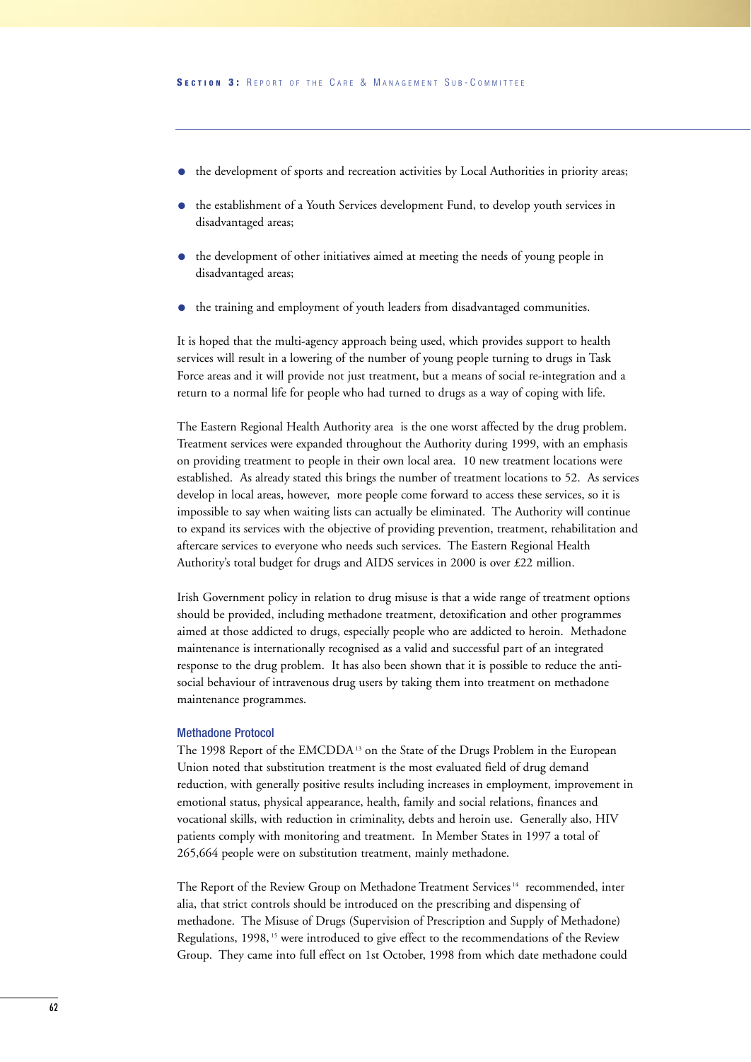- the development of sports and recreation activities by Local Authorities in priority areas;
- the establishment of a Youth Services development Fund, to develop youth services in disadvantaged areas;
- the development of other initiatives aimed at meeting the needs of young people in disadvantaged areas;
- the training and employment of youth leaders from disadvantaged communities.

It is hoped that the multi-agency approach being used, which provides support to health services will result in a lowering of the number of young people turning to drugs in Task Force areas and it will provide not just treatment, but a means of social re-integration and a return to a normal life for people who had turned to drugs as a way of coping with life.

The Eastern Regional Health Authority area is the one worst affected by the drug problem. Treatment services were expanded throughout the Authority during 1999, with an emphasis on providing treatment to people in their own local area. 10 new treatment locations were established. As already stated this brings the number of treatment locations to 52. As services develop in local areas, however, more people come forward to access these services, so it is impossible to say when waiting lists can actually be eliminated. The Authority will continue to expand its services with the objective of providing prevention, treatment, rehabilitation and aftercare services to everyone who needs such services. The Eastern Regional Health Authority's total budget for drugs and AIDS services in 2000 is over £22 million.

Irish Government policy in relation to drug misuse is that a wide range of treatment options should be provided, including methadone treatment, detoxification and other programmes aimed at those addicted to drugs, especially people who are addicted to heroin. Methadone maintenance is internationally recognised as a valid and successful part of an integrated response to the drug problem. It has also been shown that it is possible to reduce the anti-social behaviour of intravenous drug users by taking them into treatment on methadone maintenance programmes.

### Methadone Protocol

The 1998 Report of the EMCDDA[13] on the State of the Drugs Problem in the European Union noted that substitution treatment is the most evaluated field of drug demand reduction, with generally positive results including increases in employment, improvement in emotional status, physical appearance, health, family and social relations, finances and vocational skills, with reduction in criminality, debts and heroin use. Generally also, HIV patients comply with monitoring and treatment. In Member States in 1997 a total of 265,664 people were on substitution treatment, mainly methadone.

The Report of the Review Group on Methadone Treatment Services[14] recommended, inter alia, that strict controls should be introduced on the prescribing and dispensing of methadone. The Misuse of Drugs (Supervision of Prescription and Supply of Methadone) Regulations, 1998,[15] were introduced to give effect to the recommendations of the Review Group. They came into full effect on 1st October, 1998 from which date methadone could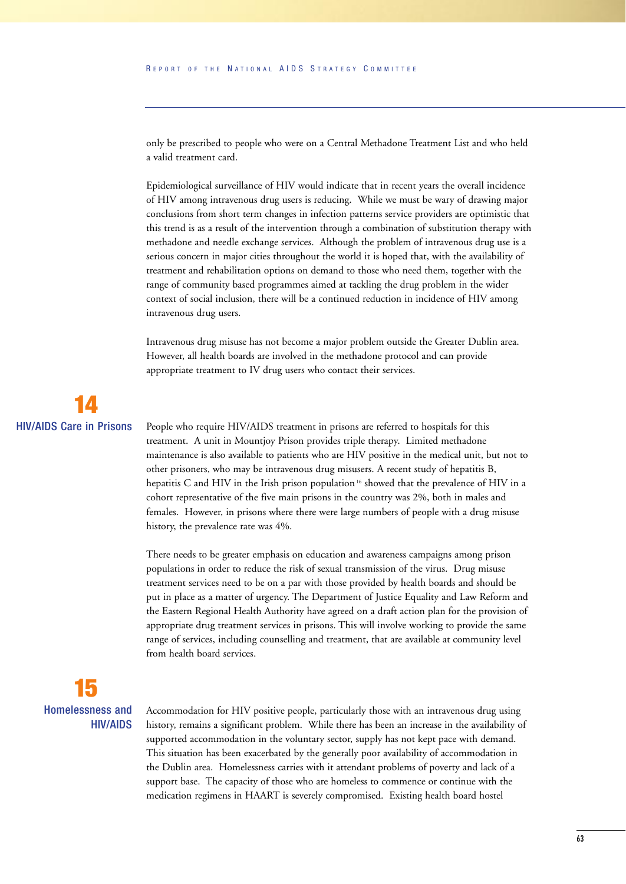only be prescribed to people who were on a Central Methadone Treatment List and who held a valid treatment card.

Epidemiological surveillance of HIV would indicate that in recent years the overall incidence of HIV among intravenous drug users is reducing. While we must be wary of drawing major conclusions from short term changes in infection patterns service providers are optimistic that this trend is as a result of the intervention through a combination of substitution therapy with methadone and needle exchange services. Although the problem of intravenous drug use is a serious concern in major cities throughout the world it is hoped that, with the availability of treatment and rehabilitation options on demand to those who need them, together with the range of community based programmes aimed at tackling the drug problem in the wider context of social inclusion, there will be a continued reduction in incidence of HIV among intravenous drug users.

Intravenous drug misuse has not become a major problem outside the Greater Dublin area. However, all health boards are involved in the methadone protocol and can provide appropriate treatment to IV drug users who contact their services.

## 14 HIV/AIDS Care in Prisons

People who require HIV/AIDS treatment in prisons are referred to hospitals for this treatment. A unit in Mountjoy Prison provides triple therapy. Limited methadone maintenance is also available to patients who are HIV positive in the medical unit, but not to other prisoners, who may be intravenous drug misusers. A recent study of hepatitis B, hepatitis C and HIV in the Irish prison population [16] showed that the prevalence of HIV in a cohort representative of the five main prisons in the country was 2%, both in males and females. However, in prisons where there were large numbers of people with a drug misuse history, the prevalence rate was 4%.

There needs to be greater emphasis on education and awareness campaigns among prison populations in order to reduce the risk of sexual transmission of the virus. Drug misuse treatment services need to be on a par with those provided by health boards and should be put in place as a matter of urgency. The Department of Justice Equality and Law Reform and the Eastern Regional Health Authority have agreed on a draft action plan for the provision of appropriate drug treatment services in prisons. This will involve working to provide the same range of services, including counselling and treatment, that are available at community level from health board services.

## 15 Homelessness and HIV/AIDS

Accommodation for HIV positive people, particularly those with an intravenous drug using history, remains a significant problem. While there has been an increase in the availability of supported accommodation in the voluntary sector, supply has not kept pace with demand. This situation has been exacerbated by the generally poor availability of accommodation in the Dublin area. Homelessness carries with it attendant problems of poverty and lack of a support base. The capacity of those who are homeless to commence or continue with the medication regimens in HAART is severely compromised. Existing health board hostel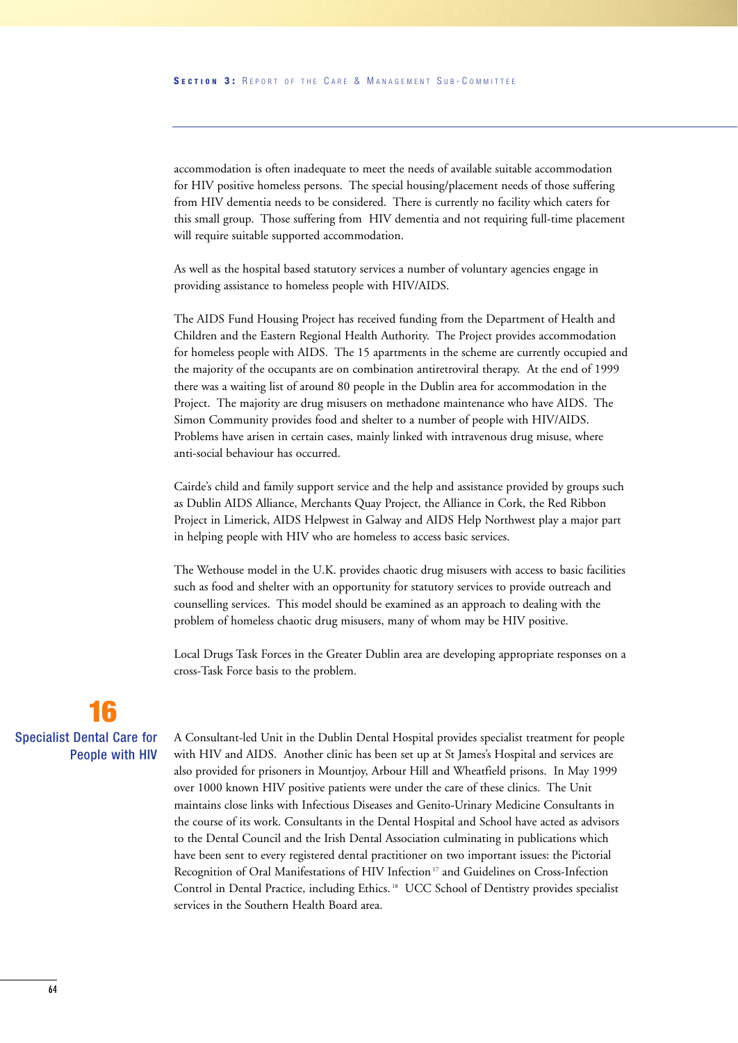accommodation is often inadequate to meet the needs of available suitable accommodation for HIV positive homeless persons. The special housing/placement needs of those suffering from HIV dementia needs to be considered. There is currently no facility which caters for this small group. Those suffering from HIV dementia and not requiring full-time placement will require suitable supported accommodation.

As well as the hospital based statutory services a number of voluntary agencies engage in providing assistance to homeless people with HIV/AIDS.

The AIDS Fund Housing Project has received funding from the Department of Health and Children and the Eastern Regional Health Authority. The Project provides accommodation for homeless people with AIDS. The 15 apartments in the scheme are currently occupied and the majority of the occupants are on combination antiretroviral therapy. At the end of 1999 there was a waiting list of around 80 people in the Dublin area for accommodation in the Project. The majority are drug misusers on methadone maintenance who have AIDS. The Simon Community provides food and shelter to a number of people with HIV/AIDS. Problems have arisen in certain cases, mainly linked with intravenous drug misuse, where anti-social behaviour has occurred.

Cairde's child and family support service and the help and assistance provided by groups such as Dublin AIDS Alliance, Merchants Quay Project, the Alliance in Cork, the Red Ribbon Project in Limerick, AIDS Helpwest in Galway and AIDS Help Northwest play a major part in helping people with HIV who are homeless to access basic services.

The Wethouse model in the U.K. provides chaotic drug misusers with access to basic facilities such as food and shelter with an opportunity for statutory services to provide outreach and counselling services. This model should be examined as an approach to dealing with the problem of homeless chaotic drug misusers, many of whom may be HIV positive.

Local Drugs Task Forces in the Greater Dublin area are developing appropriate responses on a cross-Task Force basis to the problem.

## 16 Specialist Dental Care for People with HIV

A Consultant-led Unit in the Dublin Dental Hospital provides specialist treatment for people with HIV and AIDS. Another clinic has been set up at St James's Hospital and services are also provided for prisoners in Mountjoy, Arbour Hill and Wheatfield prisons. In May 1999 over 1000 known HIV positive patients were under the care of these clinics. The Unit maintains close links with Infectious Diseases and Genito-Urinary Medicine Consultants in the course of its work. Consultants in the Dental Hospital and School have acted as advisors to the Dental Council and the Irish Dental Association culminating in publications which have been sent to every registered dental practitioner on two important issues: the Pictorial Recognition of Oral Manifestations of HIV Infection [17] and Guidelines on Cross-Infection Control in Dental Practice, including Ethics. [18] UCC School of Dentistry provides specialist services in the Southern Health Board area.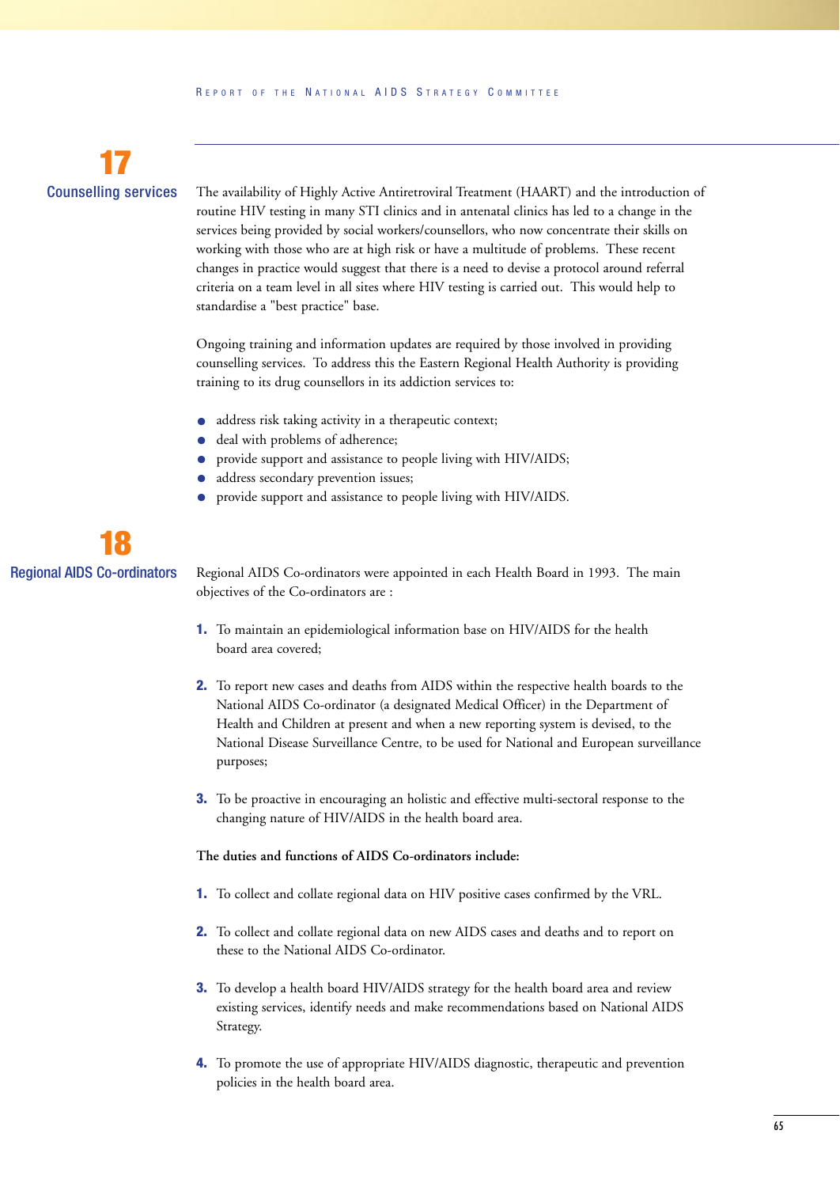## 17 Counselling services

The availability of Highly Active Antiretroviral Treatment (HAART) and the introduction of routine HIV testing in many STI clinics and in antenatal clinics has led to a change in the services being provided by social workers/counsellors, who now concentrate their skills on working with those who are at high risk or have a multitude of problems. These recent changes in practice would suggest that there is a need to devise a protocol around referral criteria on a team level in all sites where HIV testing is carried out. This would help to standardise a "best practice" base.

Ongoing training and information updates are required by those involved in providing counselling services. To address this the Eastern Regional Health Authority is providing training to its drug counsellors in its addiction services to:

- address risk taking activity in a therapeutic context;
- deal with problems of adherence;
- provide support and assistance to people living with HIV/AIDS;
- address secondary prevention issues;
- provide support and assistance to people living with HIV/AIDS.

## 18 Regional AIDS Co-ordinators

Regional AIDS Co-ordinators were appointed in each Health Board in 1993. The main objectives of the Co-ordinators are :

1. To maintain an epidemiological information base on HIV/AIDS for the health board area covered;

2. To report new cases and deaths from AIDS within the respective health boards to the National AIDS Co-ordinator (a designated Medical Officer) in the Department of Health and Children at present and when a new reporting system is devised, to the National Disease Surveillance Centre, to be used for National and European surveillance purposes;

3. To be proactive in encouraging an holistic and effective multi-sectoral response to the changing nature of HIV/AIDS in the health board area.

**The duties and functions of AIDS Co-ordinators include:**

1. To collect and collate regional data on HIV positive cases confirmed by the VRL.

2. To collect and collate regional data on new AIDS cases and deaths and to report on these to the National AIDS Co-ordinator.

3. To develop a health board HIV/AIDS strategy for the health board area and review existing services, identify needs and make recommendations based on National AIDS Strategy.

4. To promote the use of appropriate HIV/AIDS diagnostic, therapeutic and prevention policies in the health board area.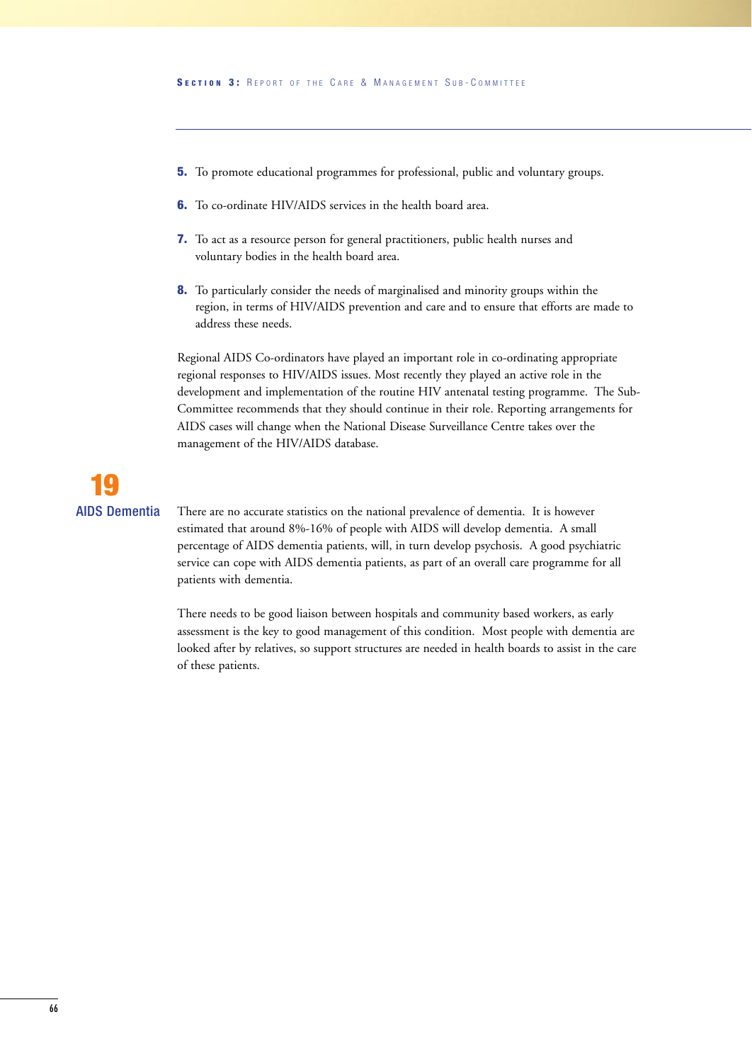5. To promote educational programmes for professional, public and voluntary groups.

6. To co-ordinate HIV/AIDS services in the health board area.

7. To act as a resource person for general practitioners, public health nurses and voluntary bodies in the health board area.

8. To particularly consider the needs of marginalised and minority groups within the region, in terms of HIV/AIDS prevention and care and to ensure that efforts are made to address these needs.

Regional AIDS Co-ordinators have played an important role in co-ordinating appropriate regional responses to HIV/AIDS issues. Most recently they played an active role in the development and implementation of the routine HIV antenatal testing programme. The Sub-Committee recommends that they should continue in their role. Reporting arrangements for AIDS cases will change when the National Disease Surveillance Centre takes over the management of the HIV/AIDS database.

## 19 AIDS Dementia

There are no accurate statistics on the national prevalence of dementia. It is however estimated that around 8%-16% of people with AIDS will develop dementia. A small percentage of AIDS dementia patients, will, in turn develop psychosis. A good psychiatric service can cope with AIDS dementia patients, as part of an overall care programme for all patients with dementia.

There needs to be good liaison between hospitals and community based workers, as early assessment is the key to good management of this condition. Most people with dementia are looked after by relatives, so support structures are needed in health boards to assist in the care of these patients.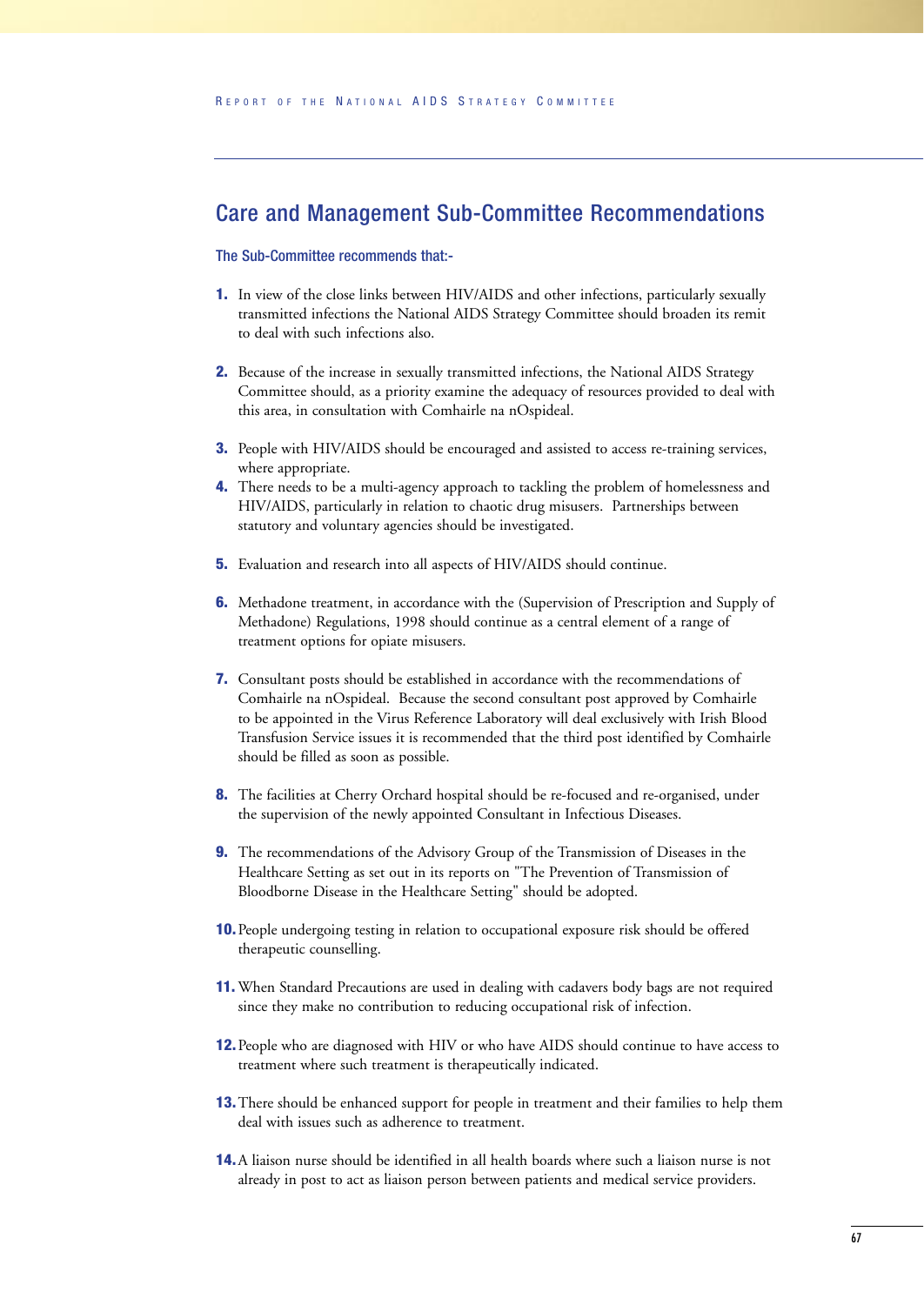## Care and Management Sub-Committee Recommendations

### The Sub-Committee recommends that:-

1. In view of the close links between HIV/AIDS and other infections, particularly sexually transmitted infections the National AIDS Strategy Committee should broaden its remit to deal with such infections also.

2. Because of the increase in sexually transmitted infections, the National AIDS Strategy Committee should, as a priority examine the adequacy of resources provided to deal with this area, in consultation with Comhairle na nOspideal.

3. People with HIV/AIDS should be encouraged and assisted to access re-training services, where appropriate.

4. There needs to be a multi-agency approach to tackling the problem of homelessness and HIV/AIDS, particularly in relation to chaotic drug misusers. Partnerships between statutory and voluntary agencies should be investigated.

5. Evaluation and research into all aspects of HIV/AIDS should continue.

6. Methadone treatment, in accordance with the (Supervision of Prescription and Supply of Methadone) Regulations, 1998 should continue as a central element of a range of treatment options for opiate misusers.

7. Consultant posts should be established in accordance with the recommendations of Comhairle na nOspideal. Because the second consultant post approved by Comhairle to be appointed in the Virus Reference Laboratory will deal exclusively with Irish Blood Transfusion Service issues it is recommended that the third post identified by Comhairle should be filled as soon as possible.

8. The facilities at Cherry Orchard hospital should be re-focused and re-organised, under the supervision of the newly appointed Consultant in Infectious Diseases.

9. The recommendations of the Advisory Group of the Transmission of Diseases in the Healthcare Setting as set out in its reports on "The Prevention of Transmission of Bloodborne Disease in the Healthcare Setting" should be adopted.

10. People undergoing testing in relation to occupational exposure risk should be offered therapeutic counselling.

11. When Standard Precautions are used in dealing with cadavers body bags are not required since they make no contribution to reducing occupational risk of infection.

12. People who are diagnosed with HIV or who have AIDS should continue to have access to treatment where such treatment is therapeutically indicated.

13. There should be enhanced support for people in treatment and their families to help them deal with issues such as adherence to treatment.

14. A liaison nurse should be identified in all health boards where such a liaison nurse is not already in post to act as liaison person between patients and medical service providers.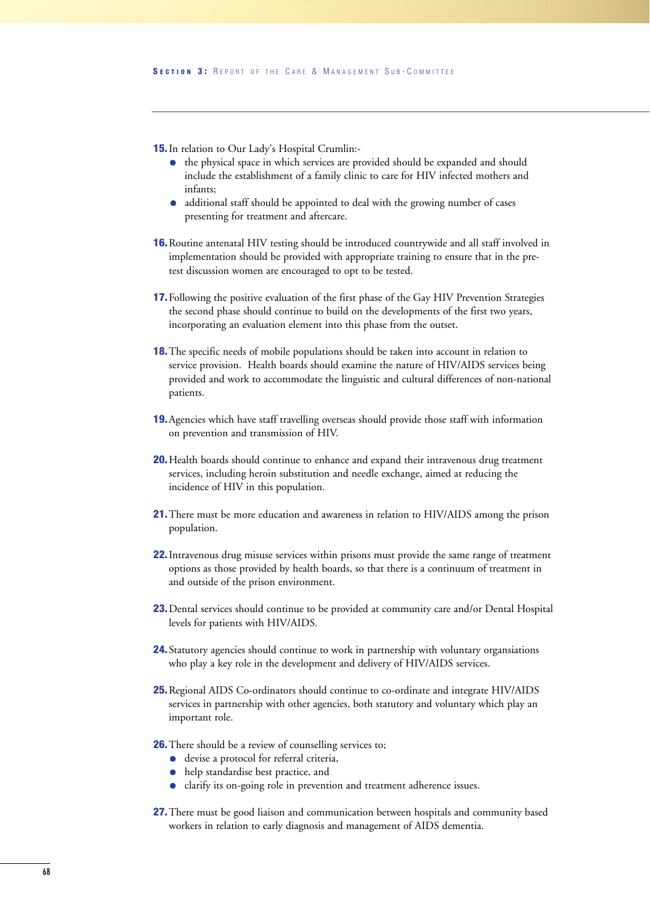**15.** In relation to Our Lady's Hospital Crumlin:-

- the physical space in which services are provided should be expanded and should include the establishment of a family clinic to care for HIV infected mothers and infants;
- additional staff should be appointed to deal with the growing number of cases presenting for treatment and aftercare.

**16.** Routine antenatal HIV testing should be introduced countrywide and all staff involved in implementation should be provided with appropriate training to ensure that in the pre-test discussion women are encouraged to opt to be tested.

**17.** Following the positive evaluation of the first phase of the Gay HIV Prevention Strategies the second phase should continue to build on the developments of the first two years, incorporating an evaluation element into this phase from the outset.

**18.** The specific needs of mobile populations should be taken into account in relation to service provision. Health boards should examine the nature of HIV/AIDS services being provided and work to accommodate the linguistic and cultural differences of non-national patients.

**19.** Agencies which have staff travelling overseas should provide those staff with information on prevention and transmission of HIV.

**20.** Health boards should continue to enhance and expand their intravenous drug treatment services, including heroin substitution and needle exchange, aimed at reducing the incidence of HIV in this population.

**21.** There must be more education and awareness in relation to HIV/AIDS among the prison population.

**22.** Intravenous drug misuse services within prisons must provide the same range of treatment options as those provided by health boards, so that there is a continuum of treatment in and outside of the prison environment.

**23.** Dental services should continue to be provided at community care and/or Dental Hospital levels for patients with HIV/AIDS.

**24.** Statutory agencies should continue to work in partnership with voluntary organsiations who play a key role in the development and delivery of HIV/AIDS services.

**25.** Regional AIDS Co-ordinators should continue to co-ordinate and integrate HIV/AIDS services in partnership with other agencies, both statutory and voluntary which play an important role.

**26.** There should be a review of counselling services to;

- devise a protocol for referral criteria,
- help standardise best practice, and
- clarify its on-going role in prevention and treatment adherence issues.

**27.** There must be good liaison and communication between hospitals and community based workers in relation to early diagnosis and management of AIDS dementia.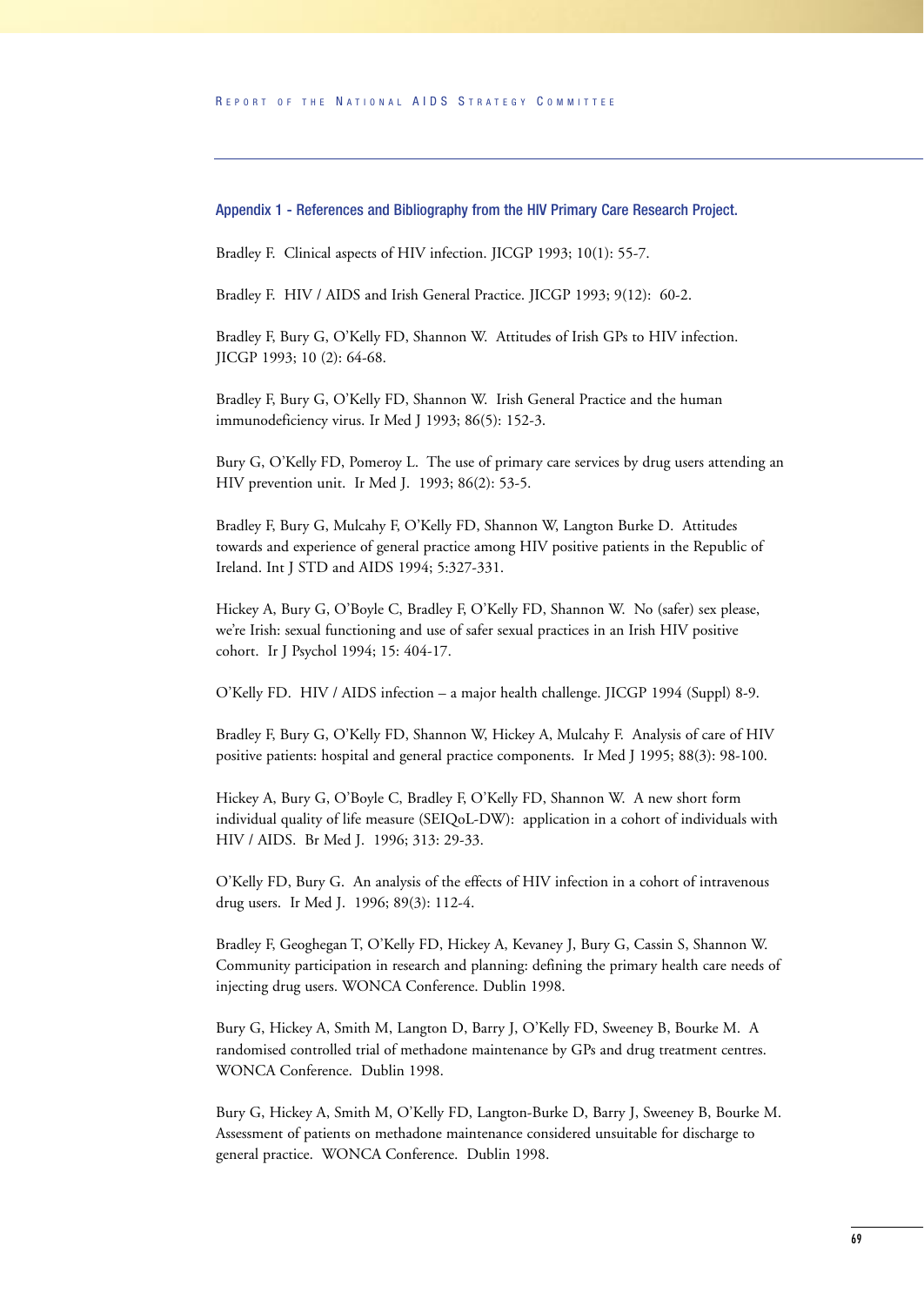## Appendix 1 - References and Bibliography from the HIV Primary Care Research Project.

Bradley F. Clinical aspects of HIV infection. JICGP 1993; 10(1): 55-7.

Bradley F. HIV / AIDS and Irish General Practice. JICGP 1993; 9(12): 60-2.

Bradley F, Bury G, O'Kelly FD, Shannon W. Attitudes of Irish GPs to HIV infection. JICGP 1993; 10 (2): 64-68.

Bradley F, Bury G, O'Kelly FD, Shannon W. Irish General Practice and the human immunodeficiency virus. Ir Med J 1993; 86(5): 152-3.

Bury G, O'Kelly FD, Pomeroy L. The use of primary care services by drug users attending an HIV prevention unit. Ir Med J. 1993; 86(2): 53-5.

Bradley F, Bury G, Mulcahy F, O'Kelly FD, Shannon W, Langton Burke D. Attitudes towards and experience of general practice among HIV positive patients in the Republic of Ireland. Int J STD and AIDS 1994; 5:327-331.

Hickey A, Bury G, O'Boyle C, Bradley F, O'Kelly FD, Shannon W. No (safer) sex please, we're Irish: sexual functioning and use of safer sexual practices in an Irish HIV positive cohort. Ir J Psychol 1994; 15: 404-17.

O'Kelly FD. HIV / AIDS infection – a major health challenge. JICGP 1994 (Suppl) 8-9.

Bradley F, Bury G, O'Kelly FD, Shannon W, Hickey A, Mulcahy F. Analysis of care of HIV positive patients: hospital and general practice components. Ir Med J 1995; 88(3): 98-100.

Hickey A, Bury G, O'Boyle C, Bradley F, O'Kelly FD, Shannon W. A new short form individual quality of life measure (SEIQoL-DW): application in a cohort of individuals with HIV / AIDS. Br Med J. 1996; 313: 29-33.

O'Kelly FD, Bury G. An analysis of the effects of HIV infection in a cohort of intravenous drug users. Ir Med J. 1996; 89(3): 112-4.

Bradley F, Geoghegan T, O'Kelly FD, Hickey A, Kevaney J, Bury G, Cassin S, Shannon W. Community participation in research and planning: defining the primary health care needs of injecting drug users. WONCA Conference. Dublin 1998.

Bury G, Hickey A, Smith M, Langton D, Barry J, O'Kelly FD, Sweeney B, Bourke M. A randomised controlled trial of methadone maintenance by GPs and drug treatment centres. WONCA Conference. Dublin 1998.

Bury G, Hickey A, Smith M, O'Kelly FD, Langton-Burke D, Barry J, Sweeney B, Bourke M. Assessment of patients on methadone maintenance considered unsuitable for discharge to general practice. WONCA Conference. Dublin 1998.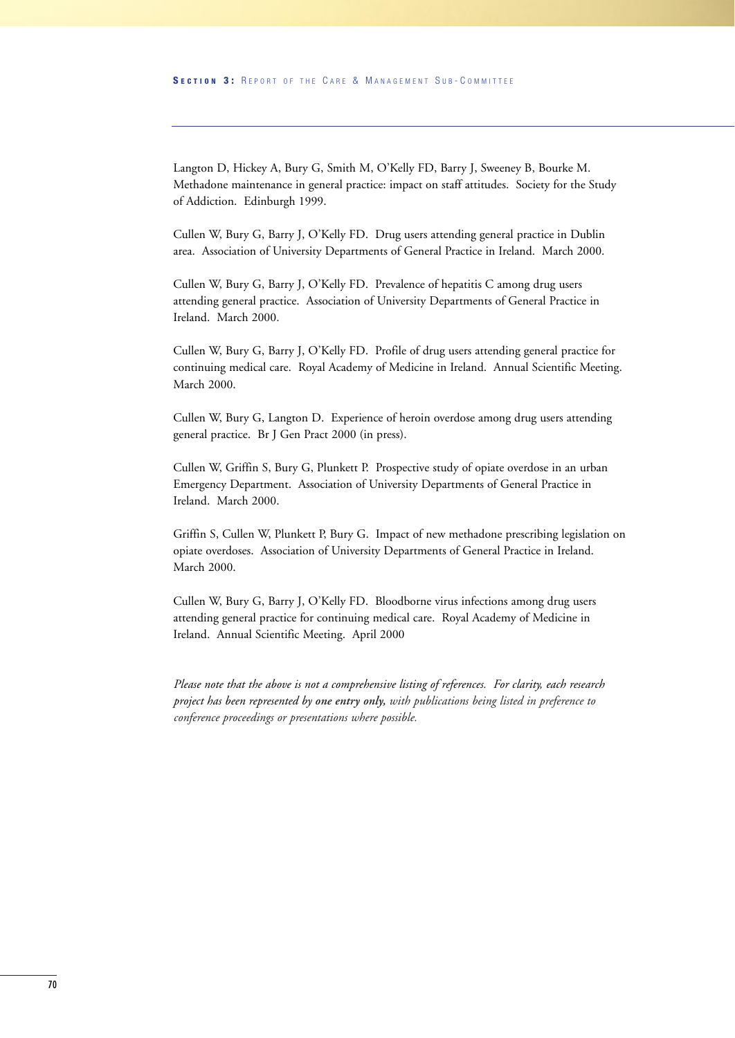Langton D, Hickey A, Bury G, Smith M, O'Kelly FD, Barry J, Sweeney B, Bourke M. Methadone maintenance in general practice: impact on staff attitudes. Society for the Study of Addiction. Edinburgh 1999.

Cullen W, Bury G, Barry J, O'Kelly FD. Drug users attending general practice in Dublin area. Association of University Departments of General Practice in Ireland. March 2000.

Cullen W, Bury G, Barry J, O'Kelly FD. Prevalence of hepatitis C among drug users attending general practice. Association of University Departments of General Practice in Ireland. March 2000.

Cullen W, Bury G, Barry J, O'Kelly FD. Profile of drug users attending general practice for continuing medical care. Royal Academy of Medicine in Ireland. Annual Scientific Meeting. March 2000.

Cullen W, Bury G, Langton D. Experience of heroin overdose among drug users attending general practice. Br J Gen Pract 2000 (in press).

Cullen W, Griffin S, Bury G, Plunkett P. Prospective study of opiate overdose in an urban Emergency Department. Association of University Departments of General Practice in Ireland. March 2000.

Griffin S, Cullen W, Plunkett P, Bury G. Impact of new methadone prescribing legislation on opiate overdoses. Association of University Departments of General Practice in Ireland. March 2000.

Cullen W, Bury G, Barry J, O'Kelly FD. Bloodborne virus infections among drug users attending general practice for continuing medical care. Royal Academy of Medicine in Ireland. Annual Scientific Meeting. April 2000

*Please note that the above is not a comprehensive listing of references. For clarity, each research project has been represented by* ***one entry only,*** *with publications being listed in preference to conference proceedings or presentations where possible.*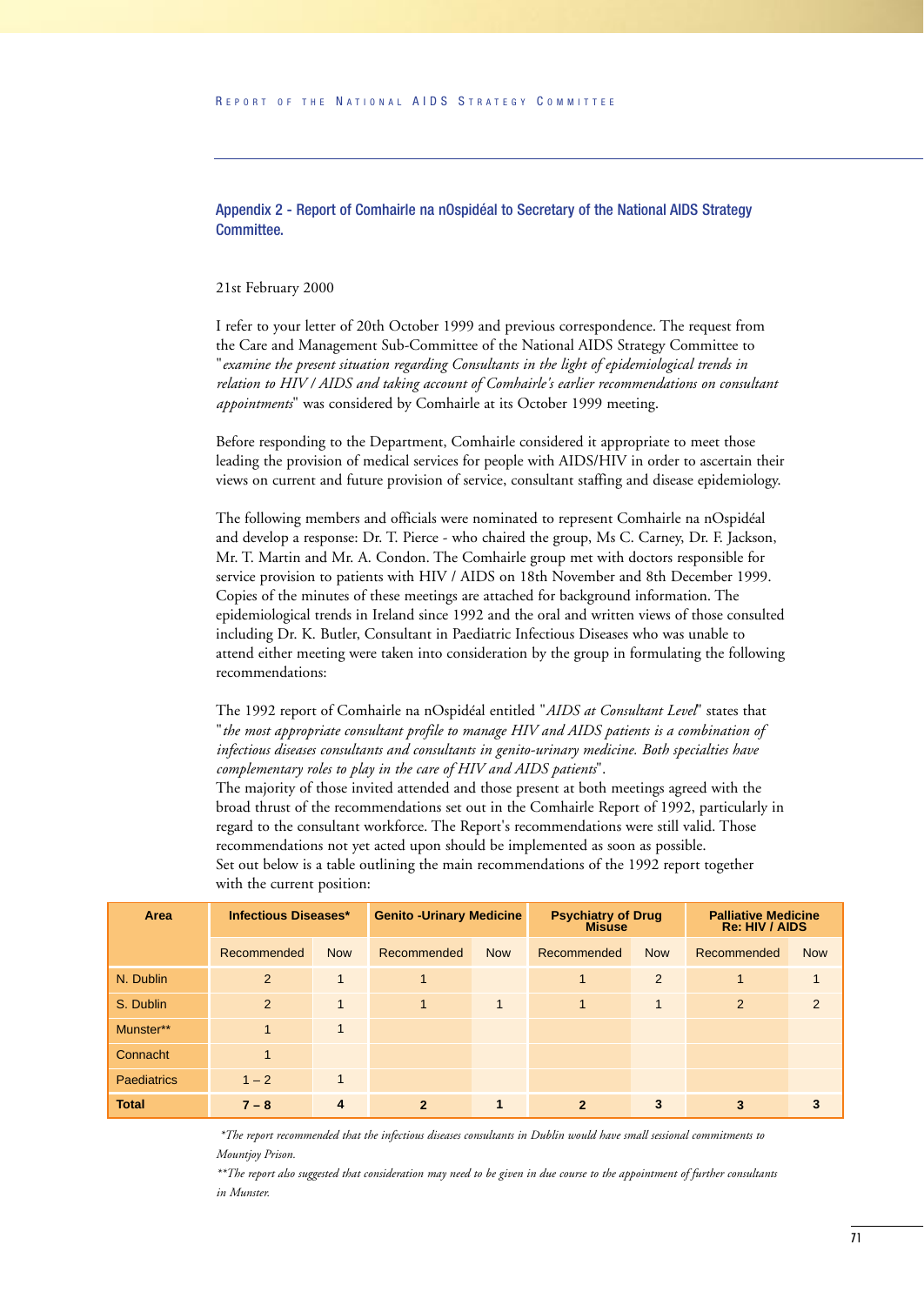## Appendix 2 - Report of Comhairle na nOspidéal to Secretary of the National AIDS Strategy Committee.

21st February 2000

I refer to your letter of 20th October 1999 and previous correspondence. The request from the Care and Management Sub-Committee of the National AIDS Strategy Committee to "*examine the present situation regarding Consultants in the light of epidemiological trends in relation to HIV / AIDS and taking account of Comhairle's earlier recommendations on consultant appointments*" was considered by Comhairle at its October 1999 meeting.

Before responding to the Department, Comhairle considered it appropriate to meet those leading the provision of medical services for people with AIDS/HIV in order to ascertain their views on current and future provision of service, consultant staffing and disease epidemiology.

The following members and officials were nominated to represent Comhairle na nOspidéal and develop a response: Dr. T. Pierce - who chaired the group, Ms C. Carney, Dr. F. Jackson, Mr. T. Martin and Mr. A. Condon. The Comhairle group met with doctors responsible for service provision to patients with HIV / AIDS on 18th November and 8th December 1999. Copies of the minutes of these meetings are attached for background information. The epidemiological trends in Ireland since 1992 and the oral and written views of those consulted including Dr. K. Butler, Consultant in Paediatric Infectious Diseases who was unable to attend either meeting were taken into consideration by the group in formulating the following recommendations:

The 1992 report of Comhairle na nOspidéal entitled "*AIDS at Consultant Level*" states that "*the most appropriate consultant profile to manage HIV and AIDS patients is a combination of infectious diseases consultants and consultants in genito-urinary medicine. Both specialties have complementary roles to play in the care of HIV and AIDS patients*".
The majority of those invited attended and those present at both meetings agreed with the broad thrust of the recommendations set out in the Comhairle Report of 1992, particularly in regard to the consultant workforce. The Report's recommendations were still valid. Those recommendations not yet acted upon should be implemented as soon as possible.
Set out below is a table outlining the main recommendations of the 1992 report together with the current position:

| Area | Infectious Diseases* | | Genito -Urinary Medicine | | Psychiatry of Drug Misuse | | Palliative Medicine Re: HIV / AIDS | |
|---|---|---|---|---|---|---|---|---|
| | Recommended | Now | Recommended | Now | Recommended | Now | Recommended | Now |
| N. Dublin | 2 | 1 | 1 | | 1 | 2 | 1 | 1 |
| S. Dublin | 2 | 1 | 1 | 1 | 1 | 1 | 2 | 2 |
| Munster** | 1 | 1 | | | | | | |
| Connacht | 1 | | | | | | | |
| Paediatrics | 1 – 2 | 1 | | | | | | |
| **Total** | **7 – 8** | **4** | **2** | **1** | **2** | **3** | **3** | **3** |

*\*The report recommended that the infectious diseases consultants in Dublin would have small sessional commitments to Mountjoy Prison.*

*\*\*The report also suggested that consideration may need to be given in due course to the appointment of further consultants in Munster.*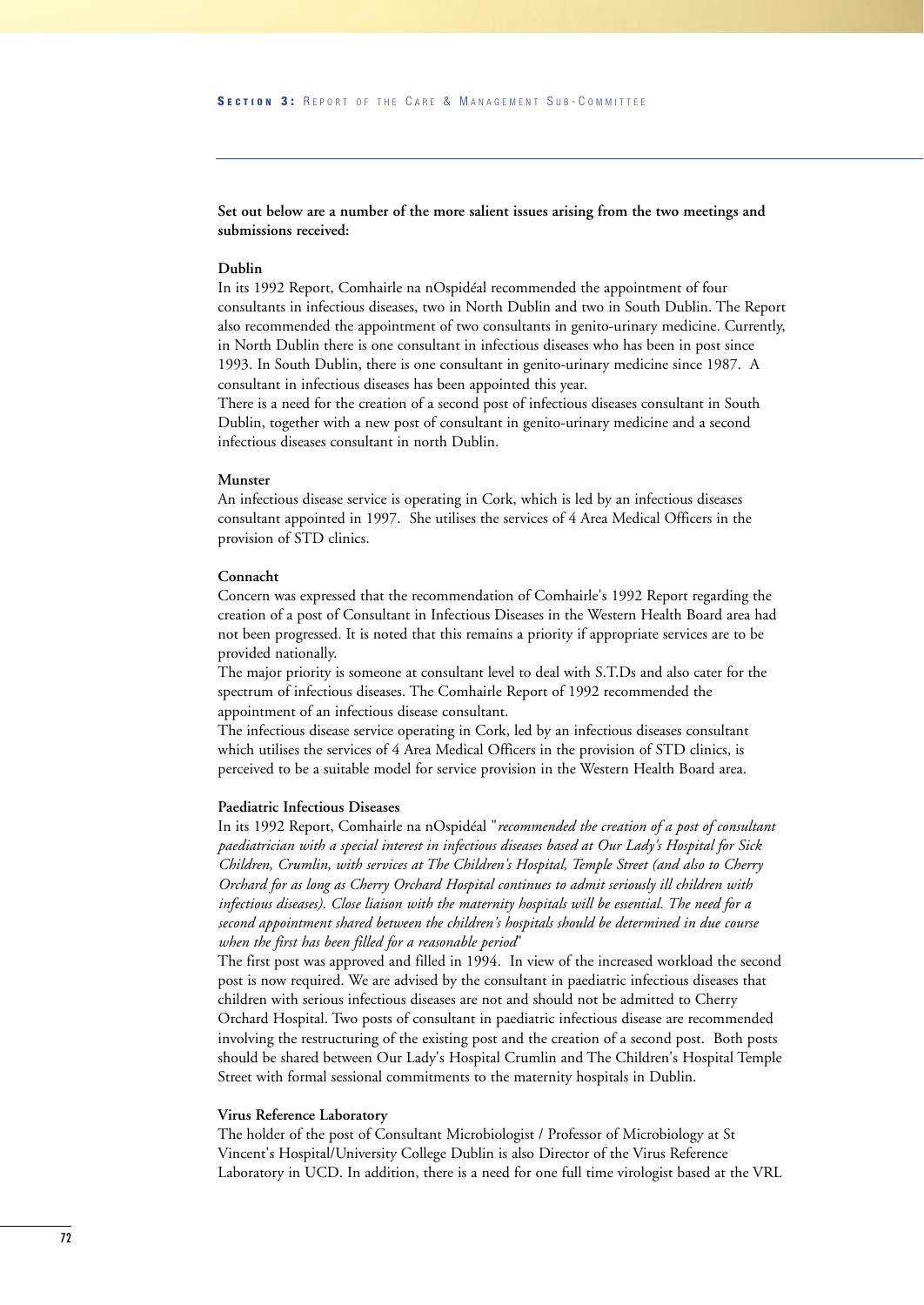**Set out below are a number of the more salient issues arising from the two meetings and submissions received:**

**Dublin**

In its 1992 Report, Comhairle na nOspidéal recommended the appointment of four consultants in infectious diseases, two in North Dublin and two in South Dublin. The Report also recommended the appointment of two consultants in genito-urinary medicine. Currently, in North Dublin there is one consultant in infectious diseases who has been in post since 1993. In South Dublin, there is one consultant in genito-urinary medicine since 1987. A consultant in infectious diseases has been appointed this year.

There is a need for the creation of a second post of infectious diseases consultant in South Dublin, together with a new post of consultant in genito-urinary medicine and a second infectious diseases consultant in north Dublin.

**Munster**

An infectious disease service is operating in Cork, which is led by an infectious diseases consultant appointed in 1997. She utilises the services of 4 Area Medical Officers in the provision of STD clinics.

**Connacht**

Concern was expressed that the recommendation of Comhairle's 1992 Report regarding the creation of a post of Consultant in Infectious Diseases in the Western Health Board area had not been progressed. It is noted that this remains a priority if appropriate services are to be provided nationally.

The major priority is someone at consultant level to deal with S.T.Ds and also cater for the spectrum of infectious diseases. The Comhairle Report of 1992 recommended the appointment of an infectious disease consultant.

The infectious disease service operating in Cork, led by an infectious diseases consultant which utilises the services of 4 Area Medical Officers in the provision of STD clinics, is perceived to be a suitable model for service provision in the Western Health Board area.

**Paediatric Infectious Diseases**

In its 1992 Report, Comhairle na nOspidéal "*recommended the creation of a post of consultant paediatrician with a special interest in infectious diseases based at Our Lady's Hospital for Sick Children, Crumlin, with services at The Children's Hospital, Temple Street (and also to Cherry Orchard for as long as Cherry Orchard Hospital continues to admit seriously ill children with infectious diseases). Close liaison with the maternity hospitals will be essential. The need for a second appointment shared between the children's hospitals should be determined in due course when the first has been filled for a reasonable period*"

The first post was approved and filled in 1994. In view of the increased workload the second post is now required. We are advised by the consultant in paediatric infectious diseases that children with serious infectious diseases are not and should not be admitted to Cherry Orchard Hospital. Two posts of consultant in paediatric infectious disease are recommended involving the restructuring of the existing post and the creation of a second post. Both posts should be shared between Our Lady's Hospital Crumlin and The Children's Hospital Temple Street with formal sessional commitments to the maternity hospitals in Dublin.

**Virus Reference Laboratory**

The holder of the post of Consultant Microbiologist / Professor of Microbiology at St Vincent's Hospital/University College Dublin is also Director of the Virus Reference Laboratory in UCD. In addition, there is a need for one full time virologist based at the VRL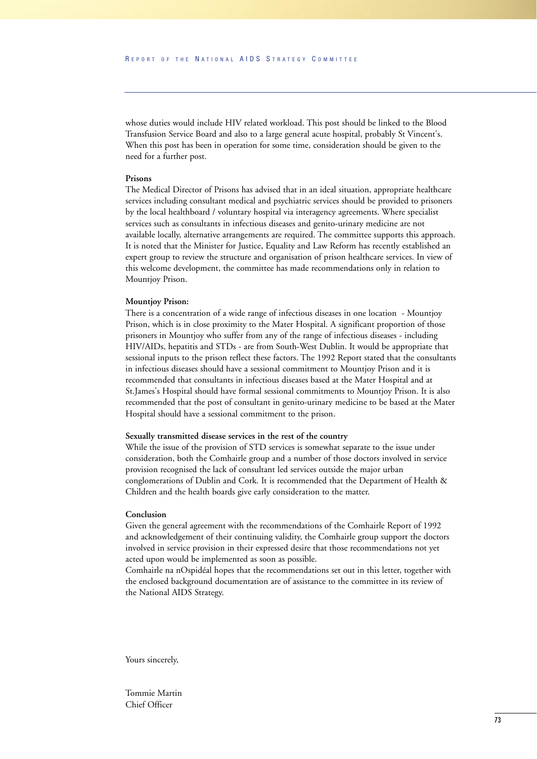whose duties would include HIV related workload. This post should be linked to the Blood Transfusion Service Board and also to a large general acute hospital, probably St Vincent's. When this post has been in operation for some time, consideration should be given to the need for a further post.

**Prisons**

The Medical Director of Prisons has advised that in an ideal situation, appropriate healthcare services including consultant medical and psychiatric services should be provided to prisoners by the local healthboard / voluntary hospital via interagency agreements. Where specialist services such as consultants in infectious diseases and genito-urinary medicine are not available locally, alternative arrangements are required. The committee supports this approach. It is noted that the Minister for Justice, Equality and Law Reform has recently established an expert group to review the structure and organisation of prison healthcare services. In view of this welcome development, the committee has made recommendations only in relation to Mountjoy Prison.

**Mountjoy Prison:**

There is a concentration of a wide range of infectious diseases in one location - Mountjoy Prison, which is in close proximity to the Mater Hospital. A significant proportion of those prisoners in Mountjoy who suffer from any of the range of infectious diseases - including HIV/AIDs, hepatitis and STDs - are from South-West Dublin. It would be appropriate that sessional inputs to the prison reflect these factors. The 1992 Report stated that the consultants in infectious diseases should have a sessional commitment to Mountjoy Prison and it is recommended that consultants in infectious diseases based at the Mater Hospital and at St.James's Hospital should have formal sessional commitments to Mountjoy Prison. It is also recommended that the post of consultant in genito-urinary medicine to be based at the Mater Hospital should have a sessional commitment to the prison.

**Sexually transmitted disease services in the rest of the country**

While the issue of the provision of STD services is somewhat separate to the issue under consideration, both the Comhairle group and a number of those doctors involved in service provision recognised the lack of consultant led services outside the major urban conglomerations of Dublin and Cork. It is recommended that the Department of Health & Children and the health boards give early consideration to the matter.

**Conclusion**

Given the general agreement with the recommendations of the Comhairle Report of 1992 and acknowledgement of their continuing validity, the Comhairle group support the doctors involved in service provision in their expressed desire that those recommendations not yet acted upon would be implemented as soon as possible.

Comhairle na nOspidéal hopes that the recommendations set out in this letter, together with the enclosed background documentation are of assistance to the committee in its review of the National AIDS Strategy.

Yours sincerely,

Tommie Martin
Chief Officer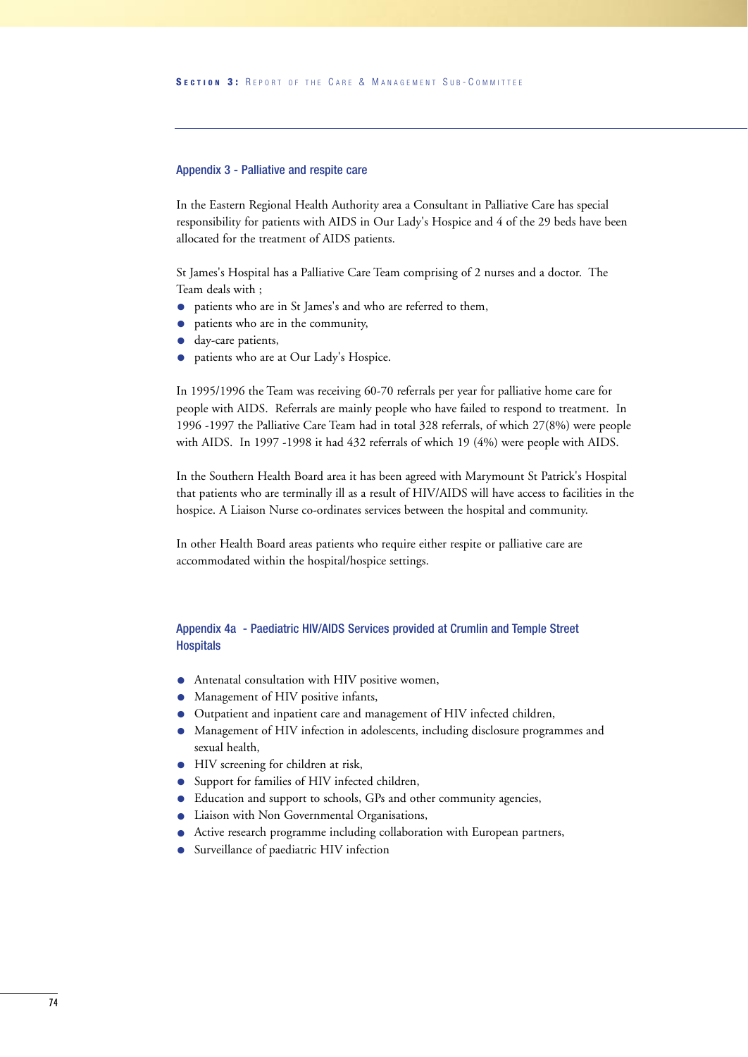## Appendix 3 - Palliative and respite care

In the Eastern Regional Health Authority area a Consultant in Palliative Care has special responsibility for patients with AIDS in Our Lady's Hospice and 4 of the 29 beds have been allocated for the treatment of AIDS patients.

St James's Hospital has a Palliative Care Team comprising of 2 nurses and a doctor. The Team deals with ;

- patients who are in St James's and who are referred to them,
- patients who are in the community,
- day-care patients,
- patients who are at Our Lady's Hospice.

In 1995/1996 the Team was receiving 60-70 referrals per year for palliative home care for people with AIDS. Referrals are mainly people who have failed to respond to treatment. In 1996 -1997 the Palliative Care Team had in total 328 referrals, of which 27(8%) were people with AIDS. In 1997 -1998 it had 432 referrals of which 19 (4%) were people with AIDS.

In the Southern Health Board area it has been agreed with Marymount St Patrick's Hospital that patients who are terminally ill as a result of HIV/AIDS will have access to facilities in the hospice. A Liaison Nurse co-ordinates services between the hospital and community.

In other Health Board areas patients who require either respite or palliative care are accommodated within the hospital/hospice settings.

## Appendix 4a - Paediatric HIV/AIDS Services provided at Crumlin and Temple Street Hospitals

- Antenatal consultation with HIV positive women,
- Management of HIV positive infants,
- Outpatient and inpatient care and management of HIV infected children,
- Management of HIV infection in adolescents, including disclosure programmes and sexual health,
- HIV screening for children at risk,
- Support for families of HIV infected children,
- Education and support to schools, GPs and other community agencies,
- Liaison with Non Governmental Organisations,
- Active research programme including collaboration with European partners,
- Surveillance of paediatric HIV infection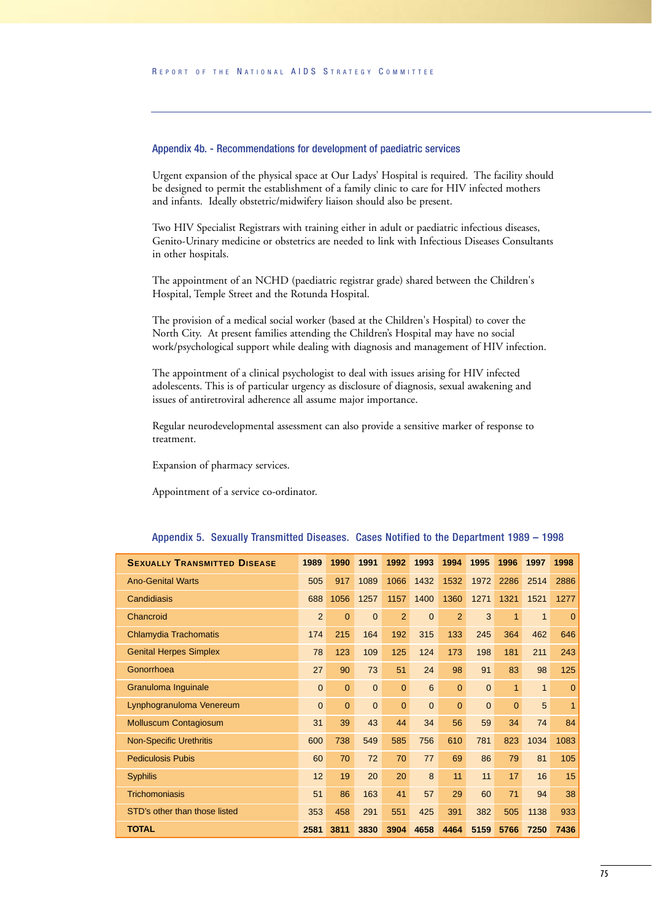## Appendix 4b. - Recommendations for development of paediatric services

Urgent expansion of the physical space at Our Ladys' Hospital is required. The facility should be designed to permit the establishment of a family clinic to care for HIV infected mothers and infants. Ideally obstetric/midwifery liaison should also be present.

Two HIV Specialist Registrars with training either in adult or paediatric infectious diseases, Genito-Urinary medicine or obstetrics are needed to link with Infectious Diseases Consultants in other hospitals.

The appointment of an NCHD (paediatric registrar grade) shared between the Children's Hospital, Temple Street and the Rotunda Hospital.

The provision of a medical social worker (based at the Children's Hospital) to cover the North City. At present families attending the Children's Hospital may have no social work/psychological support while dealing with diagnosis and management of HIV infection.

The appointment of a clinical psychologist to deal with issues arising for HIV infected adolescents. This is of particular urgency as disclosure of diagnosis, sexual awakening and issues of antiretroviral adherence all assume major importance.

Regular neurodevelopmental assessment can also provide a sensitive marker of response to treatment.

Expansion of pharmacy services.

Appointment of a service co-ordinator.

## Appendix 5. Sexually Transmitted Diseases. Cases Notified to the Department 1989 – 1998

| Sexually Transmitted Disease | 1989 | 1990 | 1991 | 1992 | 1993 | 1994 | 1995 | 1996 | 1997 | 1998 |
|---|---|---|---|---|---|---|---|---|---|---|
| Ano-Genital Warts | 505 | 917 | 1089 | 1066 | 1432 | 1532 | 1972 | 2286 | 2514 | 2886 |
| Candidiasis | 688 | 1056 | 1257 | 1157 | 1400 | 1360 | 1271 | 1321 | 1521 | 1277 |
| Chancroid | 2 | 0 | 0 | 2 | 0 | 2 | 3 | 1 | 1 | 0 |
| Chlamydia Trachomatis | 174 | 215 | 164 | 192 | 315 | 133 | 245 | 364 | 462 | 646 |
| Genital Herpes Simplex | 78 | 123 | 109 | 125 | 124 | 173 | 198 | 181 | 211 | 243 |
| Gonorrhoea | 27 | 90 | 73 | 51 | 24 | 98 | 91 | 83 | 98 | 125 |
| Granuloma Inguinale | 0 | 0 | 0 | 0 | 6 | 0 | 0 | 1 | 1 | 0 |
| Lynphogranuloma Venereum | 0 | 0 | 0 | 0 | 0 | 0 | 0 | 0 | 5 | 1 |
| Molluscum Contagiosum | 31 | 39 | 43 | 44 | 34 | 56 | 59 | 34 | 74 | 84 |
| Non-Specific Urethritis | 600 | 738 | 549 | 585 | 756 | 610 | 781 | 823 | 1034 | 1083 |
| Pediculosis Pubis | 60 | 70 | 72 | 70 | 77 | 69 | 86 | 79 | 81 | 105 |
| Syphilis | 12 | 19 | 20 | 20 | 8 | 11 | 11 | 17 | 16 | 15 |
| Trichomoniasis | 51 | 86 | 163 | 41 | 57 | 29 | 60 | 71 | 94 | 38 |
| STD's other than those listed | 353 | 458 | 291 | 551 | 425 | 391 | 382 | 505 | 1138 | 933 |
| **TOTAL** | **2581** | **3811** | **3830** | **3904** | **4658** | **4464** | **5159** | **5766** | **7250** | **7436** |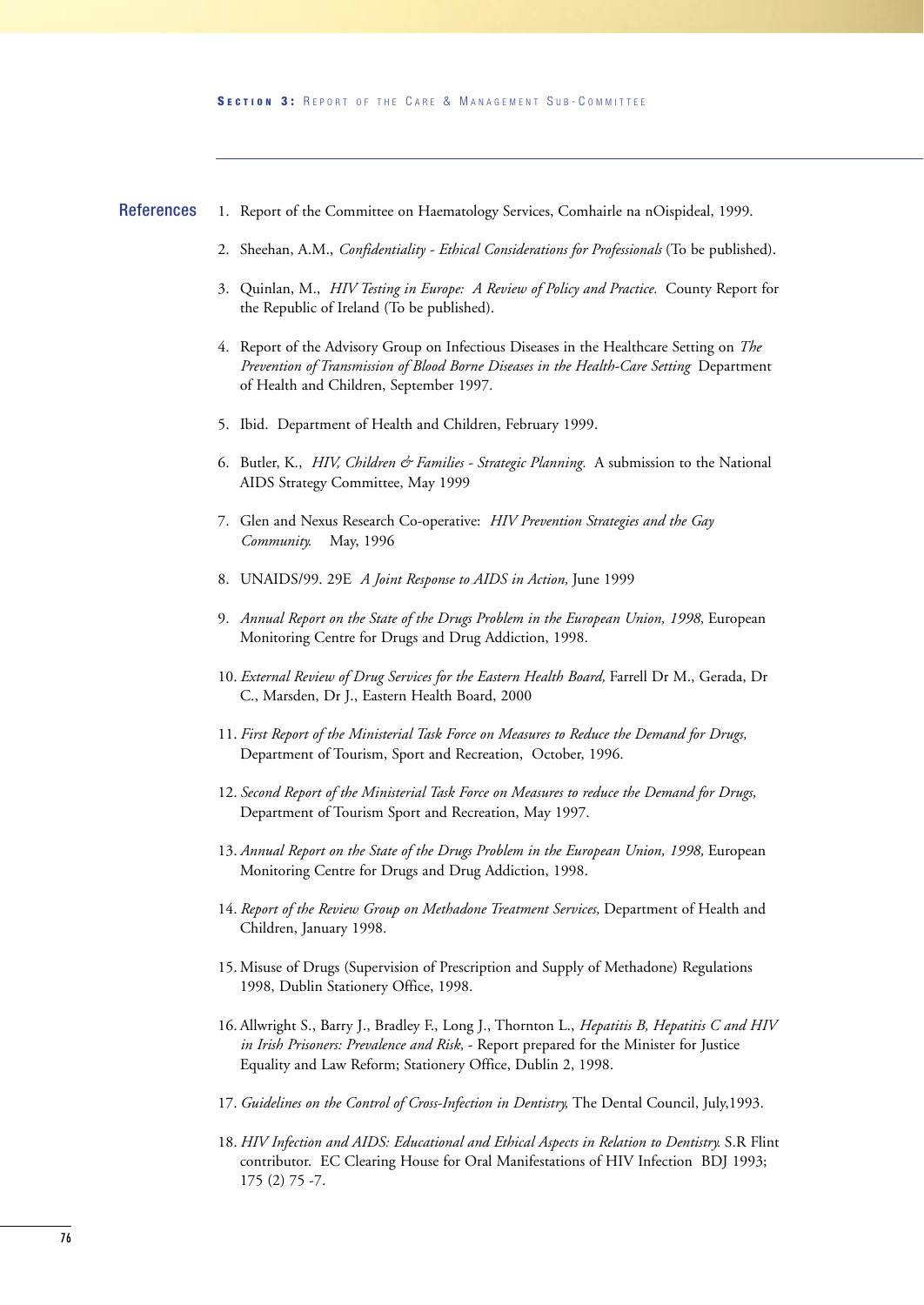## References

1. Report of the Committee on Haematology Services, Comhairle na nOispideal, 1999.

2. Sheehan, A.M., *Confidentiality - Ethical Considerations for Professionals* (To be published).

3. Quinlan, M., *HIV Testing in Europe: A Review of Policy and Practice.* County Report for the Republic of Ireland (To be published).

4. Report of the Advisory Group on Infectious Diseases in the Healthcare Setting on *The Prevention of Transmission of Blood Borne Diseases in the Health-Care Setting* Department of Health and Children, September 1997.

5. Ibid. Department of Health and Children, February 1999.

6. Butler, K., *HIV, Children & Families - Strategic Planning.* A submission to the National AIDS Strategy Committee, May 1999

7. Glen and Nexus Research Co-operative: *HIV Prevention Strategies and the Gay Community.* May, 1996

8. UNAIDS/99. 29E *A Joint Response to AIDS in Action,* June 1999

9. *Annual Report on the State of the Drugs Problem in the European Union, 1998,* European Monitoring Centre for Drugs and Drug Addiction, 1998.

10. *External Review of Drug Services for the Eastern Health Board,* Farrell Dr M., Gerada, Dr C., Marsden, Dr J., Eastern Health Board, 2000

11. *First Report of the Ministerial Task Force on Measures to Reduce the Demand for Drugs,* Department of Tourism, Sport and Recreation, October, 1996.

12. *Second Report of the Ministerial Task Force on Measures to reduce the Demand for Drugs,* Department of Tourism Sport and Recreation, May 1997.

13. *Annual Report on the State of the Drugs Problem in the European Union, 1998,* European Monitoring Centre for Drugs and Drug Addiction, 1998.

14. *Report of the Review Group on Methadone Treatment Services,* Department of Health and Children, January 1998.

15. Misuse of Drugs (Supervision of Prescription and Supply of Methadone) Regulations 1998, Dublin Stationery Office, 1998.

16. Allwright S., Barry J., Bradley F., Long J., Thornton L., *Hepatitis B, Hepatitis C and HIV in Irish Prisoners: Prevalence and Risk,* - Report prepared for the Minister for Justice Equality and Law Reform; Stationery Office, Dublin 2, 1998.

17. *Guidelines on the Control of Cross-Infection in Dentistry,* The Dental Council, July,1993.

18. *HIV Infection and AIDS: Educational and Ethical Aspects in Relation to Dentistry.* S.R Flint contributor. EC Clearing House for Oral Manifestations of HIV Infection BDJ 1993; 175 (2) 75 -7.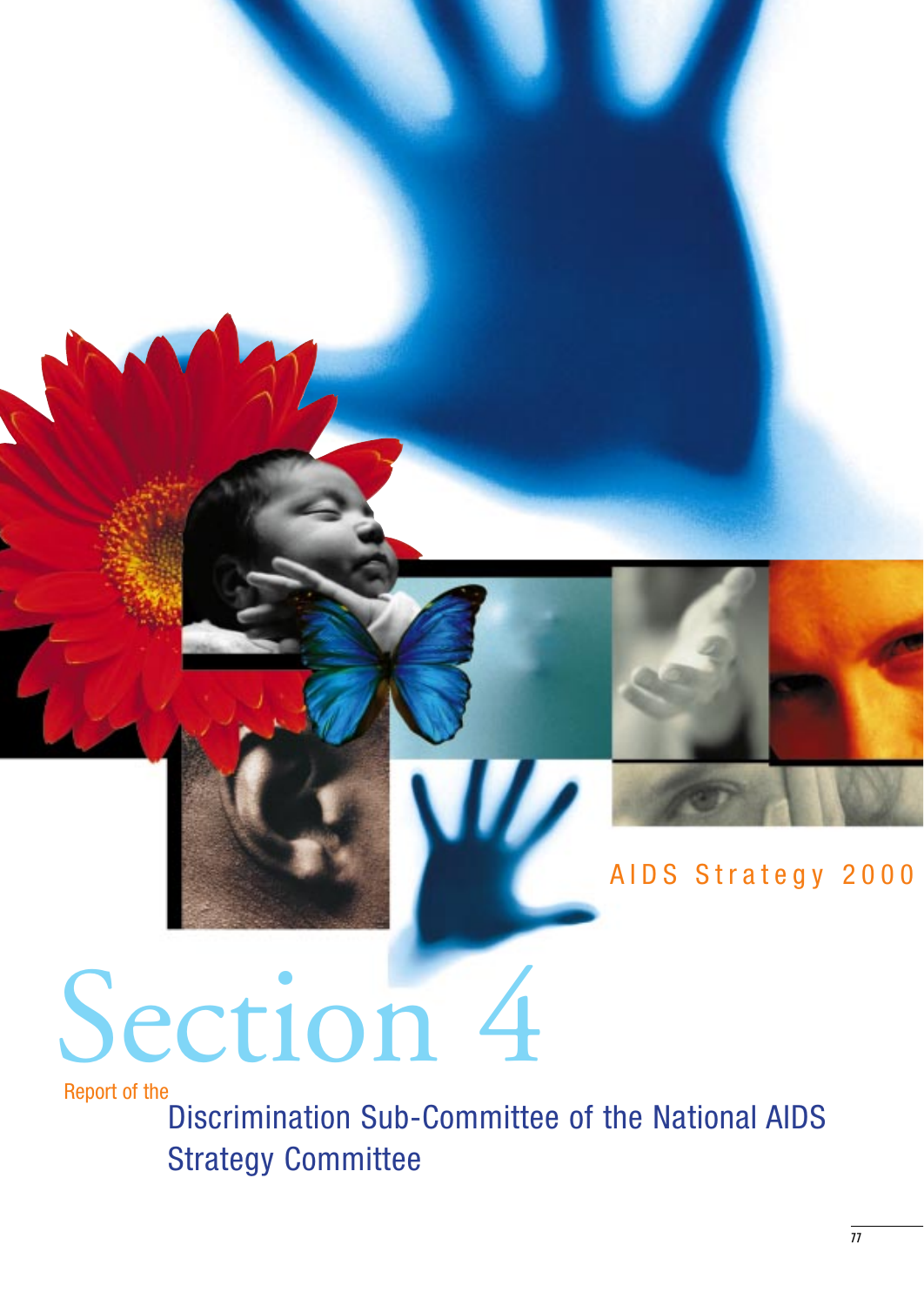AIDS Strategy 2000

# Section 4

Report of the

## Discrimination Sub-Committee of the National AIDS Strategy Committee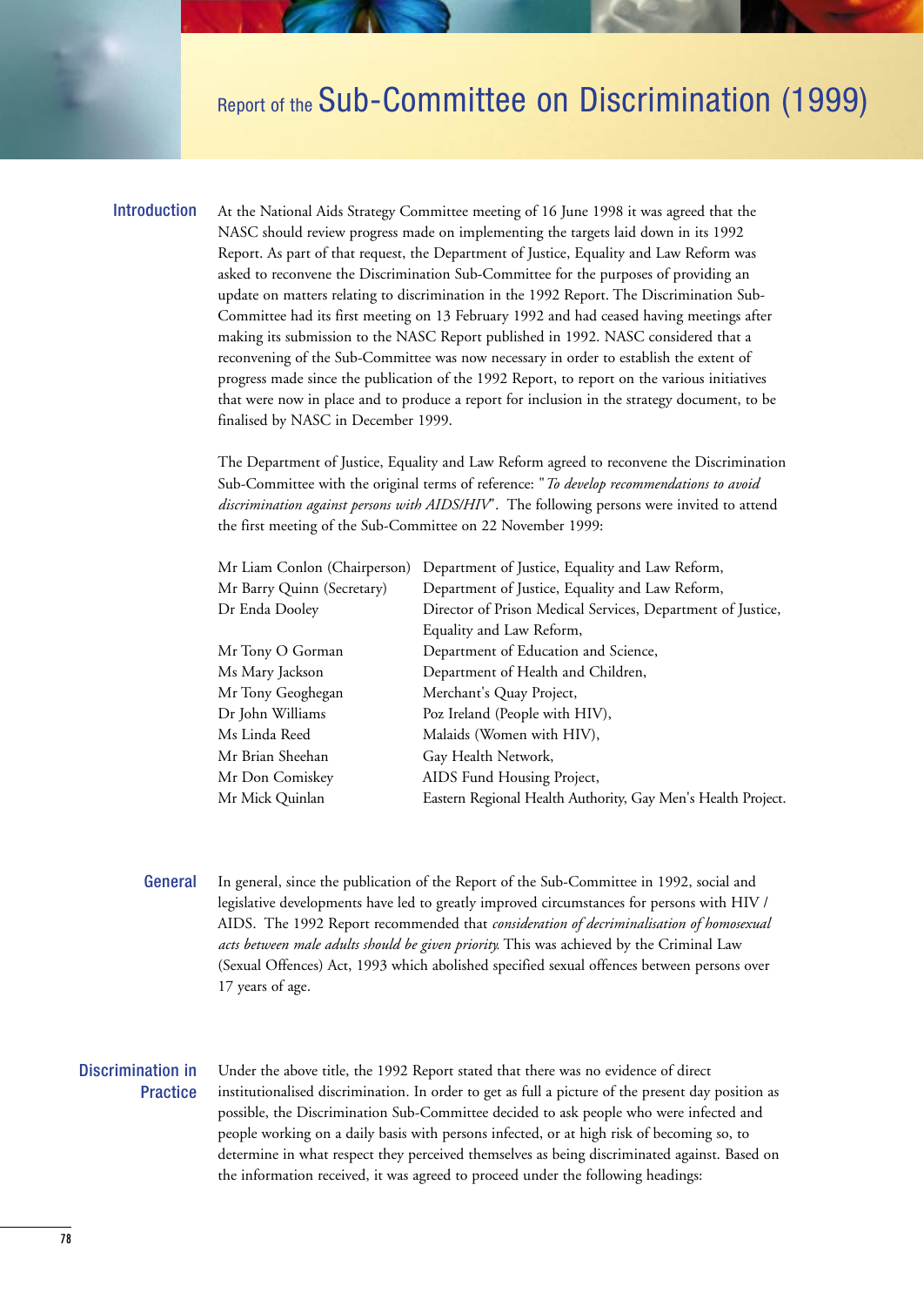# Report of the Sub-Committee on Discrimination (1999)

## Introduction

At the National Aids Strategy Committee meeting of 16 June 1998 it was agreed that the NASC should review progress made on implementing the targets laid down in its 1992 Report. As part of that request, the Department of Justice, Equality and Law Reform was asked to reconvene the Discrimination Sub-Committee for the purposes of providing an update on matters relating to discrimination in the 1992 Report. The Discrimination Sub-Committee had its first meeting on 13 February 1992 and had ceased having meetings after making its submission to the NASC Report published in 1992. NASC considered that a reconvening of the Sub-Committee was now necessary in order to establish the extent of progress made since the publication of the 1992 Report, to report on the various initiatives that were now in place and to produce a report for inclusion in the strategy document, to be finalised by NASC in December 1999.

The Department of Justice, Equality and Law Reform agreed to reconvene the Discrimination Sub-Committee with the original terms of reference: "*To develop recommendations to avoid discrimination against persons with AIDS/HIV*". The following persons were invited to attend the first meeting of the Sub-Committee on 22 November 1999:

| | |
|---|---|
| Mr Liam Conlon (Chairperson) | Department of Justice, Equality and Law Reform, |
| Mr Barry Quinn (Secretary) | Department of Justice, Equality and Law Reform, |
| Dr Enda Dooley | Director of Prison Medical Services, Department of Justice, Equality and Law Reform, |
| Mr Tony O Gorman | Department of Education and Science, |
| Ms Mary Jackson | Department of Health and Children, |
| Mr Tony Geoghegan | Merchant's Quay Project, |
| Dr John Williams | Poz Ireland (People with HIV), |
| Ms Linda Reed | Malaids (Women with HIV), |
| Mr Brian Sheehan | Gay Health Network, |
| Mr Don Comiskey | AIDS Fund Housing Project, |
| Mr Mick Quinlan | Eastern Regional Health Authority, Gay Men's Health Project. |

## General

In general, since the publication of the Report of the Sub-Committee in 1992, social and legislative developments have led to greatly improved circumstances for persons with HIV / AIDS. The 1992 Report recommended that *consideration of decriminalisation of homosexual acts between male adults should be given priority.* This was achieved by the Criminal Law (Sexual Offences) Act, 1993 which abolished specified sexual offences between persons over 17 years of age.

## Discrimination in Practice

Under the above title, the 1992 Report stated that there was no evidence of direct institutionalised discrimination. In order to get as full a picture of the present day position as possible, the Discrimination Sub-Committee decided to ask people who were infected and people working on a daily basis with persons infected, or at high risk of becoming so, to determine in what respect they perceived themselves as being discriminated against. Based on the information received, it was agreed to proceed under the following headings: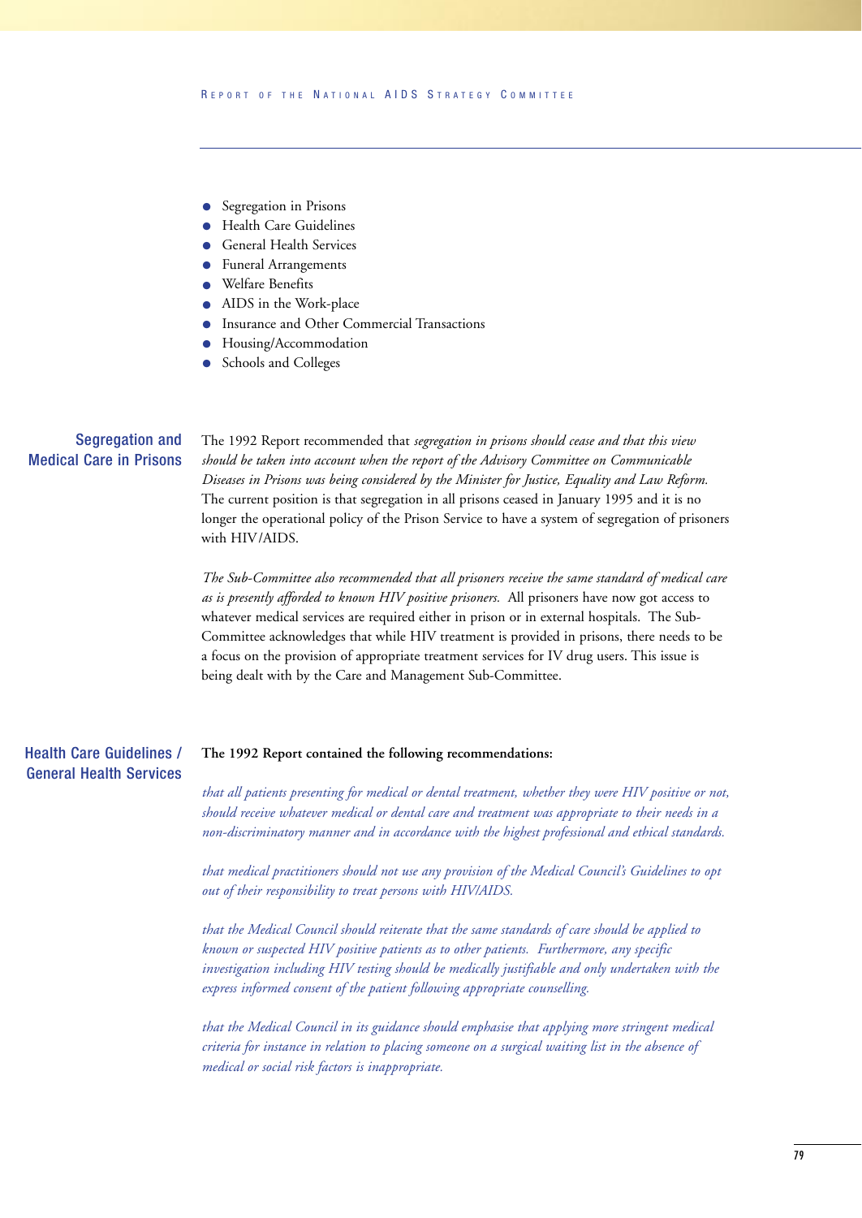- Segregation in Prisons
- Health Care Guidelines
- General Health Services
- Funeral Arrangements
- Welfare Benefits
- AIDS in the Work-place
- Insurance and Other Commercial Transactions
- Housing/Accommodation
- Schools and Colleges

## Segregation and Medical Care in Prisons

The 1992 Report recommended that *segregation in prisons should cease and that this view should be taken into account when the report of the Advisory Committee on Communicable Diseases in Prisons was being considered by the Minister for Justice, Equality and Law Reform.* The current position is that segregation in all prisons ceased in January 1995 and it is no longer the operational policy of the Prison Service to have a system of segregation of prisoners with HIV/AIDS.

*The Sub-Committee also recommended that all prisoners receive the same standard of medical care as is presently afforded to known HIV positive prisoners.* All prisoners have now got access to whatever medical services are required either in prison or in external hospitals. The Sub-Committee acknowledges that while HIV treatment is provided in prisons, there needs to be a focus on the provision of appropriate treatment services for IV drug users. This issue is being dealt with by the Care and Management Sub-Committee.

## Health Care Guidelines / General Health Services

**The 1992 Report contained the following recommendations:**

*that all patients presenting for medical or dental treatment, whether they were HIV positive or not, should receive whatever medical or dental care and treatment was appropriate to their needs in a non-discriminatory manner and in accordance with the highest professional and ethical standards.*

*that medical practitioners should not use any provision of the Medical Council's Guidelines to opt out of their responsibility to treat persons with HIV/AIDS.*

*that the Medical Council should reiterate that the same standards of care should be applied to known or suspected HIV positive patients as to other patients. Furthermore, any specific investigation including HIV testing should be medically justifiable and only undertaken with the express informed consent of the patient following appropriate counselling.*

*that the Medical Council in its guidance should emphasise that applying more stringent medical criteria for instance in relation to placing someone on a surgical waiting list in the absence of medical or social risk factors is inappropriate.*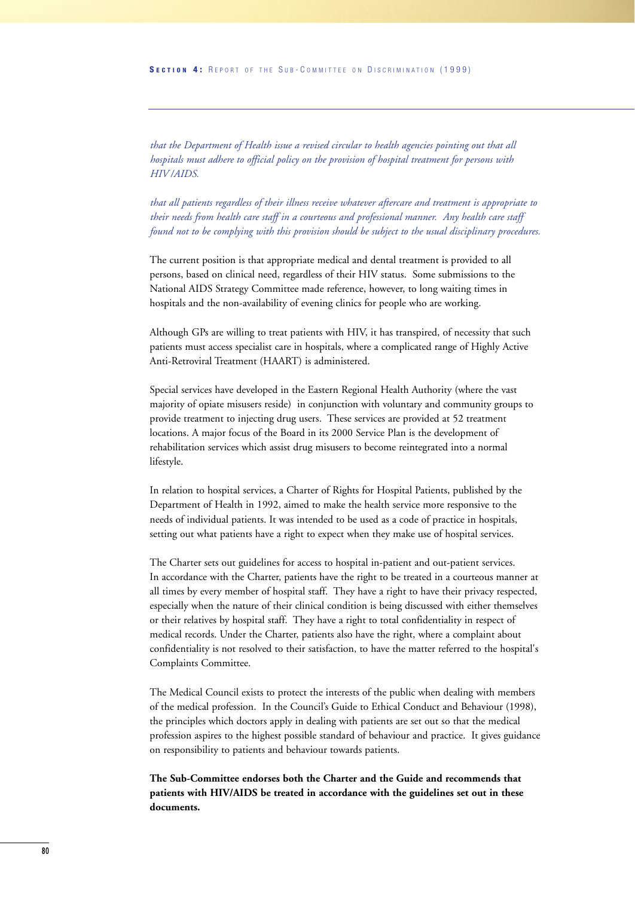*that the Department of Health issue a revised circular to health agencies pointing out that all hospitals must adhere to official policy on the provision of hospital treatment for persons with HIV/AIDS.*

*that all patients regardless of their illness receive whatever aftercare and treatment is appropriate to their needs from health care staff in a courteous and professional manner. Any health care staff found not to be complying with this provision should be subject to the usual disciplinary procedures.*

The current position is that appropriate medical and dental treatment is provided to all persons, based on clinical need, regardless of their HIV status. Some submissions to the National AIDS Strategy Committee made reference, however, to long waiting times in hospitals and the non-availability of evening clinics for people who are working.

Although GPs are willing to treat patients with HIV, it has transpired, of necessity that such patients must access specialist care in hospitals, where a complicated range of Highly Active Anti-Retroviral Treatment (HAART) is administered.

Special services have developed in the Eastern Regional Health Authority (where the vast majority of opiate misusers reside) in conjunction with voluntary and community groups to provide treatment to injecting drug users. These services are provided at 52 treatment locations. A major focus of the Board in its 2000 Service Plan is the development of rehabilitation services which assist drug misusers to become reintegrated into a normal lifestyle.

In relation to hospital services, a Charter of Rights for Hospital Patients, published by the Department of Health in 1992, aimed to make the health service more responsive to the needs of individual patients. It was intended to be used as a code of practice in hospitals, setting out what patients have a right to expect when they make use of hospital services.

The Charter sets out guidelines for access to hospital in-patient and out-patient services. In accordance with the Charter, patients have the right to be treated in a courteous manner at all times by every member of hospital staff. They have a right to have their privacy respected, especially when the nature of their clinical condition is being discussed with either themselves or their relatives by hospital staff. They have a right to total confidentiality in respect of medical records. Under the Charter, patients also have the right, where a complaint about confidentiality is not resolved to their satisfaction, to have the matter referred to the hospital's Complaints Committee.

The Medical Council exists to protect the interests of the public when dealing with members of the medical profession. In the Council's Guide to Ethical Conduct and Behaviour (1998), the principles which doctors apply in dealing with patients are set out so that the medical profession aspires to the highest possible standard of behaviour and practice. It gives guidance on responsibility to patients and behaviour towards patients.

**The Sub-Committee endorses both the Charter and the Guide and recommends that patients with HIV/AIDS be treated in accordance with the guidelines set out in these documents.**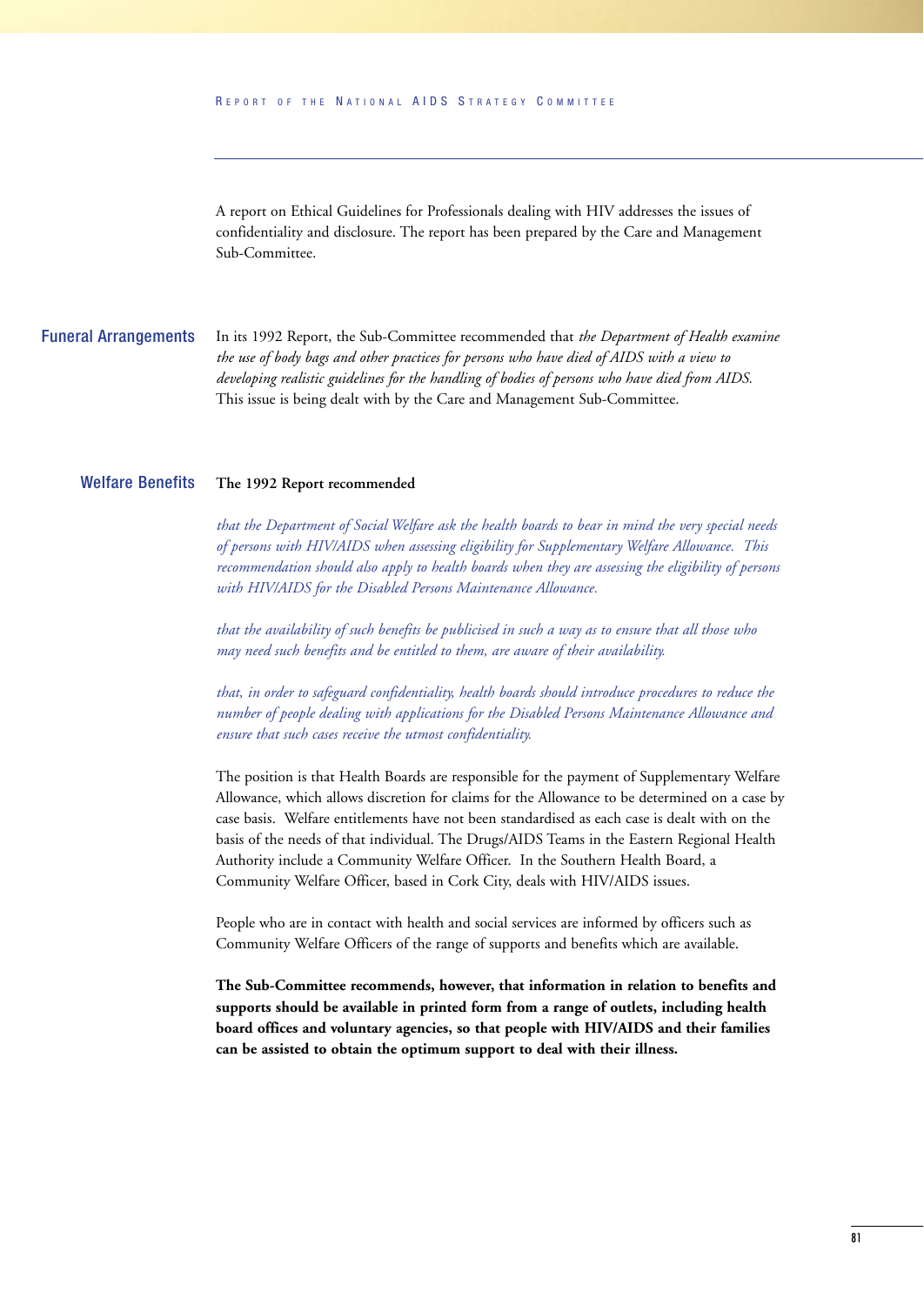A report on Ethical Guidelines for Professionals dealing with HIV addresses the issues of confidentiality and disclosure. The report has been prepared by the Care and Management Sub-Committee.

## Funeral Arrangements

In its 1992 Report, the Sub-Committee recommended that *the Department of Health examine the use of body bags and other practices for persons who have died of AIDS with a view to developing realistic guidelines for the handling of bodies of persons who have died from AIDS.* This issue is being dealt with by the Care and Management Sub-Committee.

## Welfare Benefits

**The 1992 Report recommended**

*that the Department of Social Welfare ask the health boards to bear in mind the very special needs of persons with HIV/AIDS when assessing eligibility for Supplementary Welfare Allowance. This recommendation should also apply to health boards when they are assessing the eligibility of persons with HIV/AIDS for the Disabled Persons Maintenance Allowance.*

*that the availability of such benefits be publicised in such a way as to ensure that all those who may need such benefits and be entitled to them, are aware of their availability.*

*that, in order to safeguard confidentiality, health boards should introduce procedures to reduce the number of people dealing with applications for the Disabled Persons Maintenance Allowance and ensure that such cases receive the utmost confidentiality.*

The position is that Health Boards are responsible for the payment of Supplementary Welfare Allowance, which allows discretion for claims for the Allowance to be determined on a case by case basis. Welfare entitlements have not been standardised as each case is dealt with on the basis of the needs of that individual. The Drugs/AIDS Teams in the Eastern Regional Health Authority include a Community Welfare Officer. In the Southern Health Board, a Community Welfare Officer, based in Cork City, deals with HIV/AIDS issues.

People who are in contact with health and social services are informed by officers such as Community Welfare Officers of the range of supports and benefits which are available.

**The Sub-Committee recommends, however, that information in relation to benefits and supports should be available in printed form from a range of outlets, including health board offices and voluntary agencies, so that people with HIV/AIDS and their families can be assisted to obtain the optimum support to deal with their illness.**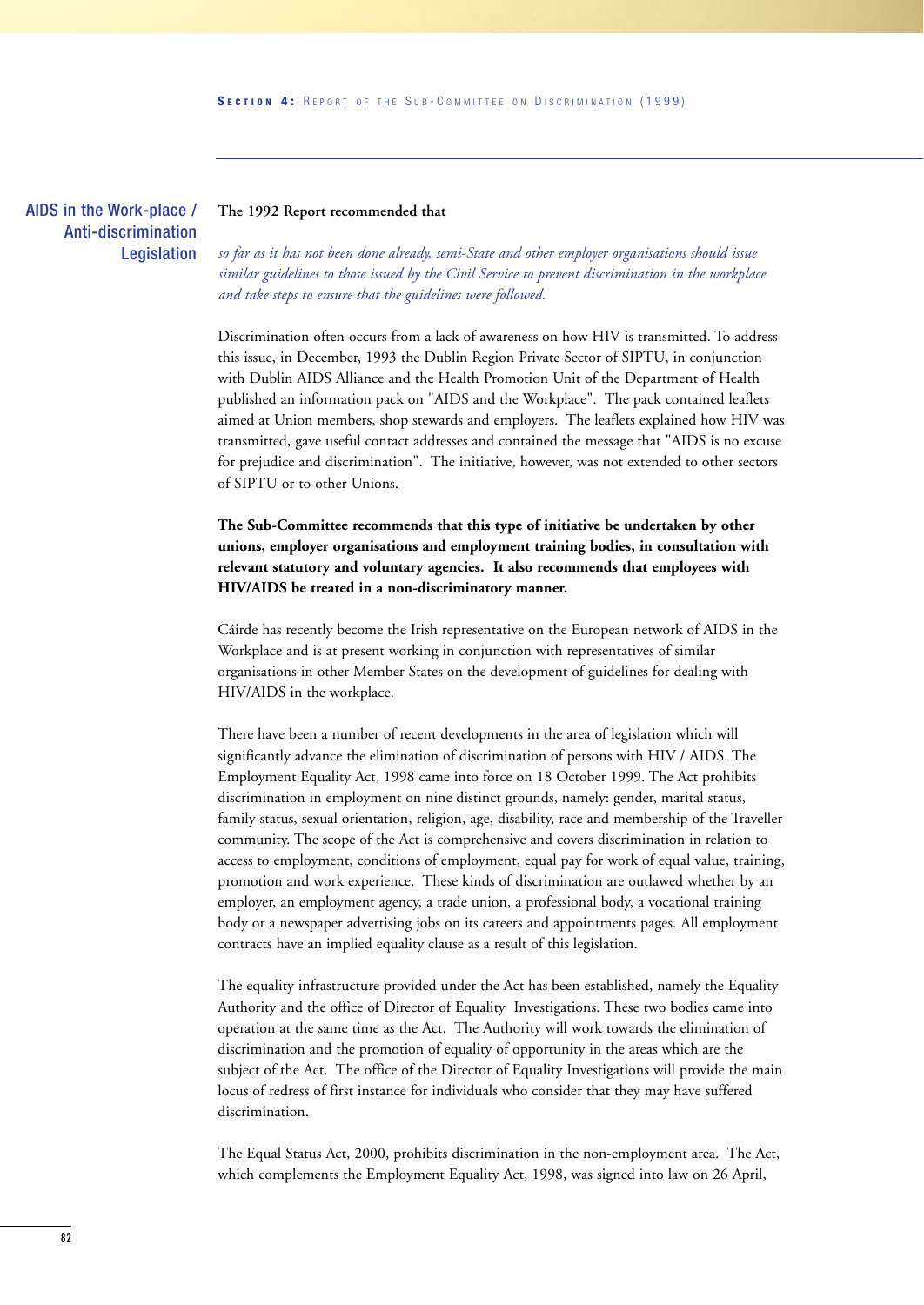## AIDS in the Work-place / Anti-discrimination Legislation

**The 1992 Report recommended that**

*so far as it has not been done already, semi-State and other employer organisations should issue similar guidelines to those issued by the Civil Service to prevent discrimination in the workplace and take steps to ensure that the guidelines were followed.*

Discrimination often occurs from a lack of awareness on how HIV is transmitted. To address this issue, in December, 1993 the Dublin Region Private Sector of SIPTU, in conjunction with Dublin AIDS Alliance and the Health Promotion Unit of the Department of Health published an information pack on "AIDS and the Workplace". The pack contained leaflets aimed at Union members, shop stewards and employers. The leaflets explained how HIV was transmitted, gave useful contact addresses and contained the message that "AIDS is no excuse for prejudice and discrimination". The initiative, however, was not extended to other sectors of SIPTU or to other Unions.

**The Sub-Committee recommends that this type of initiative be undertaken by other unions, employer organisations and employment training bodies, in consultation with relevant statutory and voluntary agencies. It also recommends that employees with HIV/AIDS be treated in a non-discriminatory manner.**

Cáirde has recently become the Irish representative on the European network of AIDS in the Workplace and is at present working in conjunction with representatives of similar organisations in other Member States on the development of guidelines for dealing with HIV/AIDS in the workplace.

There have been a number of recent developments in the area of legislation which will significantly advance the elimination of discrimination of persons with HIV / AIDS. The Employment Equality Act, 1998 came into force on 18 October 1999. The Act prohibits discrimination in employment on nine distinct grounds, namely: gender, marital status, family status, sexual orientation, religion, age, disability, race and membership of the Traveller community. The scope of the Act is comprehensive and covers discrimination in relation to access to employment, conditions of employment, equal pay for work of equal value, training, promotion and work experience. These kinds of discrimination are outlawed whether by an employer, an employment agency, a trade union, a professional body, a vocational training body or a newspaper advertising jobs on its careers and appointments pages. All employment contracts have an implied equality clause as a result of this legislation.

The equality infrastructure provided under the Act has been established, namely the Equality Authority and the office of Director of Equality Investigations. These two bodies came into operation at the same time as the Act. The Authority will work towards the elimination of discrimination and the promotion of equality of opportunity in the areas which are the subject of the Act. The office of the Director of Equality Investigations will provide the main locus of redress of first instance for individuals who consider that they may have suffered discrimination.

The Equal Status Act, 2000, prohibits discrimination in the non-employment area. The Act, which complements the Employment Equality Act, 1998, was signed into law on 26 April,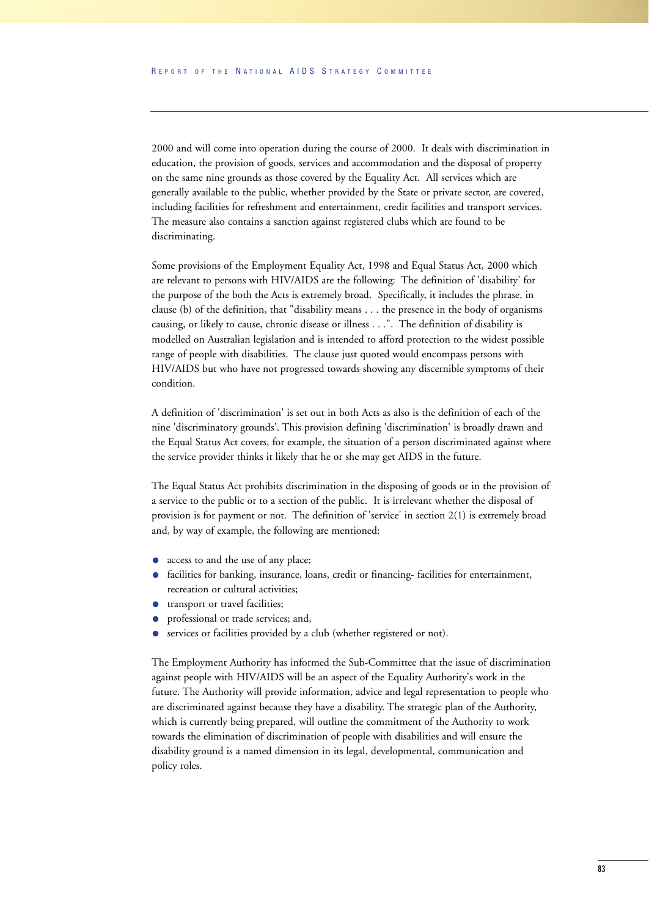2000 and will come into operation during the course of 2000. It deals with discrimination in education, the provision of goods, services and accommodation and the disposal of property on the same nine grounds as those covered by the Equality Act. All services which are generally available to the public, whether provided by the State or private sector, are covered, including facilities for refreshment and entertainment, credit facilities and transport services. The measure also contains a sanction against registered clubs which are found to be discriminating.

Some provisions of the Employment Equality Act, 1998 and Equal Status Act, 2000 which are relevant to persons with HIV/AIDS are the following: The definition of 'disability' for the purpose of the both the Acts is extremely broad. Specifically, it includes the phrase, in clause (b) of the definition, that "disability means . . . the presence in the body of organisms causing, or likely to cause, chronic disease or illness . . .". The definition of disability is modelled on Australian legislation and is intended to afford protection to the widest possible range of people with disabilities. The clause just quoted would encompass persons with HIV/AIDS but who have not progressed towards showing any discernible symptoms of their condition.

A definition of 'discrimination' is set out in both Acts as also is the definition of each of the nine 'discriminatory grounds'. This provision defining 'discrimination' is broadly drawn and the Equal Status Act covers, for example, the situation of a person discriminated against where the service provider thinks it likely that he or she may get AIDS in the future.

The Equal Status Act prohibits discrimination in the disposing of goods or in the provision of a service to the public or to a section of the public. It is irrelevant whether the disposal of provision is for payment or not. The definition of 'service' in section 2(1) is extremely broad and, by way of example, the following are mentioned:

- access to and the use of any place;
- facilities for banking, insurance, loans, credit or financing- facilities for entertainment, recreation or cultural activities;
- transport or travel facilities;
- professional or trade services; and,
- services or facilities provided by a club (whether registered or not).

The Employment Authority has informed the Sub-Committee that the issue of discrimination against people with HIV/AIDS will be an aspect of the Equality Authority's work in the future. The Authority will provide information, advice and legal representation to people who are discriminated against because they have a disability. The strategic plan of the Authority, which is currently being prepared, will outline the commitment of the Authority to work towards the elimination of discrimination of people with disabilities and will ensure the disability ground is a named dimension in its legal, developmental, communication and policy roles.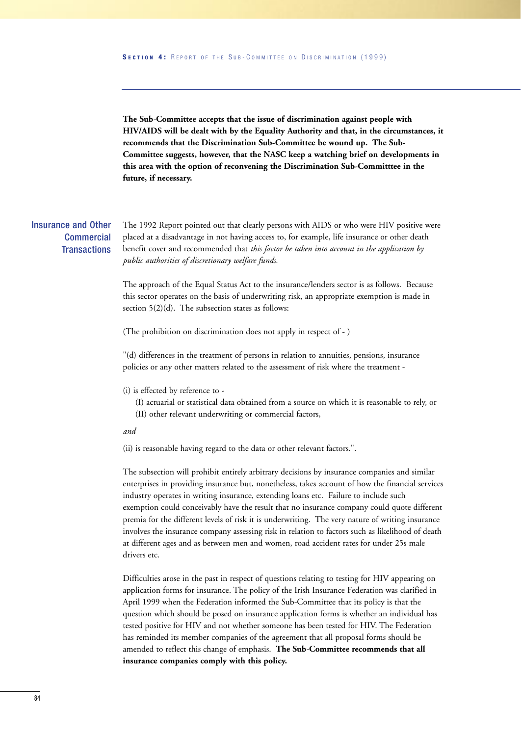**The Sub-Committee accepts that the issue of discrimination against people with HIV/AIDS will be dealt with by the Equality Authority and that, in the circumstances, it recommends that the Discrimination Sub-Committee be wound up. The Sub-Committee suggests, however, that the NASC keep a watching brief on developments in this area with the option of reconvening the Discrimination Sub-Committtee in the future, if necessary.**

## Insurance and Other Commercial Transactions

The 1992 Report pointed out that clearly persons with AIDS or who were HIV positive were placed at a disadvantage in not having access to, for example, life insurance or other death benefit cover and recommended that *this factor be taken into account in the application by public authorities of discretionary welfare funds.*

The approach of the Equal Status Act to the insurance/lenders sector is as follows. Because this sector operates on the basis of underwriting risk, an appropriate exemption is made in section 5(2)(d). The subsection states as follows:

(The prohibition on discrimination does not apply in respect of - )

"(d) differences in the treatment of persons in relation to annuities, pensions, insurance policies or any other matters related to the assessment of risk where the treatment -

(i) is effected by reference to -

(I) actuarial or statistical data obtained from a source on which it is reasonable to rely, or

(II) other relevant underwriting or commercial factors,

*and*

(ii) is reasonable having regard to the data or other relevant factors.".

The subsection will prohibit entirely arbitrary decisions by insurance companies and similar enterprises in providing insurance but, nonetheless, takes account of how the financial services industry operates in writing insurance, extending loans etc. Failure to include such exemption could conceivably have the result that no insurance company could quote different premia for the different levels of risk it is underwriting. The very nature of writing insurance involves the insurance company assessing risk in relation to factors such as likelihood of death at different ages and as between men and women, road accident rates for under 25s male drivers etc.

Difficulties arose in the past in respect of questions relating to testing for HIV appearing on application forms for insurance. The policy of the Irish Insurance Federation was clarified in April 1999 when the Federation informed the Sub-Committee that its policy is that the question which should be posed on insurance application forms is whether an individual has tested positive for HIV and not whether someone has been tested for HIV. The Federation has reminded its member companies of the agreement that all proposal forms should be amended to reflect this change of emphasis. **The Sub-Committee recommends that all insurance companies comply with this policy.**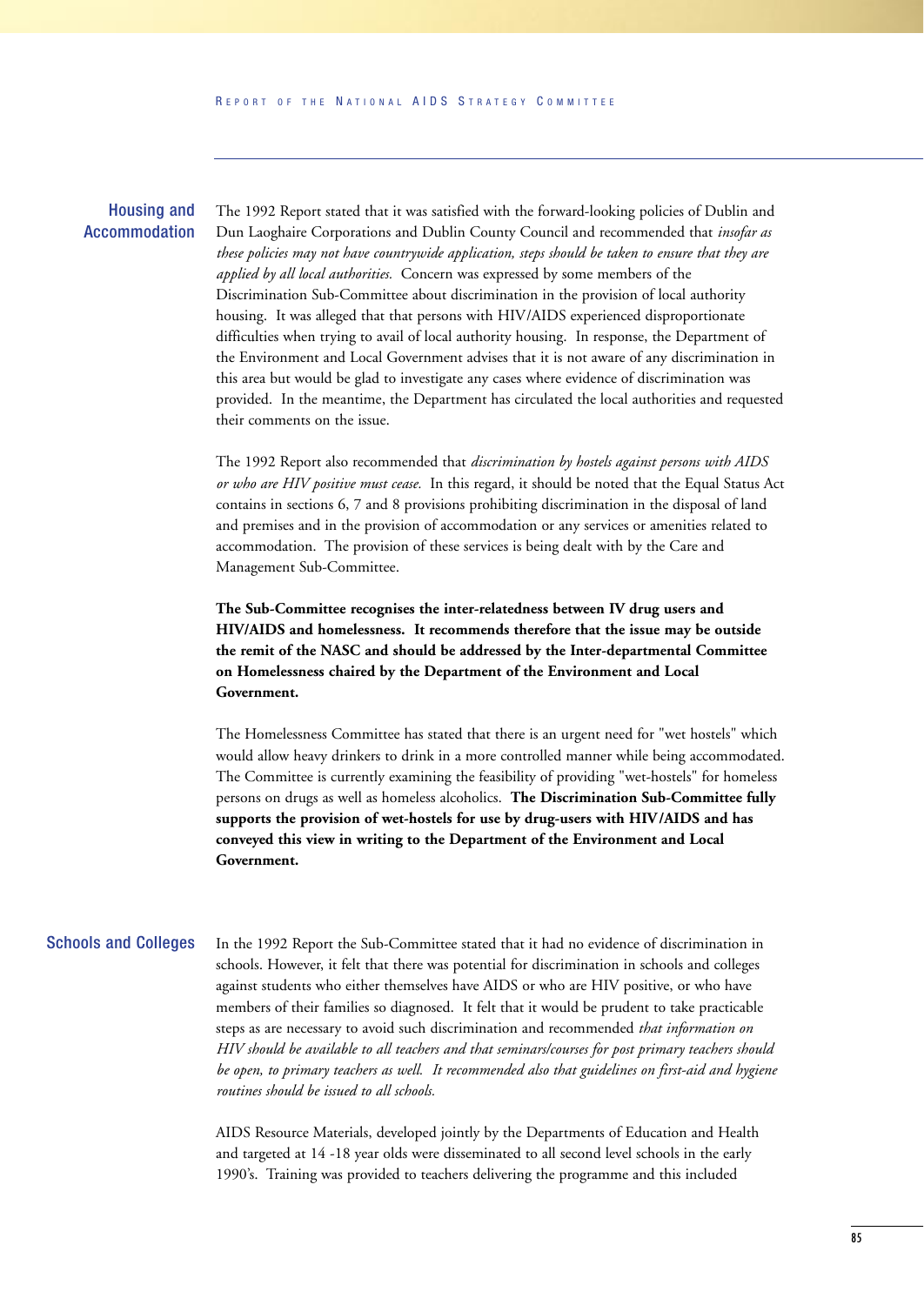### Housing and Accommodation

The 1992 Report stated that it was satisfied with the forward-looking policies of Dublin and Dun Laoghaire Corporations and Dublin County Council and recommended that *insofar as these policies may not have countrywide application, steps should be taken to ensure that they are applied by all local authorities.* Concern was expressed by some members of the Discrimination Sub-Committee about discrimination in the provision of local authority housing. It was alleged that that persons with HIV/AIDS experienced disproportionate difficulties when trying to avail of local authority housing. In response, the Department of the Environment and Local Government advises that it is not aware of any discrimination in this area but would be glad to investigate any cases where evidence of discrimination was provided. In the meantime, the Department has circulated the local authorities and requested their comments on the issue.

The 1992 Report also recommended that *discrimination by hostels against persons with AIDS or who are HIV positive must cease.* In this regard, it should be noted that the Equal Status Act contains in sections 6, 7 and 8 provisions prohibiting discrimination in the disposal of land and premises and in the provision of accommodation or any services or amenities related to accommodation. The provision of these services is being dealt with by the Care and Management Sub-Committee.

**The Sub-Committee recognises the inter-relatedness between IV drug users and HIV/AIDS and homelessness. It recommends therefore that the issue may be outside the remit of the NASC and should be addressed by the Inter-departmental Committee on Homelessness chaired by the Department of the Environment and Local Government.**

The Homelessness Committee has stated that there is an urgent need for "wet hostels" which would allow heavy drinkers to drink in a more controlled manner while being accommodated. The Committee is currently examining the feasibility of providing "wet-hostels" for homeless persons on drugs as well as homeless alcoholics. **The Discrimination Sub-Committee fully supports the provision of wet-hostels for use by drug-users with HIV/AIDS and has conveyed this view in writing to the Department of the Environment and Local Government.**

### Schools and Colleges

In the 1992 Report the Sub-Committee stated that it had no evidence of discrimination in schools. However, it felt that there was potential for discrimination in schools and colleges against students who either themselves have AIDS or who are HIV positive, or who have members of their families so diagnosed. It felt that it would be prudent to take practicable steps as are necessary to avoid such discrimination and recommended *that information on HIV should be available to all teachers and that seminars/courses for post primary teachers should be open, to primary teachers as well. It recommended also that guidelines on first-aid and hygiene routines should be issued to all schools.*

AIDS Resource Materials, developed jointly by the Departments of Education and Health and targeted at 14 -18 year olds were disseminated to all second level schools in the early 1990's. Training was provided to teachers delivering the programme and this included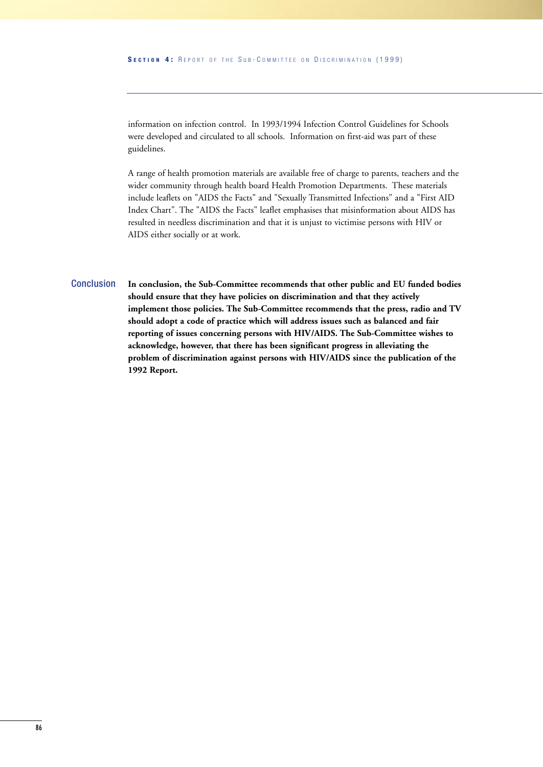information on infection control. In 1993/1994 Infection Control Guidelines for Schools were developed and circulated to all schools. Information on first-aid was part of these guidelines.

A range of health promotion materials are available free of charge to parents, teachers and the wider community through health board Health Promotion Departments. These materials include leaflets on "AIDS the Facts" and "Sexually Transmitted Infections" and a "First AID Index Chart". The "AIDS the Facts" leaflet emphasises that misinformation about AIDS has resulted in needless discrimination and that it is unjust to victimise persons with HIV or AIDS either socially or at work.

## Conclusion

**In conclusion, the Sub-Committee recommends that other public and EU funded bodies should ensure that they have policies on discrimination and that they actively implement those policies. The Sub-Committee recommends that the press, radio and TV should adopt a code of practice which will address issues such as balanced and fair reporting of issues concerning persons with HIV/AIDS. The Sub-Committee wishes to acknowledge, however, that there has been significant progress in alleviating the problem of discrimination against persons with HIV/AIDS since the publication of the 1992 Report.**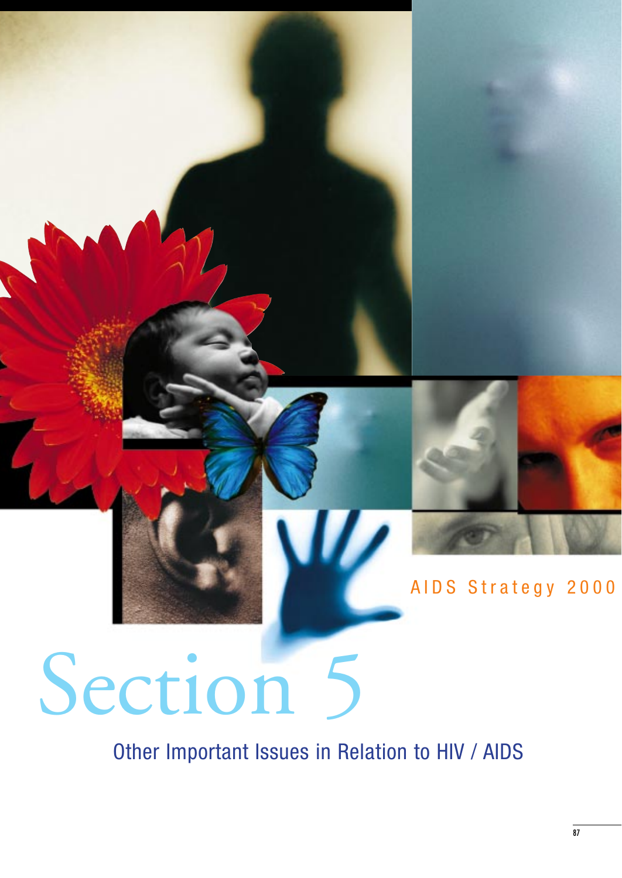AIDS Strategy 2000

# Section 5

## Other Important Issues in Relation to HIV / AIDS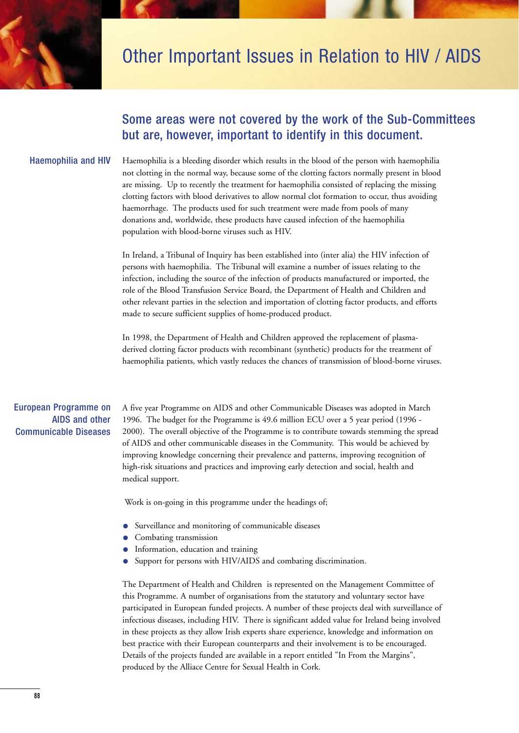# Other Important Issues in Relation to HIV / AIDS

## Some areas were not covered by the work of the Sub-Committees but are, however, important to identify in this document.

### Haemophilia and HIV

Haemophilia is a bleeding disorder which results in the blood of the person with haemophilia not clotting in the normal way, because some of the clotting factors normally present in blood are missing. Up to recently the treatment for haemophilia consisted of replacing the missing clotting factors with blood derivatives to allow normal clot formation to occur, thus avoiding haemorrhage. The products used for such treatment were made from pools of many donations and, worldwide, these products have caused infection of the haemophilia population with blood-borne viruses such as HIV.

In Ireland, a Tribunal of Inquiry has been established into (inter alia) the HIV infection of persons with haemophilia. The Tribunal will examine a number of issues relating to the infection, including the source of the infection of products manufactured or imported, the role of the Blood Transfusion Service Board, the Department of Health and Children and other relevant parties in the selection and importation of clotting factor products, and efforts made to secure sufficient supplies of home-produced product.

In 1998, the Department of Health and Children approved the replacement of plasma-derived clotting factor products with recombinant (synthetic) products for the treatment of haemophilia patients, which vastly reduces the chances of transmission of blood-borne viruses.

### European Programme on AIDS and other Communicable Diseases

A five year Programme on AIDS and other Communicable Diseases was adopted in March 1996. The budget for the Programme is 49.6 million ECU over a 5 year period (1996 - 2000). The overall objective of the Programme is to contribute towards stemming the spread of AIDS and other communicable diseases in the Community. This would be achieved by improving knowledge concerning their prevalence and patterns, improving recognition of high-risk situations and practices and improving early detection and social, health and medical support.

Work is on-going in this programme under the headings of;

- Surveillance and monitoring of communicable diseases
- Combating transmission
- Information, education and training
- Support for persons with HIV/AIDS and combating discrimination.

The Department of Health and Children is represented on the Management Committee of this Programme. A number of organisations from the statutory and voluntary sector have participated in European funded projects. A number of these projects deal with surveillance of infectious diseases, including HIV. There is significant added value for Ireland being involved in these projects as they allow Irish experts share experience, knowledge and information on best practice with their European counterparts and their involvement is to be encouraged. Details of the projects funded are available in a report entitled "In From the Margins", produced by the Alliace Centre for Sexual Health in Cork.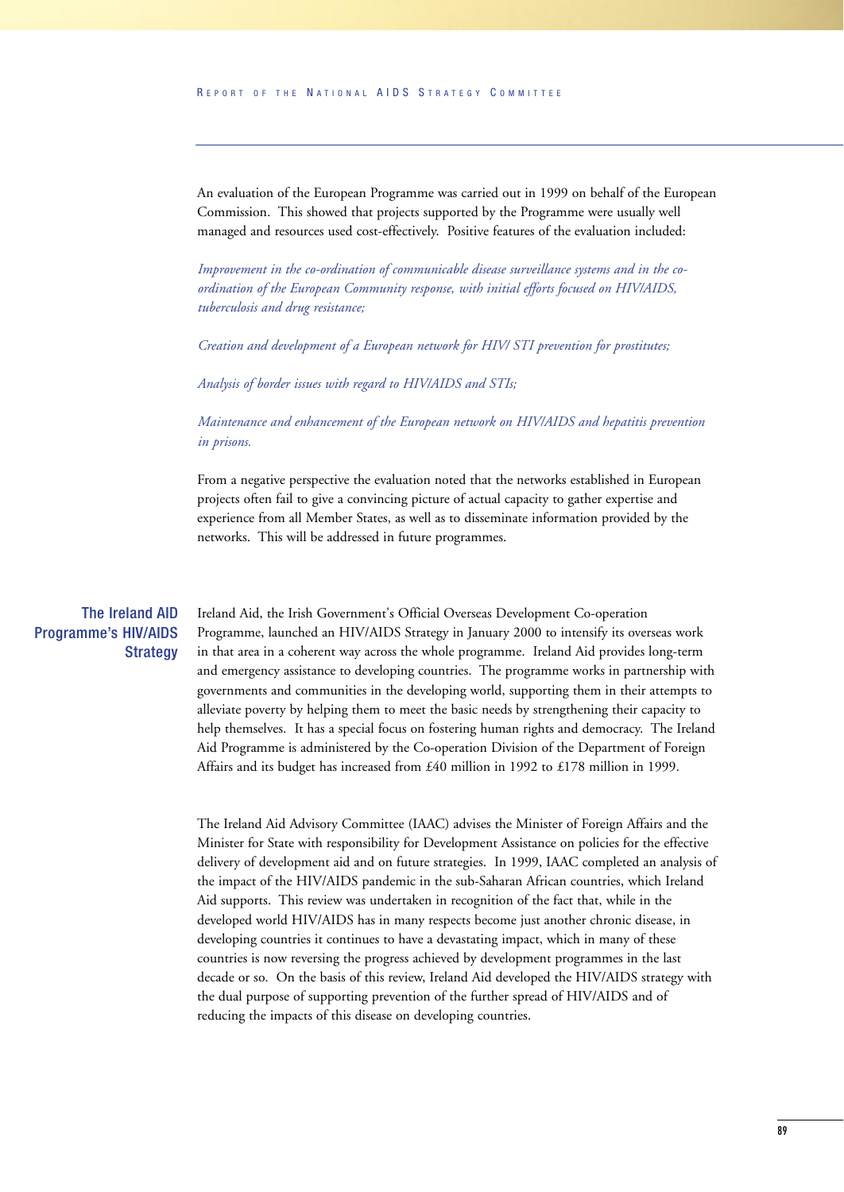An evaluation of the European Programme was carried out in 1999 on behalf of the European Commission. This showed that projects supported by the Programme were usually well managed and resources used cost-effectively. Positive features of the evaluation included:

*Improvement in the co-ordination of communicable disease surveillance systems and in the co-ordination of the European Community response, with initial efforts focused on HIV/AIDS, tuberculosis and drug resistance;*

*Creation and development of a European network for HIV/ STI prevention for prostitutes;*

*Analysis of border issues with regard to HIV/AIDS and STIs;*

*Maintenance and enhancement of the European network on HIV/AIDS and hepatitis prevention in prisons.*

From a negative perspective the evaluation noted that the networks established in European projects often fail to give a convincing picture of actual capacity to gather expertise and experience from all Member States, as well as to disseminate information provided by the networks. This will be addressed in future programmes.

## The Ireland AID Programme's HIV/AIDS Strategy

Ireland Aid, the Irish Government's Official Overseas Development Co-operation Programme, launched an HIV/AIDS Strategy in January 2000 to intensify its overseas work in that area in a coherent way across the whole programme. Ireland Aid provides long-term and emergency assistance to developing countries. The programme works in partnership with governments and communities in the developing world, supporting them in their attempts to alleviate poverty by helping them to meet the basic needs by strengthening their capacity to help themselves. It has a special focus on fostering human rights and democracy. The Ireland Aid Programme is administered by the Co-operation Division of the Department of Foreign Affairs and its budget has increased from £40 million in 1992 to £178 million in 1999.

The Ireland Aid Advisory Committee (IAAC) advises the Minister of Foreign Affairs and the Minister for State with responsibility for Development Assistance on policies for the effective delivery of development aid and on future strategies. In 1999, IAAC completed an analysis of the impact of the HIV/AIDS pandemic in the sub-Saharan African countries, which Ireland Aid supports. This review was undertaken in recognition of the fact that, while in the developed world HIV/AIDS has in many respects become just another chronic disease, in developing countries it continues to have a devastating impact, which in many of these countries is now reversing the progress achieved by development programmes in the last decade or so. On the basis of this review, Ireland Aid developed the HIV/AIDS strategy with the dual purpose of supporting prevention of the further spread of HIV/AIDS and of reducing the impacts of this disease on developing countries.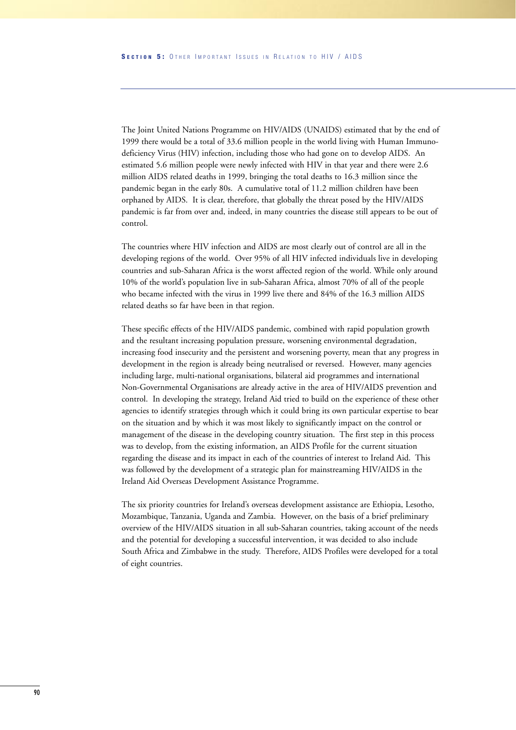The Joint United Nations Programme on HIV/AIDS (UNAIDS) estimated that by the end of 1999 there would be a total of 33.6 million people in the world living with Human Immuno-deficiency Virus (HIV) infection, including those who had gone on to develop AIDS. An estimated 5.6 million people were newly infected with HIV in that year and there were 2.6 million AIDS related deaths in 1999, bringing the total deaths to 16.3 million since the pandemic began in the early 80s. A cumulative total of 11.2 million children have been orphaned by AIDS. It is clear, therefore, that globally the threat posed by the HIV/AIDS pandemic is far from over and, indeed, in many countries the disease still appears to be out of control.

The countries where HIV infection and AIDS are most clearly out of control are all in the developing regions of the world. Over 95% of all HIV infected individuals live in developing countries and sub-Saharan Africa is the worst affected region of the world. While only around 10% of the world's population live in sub-Saharan Africa, almost 70% of all of the people who became infected with the virus in 1999 live there and 84% of the 16.3 million AIDS related deaths so far have been in that region.

These specific effects of the HIV/AIDS pandemic, combined with rapid population growth and the resultant increasing population pressure, worsening environmental degradation, increasing food insecurity and the persistent and worsening poverty, mean that any progress in development in the region is already being neutralised or reversed. However, many agencies including large, multi-national organisations, bilateral aid programmes and international Non-Governmental Organisations are already active in the area of HIV/AIDS prevention and control. In developing the strategy, Ireland Aid tried to build on the experience of these other agencies to identify strategies through which it could bring its own particular expertise to bear on the situation and by which it was most likely to significantly impact on the control or management of the disease in the developing country situation. The first step in this process was to develop, from the existing information, an AIDS Profile for the current situation regarding the disease and its impact in each of the countries of interest to Ireland Aid. This was followed by the development of a strategic plan for mainstreaming HIV/AIDS in the Ireland Aid Overseas Development Assistance Programme.

The six priority countries for Ireland's overseas development assistance are Ethiopia, Lesotho, Mozambique, Tanzania, Uganda and Zambia. However, on the basis of a brief preliminary overview of the HIV/AIDS situation in all sub-Saharan countries, taking account of the needs and the potential for developing a successful intervention, it was decided to also include South Africa and Zimbabwe in the study. Therefore, AIDS Profiles were developed for a total of eight countries.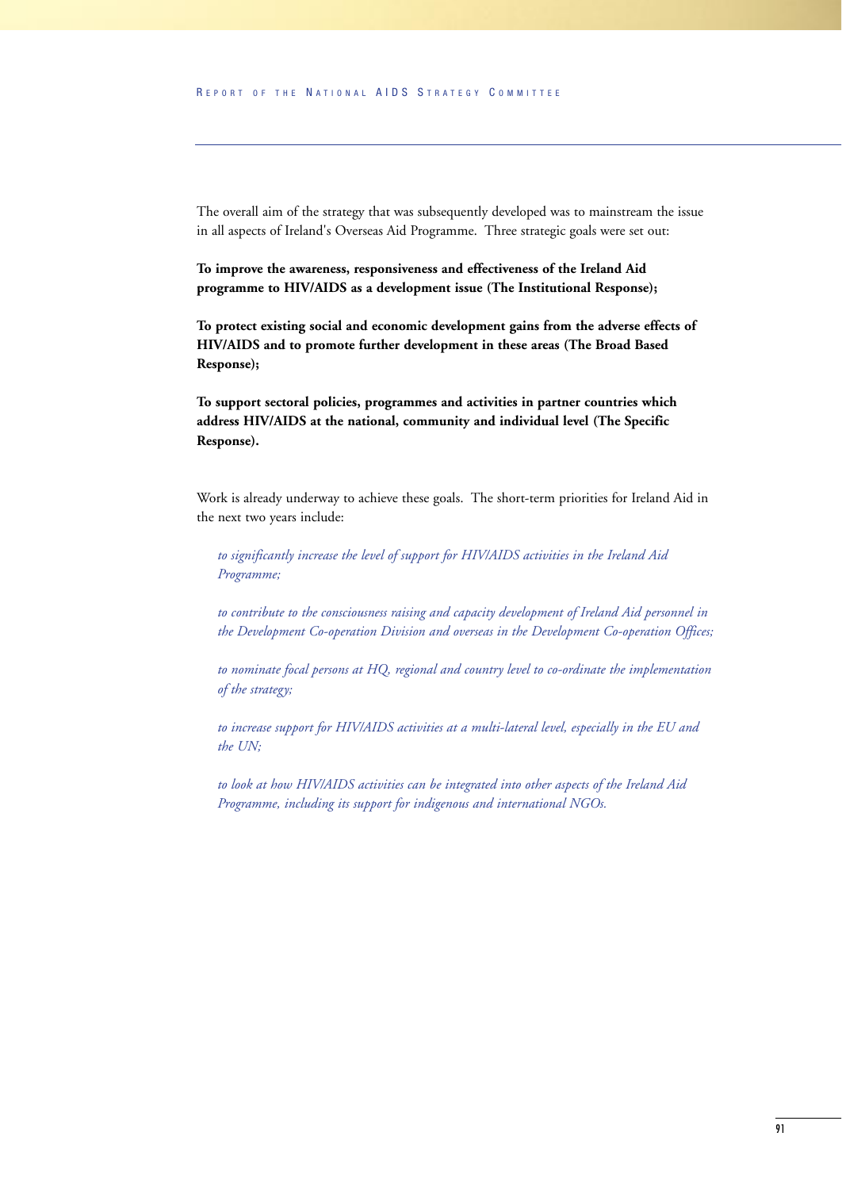The overall aim of the strategy that was subsequently developed was to mainstream the issue in all aspects of Ireland's Overseas Aid Programme. Three strategic goals were set out:

**To improve the awareness, responsiveness and effectiveness of the Ireland Aid programme to HIV/AIDS as a development issue (The Institutional Response);**

**To protect existing social and economic development gains from the adverse effects of HIV/AIDS and to promote further development in these areas (The Broad Based Response);**

**To support sectoral policies, programmes and activities in partner countries which address HIV/AIDS at the national, community and individual level (The Specific Response).**

Work is already underway to achieve these goals. The short-term priorities for Ireland Aid in the next two years include:

*to significantly increase the level of support for HIV/AIDS activities in the Ireland Aid Programme;*

*to contribute to the consciousness raising and capacity development of Ireland Aid personnel in the Development Co-operation Division and overseas in the Development Co-operation Offices;*

*to nominate focal persons at HQ, regional and country level to co-ordinate the implementation of the strategy;*

*to increase support for HIV/AIDS activities at a multi-lateral level, especially in the EU and the UN;*

*to look at how HIV/AIDS activities can be integrated into other aspects of the Ireland Aid Programme, including its support for indigenous and international NGOs.*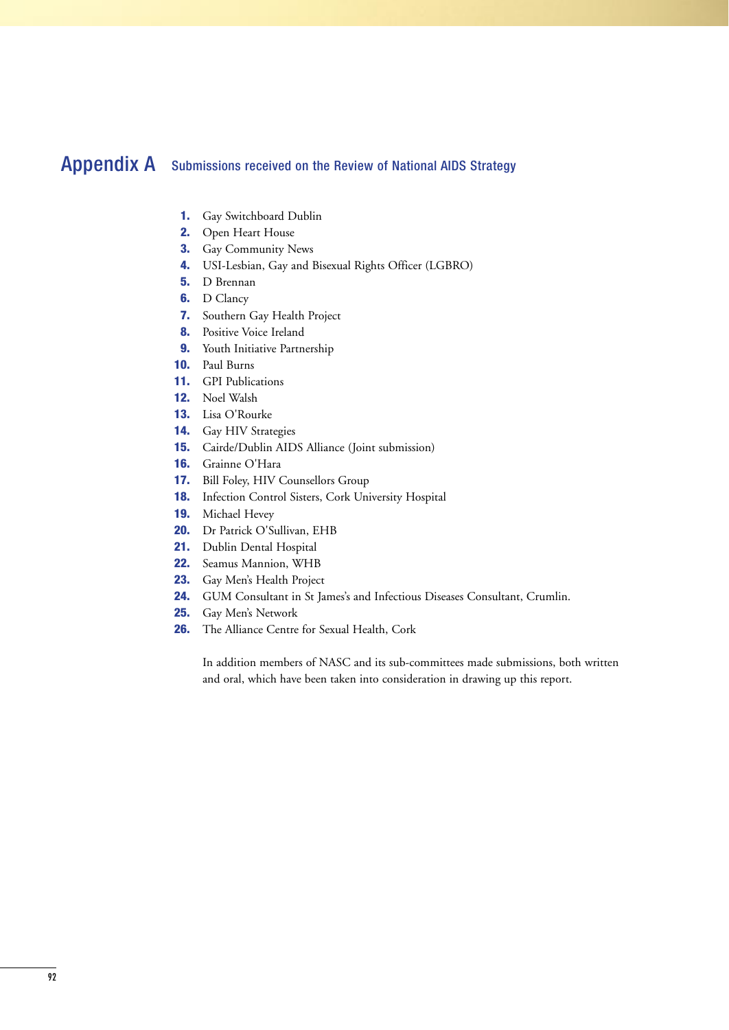# Appendix A Submissions received on the Review of National AIDS Strategy

1. Gay Switchboard Dublin
2. Open Heart House
3. Gay Community News
4. USI-Lesbian, Gay and Bisexual Rights Officer (LGBRO)
5. D Brennan
6. D Clancy
7. Southern Gay Health Project
8. Positive Voice Ireland
9. Youth Initiative Partnership
10. Paul Burns
11. GPI Publications
12. Noel Walsh
13. Lisa O'Rourke
14. Gay HIV Strategies
15. Cairde/Dublin AIDS Alliance (Joint submission)
16. Grainne O'Hara
17. Bill Foley, HIV Counsellors Group
18. Infection Control Sisters, Cork University Hospital
19. Michael Hevey
20. Dr Patrick O'Sullivan, EHB
21. Dublin Dental Hospital
22. Seamus Mannion, WHB
23. Gay Men's Health Project
24. GUM Consultant in St James's and Infectious Diseases Consultant, Crumlin.
25. Gay Men's Network
26. The Alliance Centre for Sexual Health, Cork

In addition members of NASC and its sub-committees made submissions, both written and oral, which have been taken into consideration in drawing up this report.